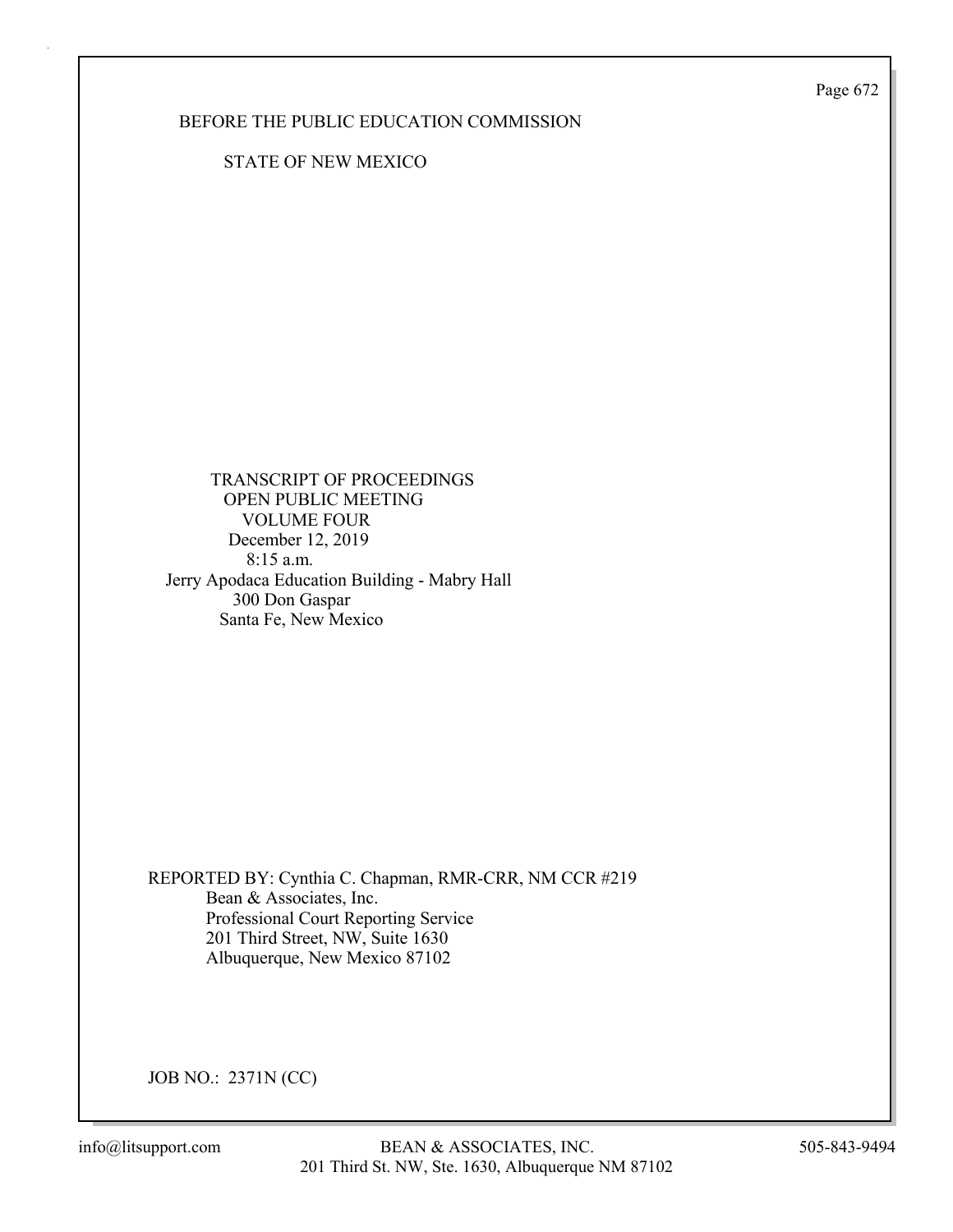BEFORE THE PUBLIC EDUCATION COMMISSION

STATE OF NEW MEXICO

TRANSCRIPT OF PROCEEDINGS
OPEN PUBLIC MEETING
VOLUME FOUR
December 12, 2019
8:15 a.m.
Jerry Apodaca Education Building - Mabry Hall
300 Don Gaspar
Santa Fe, New Mexico

REPORTED BY: Cynthia C. Chapman, RMR-CRR, NM CCR #219
Bean & Associates, Inc.
Professional Court Reporting Service
201 Third Street, NW, Suite 1630
Albuquerque, New Mexico 87102

JOB NO.: 2371N (CC)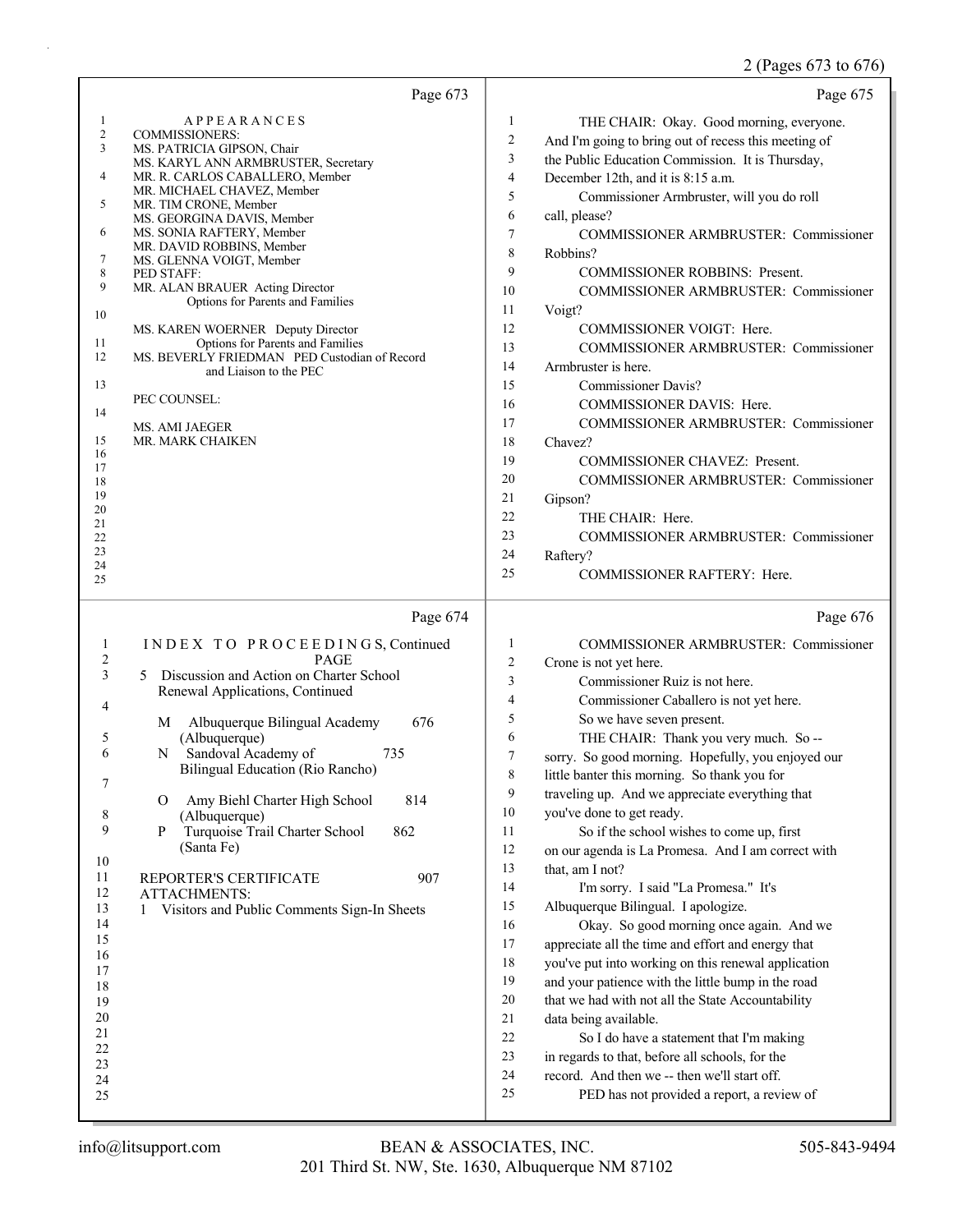Page 673

APPEARANCES

COMMISSIONERS:

MS. PATRICIA GIPSON, Chair
MS. KARYL ANN ARMBRUSTER, Secretary
MR. R. CARLOS CABALLERO, Member
MR. MICHAEL CHAVEZ, Member
MR. TIM CRONE, Member
MS. GEORGINA DAVIS, Member
MS. SONIA RAFTERY, Member
MR. DAVID ROBBINS, Member
MS. GLENNA VOIGT, Member

PED STAFF:

MR. ALAN BRAUER Acting Director
Options for Parents and Families

MS. KAREN WOERNER Deputy Director
Options for Parents and Families

MS. BEVERLY FRIEDMAN PED Custodian of Record
and Liaison to the PEC

PEC COUNSEL:

MS. AMI JAEGER
MR. MARK CHAIKEN

Page 674

INDEX TO PROCEEDINGS, Continued

| | PAGE |
|---|---|
| 5 Discussion and Action on Charter School Renewal Applications, Continued | |
| M Albuquerque Bilingual Academy (Albuquerque) | 676 |
| N Sandoval Academy of Bilingual Education (Rio Rancho) | 735 |
| O Amy Biehl Charter High School (Albuquerque) | 814 |
| P Turquoise Trail Charter School (Santa Fe) | 862 |
| REPORTER'S CERTIFICATE | 907 |

ATTACHMENTS:

1 Visitors and Public Comments Sign-In Sheets

Page 675

1 THE CHAIR: Okay. Good morning, everyone.
2 And I'm going to bring out of recess this meeting of
3 the Public Education Commission. It is Thursday,
4 December 12th, and it is 8:15 a.m.
5 Commissioner Armbruster, will you do roll
6 call, please?
7 COMMISSIONER ARMBRUSTER: Commissioner
8 Robbins?
9 COMMISSIONER ROBBINS: Present.
10 COMMISSIONER ARMBRUSTER: Commissioner
11 Voigt?
12 COMMISSIONER VOIGT: Here.
13 COMMISSIONER ARMBRUSTER: Commissioner
14 Armbruster is here.
15 Commissioner Davis?
16 COMMISSIONER DAVIS: Here.
17 COMMISSIONER ARMBRUSTER: Commissioner
18 Chavez?
19 COMMISSIONER CHAVEZ: Present.
20 COMMISSIONER ARMBRUSTER: Commissioner
21 Gipson?
22 THE CHAIR: Here.
23 COMMISSIONER ARMBRUSTER: Commissioner
24 Raftery?
25 COMMISSIONER RAFTERY: Here.

Page 676

1 COMMISSIONER ARMBRUSTER: Commissioner
2 Crone is not yet here.
3 Commissioner Ruiz is not here.
4 Commissioner Caballero is not yet here.
5 So we have seven present.
6 THE CHAIR: Thank you very much. So --
7 sorry. So good morning. Hopefully, you enjoyed our
8 little banter this morning. So thank you for
9 traveling up. And we appreciate everything that
10 you've done to get ready.
11 So if the school wishes to come up, first
12 on our agenda is La Promesa. And I am correct with
13 that, am I not?
14 I'm sorry. I said "La Promesa." It's
15 Albuquerque Bilingual. I apologize.
16 Okay. So good morning once again. And we
17 appreciate all the time and effort and energy that
18 you've put into working on this renewal application
19 and your patience with the little bump in the road
20 that we had with not all the State Accountability
21 data being available.
22 So I do have a statement that I'm making
23 in regards to that, before all schools, for the
24 record. And then we -- then we'll start off.
25 PED has not provided a report, a review of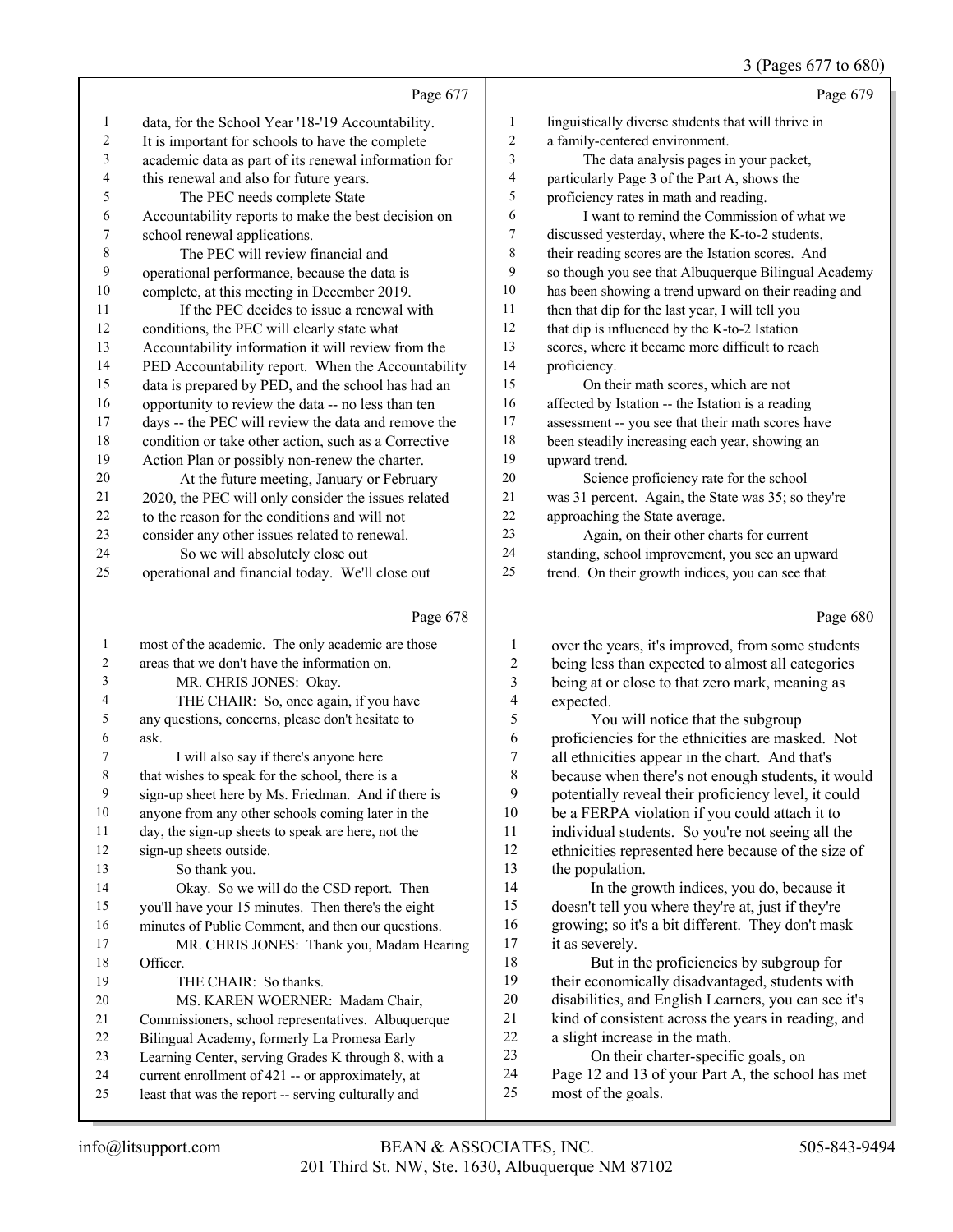Page 677

1 data, for the School Year '18-'19 Accountability.
2 It is important for schools to have the complete
3 academic data as part of its renewal information for
4 this renewal and also for future years.
5 The PEC needs complete State
6 Accountability reports to make the best decision on
7 school renewal applications.
8 The PEC will review financial and
9 operational performance, because the data is
10 complete, at this meeting in December 2019.
11 If the PEC decides to issue a renewal with
12 conditions, the PEC will clearly state what
13 Accountability information it will review from the
14 PED Accountability report. When the Accountability
15 data is prepared by PED, and the school has had an
16 opportunity to review the data -- no less than ten
17 days -- the PEC will review the data and remove the
18 condition or take other action, such as a Corrective
19 Action Plan or possibly non-renew the charter.
20 At the future meeting, January or February
21 2020, the PEC will only consider the issues related
22 to the reason for the conditions and will not
23 consider any other issues related to renewal.
24 So we will absolutely close out
25 operational and financial today. We'll close out

Page 678

1 most of the academic. The only academic are those
2 areas that we don't have the information on.
3 MR. CHRIS JONES: Okay.
4 THE CHAIR: So, once again, if you have
5 any questions, concerns, please don't hesitate to
6 ask.
7 I will also say if there's anyone here
8 that wishes to speak for the school, there is a
9 sign-up sheet here by Ms. Friedman. And if there is
10 anyone from any other schools coming later in the
11 day, the sign-up sheets to speak are here, not the
12 sign-up sheets outside.
13 So thank you.
14 Okay. So we will do the CSD report. Then
15 you'll have your 15 minutes. Then there's the eight
16 minutes of Public Comment, and then our questions.
17 MR. CHRIS JONES: Thank you, Madam Hearing
18 Officer.
19 THE CHAIR: So thanks.
20 MS. KAREN WOERNER: Madam Chair,
21 Commissioners, school representatives. Albuquerque
22 Bilingual Academy, formerly La Promesa Early
23 Learning Center, serving Grades K through 8, with a
24 current enrollment of 421 -- or approximately, at
25 least that was the report -- serving culturally and

Page 679

1 linguistically diverse students that will thrive in
2 a family-centered environment.
3 The data analysis pages in your packet,
4 particularly Page 3 of the Part A, shows the
5 proficiency rates in math and reading.
6 I want to remind the Commission of what we
7 discussed yesterday, where the K-to-2 students,
8 their reading scores are the Istation scores. And
9 so though you see that Albuquerque Bilingual Academy
10 has been showing a trend upward on their reading and
11 then that dip for the last year, I will tell you
12 that dip is influenced by the K-to-2 Istation
13 scores, where it became more difficult to reach
14 proficiency.
15 On their math scores, which are not
16 affected by Istation -- the Istation is a reading
17 assessment -- you see that their math scores have
18 been steadily increasing each year, showing an
19 upward trend.
20 Science proficiency rate for the school
21 was 31 percent. Again, the State was 35; so they're
22 approaching the State average.
23 Again, on their other charts for current
24 standing, school improvement, you see an upward
25 trend. On their growth indices, you can see that

Page 680

1 over the years, it's improved, from some students
2 being less than expected to almost all categories
3 being at or close to that zero mark, meaning as
4 expected.
5 You will notice that the subgroup
6 proficiencies for the ethnicities are masked. Not
7 all ethnicities appear in the chart. And that's
8 because when there's not enough students, it would
9 potentially reveal their proficiency level, it could
10 be a FERPA violation if you could attach it to
11 individual students. So you're not seeing all the
12 ethnicities represented here because of the size of
13 the population.
14 In the growth indices, you do, because it
15 doesn't tell you where they're at, just if they're
16 growing; so it's a bit different. They don't mask
17 it as severely.
18 But in the proficiencies by subgroup for
19 their economically disadvantaged, students with
20 disabilities, and English Learners, you can see it's
21 kind of consistent across the years in reading, and
22 a slight increase in the math.
23 On their charter-specific goals, on
24 Page 12 and 13 of your Part A, the school has met
25 most of the goals.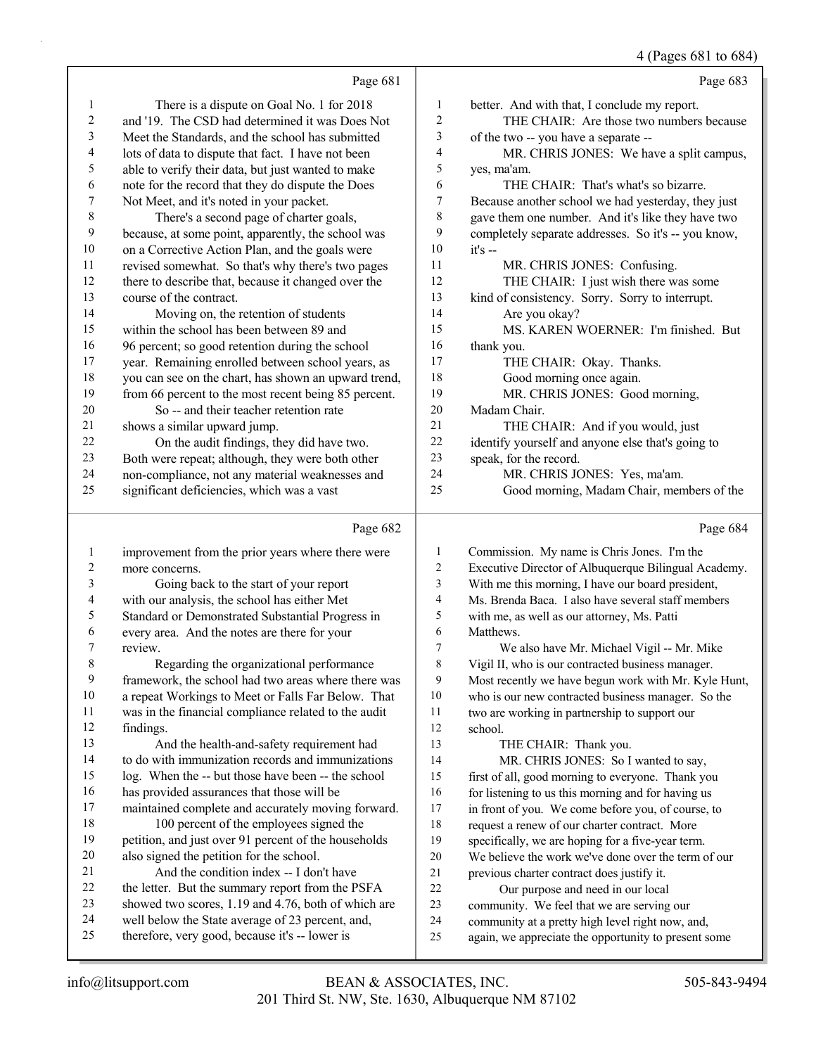Page 681

There is a dispute on Goal No. 1 for 2018 and '19. The CSD had determined it was Does Not Meet the Standards, and the school has submitted lots of data to dispute that fact. I have not been able to verify their data, but just wanted to make note for the record that they do dispute the Does Not Meet, and it's noted in your packet.

There's a second page of charter goals, because, at some point, apparently, the school was on a Corrective Action Plan, and the goals were revised somewhat. So that's why there's two pages there to describe that, because it changed over the course of the contract.

Moving on, the retention of students within the school has been between 89 and 96 percent; so good retention during the school year. Remaining enrolled between school years, as you can see on the chart, has shown an upward trend, from 66 percent to the most recent being 85 percent.

So -- and their teacher retention rate shows a similar upward jump.

On the audit findings, they did have two. Both were repeat; although, they were both other non-compliance, not any material weaknesses and significant deficiencies, which was a vast

Page 682

improvement from the prior years where there were more concerns.

Going back to the start of your report with our analysis, the school has either Met Standard or Demonstrated Substantial Progress in every area. And the notes are there for your review.

Regarding the organizational performance framework, the school had two areas where there was a repeat Workings to Meet or Falls Far Below. That was in the financial compliance related to the audit findings.

And the health-and-safety requirement had to do with immunization records and immunizations log. When the -- but those have been -- the school has provided assurances that those will be maintained complete and accurately moving forward.

100 percent of the employees signed the petition, and just over 91 percent of the households also signed the petition for the school.

And the condition index -- I don't have the letter. But the summary report from the PSFA showed two scores, 1.19 and 4.76, both of which are well below the State average of 23 percent, and, therefore, very good, because it's -- lower is

Page 683

better. And with that, I conclude my report.

THE CHAIR: Are those two numbers because of the two -- you have a separate --

MR. CHRIS JONES: We have a split campus, yes, ma'am.

THE CHAIR: That's what's so bizarre. Because another school we had yesterday, they just gave them one number. And it's like they have two completely separate addresses. So it's -- you know, it's --

MR. CHRIS JONES: Confusing.

THE CHAIR: I just wish there was some kind of consistency. Sorry. Sorry to interrupt.

Are you okay?

MS. KAREN WOERNER: I'm finished. But thank you.

THE CHAIR: Okay. Thanks.

Good morning once again.

MR. CHRIS JONES: Good morning, Madam Chair.

THE CHAIR: And if you would, just identify yourself and anyone else that's going to speak, for the record.

MR. CHRIS JONES: Yes, ma'am.

Good morning, Madam Chair, members of the

Page 684

Commission. My name is Chris Jones. I'm the Executive Director of Albuquerque Bilingual Academy. With me this morning, I have our board president, Ms. Brenda Baca. I also have several staff members with me, as well as our attorney, Ms. Patti Matthews.

We also have Mr. Michael Vigil -- Mr. Mike Vigil II, who is our contracted business manager. Most recently we have begun work with Mr. Kyle Hunt, who is our new contracted business manager. So the two are working in partnership to support our school.

THE CHAIR: Thank you.

MR. CHRIS JONES: So I wanted to say, first of all, good morning to everyone. Thank you for listening to us this morning and for having us in front of you. We come before you, of course, to request a renew of our charter contract. More specifically, we are hoping for a five-year term. We believe the work we've done over the term of our previous charter contract does justify it.

Our purpose and need in our local community. We feel that we are serving our community at a pretty high level right now, and, again, we appreciate the opportunity to present some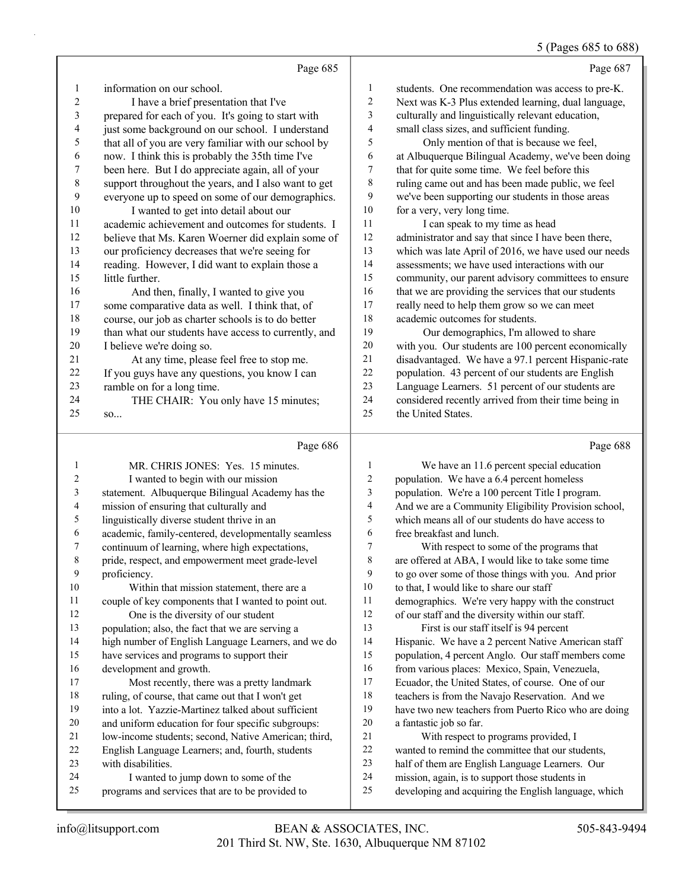Page 685

1 information on our school.
2 I have a brief presentation that I've
3 prepared for each of you. It's going to start with
4 just some background on our school. I understand
5 that all of you are very familiar with our school by
6 now. I think this is probably the 35th time I've
7 been here. But I do appreciate again, all of your
8 support throughout the years, and I also want to get
9 everyone up to speed on some of our demographics.
10 I wanted to get into detail about our
11 academic achievement and outcomes for students. I
12 believe that Ms. Karen Woerner did explain some of
13 our proficiency decreases that we're seeing for
14 reading. However, I did want to explain those a
15 little further.
16 And then, finally, I wanted to give you
17 some comparative data as well. I think that, of
18 course, our job as charter schools is to do better
19 than what our students have access to currently, and
20 I believe we're doing so.
21 At any time, please feel free to stop me.
22 If you guys have any questions, you know I can
23 ramble on for a long time.
24 THE CHAIR: You only have 15 minutes;
25 so...

Page 686

1 MR. CHRIS JONES: Yes. 15 minutes.
2 I wanted to begin with our mission
3 statement. Albuquerque Bilingual Academy has the
4 mission of ensuring that culturally and
5 linguistically diverse student thrive in an
6 academic, family-centered, developmentally seamless
7 continuum of learning, where high expectations,
8 pride, respect, and empowerment meet grade-level
9 proficiency.
10 Within that mission statement, there are a
11 couple of key components that I wanted to point out.
12 One is the diversity of our student
13 population; also, the fact that we are serving a
14 high number of English Language Learners, and we do
15 have services and programs to support their
16 development and growth.
17 Most recently, there was a pretty landmark
18 ruling, of course, that came out that I won't get
19 into a lot. Yazzie-Martinez talked about sufficient
20 and uniform education for four specific subgroups:
21 low-income students; second, Native American; third,
22 English Language Learners; and, fourth, students
23 with disabilities.
24 I wanted to jump down to some of the
25 programs and services that are to be provided to

Page 687

1 students. One recommendation was access to pre-K.
2 Next was K-3 Plus extended learning, dual language,
3 culturally and linguistically relevant education,
4 small class sizes, and sufficient funding.
5 Only mention of that is because we feel,
6 at Albuquerque Bilingual Academy, we've been doing
7 that for quite some time. We feel before this
8 ruling came out and has been made public, we feel
9 we've been supporting our students in those areas
10 for a very, very long time.
11 I can speak to my time as head
12 administrator and say that since I have been there,
13 which was late April of 2016, we have used our needs
14 assessments; we have used interactions with our
15 community, our parent advisory committees to ensure
16 that we are providing the services that our students
17 really need to help them grow so we can meet
18 academic outcomes for students.
19 Our demographics, I'm allowed to share
20 with you. Our students are 100 percent economically
21 disadvantaged. We have a 97.1 percent Hispanic-rate
22 population. 43 percent of our students are English
23 Language Learners. 51 percent of our students are
24 considered recently arrived from their time being in
25 the United States.

Page 688

1 We have an 11.6 percent special education
2 population. We have a 6.4 percent homeless
3 population. We're a 100 percent Title I program.
4 And we are a Community Eligibility Provision school,
5 which means all of our students do have access to
6 free breakfast and lunch.
7 With respect to some of the programs that
8 are offered at ABA, I would like to take some time
9 to go over some of those things with you. And prior
10 to that, I would like to share our staff
11 demographics. We're very happy with the construct
12 of our staff and the diversity within our staff.
13 First is our staff itself is 94 percent
14 Hispanic. We have a 2 percent Native American staff
15 population, 4 percent Anglo. Our staff members come
16 from various places: Mexico, Spain, Venezuela,
17 Ecuador, the United States, of course. One of our
18 teachers is from the Navajo Reservation. And we
19 have two new teachers from Puerto Rico who are doing
20 a fantastic job so far.
21 With respect to programs provided, I
22 wanted to remind the committee that our students,
23 half of them are English Language Learners. Our
24 mission, again, is to support those students in
25 developing and acquiring the English language, which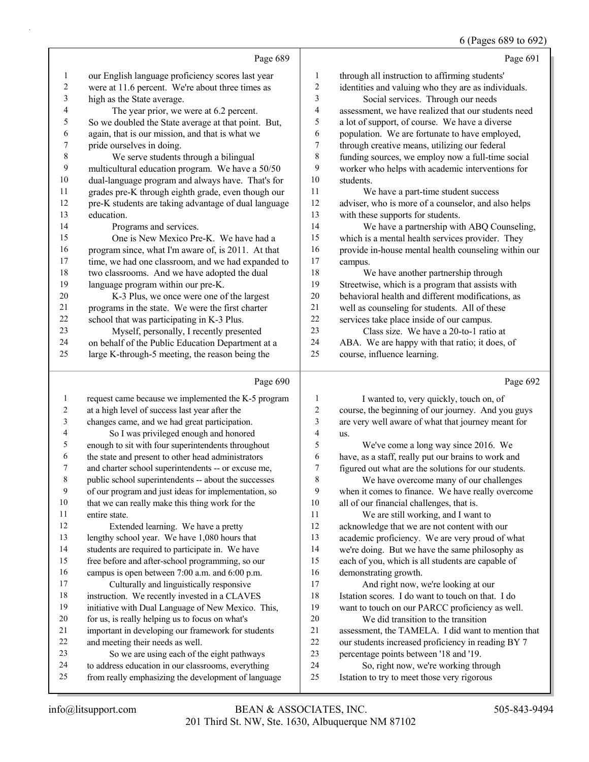Page 689

our English language proficiency scores last year were at 11.6 percent. We're about three times as high as the State average.

The year prior, we were at 6.2 percent. So we doubled the State average at that point. But, again, that is our mission, and that is what we pride ourselves in doing.

We serve students through a bilingual multicultural education program. We have a 50/50 dual-language program and always have. That's for grades pre-K through eighth grade, even though our pre-K students are taking advantage of dual language education.

Programs and services.

One is New Mexico Pre-K. We have had a program since, what I'm aware of, is 2011. At that time, we had one classroom, and we had expanded to two classrooms. And we have adopted the dual language program within our pre-K.

K-3 Plus, we once were one of the largest programs in the state. We were the first charter school that was participating in K-3 Plus.

Myself, personally, I recently presented on behalf of the Public Education Department at a large K-through-5 meeting, the reason being the

Page 690

request came because we implemented the K-5 program at a high level of success last year after the changes came, and we had great participation.

So I was privileged enough and honored enough to sit with four superintendents throughout the state and present to other head administrators and charter school superintendents -- or excuse me, public school superintendents -- about the successes of our program and just ideas for implementation, so that we can really make this thing work for the entire state.

Extended learning. We have a pretty lengthy school year. We have 1,080 hours that students are required to participate in. We have free before and after-school programming, so our campus is open between 7:00 a.m. and 6:00 p.m.

Culturally and linguistically responsive instruction. We recently invested in a CLAVES initiative with Dual Language of New Mexico. This, for us, is really helping us to focus on what's important in developing our framework for students and meeting their needs as well.

So we are using each of the eight pathways to address education in our classrooms, everything from really emphasizing the development of language

Page 691

through all instruction to affirming students' identities and valuing who they are as individuals.

Social services. Through our needs assessment, we have realized that our students need a lot of support, of course. We have a diverse population. We are fortunate to have employed, through creative means, utilizing our federal funding sources, we employ now a full-time social worker who helps with academic interventions for students.

We have a part-time student success adviser, who is more of a counselor, and also helps with these supports for students.

We have a partnership with ABQ Counseling, which is a mental health services provider. They provide in-house mental health counseling within our campus.

We have another partnership through Streetwise, which is a program that assists with behavioral health and different modifications, as well as counseling for students. All of these services take place inside of our campus.

Class size. We have a 20-to-1 ratio at ABA. We are happy with that ratio; it does, of course, influence learning.

Page 692

I wanted to, very quickly, touch on, of course, the beginning of our journey. And you guys are very well aware of what that journey meant for us.

We've come a long way since 2016. We have, as a staff, really put our brains to work and figured out what are the solutions for our students.

We have overcome many of our challenges when it comes to finance. We have really overcome all of our financial challenges, that is.

We are still working, and I want to acknowledge that we are not content with our academic proficiency. We are very proud of what we're doing. But we have the same philosophy as each of you, which is all students are capable of demonstrating growth.

And right now, we're looking at our Istation scores. I do want to touch on that. I do want to touch on our PARCC proficiency as well.

We did transition to the transition assessment, the TAMELA. I did want to mention that our students increased proficiency in reading BY 7 percentage points between '18 and '19.

So, right now, we're working through Istation to try to meet those very rigorous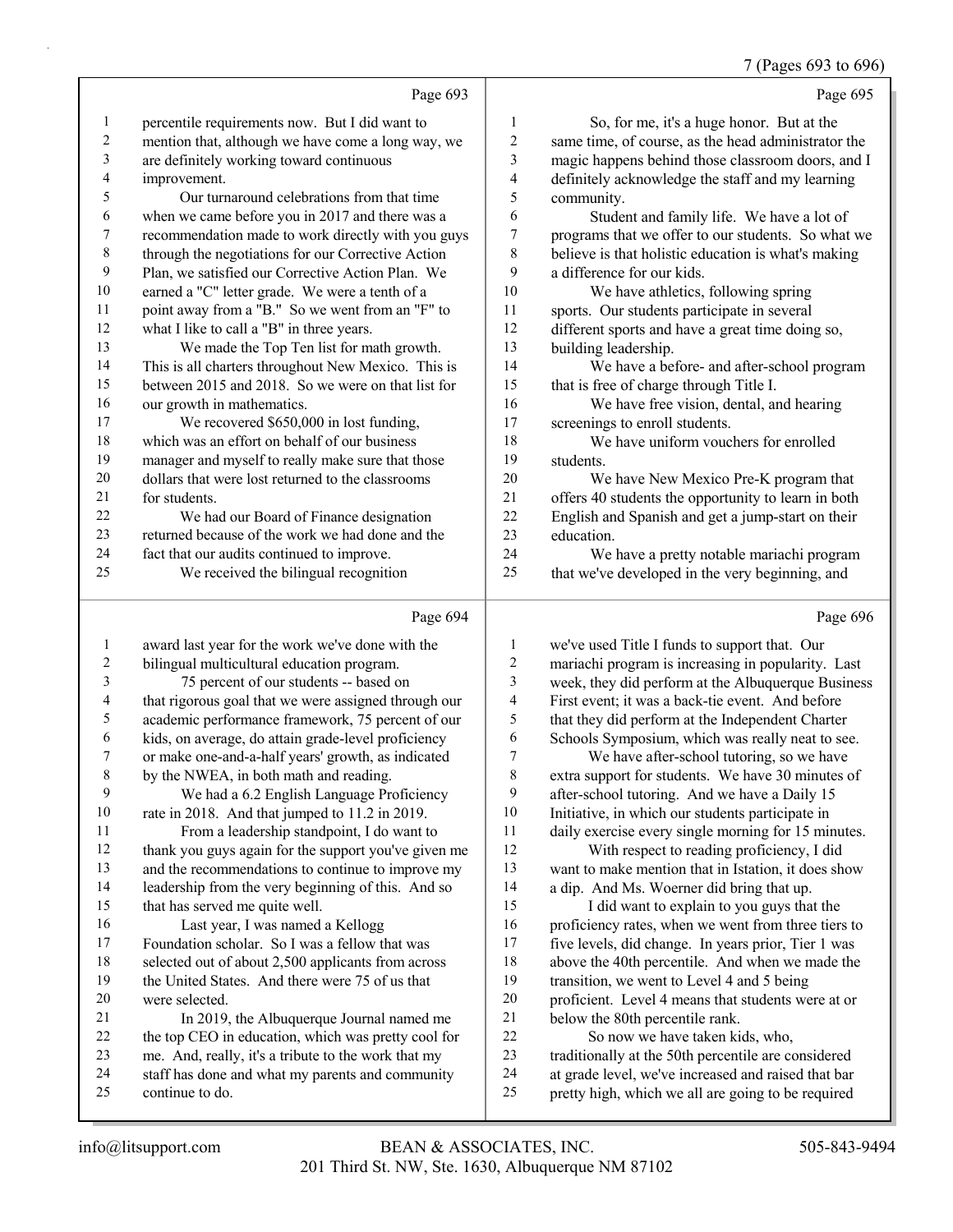Page 693

1 percentile requirements now. But I did want to
2 mention that, although we have come a long way, we
3 are definitely working toward continuous
4 improvement.
5 Our turnaround celebrations from that time
6 when we came before you in 2017 and there was a
7 recommendation made to work directly with you guys
8 through the negotiations for our Corrective Action
9 Plan, we satisfied our Corrective Action Plan. We
10 earned a "C" letter grade. We were a tenth of a
11 point away from a "B." So we went from an "F" to
12 what I like to call a "B" in three years.
13 We made the Top Ten list for math growth.
14 This is all charters throughout New Mexico. This is
15 between 2015 and 2018. So we were on that list for
16 our growth in mathematics.
17 We recovered $650,000 in lost funding,
18 which was an effort on behalf of our business
19 manager and myself to really make sure that those
20 dollars that were lost returned to the classrooms
21 for students.
22 We had our Board of Finance designation
23 returned because of the work we had done and the
24 fact that our audits continued to improve.
25 We received the bilingual recognition

Page 694

1 award last year for the work we've done with the
2 bilingual multicultural education program.
3 75 percent of our students -- based on
4 that rigorous goal that we were assigned through our
5 academic performance framework, 75 percent of our
6 kids, on average, do attain grade-level proficiency
7 or make one-and-a-half years' growth, as indicated
8 by the NWEA, in both math and reading.
9 We had a 6.2 English Language Proficiency
10 rate in 2018. And that jumped to 11.2 in 2019.
11 From a leadership standpoint, I do want to
12 thank you guys again for the support you've given me
13 and the recommendations to continue to improve my
14 leadership from the very beginning of this. And so
15 that has served me quite well.
16 Last year, I was named a Kellogg
17 Foundation scholar. So I was a fellow that was
18 selected out of about 2,500 applicants from across
19 the United States. And there were 75 of us that
20 were selected.
21 In 2019, the Albuquerque Journal named me
22 the top CEO in education, which was pretty cool for
23 me. And, really, it's a tribute to the work that my
24 staff has done and what my parents and community
25 continue to do.

Page 695

1 So, for me, it's a huge honor. But at the
2 same time, of course, as the head administrator the
3 magic happens behind those classroom doors, and I
4 definitely acknowledge the staff and my learning
5 community.
6 Student and family life. We have a lot of
7 programs that we offer to our students. So what we
8 believe is that holistic education is what's making
9 a difference for our kids.
10 We have athletics, following spring
11 sports. Our students participate in several
12 different sports and have a great time doing so,
13 building leadership.
14 We have a before- and after-school program
15 that is free of charge through Title I.
16 We have free vision, dental, and hearing
17 screenings to enroll students.
18 We have uniform vouchers for enrolled
19 students.
20 We have New Mexico Pre-K program that
21 offers 40 students the opportunity to learn in both
22 English and Spanish and get a jump-start on their
23 education.
24 We have a pretty notable mariachi program
25 that we've developed in the very beginning, and

Page 696

1 we've used Title I funds to support that. Our
2 mariachi program is increasing in popularity. Last
3 week, they did perform at the Albuquerque Business
4 First event; it was a back-tie event. And before
5 that they did perform at the Independent Charter
6 Schools Symposium, which was really neat to see.
7 We have after-school tutoring, so we have
8 extra support for students. We have 30 minutes of
9 after-school tutoring. And we have a Daily 15
10 Initiative, in which our students participate in
11 daily exercise every single morning for 15 minutes.
12 With respect to reading proficiency, I did
13 want to make mention that in Istation, it does show
14 a dip. And Ms. Woerner did bring that up.
15 I did want to explain to you guys that the
16 proficiency rates, when we went from three tiers to
17 five levels, did change. In years prior, Tier 1 was
18 above the 40th percentile. And when we made the
19 transition, we went to Level 4 and 5 being
20 proficient. Level 4 means that students were at or
21 below the 80th percentile rank.
22 So now we have taken kids, who,
23 traditionally at the 50th percentile are considered
24 at grade level, we've increased and raised that bar
25 pretty high, which we all are going to be required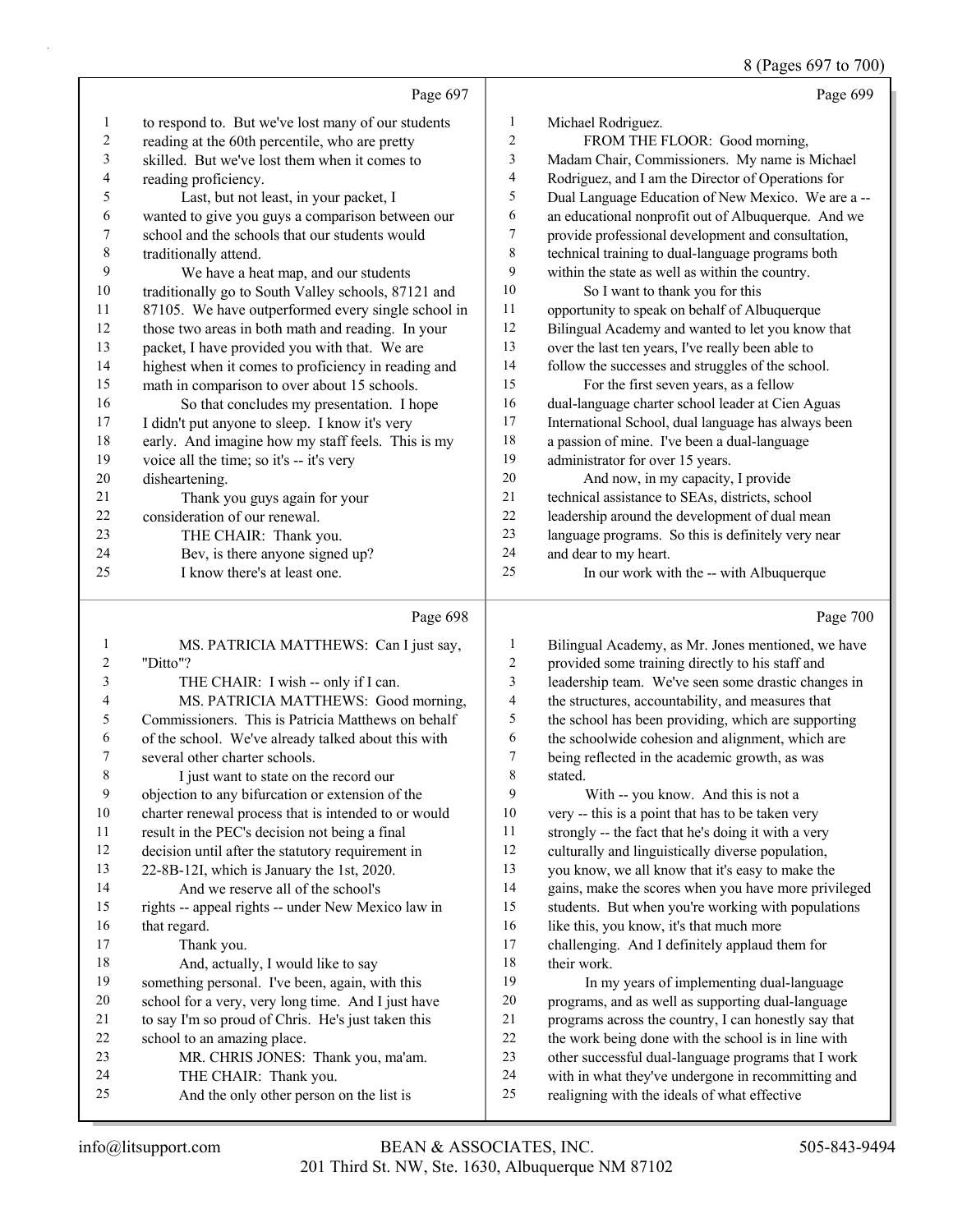Page 697

to respond to. But we've lost many of our students reading at the 60th percentile, who are pretty skilled. But we've lost them when it comes to reading proficiency.

Last, but not least, in your packet, I wanted to give you guys a comparison between our school and the schools that our students would traditionally attend.

We have a heat map, and our students traditionally go to South Valley schools, 87121 and 87105. We have outperformed every single school in those two areas in both math and reading. In your packet, I have provided you with that. We are highest when it comes to proficiency in reading and math in comparison to over about 15 schools.

So that concludes my presentation. I hope I didn't put anyone to sleep. I know it's very early. And imagine how my staff feels. This is my voice all the time; so it's -- it's very disheartening.

Thank you guys again for your consideration of our renewal.

THE CHAIR: Thank you.

Bev, is there anyone signed up?

I know there's at least one.

Page 698

MS. PATRICIA MATTHEWS: Can I just say, "Ditto"?

THE CHAIR: I wish -- only if I can.

MS. PATRICIA MATTHEWS: Good morning, Commissioners. This is Patricia Matthews on behalf of the school. We've already talked about this with several other charter schools.

I just want to state on the record our objection to any bifurcation or extension of the charter renewal process that is intended to or would result in the PEC's decision not being a final decision until after the statutory requirement in 22-8B-12I, which is January the 1st, 2020.

And we reserve all of the school's rights -- appeal rights -- under New Mexico law in that regard.

Thank you.

And, actually, I would like to say something personal. I've been, again, with this school for a very, very long time. And I just have to say I'm so proud of Chris. He's just taken this school to an amazing place.

MR. CHRIS JONES: Thank you, ma'am.

THE CHAIR: Thank you.

And the only other person on the list is

Page 699

Michael Rodriguez.

FROM THE FLOOR: Good morning, Madam Chair, Commissioners. My name is Michael Rodriguez, and I am the Director of Operations for Dual Language Education of New Mexico. We are a -- an educational nonprofit out of Albuquerque. And we provide professional development and consultation, technical training to dual-language programs both within the state as well as within the country.

So I want to thank you for this opportunity to speak on behalf of Albuquerque Bilingual Academy and wanted to let you know that over the last ten years, I've really been able to follow the successes and struggles of the school.

For the first seven years, as a fellow dual-language charter school leader at Cien Aguas International School, dual language has always been a passion of mine. I've been a dual-language administrator for over 15 years.

And now, in my capacity, I provide technical assistance to SEAs, districts, school leadership around the development of dual mean language programs. So this is definitely very near and dear to my heart.

In our work with the -- with Albuquerque

Page 700

Bilingual Academy, as Mr. Jones mentioned, we have provided some training directly to his staff and leadership team. We've seen some drastic changes in the structures, accountability, and measures that the school has been providing, which are supporting the schoolwide cohesion and alignment, which are being reflected in the academic growth, as was stated.

With -- you know. And this is not a very -- this is a point that has to be taken very strongly -- the fact that he's doing it with a very culturally and linguistically diverse population, you know, we all know that it's easy to make the gains, make the scores when you have more privileged students. But when you're working with populations like this, you know, it's that much more challenging. And I definitely applaud them for their work.

In my years of implementing dual-language programs, and as well as supporting dual-language programs across the country, I can honestly say that the work being done with the school is in line with other successful dual-language programs that I work with in what they've undergone in recommitting and realigning with the ideals of what effective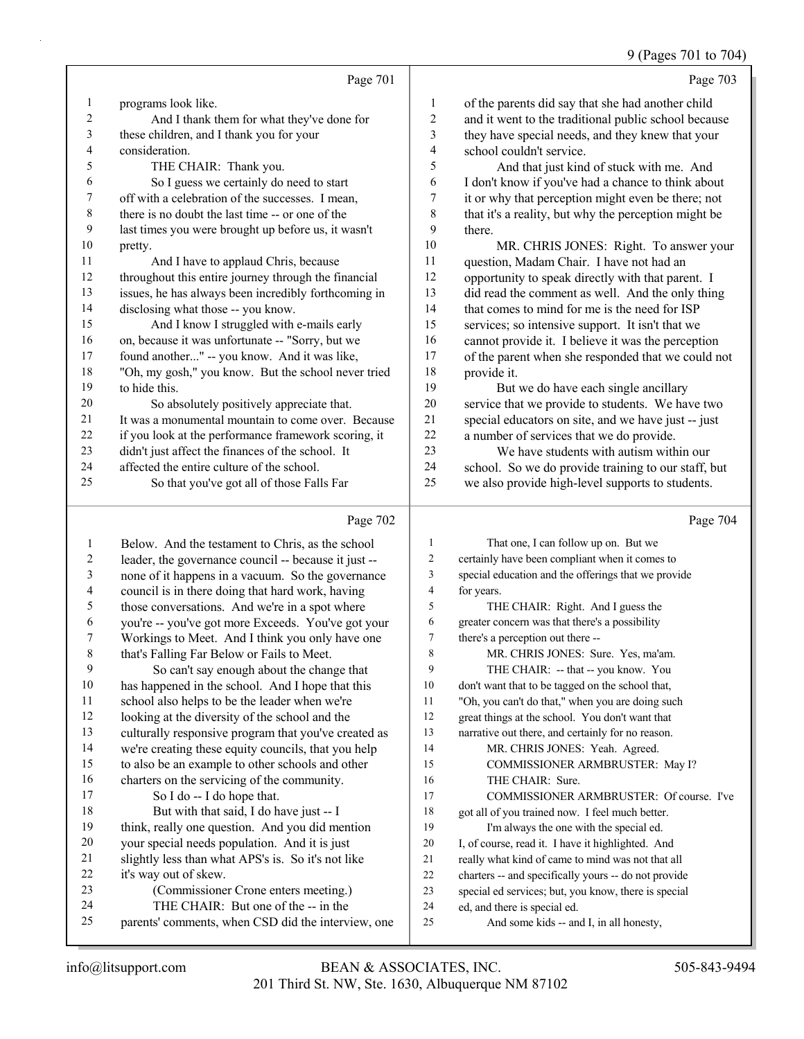programs look like.

And I thank them for what they've done for these children, and I thank you for your consideration.

THE CHAIR: Thank you.

So I guess we certainly do need to start off with a celebration of the successes. I mean, there is no doubt the last time -- or one of the last times you were brought up before us, it wasn't pretty.

And I have to applaud Chris, because throughout this entire journey through the financial issues, he has always been incredibly forthcoming in disclosing what those -- you know.

And I know I struggled with e-mails early on, because it was unfortunate -- "Sorry, but we found another..." -- you know. And it was like, "Oh, my gosh," you know. But the school never tried to hide this.

So absolutely positively appreciate that. It was a monumental mountain to come over. Because if you look at the performance framework scoring, it didn't just affect the finances of the school. It affected the entire culture of the school.

So that you've got all of those Falls Far Below. And the testament to Chris, as the school leader, the governance council -- because it just -- none of it happens in a vacuum. So the governance council is in there doing that hard work, having those conversations. And we're in a spot where you're -- you've got more Exceeds. You've got your Workings to Meet. And I think you only have one that's Falling Far Below or Fails to Meet.

So can't say enough about the change that has happened in the school. And I hope that this school also helps to be the leader when we're looking at the diversity of the school and the culturally responsive program that you've created as we're creating these equity councils, that you help to also be an example to other schools and other charters on the servicing of the community.

So I do -- I do hope that.

But with that said, I do have just -- I think, really one question. And you did mention your special needs population. And it is just slightly less than what APS's is. So it's not like it's way out of skew.

(Commissioner Crone enters meeting.)

THE CHAIR: But one of the -- in the parents' comments, when CSD did the interview, one of the parents did say that she had another child and it went to the traditional public school because they have special needs, and they knew that your school couldn't service.

And that just kind of stuck with me. And I don't know if you've had a chance to think about it or why that perception might even be there; not that it's a reality, but why the perception might be there.

MR. CHRIS JONES: Right. To answer your question, Madam Chair. I have not had an opportunity to speak directly with that parent. I did read the comment as well. And the only thing that comes to mind for me is the need for ISP services; so intensive support. It isn't that we cannot provide it. I believe it was the perception of the parent when she responded that we could not provide it.

But we do have each single ancillary service that we provide to students. We have two special educators on site, and we have just -- just a number of services that we do provide.

We have students with autism within our school. So we do provide training to our staff, but we also provide high-level supports to students.

That one, I can follow up on. But we certainly have been compliant when it comes to special education and the offerings that we provide for years.

THE CHAIR: Right. And I guess the greater concern was that there's a possibility there's a perception out there --

MR. CHRIS JONES: Sure. Yes, ma'am.

THE CHAIR: -- that -- you know. You don't want that to be tagged on the school that, "Oh, you can't do that," when you are doing such great things at the school. You don't want that narrative out there, and certainly for no reason.

MR. CHRIS JONES: Yeah. Agreed.

COMMISSIONER ARMBRUSTER: May I?

THE CHAIR: Sure.

COMMISSIONER ARMBRUSTER: Of course. I've got all of you trained now. I feel much better.

I'm always the one with the special ed. I, of course, read it. I have it highlighted. And really what kind of came to mind was not that all charters -- and specifically yours -- do not provide special ed services; but, you know, there is special ed, and there is special ed.

And some kids -- and I, in all honesty,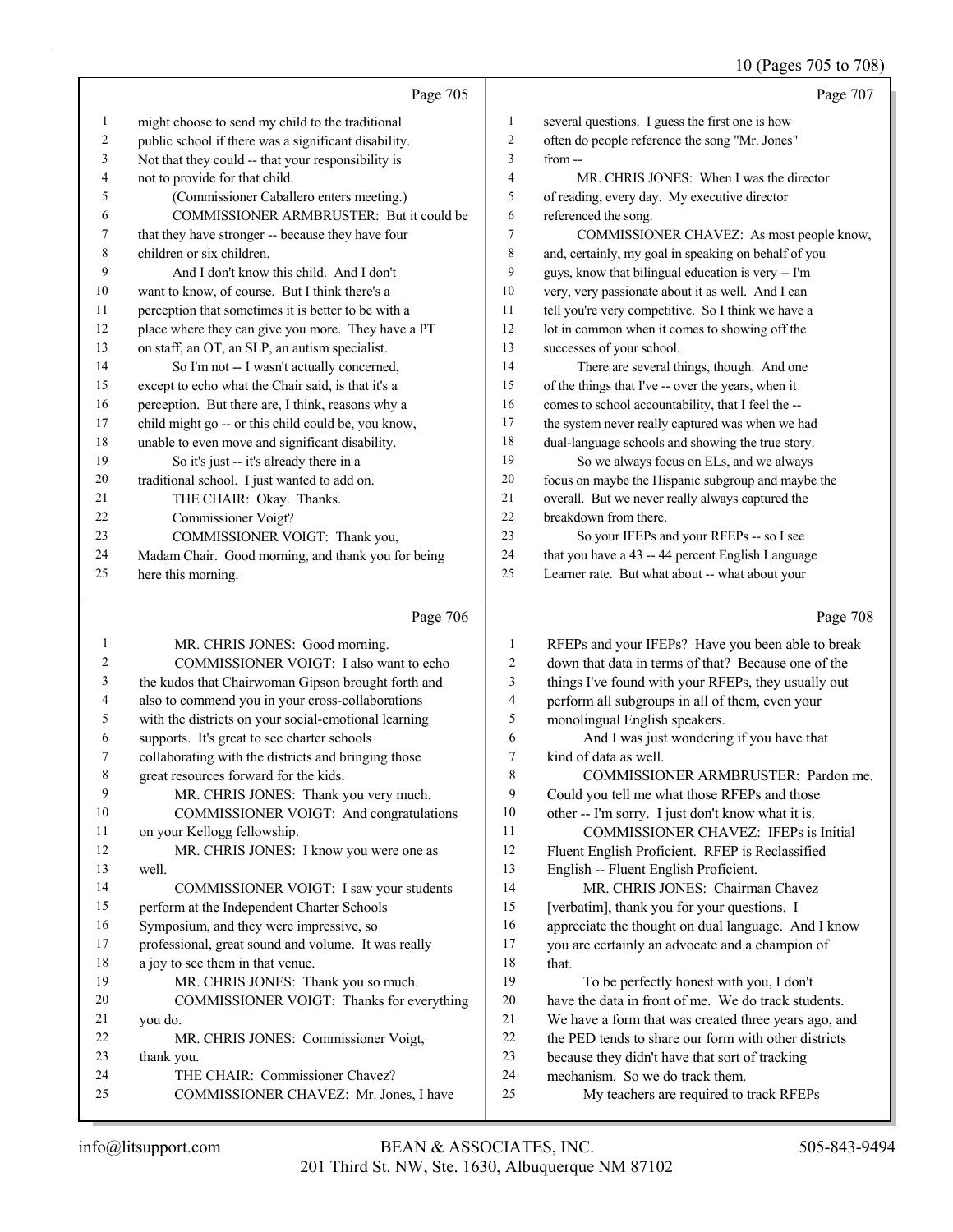Page 705

1 might choose to send my child to the traditional
2 public school if there was a significant disability.
3 Not that they could -- that your responsibility is
4 not to provide for that child.
5 (Commissioner Caballero enters meeting.)
6 COMMISSIONER ARMBRUSTER: But it could be
7 that they have stronger -- because they have four
8 children or six children.
9 And I don't know this child. And I don't
10 want to know, of course. But I think there's a
11 perception that sometimes it is better to be with a
12 place where they can give you more. They have a PT
13 on staff, an OT, an SLP, an autism specialist.
14 So I'm not -- I wasn't actually concerned,
15 except to echo what the Chair said, is that it's a
16 perception. But there are, I think, reasons why a
17 child might go -- or this child could be, you know,
18 unable to even move and significant disability.
19 So it's just -- it's already there in a
20 traditional school. I just wanted to add on.
21 THE CHAIR: Okay. Thanks.
22 Commissioner Voigt?
23 COMMISSIONER VOIGT: Thank you,
24 Madam Chair. Good morning, and thank you for being
25 here this morning.

Page 706

1 MR. CHRIS JONES: Good morning.
2 COMMISSIONER VOIGT: I also want to echo
3 the kudos that Chairwoman Gipson brought forth and
4 also to commend you in your cross-collaborations
5 with the districts on your social-emotional learning
6 supports. It's great to see charter schools
7 collaborating with the districts and bringing those
8 great resources forward for the kids.
9 MR. CHRIS JONES: Thank you very much.
10 COMMISSIONER VOIGT: And congratulations
11 on your Kellogg fellowship.
12 MR. CHRIS JONES: I know you were one as
13 well.
14 COMMISSIONER VOIGT: I saw your students
15 perform at the Independent Charter Schools
16 Symposium, and they were impressive, so
17 professional, great sound and volume. It was really
18 a joy to see them in that venue.
19 MR. CHRIS JONES: Thank you so much.
20 COMMISSIONER VOIGT: Thanks for everything
21 you do.
22 MR. CHRIS JONES: Commissioner Voigt,
23 thank you.
24 THE CHAIR: Commissioner Chavez?
25 COMMISSIONER CHAVEZ: Mr. Jones, I have

Page 707

1 several questions. I guess the first one is how
2 often do people reference the song "Mr. Jones"
3 from --
4 MR. CHRIS JONES: When I was the director
5 of reading, every day. My executive director
6 referenced the song.
7 COMMISSIONER CHAVEZ: As most people know,
8 and, certainly, my goal in speaking on behalf of you
9 guys, know that bilingual education is very -- I'm
10 very, very passionate about it as well. And I can
11 tell you're very competitive. So I think we have a
12 lot in common when it comes to showing off the
13 successes of your school.
14 There are several things, though. And one
15 of the things that I've -- over the years, when it
16 comes to school accountability, that I feel the --
17 the system never really captured was when we had
18 dual-language schools and showing the true story.
19 So we always focus on ELs, and we always
20 focus on maybe the Hispanic subgroup and maybe the
21 overall. But we never really always captured the
22 breakdown from there.
23 So your IFEPs and your RFEPs -- so I see
24 that you have a 43 -- 44 percent English Language
25 Learner rate. But what about -- what about your

Page 708

1 RFEPs and your IFEPs? Have you been able to break
2 down that data in terms of that? Because one of the
3 things I've found with your RFEPs, they usually out
4 perform all subgroups in all of them, even your
5 monolingual English speakers.
6 And I was just wondering if you have that
7 kind of data as well.
8 COMMISSIONER ARMBRUSTER: Pardon me.
9 Could you tell me what those RFEPs and those
10 other -- I'm sorry. I just don't know what it is.
11 COMMISSIONER CHAVEZ: IFEPs is Initial
12 Fluent English Proficient. RFEP is Reclassified
13 English -- Fluent English Proficient.
14 MR. CHRIS JONES: Chairman Chavez
15 [verbatim], thank you for your questions. I
16 appreciate the thought on dual language. And I know
17 you are certainly an advocate and a champion of
18 that.
19 To be perfectly honest with you, I don't
20 have the data in front of me. We do track students.
21 We have a form that was created three years ago, and
22 the PED tends to share our form with other districts
23 because they didn't have that sort of tracking
24 mechanism. So we do track them.
25 My teachers are required to track RFEPs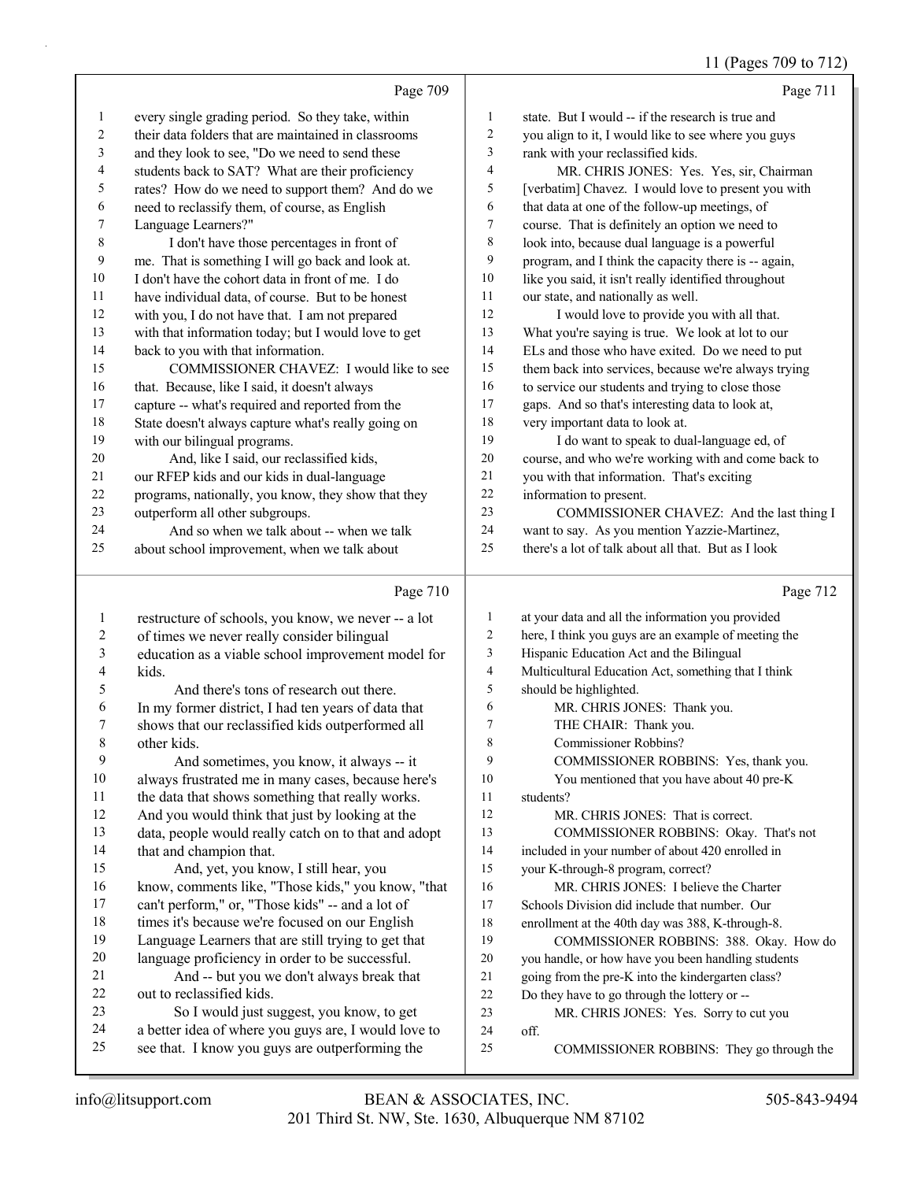Page 709

1 every single grading period. So they take, within
2 their data folders that are maintained in classrooms
3 and they look to see, "Do we need to send these
4 students back to SAT? What are their proficiency
5 rates? How do we need to support them? And do we
6 need to reclassify them, of course, as English
7 Language Learners?"
8 I don't have those percentages in front of
9 me. That is something I will go back and look at.
10 I don't have the cohort data in front of me. I do
11 have individual data, of course. But to be honest
12 with you, I do not have that. I am not prepared
13 with that information today; but I would love to get
14 back to you with that information.
15 COMMISSIONER CHAVEZ: I would like to see
16 that. Because, like I said, it doesn't always
17 capture -- what's required and reported from the
18 State doesn't always capture what's really going on
19 with our bilingual programs.
20 And, like I said, our reclassified kids,
21 our RFEP kids and our kids in dual-language
22 programs, nationally, you know, they show that they
23 outperform all other subgroups.
24 And so when we talk about -- when we talk
25 about school improvement, when we talk about

Page 710

1 restructure of schools, you know, we never -- a lot
2 of times we never really consider bilingual
3 education as a viable school improvement model for
4 kids.
5 And there's tons of research out there.
6 In my former district, I had ten years of data that
7 shows that our reclassified kids outperformed all
8 other kids.
9 And sometimes, you know, it always -- it
10 always frustrated me in many cases, because here's
11 the data that shows something that really works.
12 And you would think that just by looking at the
13 data, people would really catch on to that and adopt
14 that and champion that.
15 And, yet, you know, I still hear, you
16 know, comments like, "Those kids," you know, "that
17 can't perform," or, "Those kids" -- and a lot of
18 times it's because we're focused on our English
19 Language Learners that are still trying to get that
20 language proficiency in order to be successful.
21 And -- but you we don't always break that
22 out to reclassified kids.
23 So I would just suggest, you know, to get
24 a better idea of where you guys are, I would love to
25 see that. I know you guys are outperforming the

Page 711

1 state. But I would -- if the research is true and
2 you align to it, I would like to see where you guys
3 rank with your reclassified kids.
4 MR. CHRIS JONES: Yes. Yes, sir, Chairman
5 [verbatim] Chavez. I would love to present you with
6 that data at one of the follow-up meetings, of
7 course. That is definitely an option we need to
8 look into, because dual language is a powerful
9 program, and I think the capacity there is -- again,
10 like you said, it isn't really identified throughout
11 our state, and nationally as well.
12 I would love to provide you with all that.
13 What you're saying is true. We look at lot to our
14 ELs and those who have exited. Do we need to put
15 them back into services, because we're always trying
16 to service our students and trying to close those
17 gaps. And so that's interesting data to look at,
18 very important data to look at.
19 I do want to speak to dual-language ed, of
20 course, and who we're working with and come back to
21 you with that information. That's exciting
22 information to present.
23 COMMISSIONER CHAVEZ: And the last thing I
24 want to say. As you mention Yazzie-Martinez,
25 there's a lot of talk about all that. But as I look

Page 712

1 at your data and all the information you provided
2 here, I think you guys are an example of meeting the
3 Hispanic Education Act and the Bilingual
4 Multicultural Education Act, something that I think
5 should be highlighted.
6 MR. CHRIS JONES: Thank you.
7 THE CHAIR: Thank you.
8 Commissioner Robbins?
9 COMMISSIONER ROBBINS: Yes, thank you.
10 You mentioned that you have about 40 pre-K
11 students?
12 MR. CHRIS JONES: That is correct.
13 COMMISSIONER ROBBINS: Okay. That's not
14 included in your number of about 420 enrolled in
15 your K-through-8 program, correct?
16 MR. CHRIS JONES: I believe the Charter
17 Schools Division did include that number. Our
18 enrollment at the 40th day was 388, K-through-8.
19 COMMISSIONER ROBBINS: 388. Okay. How do
20 you handle, or how have you been handling students
21 going from the pre-K into the kindergarten class?
22 Do they have to go through the lottery or --
23 MR. CHRIS JONES: Yes. Sorry to cut you
24 off.
25 COMMISSIONER ROBBINS: They go through the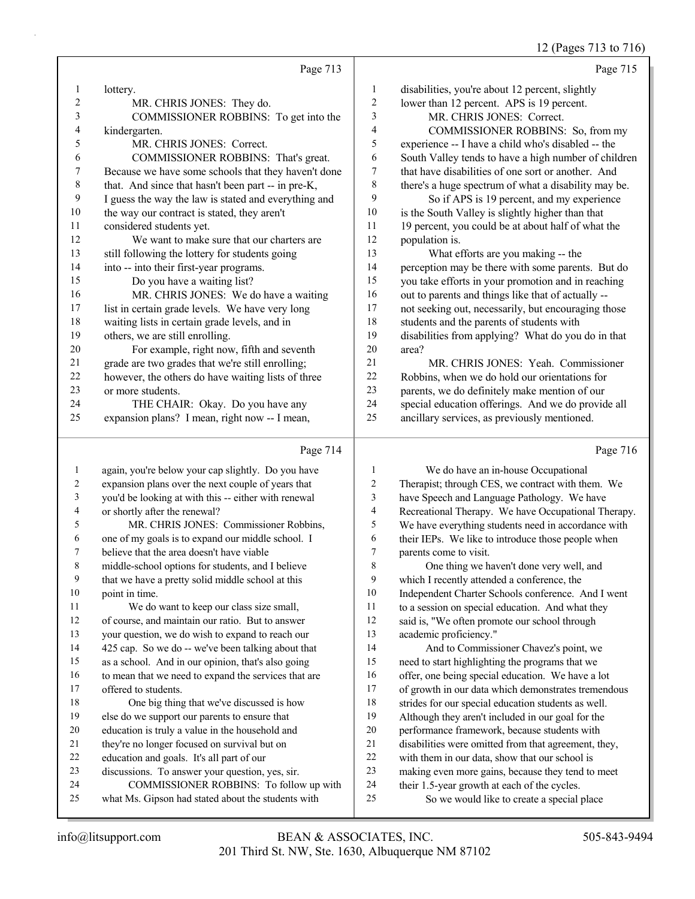Page 713

lottery.

MR. CHRIS JONES: They do.

COMMISSIONER ROBBINS: To get into the kindergarten.

MR. CHRIS JONES: Correct.

COMMISSIONER ROBBINS: That's great. Because we have some schools that they haven't done that. And since that hasn't been part -- in pre-K, I guess the way the law is stated and everything and the way our contract is stated, they aren't considered students yet.

We want to make sure that our charters are still following the lottery for students going into -- into their first-year programs.

Do you have a waiting list?

MR. CHRIS JONES: We do have a waiting list in certain grade levels. We have very long waiting lists in certain grade levels, and in others, we are still enrolling.

For example, right now, fifth and seventh grade are two grades that we're still enrolling; however, the others do have waiting lists of three or more students.

THE CHAIR: Okay. Do you have any expansion plans? I mean, right now -- I mean,

Page 714

again, you're below your cap slightly. Do you have expansion plans over the next couple of years that you'd be looking at with this -- either with renewal or shortly after the renewal?

MR. CHRIS JONES: Commissioner Robbins, one of my goals is to expand our middle school. I believe that the area doesn't have viable middle-school options for students, and I believe that we have a pretty solid middle school at this point in time.

We do want to keep our class size small, of course, and maintain our ratio. But to answer your question, we do wish to expand to reach our 425 cap. So we do -- we've been talking about that as a school. And in our opinion, that's also going to mean that we need to expand the services that are offered to students.

One big thing that we've discussed is how else do we support our parents to ensure that education is truly a value in the household and they're no longer focused on survival but on education and goals. It's all part of our discussions. To answer your question, yes, sir.

COMMISSIONER ROBBINS: To follow up with what Ms. Gipson had stated about the students with

Page 715

disabilities, you're about 12 percent, slightly lower than 12 percent. APS is 19 percent.

MR. CHRIS JONES: Correct.

COMMISSIONER ROBBINS: So, from my experience -- I have a child who's disabled -- the South Valley tends to have a high number of children that have disabilities of one sort or another. And there's a huge spectrum of what a disability may be.

So if APS is 19 percent, and my experience is the South Valley is slightly higher than that 19 percent, you could be at about half of what the population is.

What efforts are you making -- the perception may be there with some parents. But do you take efforts in your promotion and in reaching out to parents and things like that of actually -- not seeking out, necessarily, but encouraging those students and the parents of students with disabilities from applying? What do you do in that area?

MR. CHRIS JONES: Yeah. Commissioner Robbins, when we do hold our orientations for parents, we do definitely make mention of our special education offerings. And we do provide all ancillary services, as previously mentioned.

Page 716

We do have an in-house Occupational Therapist; through CES, we contract with them. We have Speech and Language Pathology. We have Recreational Therapy. We have Occupational Therapy. We have everything students need in accordance with their IEPs. We like to introduce those people when parents come to visit.

One thing we haven't done very well, and which I recently attended a conference, the Independent Charter Schools conference. And I went to a session on special education. And what they said is, "We often promote our school through academic proficiency."

And to Commissioner Chavez's point, we need to start highlighting the programs that we offer, one being special education. We have a lot of growth in our data which demonstrates tremendous strides for our special education students as well. Although they aren't included in our goal for the performance framework, because students with disabilities were omitted from that agreement, they, with them in our data, show that our school is making even more gains, because they tend to meet their 1.5-year growth at each of the cycles.

So we would like to create a special place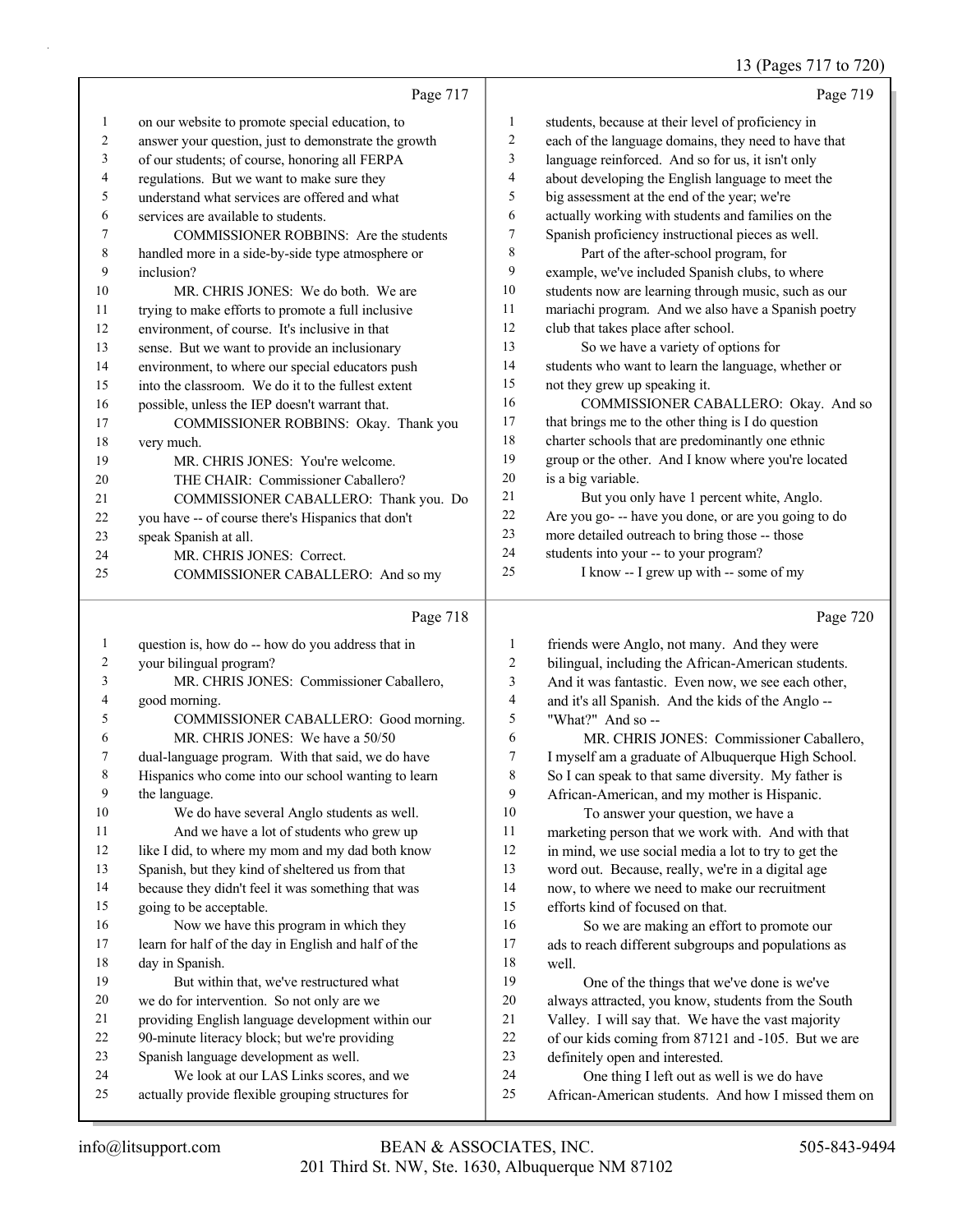Page 717

1 on our website to promote special education, to
2 answer your question, just to demonstrate the growth
3 of our students; of course, honoring all FERPA
4 regulations. But we want to make sure they
5 understand what services are offered and what
6 services are available to students.
7 COMMISSIONER ROBBINS: Are the students
8 handled more in a side-by-side type atmosphere or
9 inclusion?
10 MR. CHRIS JONES: We do both. We are
11 trying to make efforts to promote a full inclusive
12 environment, of course. It's inclusive in that
13 sense. But we want to provide an inclusionary
14 environment, to where our special educators push
15 into the classroom. We do it to the fullest extent
16 possible, unless the IEP doesn't warrant that.
17 COMMISSIONER ROBBINS: Okay. Thank you
18 very much.
19 MR. CHRIS JONES: You're welcome.
20 THE CHAIR: Commissioner Caballero?
21 COMMISSIONER CABALLERO: Thank you. Do
22 you have -- of course there's Hispanics that don't
23 speak Spanish at all.
24 MR. CHRIS JONES: Correct.
25 COMMISSIONER CABALLERO: And so my

Page 718

1 question is, how do -- how do you address that in
2 your bilingual program?
3 MR. CHRIS JONES: Commissioner Caballero,
4 good morning.
5 COMMISSIONER CABALLERO: Good morning.
6 MR. CHRIS JONES: We have a 50/50
7 dual-language program. With that said, we do have
8 Hispanics who come into our school wanting to learn
9 the language.
10 We do have several Anglo students as well.
11 And we have a lot of students who grew up
12 like I did, to where my mom and my dad both know
13 Spanish, but they kind of sheltered us from that
14 because they didn't feel it was something that was
15 going to be acceptable.
16 Now we have this program in which they
17 learn for half of the day in English and half of the
18 day in Spanish.
19 But within that, we've restructured what
20 we do for intervention. So not only are we
21 providing English language development within our
22 90-minute literacy block; but we're providing
23 Spanish language development as well.
24 We look at our LAS Links scores, and we
25 actually provide flexible grouping structures for

Page 719

1 students, because at their level of proficiency in
2 each of the language domains, they need to have that
3 language reinforced. And so for us, it isn't only
4 about developing the English language to meet the
5 big assessment at the end of the year; we're
6 actually working with students and families on the
7 Spanish proficiency instructional pieces as well.
8 Part of the after-school program, for
9 example, we've included Spanish clubs, to where
10 students now are learning through music, such as our
11 mariachi program. And we also have a Spanish poetry
12 club that takes place after school.
13 So we have a variety of options for
14 students who want to learn the language, whether or
15 not they grew up speaking it.
16 COMMISSIONER CABALLERO: Okay. And so
17 that brings me to the other thing is I do question
18 charter schools that are predominantly one ethnic
19 group or the other. And I know where you're located
20 is a big variable.
21 But you only have 1 percent white, Anglo.
22 Are you go- -- have you done, or are you going to do
23 more detailed outreach to bring those -- those
24 students into your -- to your program?
25 I know -- I grew up with -- some of my

Page 720

1 friends were Anglo, not many. And they were
2 bilingual, including the African-American students.
3 And it was fantastic. Even now, we see each other,
4 and it's all Spanish. And the kids of the Anglo --
5 "What?" And so --
6 MR. CHRIS JONES: Commissioner Caballero,
7 I myself am a graduate of Albuquerque High School.
8 So I can speak to that same diversity. My father is
9 African-American, and my mother is Hispanic.
10 To answer your question, we have a
11 marketing person that we work with. And with that
12 in mind, we use social media a lot to try to get the
13 word out. Because, really, we're in a digital age
14 now, to where we need to make our recruitment
15 efforts kind of focused on that.
16 So we are making an effort to promote our
17 ads to reach different subgroups and populations as
18 well.
19 One of the things that we've done is we've
20 always attracted, you know, students from the South
21 Valley. I will say that. We have the vast majority
22 of our kids coming from 87121 and -105. But we are
23 definitely open and interested.
24 One thing I left out as well is we do have
25 African-American students. And how I missed them on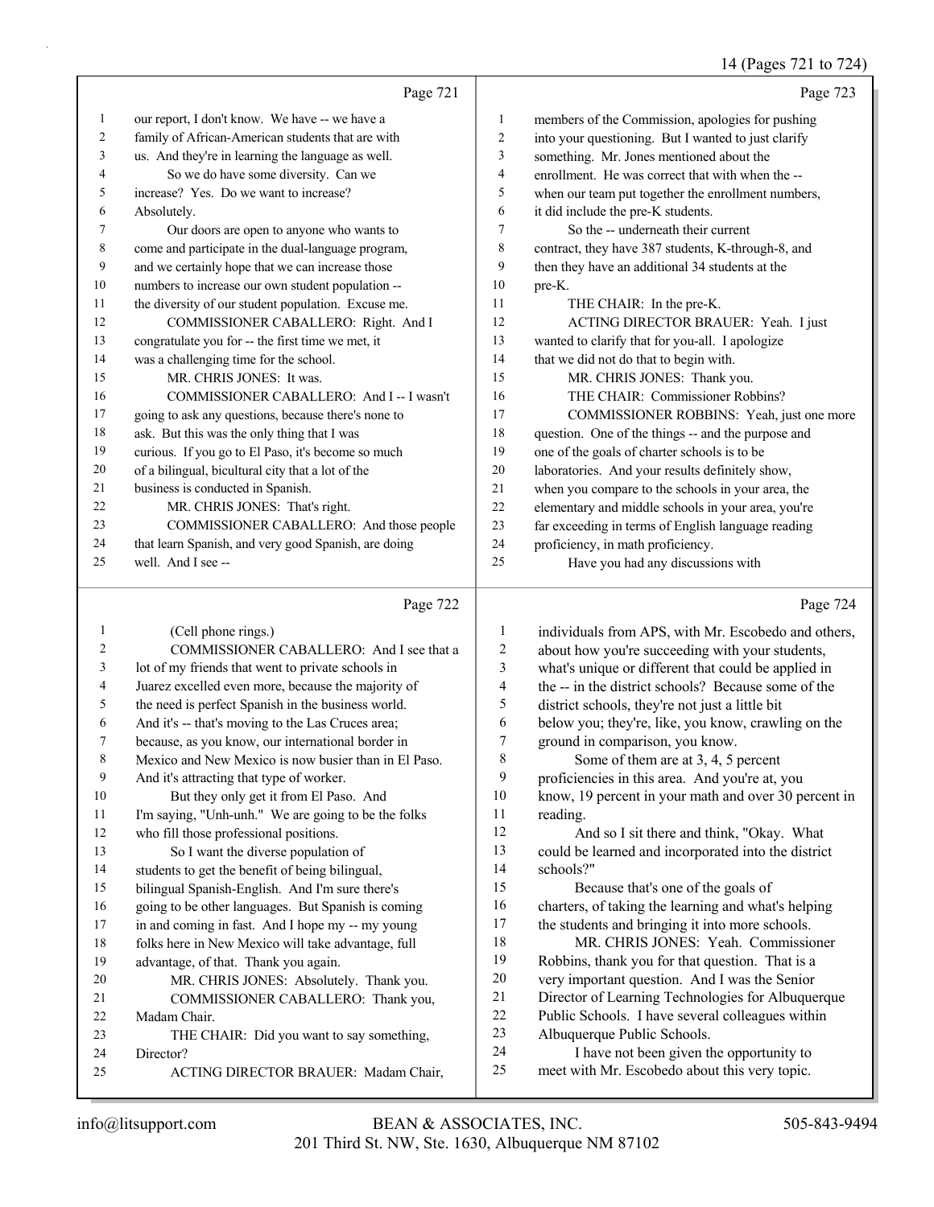Page 721

1 our report, I don't know. We have -- we have a
2 family of African-American students that are with
3 us. And they're in learning the language as well.
4 So we do have some diversity. Can we
5 increase? Yes. Do we want to increase?
6 Absolutely.
7 Our doors are open to anyone who wants to
8 come and participate in the dual-language program,
9 and we certainly hope that we can increase those
10 numbers to increase our own student population --
11 the diversity of our student population. Excuse me.
12 COMMISSIONER CABALLERO: Right. And I
13 congratulate you for -- the first time we met, it
14 was a challenging time for the school.
15 MR. CHRIS JONES: It was.
16 COMMISSIONER CABALLERO: And I -- I wasn't
17 going to ask any questions, because there's none to
18 ask. But this was the only thing that I was
19 curious. If you go to El Paso, it's become so much
20 of a bilingual, bicultural city that a lot of the
21 business is conducted in Spanish.
22 MR. CHRIS JONES: That's right.
23 COMMISSIONER CABALLERO: And those people
24 that learn Spanish, and very good Spanish, are doing
25 well. And I see --

Page 722

1 (Cell phone rings.)
2 COMMISSIONER CABALLERO: And I see that a
3 lot of my friends that went to private schools in
4 Juarez excelled even more, because the majority of
5 the need is perfect Spanish in the business world.
6 And it's -- that's moving to the Las Cruces area;
7 because, as you know, our international border in
8 Mexico and New Mexico is now busier than in El Paso.
9 And it's attracting that type of worker.
10 But they only get it from El Paso. And
11 I'm saying, "Unh-unh." We are going to be the folks
12 who fill those professional positions.
13 So I want the diverse population of
14 students to get the benefit of being bilingual,
15 bilingual Spanish-English. And I'm sure there's
16 going to be other languages. But Spanish is coming
17 in and coming in fast. And I hope my -- my young
18 folks here in New Mexico will take advantage, full
19 advantage, of that. Thank you again.
20 MR. CHRIS JONES: Absolutely. Thank you.
21 COMMISSIONER CABALLERO: Thank you,
22 Madam Chair.
23 THE CHAIR: Did you want to say something,
24 Director?
25 ACTING DIRECTOR BRAUER: Madam Chair,

Page 723

1 members of the Commission, apologies for pushing
2 into your questioning. But I wanted to just clarify
3 something. Mr. Jones mentioned about the
4 enrollment. He was correct that with when the --
5 when our team put together the enrollment numbers,
6 it did include the pre-K students.
7 So the -- underneath their current
8 contract, they have 387 students, K-through-8, and
9 then they have an additional 34 students at the
10 pre-K.
11 THE CHAIR: In the pre-K.
12 ACTING DIRECTOR BRAUER: Yeah. I just
13 wanted to clarify that for you-all. I apologize
14 that we did not do that to begin with.
15 MR. CHRIS JONES: Thank you.
16 THE CHAIR: Commissioner Robbins?
17 COMMISSIONER ROBBINS: Yeah, just one more
18 question. One of the things -- and the purpose and
19 one of the goals of charter schools is to be
20 laboratories. And your results definitely show,
21 when you compare to the schools in your area, the
22 elementary and middle schools in your area, you're
23 far exceeding in terms of English language reading
24 proficiency, in math proficiency.
25 Have you had any discussions with

Page 724

1 individuals from APS, with Mr. Escobedo and others,
2 about how you're succeeding with your students,
3 what's unique or different that could be applied in
4 the -- in the district schools? Because some of the
5 district schools, they're not just a little bit
6 below you; they're, like, you know, crawling on the
7 ground in comparison, you know.
8 Some of them are at 3, 4, 5 percent
9 proficiencies in this area. And you're at, you
10 know, 19 percent in your math and over 30 percent in
11 reading.
12 And so I sit there and think, "Okay. What
13 could be learned and incorporated into the district
14 schools?"
15 Because that's one of the goals of
16 charters, of taking the learning and what's helping
17 the students and bringing it into more schools.
18 MR. CHRIS JONES: Yeah. Commissioner
19 Robbins, thank you for that question. That is a
20 very important question. And I was the Senior
21 Director of Learning Technologies for Albuquerque
22 Public Schools. I have several colleagues within
23 Albuquerque Public Schools.
24 I have not been given the opportunity to
25 meet with Mr. Escobedo about this very topic.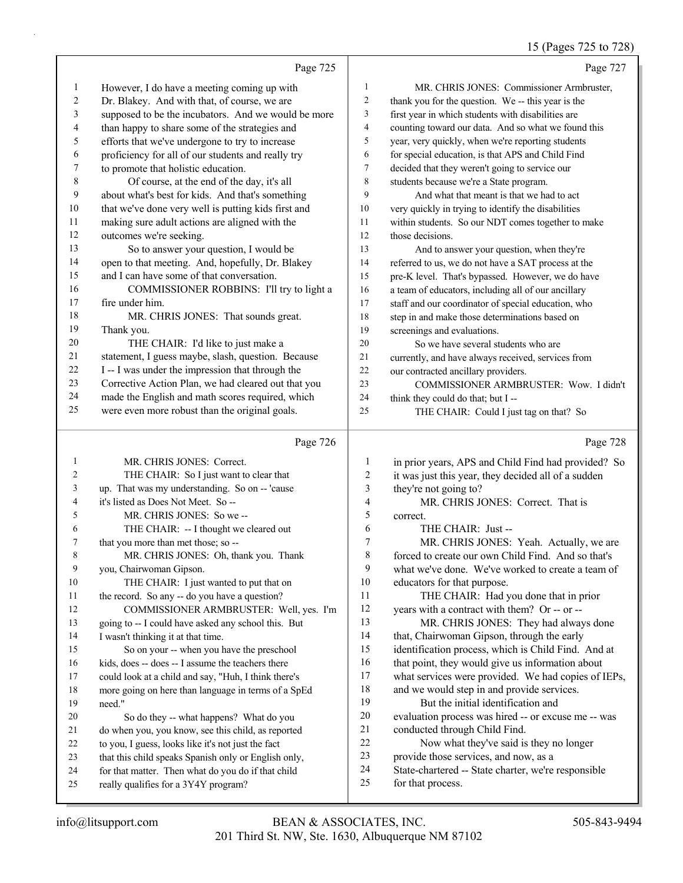Page 725

1 However, I do have a meeting coming up with
2 Dr. Blakey. And with that, of course, we are
3 supposed to be the incubators. And we would be more
4 than happy to share some of the strategies and
5 efforts that we've undergone to try to increase
6 proficiency for all of our students and really try
7 to promote that holistic education.
8 Of course, at the end of the day, it's all
9 about what's best for kids. And that's something
10 that we've done very well is putting kids first and
11 making sure adult actions are aligned with the
12 outcomes we're seeking.
13 So to answer your question, I would be
14 open to that meeting. And, hopefully, Dr. Blakey
15 and I can have some of that conversation.
16 COMMISSIONER ROBBINS: I'll try to light a
17 fire under him.
18 MR. CHRIS JONES: That sounds great.
19 Thank you.
20 THE CHAIR: I'd like to just make a
21 statement, I guess maybe, slash, question. Because
22 I -- I was under the impression that through the
23 Corrective Action Plan, we had cleared out that you
24 made the English and math scores required, which
25 were even more robust than the original goals.

Page 726

1 MR. CHRIS JONES: Correct.
2 THE CHAIR: So I just want to clear that
3 up. That was my understanding. So on -- 'cause
4 it's listed as Does Not Meet. So --
5 MR. CHRIS JONES: So we --
6 THE CHAIR: -- I thought we cleared out
7 that you more than met those; so --
8 MR. CHRIS JONES: Oh, thank you. Thank
9 you, Chairwoman Gipson.
10 THE CHAIR: I just wanted to put that on
11 the record. So any -- do you have a question?
12 COMMISSIONER ARMBRUSTER: Well, yes. I'm
13 going to -- I could have asked any school this. But
14 I wasn't thinking it at that time.
15 So on your -- when you have the preschool
16 kids, does -- does -- I assume the teachers there
17 could look at a child and say, "Huh, I think there's
18 more going on here than language in terms of a SpEd
19 need."
20 So do they -- what happens? What do you
21 do when you, you know, see this child, as reported
22 to you, I guess, looks like it's not just the fact
23 that this child speaks Spanish only or English only,
24 for that matter. Then what do you do if that child
25 really qualifies for a 3Y4Y program?

Page 727

1 MR. CHRIS JONES: Commissioner Armbruster,
2 thank you for the question. We -- this year is the
3 first year in which students with disabilities are
4 counting toward our data. And so what we found this
5 year, very quickly, when we're reporting students
6 for special education, is that APS and Child Find
7 decided that they weren't going to service our
8 students because we're a State program.
9 And what that meant is that we had to act
10 very quickly in trying to identify the disabilities
11 within students. So our NDT comes together to make
12 those decisions.
13 And to answer your question, when they're
14 referred to us, we do not have a SAT process at the
15 pre-K level. That's bypassed. However, we do have
16 a team of educators, including all of our ancillary
17 staff and our coordinator of special education, who
18 step in and make those determinations based on
19 screenings and evaluations.
20 So we have several students who are
21 currently, and have always received, services from
22 our contracted ancillary providers.
23 COMMISSIONER ARMBRUSTER: Wow. I didn't
24 think they could do that; but I --
25 THE CHAIR: Could I just tag on that? So

Page 728

1 in prior years, APS and Child Find had provided? So
2 it was just this year, they decided all of a sudden
3 they're not going to?
4 MR. CHRIS JONES: Correct. That is
5 correct.
6 THE CHAIR: Just --
7 MR. CHRIS JONES: Yeah. Actually, we are
8 forced to create our own Child Find. And so that's
9 what we've done. We've worked to create a team of
10 educators for that purpose.
11 THE CHAIR: Had you done that in prior
12 years with a contract with them? Or -- or --
13 MR. CHRIS JONES: They had always done
14 that, Chairwoman Gipson, through the early
15 identification process, which is Child Find. And at
16 that point, they would give us information about
17 what services were provided. We had copies of IEPs,
18 and we would step in and provide services.
19 But the initial identification and
20 evaluation process was hired -- or excuse me -- was
21 conducted through Child Find.
22 Now what they've said is they no longer
23 provide those services, and now, as a
24 State-chartered -- State charter, we're responsible
25 for that process.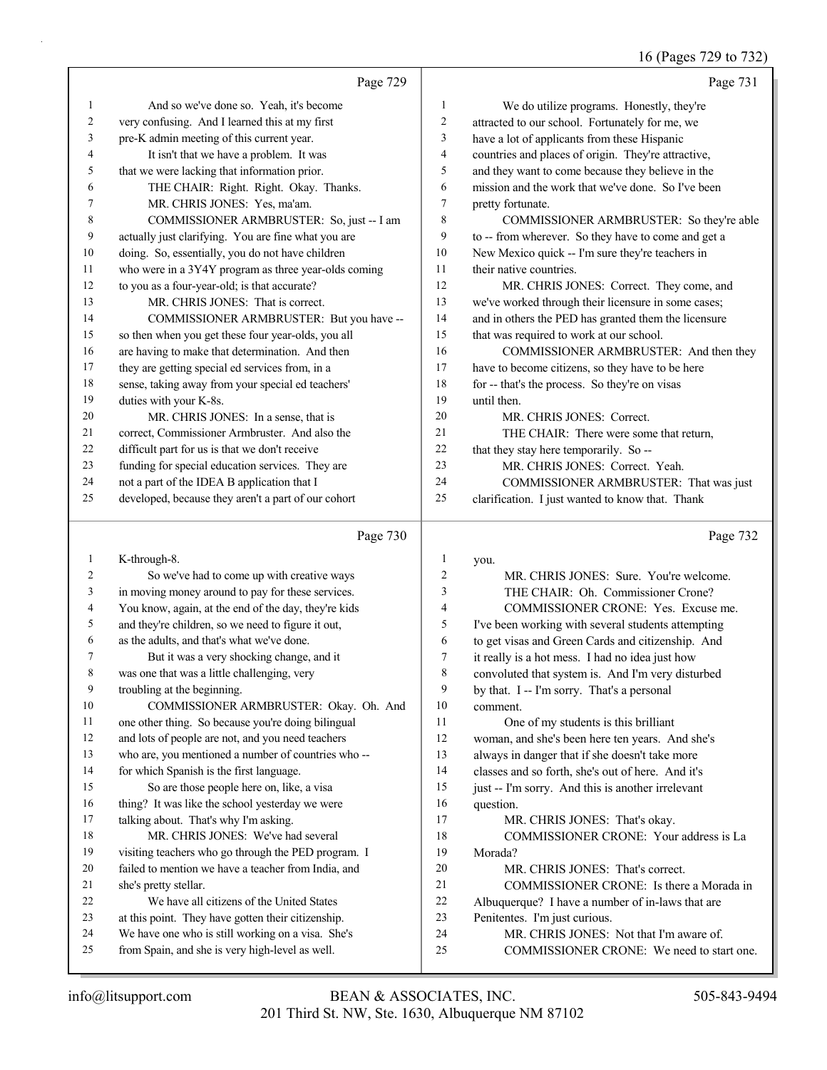Page 729

1 And so we've done so. Yeah, it's become
2 very confusing. And I learned this at my first
3 pre-K admin meeting of this current year.
4 It isn't that we have a problem. It was
5 that we were lacking that information prior.
6 THE CHAIR: Right. Right. Okay. Thanks.
7 MR. CHRIS JONES: Yes, ma'am.
8 COMMISSIONER ARMBRUSTER: So, just -- I am
9 actually just clarifying. You are fine what you are
10 doing. So, essentially, you do not have children
11 who were in a 3Y4Y program as three year-olds coming
12 to you as a four-year-old; is that accurate?
13 MR. CHRIS JONES: That is correct.
14 COMMISSIONER ARMBRUSTER: But you have --
15 so then when you get these four year-olds, you all
16 are having to make that determination. And then
17 they are getting special ed services from, in a
18 sense, taking away from your special ed teachers'
19 duties with your K-8s.
20 MR. CHRIS JONES: In a sense, that is
21 correct, Commissioner Armbruster. And also the
22 difficult part for us is that we don't receive
23 funding for special education services. They are
24 not a part of the IDEA B application that I
25 developed, because they aren't a part of our cohort

Page 730

1 K-through-8.
2 So we've had to come up with creative ways
3 in moving money around to pay for these services.
4 You know, again, at the end of the day, they're kids
5 and they're children, so we need to figure it out,
6 as the adults, and that's what we've done.
7 But it was a very shocking change, and it
8 was one that was a little challenging, very
9 troubling at the beginning.
10 COMMISSIONER ARMBRUSTER: Okay. Oh. And
11 one other thing. So because you're doing bilingual
12 and lots of people are not, and you need teachers
13 who are, you mentioned a number of countries who --
14 for which Spanish is the first language.
15 So are those people here on, like, a visa
16 thing? It was like the school yesterday we were
17 talking about. That's why I'm asking.
18 MR. CHRIS JONES: We've had several
19 visiting teachers who go through the PED program. I
20 failed to mention we have a teacher from India, and
21 she's pretty stellar.
22 We have all citizens of the United States
23 at this point. They have gotten their citizenship.
24 We have one who is still working on a visa. She's
25 from Spain, and she is very high-level as well.

Page 731

1 We do utilize programs. Honestly, they're
2 attracted to our school. Fortunately for me, we
3 have a lot of applicants from these Hispanic
4 countries and places of origin. They're attractive,
5 and they want to come because they believe in the
6 mission and the work that we've done. So I've been
7 pretty fortunate.
8 COMMISSIONER ARMBRUSTER: So they're able
9 to -- from wherever. So they have to come and get a
10 New Mexico quick -- I'm sure they're teachers in
11 their native countries.
12 MR. CHRIS JONES: Correct. They come, and
13 we've worked through their licensure in some cases;
14 and in others the PED has granted them the licensure
15 that was required to work at our school.
16 COMMISSIONER ARMBRUSTER: And then they
17 have to become citizens, so they have to be here
18 for -- that's the process. So they're on visas
19 until then.
20 MR. CHRIS JONES: Correct.
21 THE CHAIR: There were some that return,
22 that they stay here temporarily. So --
23 MR. CHRIS JONES: Correct. Yeah.
24 COMMISSIONER ARMBRUSTER: That was just
25 clarification. I just wanted to know that. Thank

Page 732

1 you.
2 MR. CHRIS JONES: Sure. You're welcome.
3 THE CHAIR: Oh. Commissioner Crone?
4 COMMISSIONER CRONE: Yes. Excuse me.
5 I've been working with several students attempting
6 to get visas and Green Cards and citizenship. And
7 it really is a hot mess. I had no idea just how
8 convoluted that system is. And I'm very disturbed
9 by that. I -- I'm sorry. That's a personal
10 comment.
11 One of my students is this brilliant
12 woman, and she's been here ten years. And she's
13 always in danger that if she doesn't take more
14 classes and so forth, she's out of here. And it's
15 just -- I'm sorry. And this is another irrelevant
16 question.
17 MR. CHRIS JONES: That's okay.
18 COMMISSIONER CRONE: Your address is La
19 Morada?
20 MR. CHRIS JONES: That's correct.
21 COMMISSIONER CRONE: Is there a Morada in
22 Albuquerque? I have a number of in-laws that are
23 Penitentes. I'm just curious.
24 MR. CHRIS JONES: Not that I'm aware of.
25 COMMISSIONER CRONE: We need to start one.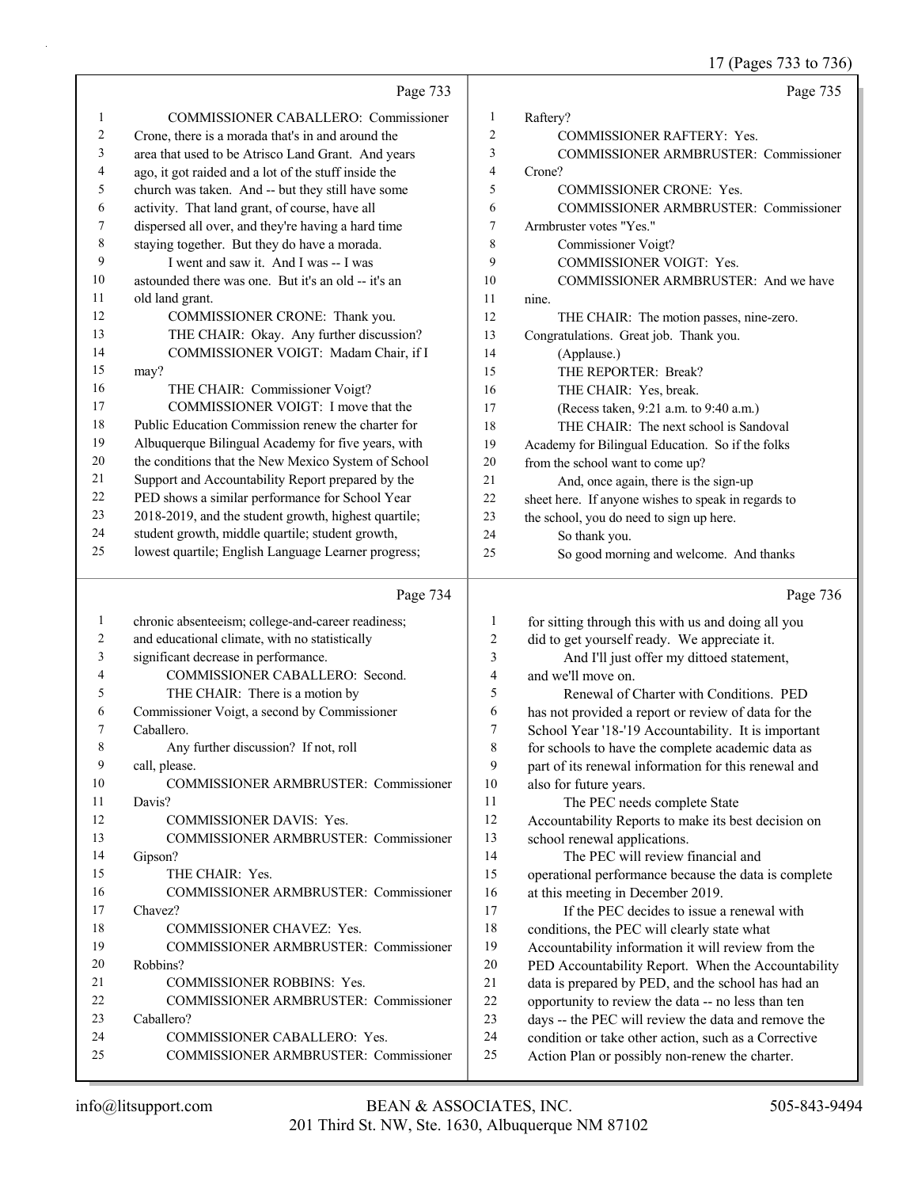Page 733

COMMISSIONER CABALLERO: Commissioner Crone, there is a morada that's in and around the area that used to be Atrisco Land Grant. And years ago, it got raided and a lot of the stuff inside the church was taken. And -- but they still have some activity. That land grant, of course, have all dispersed all over, and they're having a hard time staying together. But they do have a morada.

I went and saw it. And I was -- I was astounded there was one. But it's an old -- it's an old land grant.

COMMISSIONER CRONE: Thank you.

THE CHAIR: Okay. Any further discussion?

COMMISSIONER VOIGT: Madam Chair, if I may?

THE CHAIR: Commissioner Voigt?

COMMISSIONER VOIGT: I move that the Public Education Commission renew the charter for Albuquerque Bilingual Academy for five years, with the conditions that the New Mexico System of School Support and Accountability Report prepared by the PED shows a similar performance for School Year 2018-2019, and the student growth, highest quartile; student growth, middle quartile; student growth, lowest quartile; English Language Learner progress;

Page 734

chronic absenteeism; college-and-career readiness; and educational climate, with no statistically significant decrease in performance.

COMMISSIONER CABALLERO: Second.

THE CHAIR: There is a motion by Commissioner Voigt, a second by Commissioner Caballero.

Any further discussion? If not, roll call, please.

COMMISSIONER ARMBRUSTER: Commissioner Davis?

COMMISSIONER DAVIS: Yes.

COMMISSIONER ARMBRUSTER: Commissioner Gipson?

THE CHAIR: Yes.

COMMISSIONER ARMBRUSTER: Commissioner Chavez?

COMMISSIONER CHAVEZ: Yes.

COMMISSIONER ARMBRUSTER: Commissioner Robbins?

COMMISSIONER ROBBINS: Yes.

COMMISSIONER ARMBRUSTER: Commissioner Caballero?

COMMISSIONER CABALLERO: Yes.

COMMISSIONER ARMBRUSTER: Commissioner

Page 735

Raftery?

COMMISSIONER RAFTERY: Yes.

COMMISSIONER ARMBRUSTER: Commissioner Crone?

COMMISSIONER CRONE: Yes.

COMMISSIONER ARMBRUSTER: Commissioner Armbruster votes "Yes."

Commissioner Voigt?

COMMISSIONER VOIGT: Yes.

COMMISSIONER ARMBRUSTER: And we have nine.

THE CHAIR: The motion passes, nine-zero. Congratulations. Great job. Thank you.

(Applause.)

THE REPORTER: Break?

THE CHAIR: Yes, break.

(Recess taken, 9:21 a.m. to 9:40 a.m.)

THE CHAIR: The next school is Sandoval Academy for Bilingual Education. So if the folks from the school want to come up?

And, once again, there is the sign-up sheet here. If anyone wishes to speak in regards to the school, you do need to sign up here.

So thank you.

So good morning and welcome. And thanks

Page 736

for sitting through this with us and doing all you did to get yourself ready. We appreciate it.

And I'll just offer my dittoed statement, and we'll move on.

Renewal of Charter with Conditions. PED has not provided a report or review of data for the School Year '18-'19 Accountability. It is important for schools to have the complete academic data as part of its renewal information for this renewal and also for future years.

The PEC needs complete State Accountability Reports to make its best decision on school renewal applications.

The PEC will review financial and operational performance because the data is complete at this meeting in December 2019.

If the PEC decides to issue a renewal with conditions, the PEC will clearly state what Accountability information it will review from the PED Accountability Report. When the Accountability data is prepared by PED, and the school has had an opportunity to review the data -- no less than ten days -- the PEC will review the data and remove the condition or take other action, such as a Corrective Action Plan or possibly non-renew the charter.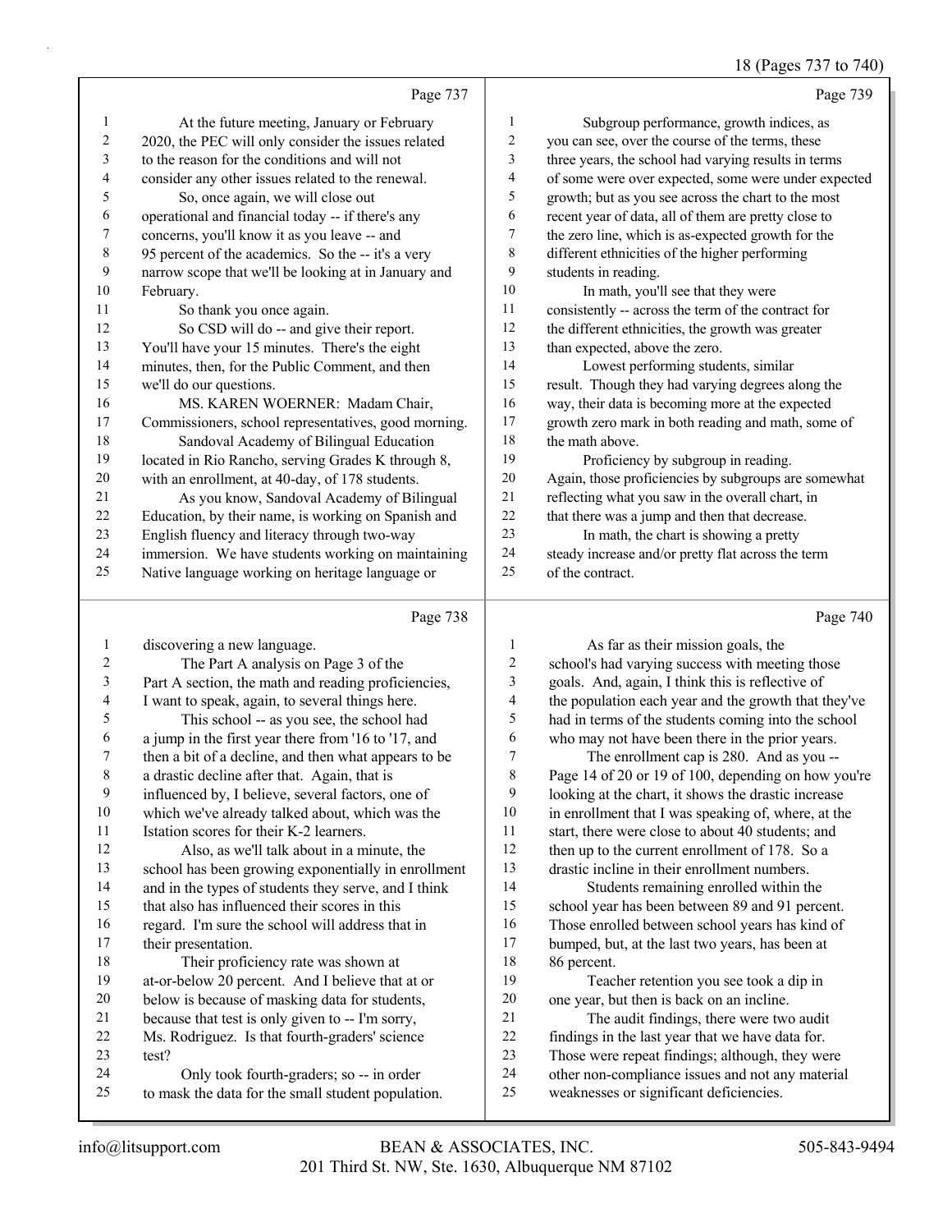Page 737

1 At the future meeting, January or February
2 2020, the PEC will only consider the issues related
3 to the reason for the conditions and will not
4 consider any other issues related to the renewal.
5 So, once again, we will close out
6 operational and financial today -- if there's any
7 concerns, you'll know it as you leave -- and
8 95 percent of the academics. So the -- it's a very
9 narrow scope that we'll be looking at in January and
10 February.
11 So thank you once again.
12 So CSD will do -- and give their report.
13 You'll have your 15 minutes. There's the eight
14 minutes, then, for the Public Comment, and then
15 we'll do our questions.
16 MS. KAREN WOERNER: Madam Chair,
17 Commissioners, school representatives, good morning.
18 Sandoval Academy of Bilingual Education
19 located in Rio Rancho, serving Grades K through 8,
20 with an enrollment, at 40-day, of 178 students.
21 As you know, Sandoval Academy of Bilingual
22 Education, by their name, is working on Spanish and
23 English fluency and literacy through two-way
24 immersion. We have students working on maintaining
25 Native language working on heritage language or

Page 738

1 discovering a new language.
2 The Part A analysis on Page 3 of the
3 Part A section, the math and reading proficiencies,
4 I want to speak, again, to several things here.
5 This school -- as you see, the school had
6 a jump in the first year there from '16 to '17, and
7 then a bit of a decline, and then what appears to be
8 a drastic decline after that. Again, that is
9 influenced by, I believe, several factors, one of
10 which we've already talked about, which was the
11 Istation scores for their K-2 learners.
12 Also, as we'll talk about in a minute, the
13 school has been growing exponentially in enrollment
14 and in the types of students they serve, and I think
15 that also has influenced their scores in this
16 regard. I'm sure the school will address that in
17 their presentation.
18 Their proficiency rate was shown at
19 at-or-below 20 percent. And I believe that at or
20 below is because of masking data for students,
21 because that test is only given to -- I'm sorry,
22 Ms. Rodriguez. Is that fourth-graders' science
23 test?
24 Only took fourth-graders; so -- in order
25 to mask the data for the small student population.

Page 739

1 Subgroup performance, growth indices, as
2 you can see, over the course of the terms, these
3 three years, the school had varying results in terms
4 of some were over expected, some were under expected
5 growth; but as you see across the chart to the most
6 recent year of data, all of them are pretty close to
7 the zero line, which is as-expected growth for the
8 different ethnicities of the higher performing
9 students in reading.
10 In math, you'll see that they were
11 consistently -- across the term of the contract for
12 the different ethnicities, the growth was greater
13 than expected, above the zero.
14 Lowest performing students, similar
15 result. Though they had varying degrees along the
16 way, their data is becoming more at the expected
17 growth zero mark in both reading and math, some of
18 the math above.
19 Proficiency by subgroup in reading.
20 Again, those proficiencies by subgroups are somewhat
21 reflecting what you saw in the overall chart, in
22 that there was a jump and then that decrease.
23 In math, the chart is showing a pretty
24 steady increase and/or pretty flat across the term
25 of the contract.

Page 740

1 As far as their mission goals, the
2 school's had varying success with meeting those
3 goals. And, again, I think this is reflective of
4 the population each year and the growth that they've
5 had in terms of the students coming into the school
6 who may not have been there in the prior years.
7 The enrollment cap is 280. And as you --
8 Page 14 of 20 or 19 of 100, depending on how you're
9 looking at the chart, it shows the drastic increase
10 in enrollment that I was speaking of, where, at the
11 start, there were close to about 40 students; and
12 then up to the current enrollment of 178. So a
13 drastic incline in their enrollment numbers.
14 Students remaining enrolled within the
15 school year has been between 89 and 91 percent.
16 Those enrolled between school years has kind of
17 bumped, but, at the last two years, has been at
18 86 percent.
19 Teacher retention you see took a dip in
20 one year, but then is back on an incline.
21 The audit findings, there were two audit
22 findings in the last year that we have data for.
23 Those were repeat findings; although, they were
24 other non-compliance issues and not any material
25 weaknesses or significant deficiencies.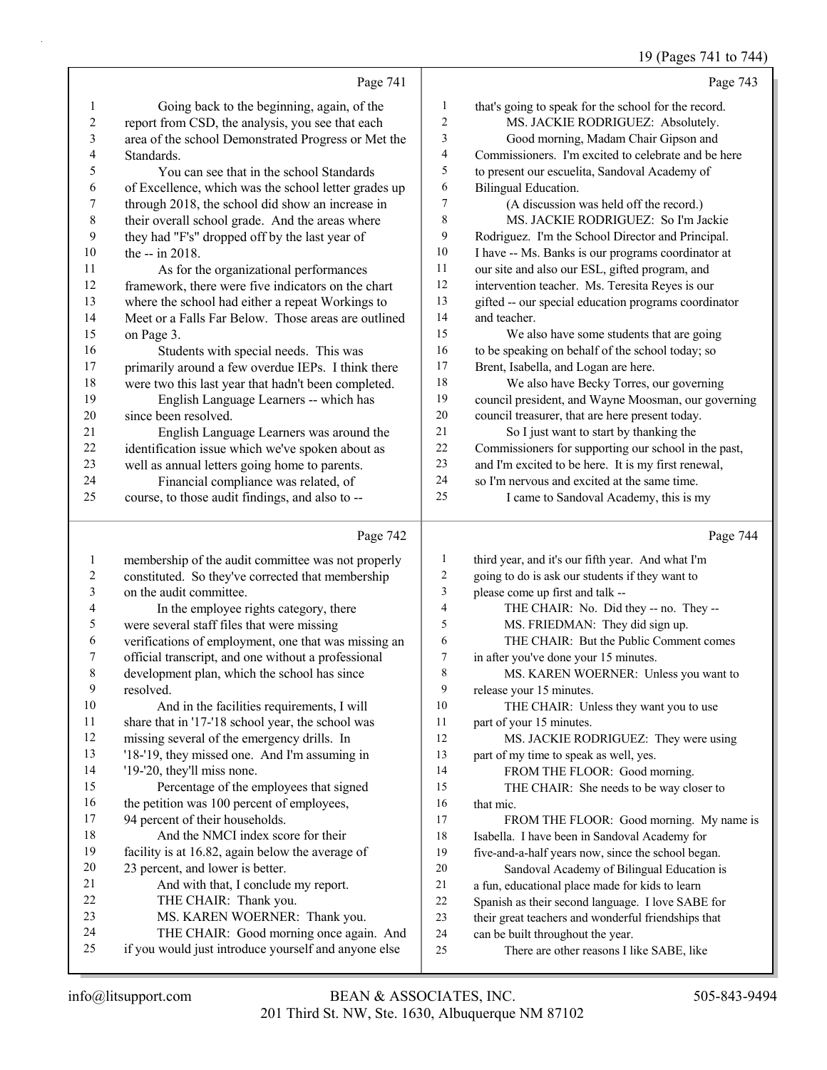Page 741

1 Going back to the beginning, again, of the
2 report from CSD, the analysis, you see that each
3 area of the school Demonstrated Progress or Met the
4 Standards.
5 You can see that in the school Standards
6 of Excellence, which was the school letter grades up
7 through 2018, the school did show an increase in
8 their overall school grade. And the areas where
9 they had "F's" dropped off by the last year of
10 the -- in 2018.
11 As for the organizational performances
12 framework, there were five indicators on the chart
13 where the school had either a repeat Workings to
14 Meet or a Falls Far Below. Those areas are outlined
15 on Page 3.
16 Students with special needs. This was
17 primarily around a few overdue IEPs. I think there
18 were two this last year that hadn't been completed.
19 English Language Learners -- which has
20 since been resolved.
21 English Language Learners was around the
22 identification issue which we've spoken about as
23 well as annual letters going home to parents.
24 Financial compliance was related, of
25 course, to those audit findings, and also to --

Page 742

1 membership of the audit committee was not properly
2 constituted. So they've corrected that membership
3 on the audit committee.
4 In the employee rights category, there
5 were several staff files that were missing
6 verifications of employment, one that was missing an
7 official transcript, and one without a professional
8 development plan, which the school has since
9 resolved.
10 And in the facilities requirements, I will
11 share that in '17-'18 school year, the school was
12 missing several of the emergency drills. In
13 '18-'19, they missed one. And I'm assuming in
14 '19-'20, they'll miss none.
15 Percentage of the employees that signed
16 the petition was 100 percent of employees,
17 94 percent of their households.
18 And the NMCI index score for their
19 facility is at 16.82, again below the average of
20 23 percent, and lower is better.
21 And with that, I conclude my report.
22 THE CHAIR: Thank you.
23 MS. KAREN WOERNER: Thank you.
24 THE CHAIR: Good morning once again. And
25 if you would just introduce yourself and anyone else

Page 743

1 that's going to speak for the school for the record.
2 MS. JACKIE RODRIGUEZ: Absolutely.
3 Good morning, Madam Chair Gipson and
4 Commissioners. I'm excited to celebrate and be here
5 to present our escuelita, Sandoval Academy of
6 Bilingual Education.
7 (A discussion was held off the record.)
8 MS. JACKIE RODRIGUEZ: So I'm Jackie
9 Rodriguez. I'm the School Director and Principal.
10 I have -- Ms. Banks is our programs coordinator at
11 our site and also our ESL, gifted program, and
12 intervention teacher. Ms. Teresita Reyes is our
13 gifted -- our special education programs coordinator
14 and teacher.
15 We also have some students that are going
16 to be speaking on behalf of the school today; so
17 Brent, Isabella, and Logan are here.
18 We also have Becky Torres, our governing
19 council president, and Wayne Moosman, our governing
20 council treasurer, that are here present today.
21 So I just want to start by thanking the
22 Commissioners for supporting our school in the past,
23 and I'm excited to be here. It is my first renewal,
24 so I'm nervous and excited at the same time.
25 I came to Sandoval Academy, this is my

Page 744

1 third year, and it's our fifth year. And what I'm
2 going to do is ask our students if they want to
3 please come up first and talk --
4 THE CHAIR: No. Did they -- no. They --
5 MS. FRIEDMAN: They did sign up.
6 THE CHAIR: But the Public Comment comes
7 in after you've done your 15 minutes.
8 MS. KAREN WOERNER: Unless you want to
9 release your 15 minutes.
10 THE CHAIR: Unless they want you to use
11 part of your 15 minutes.
12 MS. JACKIE RODRIGUEZ: They were using
13 part of my time to speak as well, yes.
14 FROM THE FLOOR: Good morning.
15 THE CHAIR: She needs to be way closer to
16 that mic.
17 FROM THE FLOOR: Good morning. My name is
18 Isabella. I have been in Sandoval Academy for
19 five-and-a-half years now, since the school began.
20 Sandoval Academy of Bilingual Education is
21 a fun, educational place made for kids to learn
22 Spanish as their second language. I love SABE for
23 their great teachers and wonderful friendships that
24 can be built throughout the year.
25 There are other reasons I like SABE, like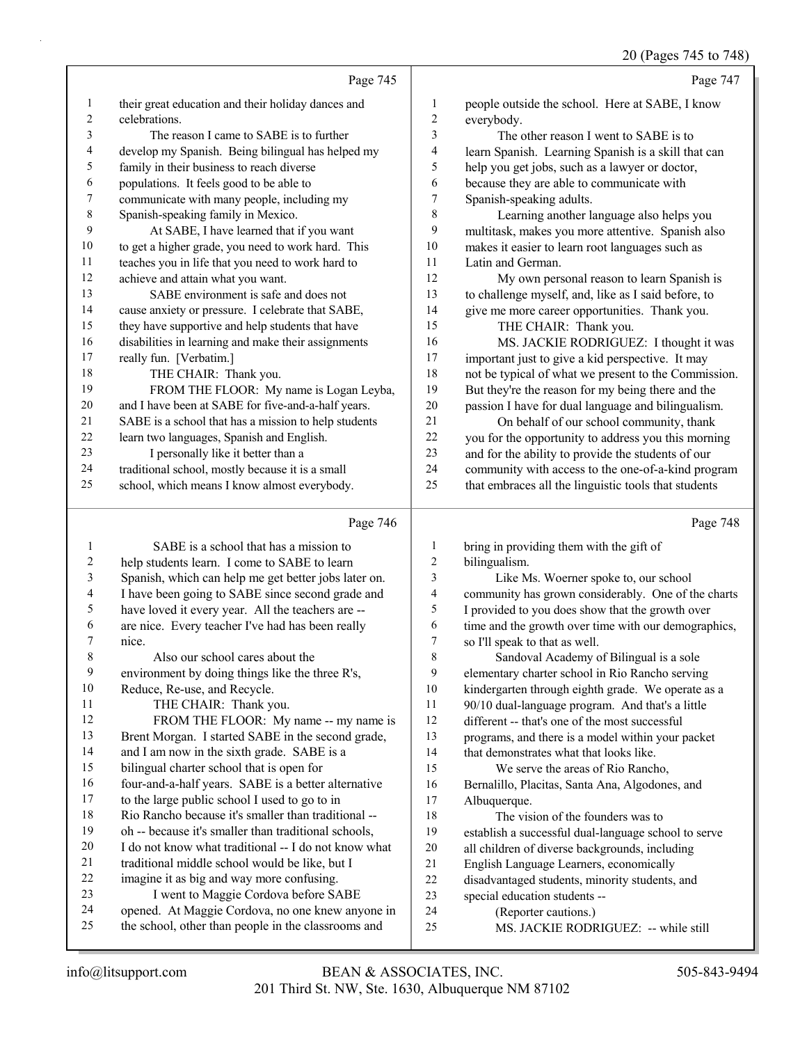Page 745

their great education and their holiday dances and celebrations.

The reason I came to SABE is to further develop my Spanish. Being bilingual has helped my family in their business to reach diverse populations. It feels good to be able to communicate with many people, including my Spanish-speaking family in Mexico.

At SABE, I have learned that if you want to get a higher grade, you need to work hard. This teaches you in life that you need to work hard to achieve and attain what you want.

SABE environment is safe and does not cause anxiety or pressure. I celebrate that SABE, they have supportive and help students that have disabilities in learning and make their assignments really fun. [Verbatim.]

THE CHAIR: Thank you.

FROM THE FLOOR: My name is Logan Leyba, and I have been at SABE for five-and-a-half years. SABE is a school that has a mission to help students learn two languages, Spanish and English.

I personally like it better than a traditional school, mostly because it is a small school, which means I know almost everybody.

Page 746

SABE is a school that has a mission to help students learn. I come to SABE to learn Spanish, which can help me get better jobs later on. I have been going to SABE since second grade and have loved it every year. All the teachers are -- are nice. Every teacher I've had has been really nice.

Also our school cares about the environment by doing things like the three R's, Reduce, Re-use, and Recycle.

THE CHAIR: Thank you.

FROM THE FLOOR: My name -- my name is Brent Morgan. I started SABE in the second grade, and I am now in the sixth grade. SABE is a bilingual charter school that is open for four-and-a-half years. SABE is a better alternative to the large public school I used to go to in Rio Rancho because it's smaller than traditional -- oh -- because it's smaller than traditional schools, I do not know what traditional -- I do not know what traditional middle school would be like, but I imagine it as big and way more confusing.

I went to Maggie Cordova before SABE opened. At Maggie Cordova, no one knew anyone in the school, other than people in the classrooms and

Page 747

people outside the school. Here at SABE, I know everybody.

The other reason I went to SABE is to learn Spanish. Learning Spanish is a skill that can help you get jobs, such as a lawyer or doctor, because they are able to communicate with Spanish-speaking adults.

Learning another language also helps you multitask, makes you more attentive. Spanish also makes it easier to learn root languages such as Latin and German.

My own personal reason to learn Spanish is to challenge myself, and, like as I said before, to give me more career opportunities. Thank you.

THE CHAIR: Thank you.

MS. JACKIE RODRIGUEZ: I thought it was important just to give a kid perspective. It may not be typical of what we present to the Commission. But they're the reason for my being there and the passion I have for dual language and bilingualism.

On behalf of our school community, thank you for the opportunity to address you this morning and for the ability to provide the students of our community with access to the one-of-a-kind program that embraces all the linguistic tools that students

Page 748

bring in providing them with the gift of bilingualism.

Like Ms. Woerner spoke to, our school community has grown considerably. One of the charts I provided to you does show that the growth over time and the growth over time with our demographics, so I'll speak to that as well.

Sandoval Academy of Bilingual is a sole elementary charter school in Rio Rancho serving kindergarten through eighth grade. We operate as a 90/10 dual-language program. And that's a little different -- that's one of the most successful programs, and there is a model within your packet that demonstrates what that looks like.

We serve the areas of Rio Rancho, Bernalillo, Placitas, Santa Ana, Algodones, and Albuquerque.

The vision of the founders was to establish a successful dual-language school to serve all children of diverse backgrounds, including English Language Learners, economically disadvantaged students, minority students, and special education students --

(Reporter cautions.)

MS. JACKIE RODRIGUEZ: -- while still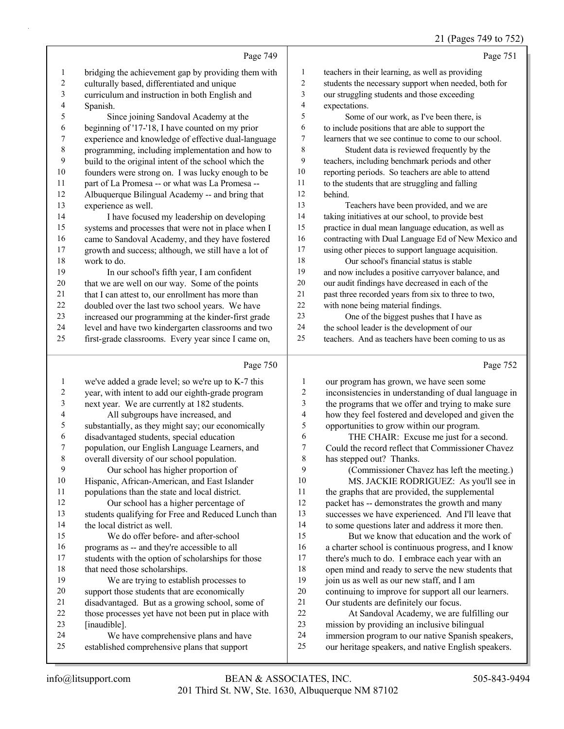Page 749

1 bridging the achievement gap by providing them with
2 culturally based, differentiated and unique
3 curriculum and instruction in both English and
4 Spanish.
5 Since joining Sandoval Academy at the
6 beginning of '17-'18, I have counted on my prior
7 experience and knowledge of effective dual-language
8 programming, including implementation and how to
9 build to the original intent of the school which the
10 founders were strong on. I was lucky enough to be
11 part of La Promesa -- or what was La Promesa --
12 Albuquerque Bilingual Academy -- and bring that
13 experience as well.
14 I have focused my leadership on developing
15 systems and processes that were not in place when I
16 came to Sandoval Academy, and they have fostered
17 growth and success; although, we still have a lot of
18 work to do.
19 In our school's fifth year, I am confident
20 that we are well on our way. Some of the points
21 that I can attest to, our enrollment has more than
22 doubled over the last two school years. We have
23 increased our programming at the kinder-first grade
24 level and have two kindergarten classrooms and two
25 first-grade classrooms. Every year since I came on,

Page 750

1 we've added a grade level; so we're up to K-7 this
2 year, with intent to add our eighth-grade program
3 next year. We are currently at 182 students.
4 All subgroups have increased, and
5 substantially, as they might say; our economically
6 disadvantaged students, special education
7 population, our English Language Learners, and
8 overall diversity of our school population.
9 Our school has higher proportion of
10 Hispanic, African-American, and East Islander
11 populations than the state and local district.
12 Our school has a higher percentage of
13 students qualifying for Free and Reduced Lunch than
14 the local district as well.
15 We do offer before- and after-school
16 programs as -- and they're accessible to all
17 students with the option of scholarships for those
18 that need those scholarships.
19 We are trying to establish processes to
20 support those students that are economically
21 disadvantaged. But as a growing school, some of
22 those processes yet have not been put in place with
23 [inaudible].
24 We have comprehensive plans and have
25 established comprehensive plans that support

Page 751

1 teachers in their learning, as well as providing
2 students the necessary support when needed, both for
3 our struggling students and those exceeding
4 expectations.
5 Some of our work, as I've been there, is
6 to include positions that are able to support the
7 learners that we see continue to come to our school.
8 Student data is reviewed frequently by the
9 teachers, including benchmark periods and other
10 reporting periods. So teachers are able to attend
11 to the students that are struggling and falling
12 behind.
13 Teachers have been provided, and we are
14 taking initiatives at our school, to provide best
15 practice in dual mean language education, as well as
16 contracting with Dual Language Ed of New Mexico and
17 using other pieces to support language acquisition.
18 Our school's financial status is stable
19 and now includes a positive carryover balance, and
20 our audit findings have decreased in each of the
21 past three recorded years from six to three to two,
22 with none being material findings.
23 One of the biggest pushes that I have as
24 the school leader is the development of our
25 teachers. And as teachers have been coming to us as

Page 752

1 our program has grown, we have seen some
2 inconsistencies in understanding of dual language in
3 the programs that we offer and trying to make sure
4 how they feel fostered and developed and given the
5 opportunities to grow within our program.
6 THE CHAIR: Excuse me just for a second.
7 Could the record reflect that Commissioner Chavez
8 has stepped out? Thanks.
9 (Commissioner Chavez has left the meeting.)
10 MS. JACKIE RODRIGUEZ: As you'll see in
11 the graphs that are provided, the supplemental
12 packet has -- demonstrates the growth and many
13 successes we have experienced. And I'll leave that
14 to some questions later and address it more then.
15 But we know that education and the work of
16 a charter school is continuous progress, and I know
17 there's much to do. I embrace each year with an
18 open mind and ready to serve the new students that
19 join us as well as our new staff, and I am
20 continuing to improve for support all our learners.
21 Our students are definitely our focus.
22 At Sandoval Academy, we are fulfilling our
23 mission by providing an inclusive bilingual
24 immersion program to our native Spanish speakers,
25 our heritage speakers, and native English speakers.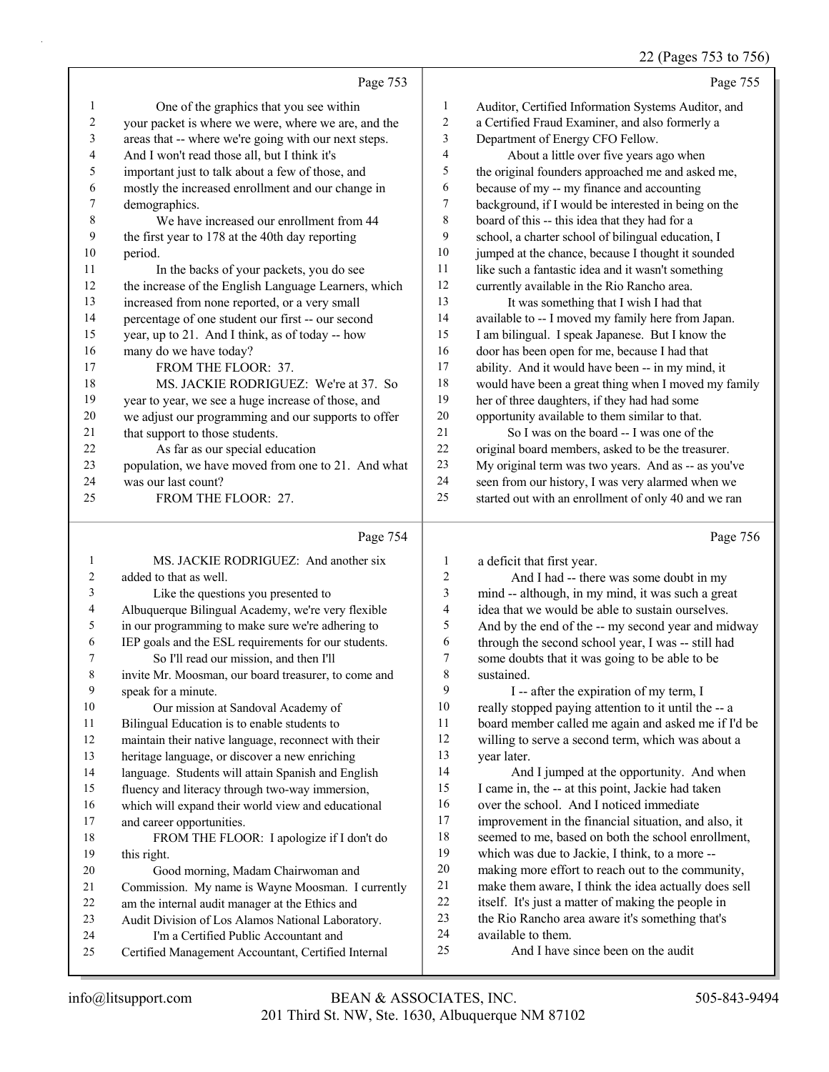Page 753

1 One of the graphics that you see within
2 your packet is where we were, where we are, and the
3 areas that -- where we're going with our next steps.
4 And I won't read those all, but I think it's
5 important just to talk about a few of those, and
6 mostly the increased enrollment and our change in
7 demographics.
8 We have increased our enrollment from 44
9 the first year to 178 at the 40th day reporting
10 period.
11 In the backs of your packets, you do see
12 the increase of the English Language Learners, which
13 increased from none reported, or a very small
14 percentage of one student our first -- our second
15 year, up to 21. And I think, as of today -- how
16 many do we have today?
17 FROM THE FLOOR: 37.
18 MS. JACKIE RODRIGUEZ: We're at 37. So
19 year to year, we see a huge increase of those, and
20 we adjust our programming and our supports to offer
21 that support to those students.
22 As far as our special education
23 population, we have moved from one to 21. And what
24 was our last count?
25 FROM THE FLOOR: 27.

Page 754

1 MS. JACKIE RODRIGUEZ: And another six
2 added to that as well.
3 Like the questions you presented to
4 Albuquerque Bilingual Academy, we're very flexible
5 in our programming to make sure we're adhering to
6 IEP goals and the ESL requirements for our students.
7 So I'll read our mission, and then I'll
8 invite Mr. Moosman, our board treasurer, to come and
9 speak for a minute.
10 Our mission at Sandoval Academy of
11 Bilingual Education is to enable students to
12 maintain their native language, reconnect with their
13 heritage language, or discover a new enriching
14 language. Students will attain Spanish and English
15 fluency and literacy through two-way immersion,
16 which will expand their world view and educational
17 and career opportunities.
18 FROM THE FLOOR: I apologize if I don't do
19 this right.
20 Good morning, Madam Chairwoman and
21 Commission. My name is Wayne Moosman. I currently
22 am the internal audit manager at the Ethics and
23 Audit Division of Los Alamos National Laboratory.
24 I'm a Certified Public Accountant and
25 Certified Management Accountant, Certified Internal

Page 755

1 Auditor, Certified Information Systems Auditor, and
2 a Certified Fraud Examiner, and also formerly a
3 Department of Energy CFO Fellow.
4 About a little over five years ago when
5 the original founders approached me and asked me,
6 because of my -- my finance and accounting
7 background, if I would be interested in being on the
8 board of this -- this idea that they had for a
9 school, a charter school of bilingual education, I
10 jumped at the chance, because I thought it sounded
11 like such a fantastic idea and it wasn't something
12 currently available in the Rio Rancho area.
13 It was something that I wish I had that
14 available to -- I moved my family here from Japan.
15 I am bilingual. I speak Japanese. But I know the
16 door has been open for me, because I had that
17 ability. And it would have been -- in my mind, it
18 would have been a great thing when I moved my family
19 her of three daughters, if they had had some
20 opportunity available to them similar to that.
21 So I was on the board -- I was one of the
22 original board members, asked to be the treasurer.
23 My original term was two years. And as -- as you've
24 seen from our history, I was very alarmed when we
25 started out with an enrollment of only 40 and we ran

Page 756

1 a deficit that first year.
2 And I had -- there was some doubt in my
3 mind -- although, in my mind, it was such a great
4 idea that we would be able to sustain ourselves.
5 And by the end of the -- my second year and midway
6 through the second school year, I was -- still had
7 some doubts that it was going to be able to be
8 sustained.
9 I -- after the expiration of my term, I
10 really stopped paying attention to it until the -- a
11 board member called me again and asked me if I'd be
12 willing to serve a second term, which was about a
13 year later.
14 And I jumped at the opportunity. And when
15 I came in, the -- at this point, Jackie had taken
16 over the school. And I noticed immediate
17 improvement in the financial situation, and also, it
18 seemed to me, based on both the school enrollment,
19 which was due to Jackie, I think, to a more --
20 making more effort to reach out to the community,
21 make them aware, I think the idea actually does sell
22 itself. It's just a matter of making the people in
23 the Rio Rancho area aware it's something that's
24 available to them.
25 And I have since been on the audit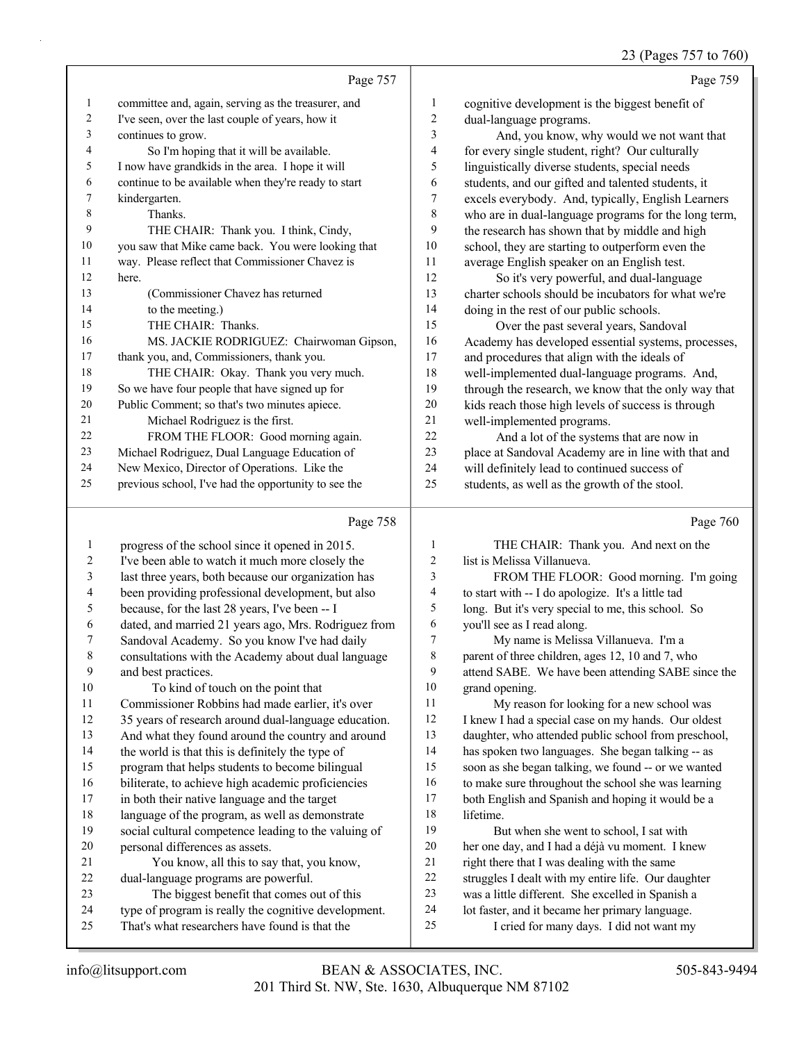Page 757

1 committee and, again, serving as the treasurer, and
2 I've seen, over the last couple of years, how it
3 continues to grow.
4 So I'm hoping that it will be available.
5 I now have grandkids in the area. I hope it will
6 continue to be available when they're ready to start
7 kindergarten.
8 Thanks.
9 THE CHAIR: Thank you. I think, Cindy,
10 you saw that Mike came back. You were looking that
11 way. Please reflect that Commissioner Chavez is
12 here.
13 (Commissioner Chavez has returned
14 to the meeting.)
15 THE CHAIR: Thanks.
16 MS. JACKIE RODRIGUEZ: Chairwoman Gipson,
17 thank you, and, Commissioners, thank you.
18 THE CHAIR: Okay. Thank you very much.
19 So we have four people that have signed up for
20 Public Comment; so that's two minutes apiece.
21 Michael Rodriguez is the first.
22 FROM THE FLOOR: Good morning again.
23 Michael Rodriguez, Dual Language Education of
24 New Mexico, Director of Operations. Like the
25 previous school, I've had the opportunity to see the

Page 758

1 progress of the school since it opened in 2015.
2 I've been able to watch it much more closely the
3 last three years, both because our organization has
4 been providing professional development, but also
5 because, for the last 28 years, I've been -- I
6 dated, and married 21 years ago, Mrs. Rodriguez from
7 Sandoval Academy. So you know I've had daily
8 consultations with the Academy about dual language
9 and best practices.
10 To kind of touch on the point that
11 Commissioner Robbins had made earlier, it's over
12 35 years of research around dual-language education.
13 And what they found around the country and around
14 the world is that this is definitely the type of
15 program that helps students to become bilingual
16 biliterate, to achieve high academic proficiencies
17 in both their native language and the target
18 language of the program, as well as demonstrate
19 social cultural competence leading to the valuing of
20 personal differences as assets.
21 You know, all this to say that, you know,
22 dual-language programs are powerful.
23 The biggest benefit that comes out of this
24 type of program is really the cognitive development.
25 That's what researchers have found is that the

Page 759

1 cognitive development is the biggest benefit of
2 dual-language programs.
3 And, you know, why would we not want that
4 for every single student, right? Our culturally
5 linguistically diverse students, special needs
6 students, and our gifted and talented students, it
7 excels everybody. And, typically, English Learners
8 who are in dual-language programs for the long term,
9 the research has shown that by middle and high
10 school, they are starting to outperform even the
11 average English speaker on an English test.
12 So it's very powerful, and dual-language
13 charter schools should be incubators for what we're
14 doing in the rest of our public schools.
15 Over the past several years, Sandoval
16 Academy has developed essential systems, processes,
17 and procedures that align with the ideals of
18 well-implemented dual-language programs. And,
19 through the research, we know that the only way that
20 kids reach those high levels of success is through
21 well-implemented programs.
22 And a lot of the systems that are now in
23 place at Sandoval Academy are in line with that and
24 will definitely lead to continued success of
25 students, as well as the growth of the stool.

Page 760

1 THE CHAIR: Thank you. And next on the
2 list is Melissa Villanueva.
3 FROM THE FLOOR: Good morning. I'm going
4 to start with -- I do apologize. It's a little tad
5 long. But it's very special to me, this school. So
6 you'll see as I read along.
7 My name is Melissa Villanueva. I'm a
8 parent of three children, ages 12, 10 and 7, who
9 attend SABE. We have been attending SABE since the
10 grand opening.
11 My reason for looking for a new school was
12 I knew I had a special case on my hands. Our oldest
13 daughter, who attended public school from preschool,
14 has spoken two languages. She began talking -- as
15 soon as she began talking, we found -- or we wanted
16 to make sure throughout the school she was learning
17 both English and Spanish and hoping it would be a
18 lifetime.
19 But when she went to school, I sat with
20 her one day, and I had a déjà vu moment. I knew
21 right there that I was dealing with the same
22 struggles I dealt with my entire life. Our daughter
23 was a little different. She excelled in Spanish a
24 lot faster, and it became her primary language.
25 I cried for many days. I did not want my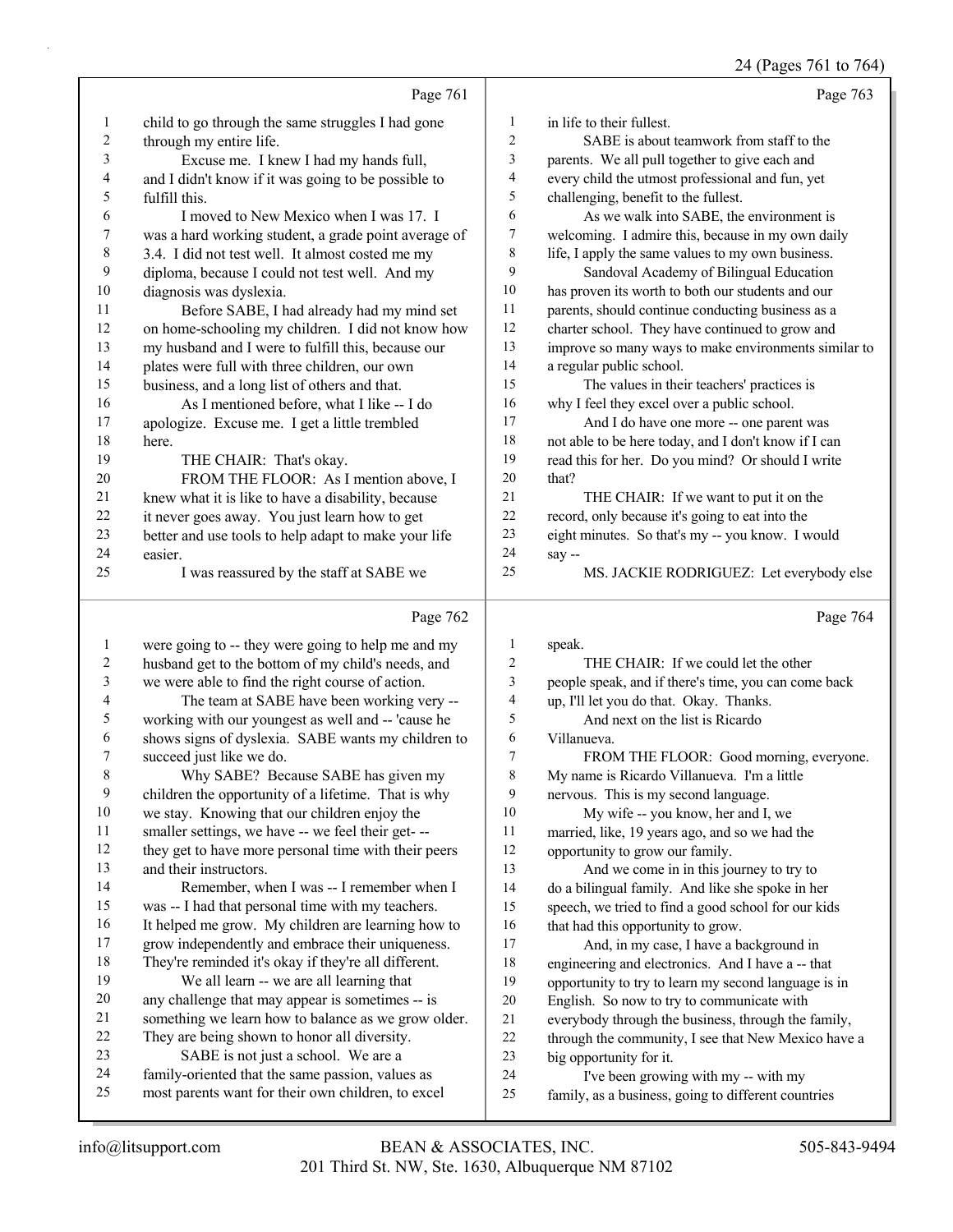24 (Pages 761 to 764)

Page 761

1 child to go through the same struggles I had gone
2 through my entire life.
3 Excuse me. I knew I had my hands full,
4 and I didn't know if it was going to be possible to
5 fulfill this.
6 I moved to New Mexico when I was 17. I
7 was a hard working student, a grade point average of
8 3.4. I did not test well. It almost costed me my
9 diploma, because I could not test well. And my
10 diagnosis was dyslexia.
11 Before SABE, I had already had my mind set
12 on home-schooling my children. I did not know how
13 my husband and I were to fulfill this, because our
14 plates were full with three children, our own
15 business, and a long list of others and that.
16 As I mentioned before, what I like -- I do
17 apologize. Excuse me. I get a little trembled
18 here.
19 THE CHAIR: That's okay.
20 FROM THE FLOOR: As I mention above, I
21 knew what it is like to have a disability, because
22 it never goes away. You just learn how to get
23 better and use tools to help adapt to make your life
24 easier.
25 I was reassured by the staff at SABE we

Page 762

1 were going to -- they were going to help me and my
2 husband get to the bottom of my child's needs, and
3 we were able to find the right course of action.
4 The team at SABE have been working very --
5 working with our youngest as well and -- 'cause he
6 shows signs of dyslexia. SABE wants my children to
7 succeed just like we do.
8 Why SABE? Because SABE has given my
9 children the opportunity of a lifetime. That is why
10 we stay. Knowing that our children enjoy the
11 smaller settings, we have -- we feel their get- --
12 they get to have more personal time with their peers
13 and their instructors.
14 Remember, when I was -- I remember when I
15 was -- I had that personal time with my teachers.
16 It helped me grow. My children are learning how to
17 grow independently and embrace their uniqueness.
18 They're reminded it's okay if they're all different.
19 We all learn -- we are all learning that
20 any challenge that may appear is sometimes -- is
21 something we learn how to balance as we grow older.
22 They are being shown to honor all diversity.
23 SABE is not just a school. We are a
24 family-oriented that the same passion, values as
25 most parents want for their own children, to excel

Page 763

1 in life to their fullest.
2 SABE is about teamwork from staff to the
3 parents. We all pull together to give each and
4 every child the utmost professional and fun, yet
5 challenging, benefit to the fullest.
6 As we walk into SABE, the environment is
7 welcoming. I admire this, because in my own daily
8 life, I apply the same values to my own business.
9 Sandoval Academy of Bilingual Education
10 has proven its worth to both our students and our
11 parents, should continue conducting business as a
12 charter school. They have continued to grow and
13 improve so many ways to make environments similar to
14 a regular public school.
15 The values in their teachers' practices is
16 why I feel they excel over a public school.
17 And I do have one more -- one parent was
18 not able to be here today, and I don't know if I can
19 read this for her. Do you mind? Or should I write
20 that?
21 THE CHAIR: If we want to put it on the
22 record, only because it's going to eat into the
23 eight minutes. So that's my -- you know. I would
24 say --
25 MS. JACKIE RODRIGUEZ: Let everybody else

Page 764

1 speak.
2 THE CHAIR: If we could let the other
3 people speak, and if there's time, you can come back
4 up, I'll let you do that. Okay. Thanks.
5 And next on the list is Ricardo
6 Villanueva.
7 FROM THE FLOOR: Good morning, everyone.
8 My name is Ricardo Villanueva. I'm a little
9 nervous. This is my second language.
10 My wife -- you know, her and I, we
11 married, like, 19 years ago, and so we had the
12 opportunity to grow our family.
13 And we come in in this journey to try to
14 do a bilingual family. And like she spoke in her
15 speech, we tried to find a good school for our kids
16 that had this opportunity to grow.
17 And, in my case, I have a background in
18 engineering and electronics. And I have a -- that
19 opportunity to try to learn my second language is in
20 English. So now to try to communicate with
21 everybody through the business, through the family,
22 through the community, I see that New Mexico have a
23 big opportunity for it.
24 I've been growing with my -- with my
25 family, as a business, going to different countries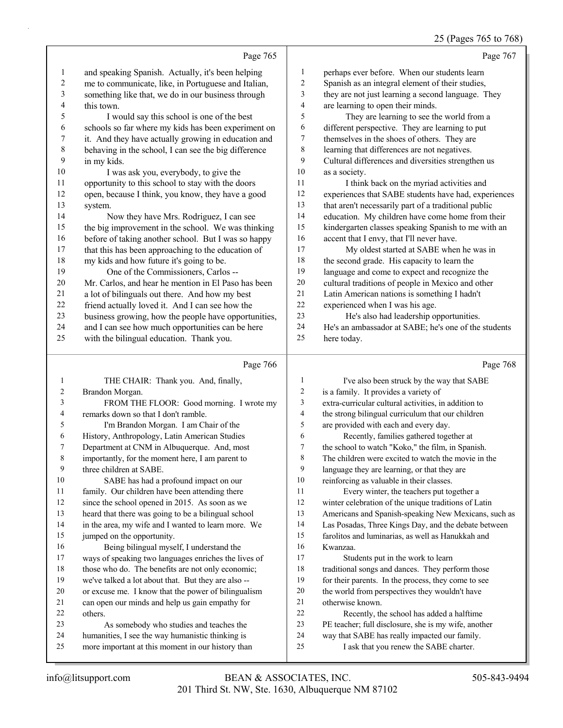**Page 765**

1 and speaking Spanish. Actually, it's been helping
2 me to communicate, like, in Portuguese and Italian,
3 something like that, we do in our business through
4 this town.
5 I would say this school is one of the best
6 schools so far where my kids has been experiment on
7 it. And they have actually growing in education and
8 behaving in the school, I can see the big difference
9 in my kids.
10 I was ask you, everybody, to give the
11 opportunity to this school to stay with the doors
12 open, because I think, you know, they have a good
13 system.
14 Now they have Mrs. Rodriguez, I can see
15 the big improvement in the school. We was thinking
16 before of taking another school. But I was so happy
17 that this has been approaching to the education of
18 my kids and how future it's going to be.
19 One of the Commissioners, Carlos --
20 Mr. Carlos, and hear he mention in El Paso has been
21 a lot of bilinguals out there. And how my best
22 friend actually loved it. And I can see how the
23 business growing, how the people have opportunities,
24 and I can see how much opportunities can be here
25 with the bilingual education. Thank you.

**Page 766**

1 THE CHAIR: Thank you. And, finally,
2 Brandon Morgan.
3 FROM THE FLOOR: Good morning. I wrote my
4 remarks down so that I don't ramble.
5 I'm Brandon Morgan. I am Chair of the
6 History, Anthropology, Latin American Studies
7 Department at CNM in Albuquerque. And, most
8 importantly, for the moment here, I am parent to
9 three children at SABE.
10 SABE has had a profound impact on our
11 family. Our children have been attending there
12 since the school opened in 2015. As soon as we
13 heard that there was going to be a bilingual school
14 in the area, my wife and I wanted to learn more. We
15 jumped on the opportunity.
16 Being bilingual myself, I understand the
17 ways of speaking two languages enriches the lives of
18 those who do. The benefits are not only economic;
19 we've talked a lot about that. But they are also --
20 or excuse me. I know that the power of bilingualism
21 can open our minds and help us gain empathy for
22 others.
23 As somebody who studies and teaches the
24 humanities, I see the way humanistic thinking is
25 more important at this moment in our history than

**Page 767**

1 perhaps ever before. When our students learn
2 Spanish as an integral element of their studies,
3 they are not just learning a second language. They
4 are learning to open their minds.
5 They are learning to see the world from a
6 different perspective. They are learning to put
7 themselves in the shoes of others. They are
8 learning that differences are not negatives.
9 Cultural differences and diversities strengthen us
10 as a society.
11 I think back on the myriad activities and
12 experiences that SABE students have had, experiences
13 that aren't necessarily part of a traditional public
14 education. My children have come home from their
15 kindergarten classes speaking Spanish to me with an
16 accent that I envy, that I'll never have.
17 My oldest started at SABE when he was in
18 the second grade. His capacity to learn the
19 language and come to expect and recognize the
20 cultural traditions of people in Mexico and other
21 Latin American nations is something I hadn't
22 experienced when I was his age.
23 He's also had leadership opportunities.
24 He's an ambassador at SABE; he's one of the students
25 here today.

**Page 768**

1 I've also been struck by the way that SABE
2 is a family. It provides a variety of
3 extra-curricular cultural activities, in addition to
4 the strong bilingual curriculum that our children
5 are provided with each and every day.
6 Recently, families gathered together at
7 the school to watch "Koko," the film, in Spanish.
8 The children were excited to watch the movie in the
9 language they are learning, or that they are
10 reinforcing as valuable in their classes.
11 Every winter, the teachers put together a
12 winter celebration of the unique traditions of Latin
13 Americans and Spanish-speaking New Mexicans, such as
14 Las Posadas, Three Kings Day, and the debate between
15 farolitos and luminarias, as well as Hanukkah and
16 Kwanzaa.
17 Students put in the work to learn
18 traditional songs and dances. They perform those
19 for their parents. In the process, they come to see
20 the world from perspectives they wouldn't have
21 otherwise known.
22 Recently, the school has added a halftime
23 PE teacher; full disclosure, she is my wife, another
24 way that SABE has really impacted our family.
25 I ask that you renew the SABE charter.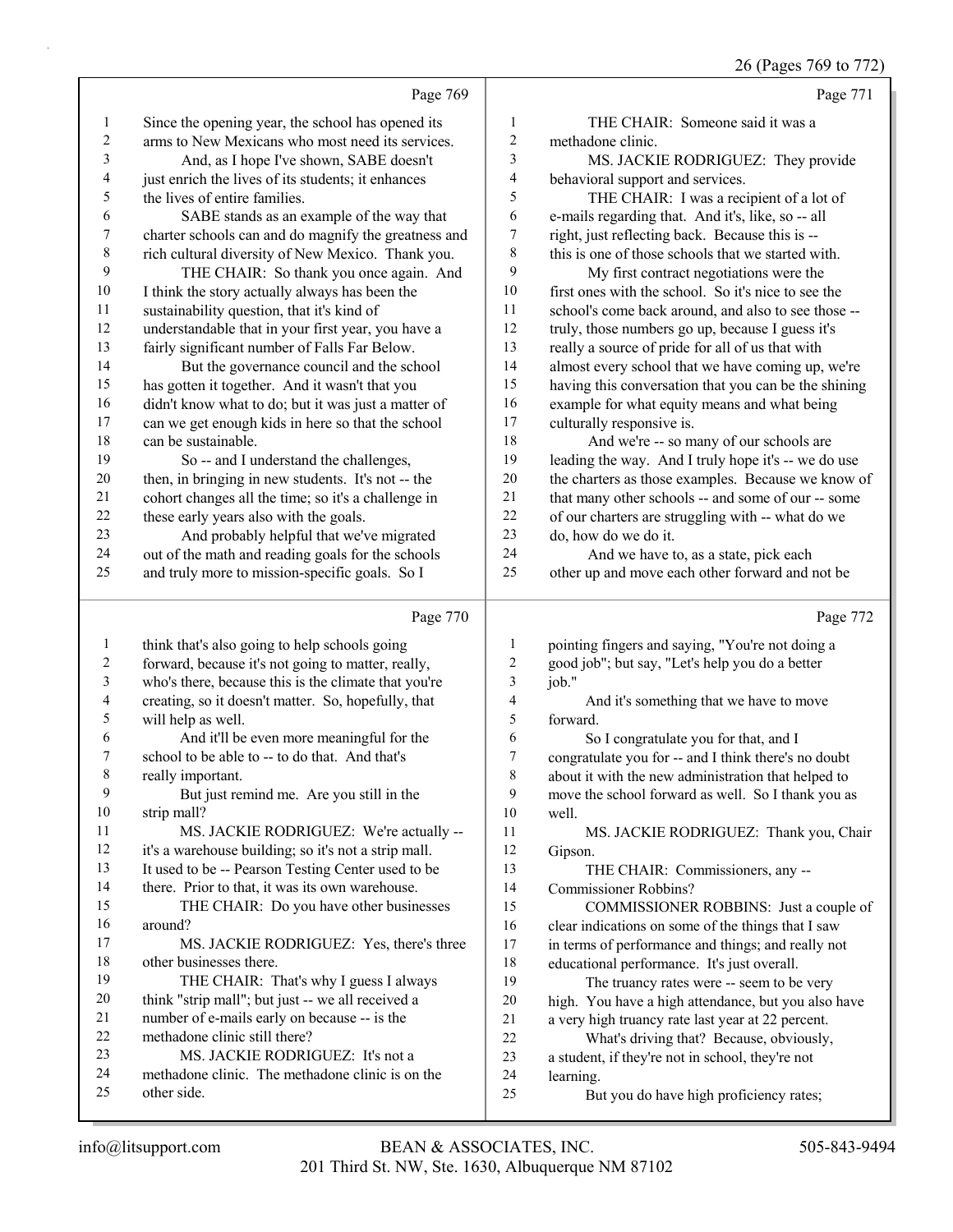Page 769

Since the opening year, the school has opened its arms to New Mexicans who most need its services.

And, as I hope I've shown, SABE doesn't just enrich the lives of its students; it enhances the lives of entire families.

SABE stands as an example of the way that charter schools can and do magnify the greatness and rich cultural diversity of New Mexico. Thank you.

THE CHAIR: So thank you once again. And I think the story actually always has been the sustainability question, that it's kind of understandable that in your first year, you have a fairly significant number of Falls Far Below.

But the governance council and the school has gotten it together. And it wasn't that you didn't know what to do; but it was just a matter of can we get enough kids in here so that the school can be sustainable.

So -- and I understand the challenges, then, in bringing in new students. It's not -- the cohort changes all the time; so it's a challenge in these early years also with the goals.

And probably helpful that we've migrated out of the math and reading goals for the schools and truly more to mission-specific goals. So I

Page 770

think that's also going to help schools going forward, because it's not going to matter, really, who's there, because this is the climate that you're creating, so it doesn't matter. So, hopefully, that will help as well.

And it'll be even more meaningful for the school to be able to -- to do that. And that's really important.

But just remind me. Are you still in the strip mall?

MS. JACKIE RODRIGUEZ: We're actually -- it's a warehouse building; so it's not a strip mall. It used to be -- Pearson Testing Center used to be there. Prior to that, it was its own warehouse.

THE CHAIR: Do you have other businesses around?

MS. JACKIE RODRIGUEZ: Yes, there's three other businesses there.

THE CHAIR: That's why I guess I always think "strip mall"; but just -- we all received a number of e-mails early on because -- is the methadone clinic still there?

MS. JACKIE RODRIGUEZ: It's not a methadone clinic. The methadone clinic is on the other side.

Page 771

THE CHAIR: Someone said it was a methadone clinic.

MS. JACKIE RODRIGUEZ: They provide behavioral support and services.

THE CHAIR: I was a recipient of a lot of e-mails regarding that. And it's, like, so -- all right, just reflecting back. Because this is -- this is one of those schools that we started with.

My first contract negotiations were the first ones with the school. So it's nice to see the school's come back around, and also to see those -- truly, those numbers go up, because I guess it's really a source of pride for all of us that with almost every school that we have coming up, we're having this conversation that you can be the shining example for what equity means and what being culturally responsive is.

And we're -- so many of our schools are leading the way. And I truly hope it's -- we do use the charters as those examples. Because we know of that many other schools -- and some of our -- some of our charters are struggling with -- what do we do, how do we do it.

And we have to, as a state, pick each other up and move each other forward and not be

Page 772

pointing fingers and saying, "You're not doing a good job"; but say, "Let's help you do a better job."

And it's something that we have to move forward.

So I congratulate you for that, and I congratulate you for -- and I think there's no doubt about it with the new administration that helped to move the school forward as well. So I thank you as well.

MS. JACKIE RODRIGUEZ: Thank you, Chair Gipson.

THE CHAIR: Commissioners, any -- Commissioner Robbins?

COMMISSIONER ROBBINS: Just a couple of clear indications on some of the things that I saw in terms of performance and things; and really not educational performance. It's just overall.

The truancy rates were -- seem to be very high. You have a high attendance, but you also have a very high truancy rate last year at 22 percent.

What's driving that? Because, obviously, a student, if they're not in school, they're not learning.

But you do have high proficiency rates;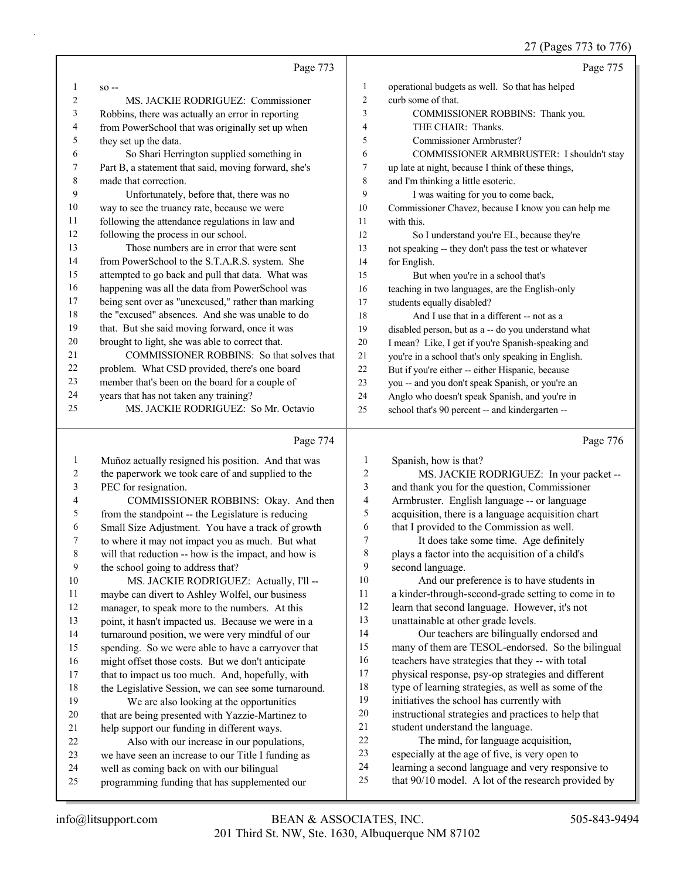Page 773

1 so --
2 MS. JACKIE RODRIGUEZ: Commissioner
3 Robbins, there was actually an error in reporting
4 from PowerSchool that was originally set up when
5 they set up the data.
6 So Shari Herrington supplied something in
7 Part B, a statement that said, moving forward, she's
8 made that correction.
9 Unfortunately, before that, there was no
10 way to see the truancy rate, because we were
11 following the attendance regulations in law and
12 following the process in our school.
13 Those numbers are in error that were sent
14 from PowerSchool to the S.T.A.R.S. system. She
15 attempted to go back and pull that data. What was
16 happening was all the data from PowerSchool was
17 being sent over as "unexcused," rather than marking
18 the "excused" absences. And she was unable to do
19 that. But she said moving forward, once it was
20 brought to light, she was able to correct that.
21 COMMISSIONER ROBBINS: So that solves that
22 problem. What CSD provided, there's one board
23 member that's been on the board for a couple of
24 years that has not taken any training?
25 MS. JACKIE RODRIGUEZ: So Mr. Octavio

Page 774

1 Muñoz actually resigned his position. And that was
2 the paperwork we took care of and supplied to the
3 PEC for resignation.
4 COMMISSIONER ROBBINS: Okay. And then
5 from the standpoint -- the Legislature is reducing
6 Small Size Adjustment. You have a track of growth
7 to where it may not impact you as much. But what
8 will that reduction -- how is the impact, and how is
9 the school going to address that?
10 MS. JACKIE RODRIGUEZ: Actually, I'll --
11 maybe can divert to Ashley Wolfel, our business
12 manager, to speak more to the numbers. At this
13 point, it hasn't impacted us. Because we were in a
14 turnaround position, we were very mindful of our
15 spending. So we were able to have a carryover that
16 might offset those costs. But we don't anticipate
17 that to impact us too much. And, hopefully, with
18 the Legislative Session, we can see some turnaround.
19 We are also looking at the opportunities
20 that are being presented with Yazzie-Martinez to
21 help support our funding in different ways.
22 Also with our increase in our populations,
23 we have seen an increase to our Title I funding as
24 well as coming back on with our bilingual
25 programming funding that has supplemented our

Page 775

1 operational budgets as well. So that has helped
2 curb some of that.
3 COMMISSIONER ROBBINS: Thank you.
4 THE CHAIR: Thanks.
5 Commissioner Armbruster?
6 COMMISSIONER ARMBRUSTER: I shouldn't stay
7 up late at night, because I think of these things,
8 and I'm thinking a little esoteric.
9 I was waiting for you to come back,
10 Commissioner Chavez, because I know you can help me
11 with this.
12 So I understand you're EL, because they're
13 not speaking -- they don't pass the test or whatever
14 for English.
15 But when you're in a school that's
16 teaching in two languages, are the English-only
17 students equally disabled?
18 And I use that in a different -- not as a
19 disabled person, but as a -- do you understand what
20 I mean? Like, I get if you're Spanish-speaking and
21 you're in a school that's only speaking in English.
22 But if you're either -- either Hispanic, because
23 you -- and you don't speak Spanish, or you're an
24 Anglo who doesn't speak Spanish, and you're in
25 school that's 90 percent -- and kindergarten --

Page 776

1 Spanish, how is that?
2 MS. JACKIE RODRIGUEZ: In your packet --
3 and thank you for the question, Commissioner
4 Armbruster. English language -- or language
5 acquisition, there is a language acquisition chart
6 that I provided to the Commission as well.
7 It does take some time. Age definitely
8 plays a factor into the acquisition of a child's
9 second language.
10 And our preference is to have students in
11 a kinder-through-second-grade setting to come in to
12 learn that second language. However, it's not
13 unattainable at other grade levels.
14 Our teachers are bilingually endorsed and
15 many of them are TESOL-endorsed. So the bilingual
16 teachers have strategies that they -- with total
17 physical response, psy-op strategies and different
18 type of learning strategies, as well as some of the
19 initiatives the school has currently with
20 instructional strategies and practices to help that
21 student understand the language.
22 The mind, for language acquisition,
23 especially at the age of five, is very open to
24 learning a second language and very responsive to
25 that 90/10 model. A lot of the research provided by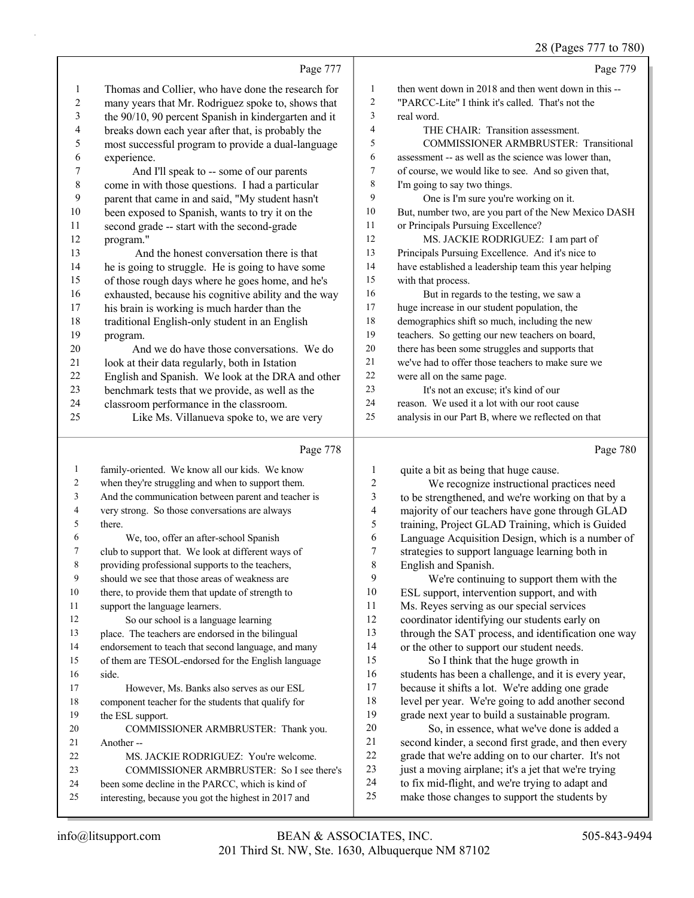Page 777

1 Thomas and Collier, who have done the research for
2 many years that Mr. Rodriguez spoke to, shows that
3 the 90/10, 90 percent Spanish in kindergarten and it
4 breaks down each year after that, is probably the
5 most successful program to provide a dual-language
6 experience.
7 And I'll speak to -- some of our parents
8 come in with those questions. I had a particular
9 parent that came in and said, "My student hasn't
10 been exposed to Spanish, wants to try it on the
11 second grade -- start with the second-grade
12 program."
13 And the honest conversation there is that
14 he is going to struggle. He is going to have some
15 of those rough days where he goes home, and he's
16 exhausted, because his cognitive ability and the way
17 his brain is working is much harder than the
18 traditional English-only student in an English
19 program.
20 And we do have those conversations. We do
21 look at their data regularly, both in Istation
22 English and Spanish. We look at the DRA and other
23 benchmark tests that we provide, as well as the
24 classroom performance in the classroom.
25 Like Ms. Villanueva spoke to, we are very

Page 778

1 family-oriented. We know all our kids. We know
2 when they're struggling and when to support them.
3 And the communication between parent and teacher is
4 very strong. So those conversations are always
5 there.
6 We, too, offer an after-school Spanish
7 club to support that. We look at different ways of
8 providing professional supports to the teachers,
9 should we see that those areas of weakness are
10 there, to provide them that update of strength to
11 support the language learners.
12 So our school is a language learning
13 place. The teachers are endorsed in the bilingual
14 endorsement to teach that second language, and many
15 of them are TESOL-endorsed for the English language
16 side.
17 However, Ms. Banks also serves as our ESL
18 component teacher for the students that qualify for
19 the ESL support.
20 COMMISSIONER ARMBRUSTER: Thank you.
21 Another --
22 MS. JACKIE RODRIGUEZ: You're welcome.
23 COMMISSIONER ARMBRUSTER: So I see there's
24 been some decline in the PARCC, which is kind of
25 interesting, because you got the highest in 2017 and

Page 779

1 then went down in 2018 and then went down in this --
2 "PARCC-Lite" I think it's called. That's not the
3 real word.
4 THE CHAIR: Transition assessment.
5 COMMISSIONER ARMBRUSTER: Transitional
6 assessment -- as well as the science was lower than,
7 of course, we would like to see. And so given that,
8 I'm going to say two things.
9 One is I'm sure you're working on it.
10 But, number two, are you part of the New Mexico DASH
11 or Principals Pursuing Excellence?
12 MS. JACKIE RODRIGUEZ: I am part of
13 Principals Pursuing Excellence. And it's nice to
14 have established a leadership team this year helping
15 with that process.
16 But in regards to the testing, we saw a
17 huge increase in our student population, the
18 demographics shift so much, including the new
19 teachers. So getting our new teachers on board,
20 there has been some struggles and supports that
21 we've had to offer those teachers to make sure we
22 were all on the same page.
23 It's not an excuse; it's kind of our
24 reason. We used it a lot with our root cause
25 analysis in our Part B, where we reflected on that

Page 780

1 quite a bit as being that huge cause.
2 We recognize instructional practices need
3 to be strengthened, and we're working on that by a
4 majority of our teachers have gone through GLAD
5 training, Project GLAD Training, which is Guided
6 Language Acquisition Design, which is a number of
7 strategies to support language learning both in
8 English and Spanish.
9 We're continuing to support them with the
10 ESL support, intervention support, and with
11 Ms. Reyes serving as our special services
12 coordinator identifying our students early on
13 through the SAT process, and identification one way
14 or the other to support our student needs.
15 So I think that the huge growth in
16 students has been a challenge, and it is every year,
17 because it shifts a lot. We're adding one grade
18 level per year. We're going to add another second
19 grade next year to build a sustainable program.
20 So, in essence, what we've done is added a
21 second kinder, a second first grade, and then every
22 grade that we're adding on to our charter. It's not
23 just a moving airplane; it's a jet that we're trying
24 to fix mid-flight, and we're trying to adapt and
25 make those changes to support the students by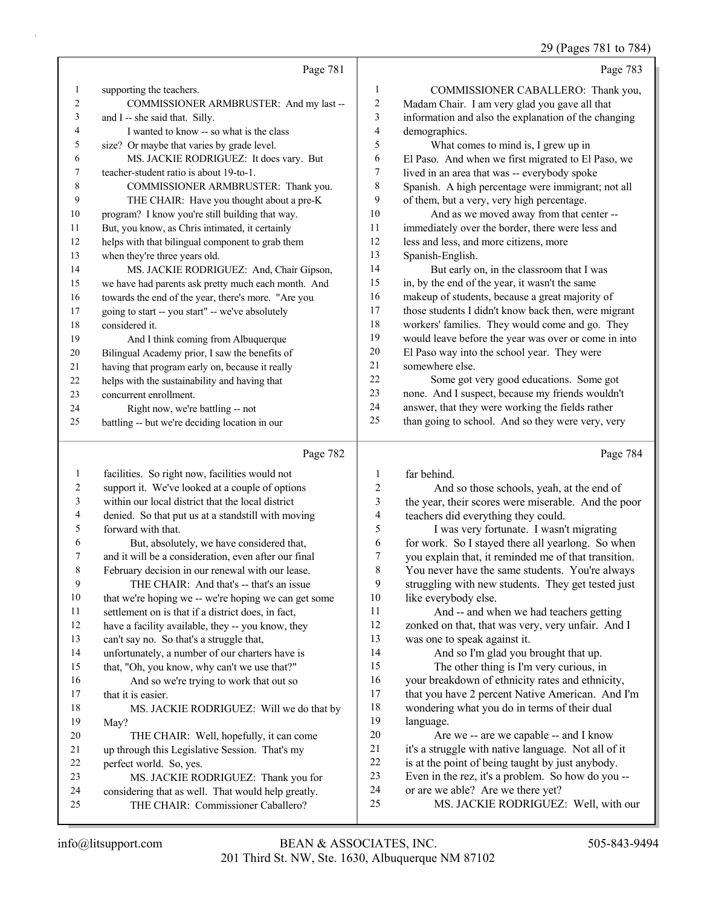Page 781

1 supporting the teachers.
2 COMMISSIONER ARMBRUSTER: And my last --
3 and I -- she said that. Silly.
4 I wanted to know -- so what is the class
5 size? Or maybe that varies by grade level.
6 MS. JACKIE RODRIGUEZ: It does vary. But
7 teacher-student ratio is about 19-to-1.
8 COMMISSIONER ARMBRUSTER: Thank you.
9 THE CHAIR: Have you thought about a pre-K
10 program? I know you're still building that way.
11 But, you know, as Chris intimated, it certainly
12 helps with that bilingual component to grab them
13 when they're three years old.
14 MS. JACKIE RODRIGUEZ: And, Chair Gipson,
15 we have had parents ask pretty much each month. And
16 towards the end of the year, there's more. "Are you
17 going to start -- you start" -- we've absolutely
18 considered it.
19 And I think coming from Albuquerque
20 Bilingual Academy prior, I saw the benefits of
21 having that program early on, because it really
22 helps with the sustainability and having that
23 concurrent enrollment.
24 Right now, we're battling -- not
25 battling -- but we're deciding location in our

Page 782

1 facilities. So right now, facilities would not
2 support it. We've looked at a couple of options
3 within our local district that the local district
4 denied. So that put us at a standstill with moving
5 forward with that.
6 But, absolutely, we have considered that,
7 and it will be a consideration, even after our final
8 February decision in our renewal with our lease.
9 THE CHAIR: And that's -- that's an issue
10 that we're hoping we -- we're hoping we can get some
11 settlement on is that if a district does, in fact,
12 have a facility available, they -- you know, they
13 can't say no. So that's a struggle that,
14 unfortunately, a number of our charters have is
15 that, "Oh, you know, why can't we use that?"
16 And so we're trying to work that out so
17 that it is easier.
18 MS. JACKIE RODRIGUEZ: Will we do that by
19 May?
20 THE CHAIR: Well, hopefully, it can come
21 up through this Legislative Session. That's my
22 perfect world. So, yes.
23 MS. JACKIE RODRIGUEZ: Thank you for
24 considering that as well. That would help greatly.
25 THE CHAIR: Commissioner Caballero?

Page 783

1 COMMISSIONER CABALLERO: Thank you,
2 Madam Chair. I am very glad you gave all that
3 information and also the explanation of the changing
4 demographics.
5 What comes to mind is, I grew up in
6 El Paso. And when we first migrated to El Paso, we
7 lived in an area that was -- everybody spoke
8 Spanish. A high percentage were immigrant; not all
9 of them, but a very, very high percentage.
10 And as we moved away from that center --
11 immediately over the border, there were less and
12 less and less, and more citizens, more
13 Spanish-English.
14 But early on, in the classroom that I was
15 in, by the end of the year, it wasn't the same
16 makeup of students, because a great majority of
17 those students I didn't know back then, were migrant
18 workers' families. They would come and go. They
19 would leave before the year was over or come in into
20 El Paso way into the school year. They were
21 somewhere else.
22 Some got very good educations. Some got
23 none. And I suspect, because my friends wouldn't
24 answer, that they were working the fields rather
25 than going to school. And so they were very, very

Page 784

1 far behind.
2 And so those schools, yeah, at the end of
3 the year, their scores were miserable. And the poor
4 teachers did everything they could.
5 I was very fortunate. I wasn't migrating
6 for work. So I stayed there all yearlong. So when
7 you explain that, it reminded me of that transition.
8 You never have the same students. You're always
9 struggling with new students. They get tested just
10 like everybody else.
11 And -- and when we had teachers getting
12 zonked on that, that was very, very unfair. And I
13 was one to speak against it.
14 And so I'm glad you brought that up.
15 The other thing is I'm very curious, in
16 your breakdown of ethnicity rates and ethnicity,
17 that you have 2 percent Native American. And I'm
18 wondering what you do in terms of their dual
19 language.
20 Are we -- are we capable -- and I know
21 it's a struggle with native language. Not all of it
22 is at the point of being taught by just anybody.
23 Even in the rez, it's a problem. So how do you --
24 or are we able? Are we there yet?
25 MS. JACKIE RODRIGUEZ: Well, with our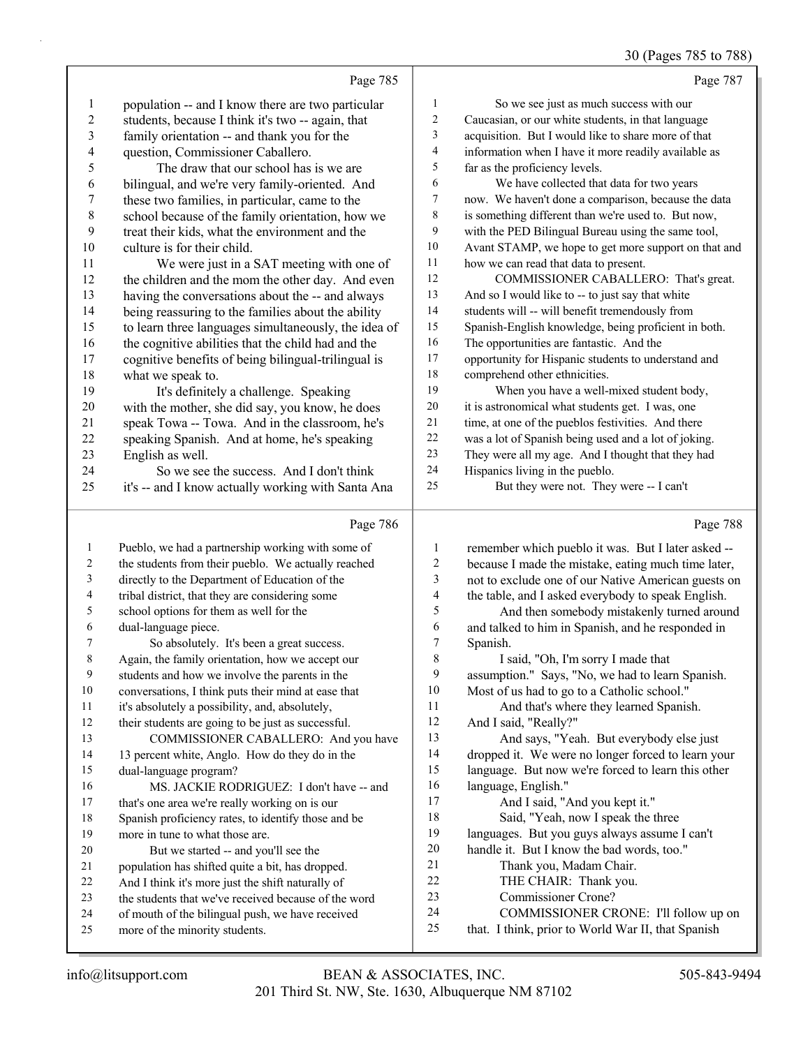Page 785

1 population -- and I know there are two particular
2 students, because I think it's two -- again, that
3 family orientation -- and thank you for the
4 question, Commissioner Caballero.
5 The draw that our school has is we are
6 bilingual, and we're very family-oriented. And
7 these two families, in particular, came to the
8 school because of the family orientation, how we
9 treat their kids, what the environment and the
10 culture is for their child.
11 We were just in a SAT meeting with one of
12 the children and the mom the other day. And even
13 having the conversations about the -- and always
14 being reassuring to the families about the ability
15 to learn three languages simultaneously, the idea of
16 the cognitive abilities that the child had and the
17 cognitive benefits of being bilingual-trilingual is
18 what we speak to.
19 It's definitely a challenge. Speaking
20 with the mother, she did say, you know, he does
21 speak Towa -- Towa. And in the classroom, he's
22 speaking Spanish. And at home, he's speaking
23 English as well.
24 So we see the success. And I don't think
25 it's -- and I know actually working with Santa Ana

Page 786

1 Pueblo, we had a partnership working with some of
2 the students from their pueblo. We actually reached
3 directly to the Department of Education of the
4 tribal district, that they are considering some
5 school options for them as well for the
6 dual-language piece.
7 So absolutely. It's been a great success.
8 Again, the family orientation, how we accept our
9 students and how we involve the parents in the
10 conversations, I think puts their mind at ease that
11 it's absolutely a possibility, and, absolutely,
12 their students are going to be just as successful.
13 COMMISSIONER CABALLERO: And you have
14 13 percent white, Anglo. How do they do in the
15 dual-language program?
16 MS. JACKIE RODRIGUEZ: I don't have -- and
17 that's one area we're really working on is our
18 Spanish proficiency rates, to identify those and be
19 more in tune to what those are.
20 But we started -- and you'll see the
21 population has shifted quite a bit, has dropped.
22 And I think it's more just the shift naturally of
23 the students that we've received because of the word
24 of mouth of the bilingual push, we have received
25 more of the minority students.

Page 787

1 So we see just as much success with our
2 Caucasian, or our white students, in that language
3 acquisition. But I would like to share more of that
4 information when I have it more readily available as
5 far as the proficiency levels.
6 We have collected that data for two years
7 now. We haven't done a comparison, because the data
8 is something different than we're used to. But now,
9 with the PED Bilingual Bureau using the same tool,
10 Avant STAMP, we hope to get more support on that and
11 how we can read that data to present.
12 COMMISSIONER CABALLERO: That's great.
13 And so I would like to -- to just say that white
14 students will -- will benefit tremendously from
15 Spanish-English knowledge, being proficient in both.
16 The opportunities are fantastic. And the
17 opportunity for Hispanic students to understand and
18 comprehend other ethnicities.
19 When you have a well-mixed student body,
20 it is astronomical what students get. I was, one
21 time, at one of the pueblos festivities. And there
22 was a lot of Spanish being used and a lot of joking.
23 They were all my age. And I thought that they had
24 Hispanics living in the pueblo.
25 But they were not. They were -- I can't

Page 788

1 remember which pueblo it was. But I later asked --
2 because I made the mistake, eating much time later,
3 not to exclude one of our Native American guests on
4 the table, and I asked everybody to speak English.
5 And then somebody mistakenly turned around
6 and talked to him in Spanish, and he responded in
7 Spanish.
8 I said, "Oh, I'm sorry I made that
9 assumption." Says, "No, we had to learn Spanish.
10 Most of us had to go to a Catholic school."
11 And that's where they learned Spanish.
12 And I said, "Really?"
13 And says, "Yeah. But everybody else just
14 dropped it. We were no longer forced to learn your
15 language. But now we're forced to learn this other
16 language, English."
17 And I said, "And you kept it."
18 Said, "Yeah, now I speak the three
19 languages. But you guys always assume I can't
20 handle it. But I know the bad words, too."
21 Thank you, Madam Chair.
22 THE CHAIR: Thank you.
23 Commissioner Crone?
24 COMMISSIONER CRONE: I'll follow up on
25 that. I think, prior to World War II, that Spanish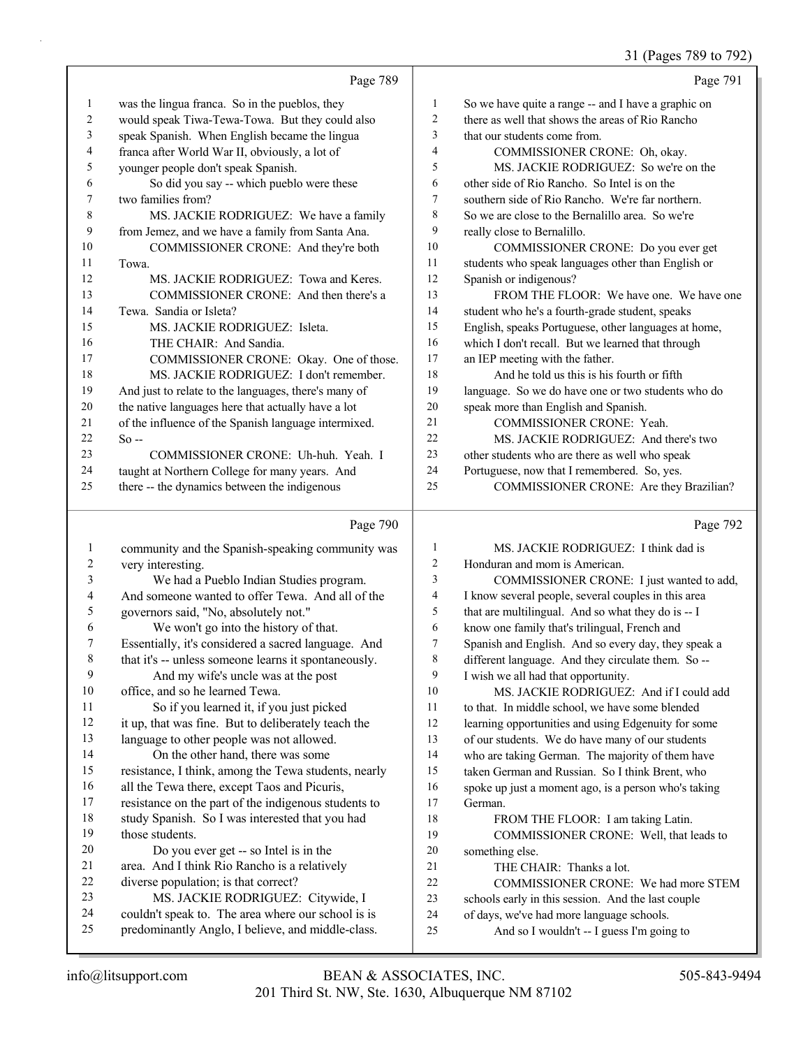Page 789

1 was the lingua franca. So in the pueblos, they
2 would speak Tiwa-Tewa-Towa. But they could also
3 speak Spanish. When English became the lingua
4 franca after World War II, obviously, a lot of
5 younger people don't speak Spanish.
6 So did you say -- which pueblo were these
7 two families from?
8 MS. JACKIE RODRIGUEZ: We have a family
9 from Jemez, and we have a family from Santa Ana.
10 COMMISSIONER CRONE: And they're both
11 Towa.
12 MS. JACKIE RODRIGUEZ: Towa and Keres.
13 COMMISSIONER CRONE: And then there's a
14 Tewa. Sandia or Isleta?
15 MS. JACKIE RODRIGUEZ: Isleta.
16 THE CHAIR: And Sandia.
17 COMMISSIONER CRONE: Okay. One of those.
18 MS. JACKIE RODRIGUEZ: I don't remember.
19 And just to relate to the languages, there's many of
20 the native languages here that actually have a lot
21 of the influence of the Spanish language intermixed.
22 So --
23 COMMISSIONER CRONE: Uh-huh. Yeah. I
24 taught at Northern College for many years. And
25 there -- the dynamics between the indigenous

Page 790

1 community and the Spanish-speaking community was
2 very interesting.
3 We had a Pueblo Indian Studies program.
4 And someone wanted to offer Tewa. And all of the
5 governors said, "No, absolutely not."
6 We won't go into the history of that.
7 Essentially, it's considered a sacred language. And
8 that it's -- unless someone learns it spontaneously.
9 And my wife's uncle was at the post
10 office, and so he learned Tewa.
11 So if you learned it, if you just picked
12 it up, that was fine. But to deliberately teach the
13 language to other people was not allowed.
14 On the other hand, there was some
15 resistance, I think, among the Tewa students, nearly
16 all the Tewa there, except Taos and Picuris,
17 resistance on the part of the indigenous students to
18 study Spanish. So I was interested that you had
19 those students.
20 Do you ever get -- so Intel is in the
21 area. And I think Rio Rancho is a relatively
22 diverse population; is that correct?
23 MS. JACKIE RODRIGUEZ: Citywide, I
24 couldn't speak to. The area where our school is is
25 predominantly Anglo, I believe, and middle-class.

Page 791

1 So we have quite a range -- and I have a graphic on
2 there as well that shows the areas of Rio Rancho
3 that our students come from.
4 COMMISSIONER CRONE: Oh, okay.
5 MS. JACKIE RODRIGUEZ: So we're on the
6 other side of Rio Rancho. So Intel is on the
7 southern side of Rio Rancho. We're far northern.
8 So we are close to the Bernalillo area. So we're
9 really close to Bernalillo.
10 COMMISSIONER CRONE: Do you ever get
11 students who speak languages other than English or
12 Spanish or indigenous?
13 FROM THE FLOOR: We have one. We have one
14 student who he's a fourth-grade student, speaks
15 English, speaks Portuguese, other languages at home,
16 which I don't recall. But we learned that through
17 an IEP meeting with the father.
18 And he told us this is his fourth or fifth
19 language. So we do have one or two students who do
20 speak more than English and Spanish.
21 COMMISSIONER CRONE: Yeah.
22 MS. JACKIE RODRIGUEZ: And there's two
23 other students who are there as well who speak
24 Portuguese, now that I remembered. So, yes.
25 COMMISSIONER CRONE: Are they Brazilian?

Page 792

1 MS. JACKIE RODRIGUEZ: I think dad is
2 Honduran and mom is American.
3 COMMISSIONER CRONE: I just wanted to add,
4 I know several people, several couples in this area
5 that are multilingual. And so what they do is -- I
6 know one family that's trilingual, French and
7 Spanish and English. And so every day, they speak a
8 different language. And they circulate them. So --
9 I wish we all had that opportunity.
10 MS. JACKIE RODRIGUEZ: And if I could add
11 to that. In middle school, we have some blended
12 learning opportunities and using Edgenuity for some
13 of our students. We do have many of our students
14 who are taking German. The majority of them have
15 taken German and Russian. So I think Brent, who
16 spoke up just a moment ago, is a person who's taking
17 German.
18 FROM THE FLOOR: I am taking Latin.
19 COMMISSIONER CRONE: Well, that leads to
20 something else.
21 THE CHAIR: Thanks a lot.
22 COMMISSIONER CRONE: We had more STEM
23 schools early in this session. And the last couple
24 of days, we've had more language schools.
25 And so I wouldn't -- I guess I'm going to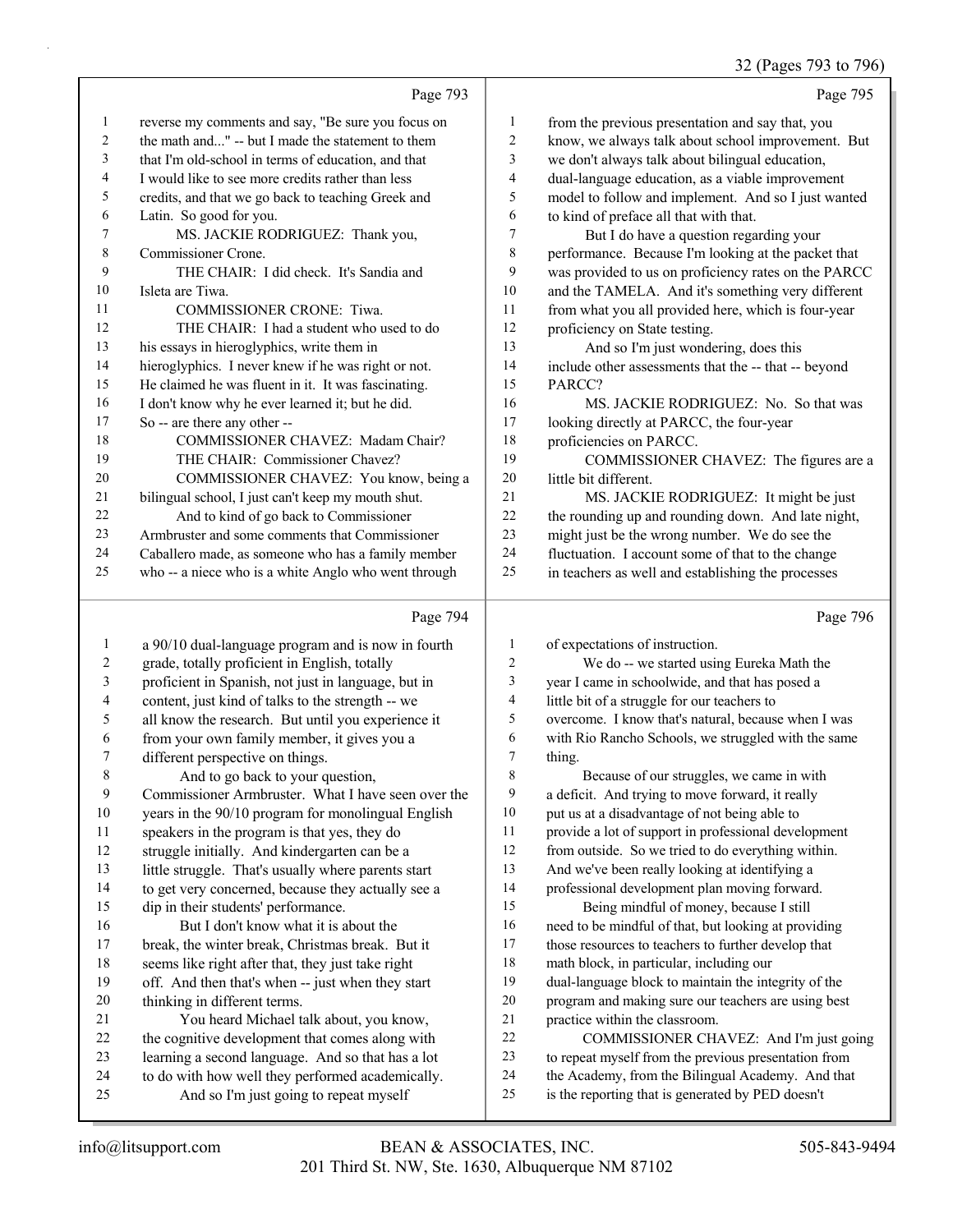Page 793

1 reverse my comments and say, "Be sure you focus on
2 the math and..." -- but I made the statement to them
3 that I'm old-school in terms of education, and that
4 I would like to see more credits rather than less
5 credits, and that we go back to teaching Greek and
6 Latin. So good for you.
7 MS. JACKIE RODRIGUEZ: Thank you,
8 Commissioner Crone.
9 THE CHAIR: I did check. It's Sandia and
10 Isleta are Tiwa.
11 COMMISSIONER CRONE: Tiwa.
12 THE CHAIR: I had a student who used to do
13 his essays in hieroglyphics, write them in
14 hieroglyphics. I never knew if he was right or not.
15 He claimed he was fluent in it. It was fascinating.
16 I don't know why he ever learned it; but he did.
17 So -- are there any other --
18 COMMISSIONER CHAVEZ: Madam Chair?
19 THE CHAIR: Commissioner Chavez?
20 COMMISSIONER CHAVEZ: You know, being a
21 bilingual school, I just can't keep my mouth shut.
22 And to kind of go back to Commissioner
23 Armbruster and some comments that Commissioner
24 Caballero made, as someone who has a family member
25 who -- a niece who is a white Anglo who went through

Page 794

1 a 90/10 dual-language program and is now in fourth
2 grade, totally proficient in English, totally
3 proficient in Spanish, not just in language, but in
4 content, just kind of talks to the strength -- we
5 all know the research. But until you experience it
6 from your own family member, it gives you a
7 different perspective on things.
8 And to go back to your question,
9 Commissioner Armbruster. What I have seen over the
10 years in the 90/10 program for monolingual English
11 speakers in the program is that yes, they do
12 struggle initially. And kindergarten can be a
13 little struggle. That's usually where parents start
14 to get very concerned, because they actually see a
15 dip in their students' performance.
16 But I don't know what it is about the
17 break, the winter break, Christmas break. But it
18 seems like right after that, they just take right
19 off. And then that's when -- just when they start
20 thinking in different terms.
21 You heard Michael talk about, you know,
22 the cognitive development that comes along with
23 learning a second language. And so that has a lot
24 to do with how well they performed academically.
25 And so I'm just going to repeat myself

Page 795

1 from the previous presentation and say that, you
2 know, we always talk about school improvement. But
3 we don't always talk about bilingual education,
4 dual-language education, as a viable improvement
5 model to follow and implement. And so I just wanted
6 to kind of preface all that with that.
7 But I do have a question regarding your
8 performance. Because I'm looking at the packet that
9 was provided to us on proficiency rates on the PARCC
10 and the TAMELA. And it's something very different
11 from what you all provided here, which is four-year
12 proficiency on State testing.
13 And so I'm just wondering, does this
14 include other assessments that the -- that -- beyond
15 PARCC?
16 MS. JACKIE RODRIGUEZ: No. So that was
17 looking directly at PARCC, the four-year
18 proficiencies on PARCC.
19 COMMISSIONER CHAVEZ: The figures are a
20 little bit different.
21 MS. JACKIE RODRIGUEZ: It might be just
22 the rounding up and rounding down. And late night,
23 might just be the wrong number. We do see the
24 fluctuation. I account some of that to the change
25 in teachers as well and establishing the processes

Page 796

1 of expectations of instruction.
2 We do -- we started using Eureka Math the
3 year I came in schoolwide, and that has posed a
4 little bit of a struggle for our teachers to
5 overcome. I know that's natural, because when I was
6 with Rio Rancho Schools, we struggled with the same
7 thing.
8 Because of our struggles, we came in with
9 a deficit. And trying to move forward, it really
10 put us at a disadvantage of not being able to
11 provide a lot of support in professional development
12 from outside. So we tried to do everything within.
13 And we've been really looking at identifying a
14 professional development plan moving forward.
15 Being mindful of money, because I still
16 need to be mindful of that, but looking at providing
17 those resources to teachers to further develop that
18 math block, in particular, including our
19 dual-language block to maintain the integrity of the
20 program and making sure our teachers are using best
21 practice within the classroom.
22 COMMISSIONER CHAVEZ: And I'm just going
23 to repeat myself from the previous presentation from
24 the Academy, from the Bilingual Academy. And that
25 is the reporting that is generated by PED doesn't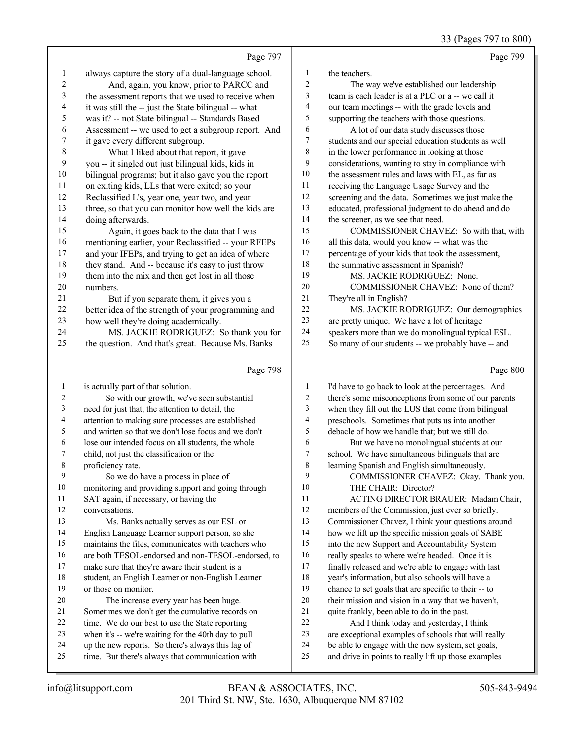Page 797

1 always capture the story of a dual-language school.
2 And, again, you know, prior to PARCC and
3 the assessment reports that we used to receive when
4 it was still the -- just the State bilingual -- what
5 was it? -- not State bilingual -- Standards Based
6 Assessment -- we used to get a subgroup report. And
7 it gave every different subgroup.
8 What I liked about that report, it gave
9 you -- it singled out just bilingual kids, kids in
10 bilingual programs; but it also gave you the report
11 on exiting kids, LLs that were exited; so your
12 Reclassified L's, year one, year two, and year
13 three, so that you can monitor how well the kids are
14 doing afterwards.
15 Again, it goes back to the data that I was
16 mentioning earlier, your Reclassified -- your RFEPs
17 and your IFEPs, and trying to get an idea of where
18 they stand. And -- because it's easy to just throw
19 them into the mix and then get lost in all those
20 numbers.
21 But if you separate them, it gives you a
22 better idea of the strength of your programming and
23 how well they're doing academically.
24 MS. JACKIE RODRIGUEZ: So thank you for
25 the question. And that's great. Because Ms. Banks

Page 798

1 is actually part of that solution.
2 So with our growth, we've seen substantial
3 need for just that, the attention to detail, the
4 attention to making sure processes are established
5 and written so that we don't lose focus and we don't
6 lose our intended focus on all students, the whole
7 child, not just the classification or the
8 proficiency rate.
9 So we do have a process in place of
10 monitoring and providing support and going through
11 SAT again, if necessary, or having the
12 conversations.
13 Ms. Banks actually serves as our ESL or
14 English Language Learner support person, so she
15 maintains the files, communicates with teachers who
16 are both TESOL-endorsed and non-TESOL-endorsed, to
17 make sure that they're aware their student is a
18 student, an English Learner or non-English Learner
19 or those on monitor.
20 The increase every year has been huge.
21 Sometimes we don't get the cumulative records on
22 time. We do our best to use the State reporting
23 when it's -- we're waiting for the 40th day to pull
24 up the new reports. So there's always this lag of
25 time. But there's always that communication with

Page 799

1 the teachers.
2 The way we've established our leadership
3 team is each leader is at a PLC or a -- we call it
4 our team meetings -- with the grade levels and
5 supporting the teachers with those questions.
6 A lot of our data study discusses those
7 students and our special education students as well
8 in the lower performance in looking at those
9 considerations, wanting to stay in compliance with
10 the assessment rules and laws with EL, as far as
11 receiving the Language Usage Survey and the
12 screening and the data. Sometimes we just make the
13 educated, professional judgment to do ahead and do
14 the screener, as we see that need.
15 COMMISSIONER CHAVEZ: So with that, with
16 all this data, would you know -- what was the
17 percentage of your kids that took the assessment,
18 the summative assessment in Spanish?
19 MS. JACKIE RODRIGUEZ: None.
20 COMMISSIONER CHAVEZ: None of them?
21 They're all in English?
22 MS. JACKIE RODRIGUEZ: Our demographics
23 are pretty unique. We have a lot of heritage
24 speakers more than we do monolingual typical ESL.
25 So many of our students -- we probably have -- and

Page 800

1 I'd have to go back to look at the percentages. And
2 there's some misconceptions from some of our parents
3 when they fill out the LUS that come from bilingual
4 preschools. Sometimes that puts us into another
5 debacle of how we handle that; but we still do.
6 But we have no monolingual students at our
7 school. We have simultaneous bilinguals that are
8 learning Spanish and English simultaneously.
9 COMMISSIONER CHAVEZ: Okay. Thank you.
10 THE CHAIR: Director?
11 ACTING DIRECTOR BRAUER: Madam Chair,
12 members of the Commission, just ever so briefly.
13 Commissioner Chavez, I think your questions around
14 how we lift up the specific mission goals of SABE
15 into the new Support and Accountability System
16 really speaks to where we're headed. Once it is
17 finally released and we're able to engage with last
18 year's information, but also schools will have a
19 chance to set goals that are specific to their -- to
20 their mission and vision in a way that we haven't,
21 quite frankly, been able to do in the past.
22 And I think today and yesterday, I think
23 are exceptional examples of schools that will really
24 be able to engage with the new system, set goals,
25 and drive in points to really lift up those examples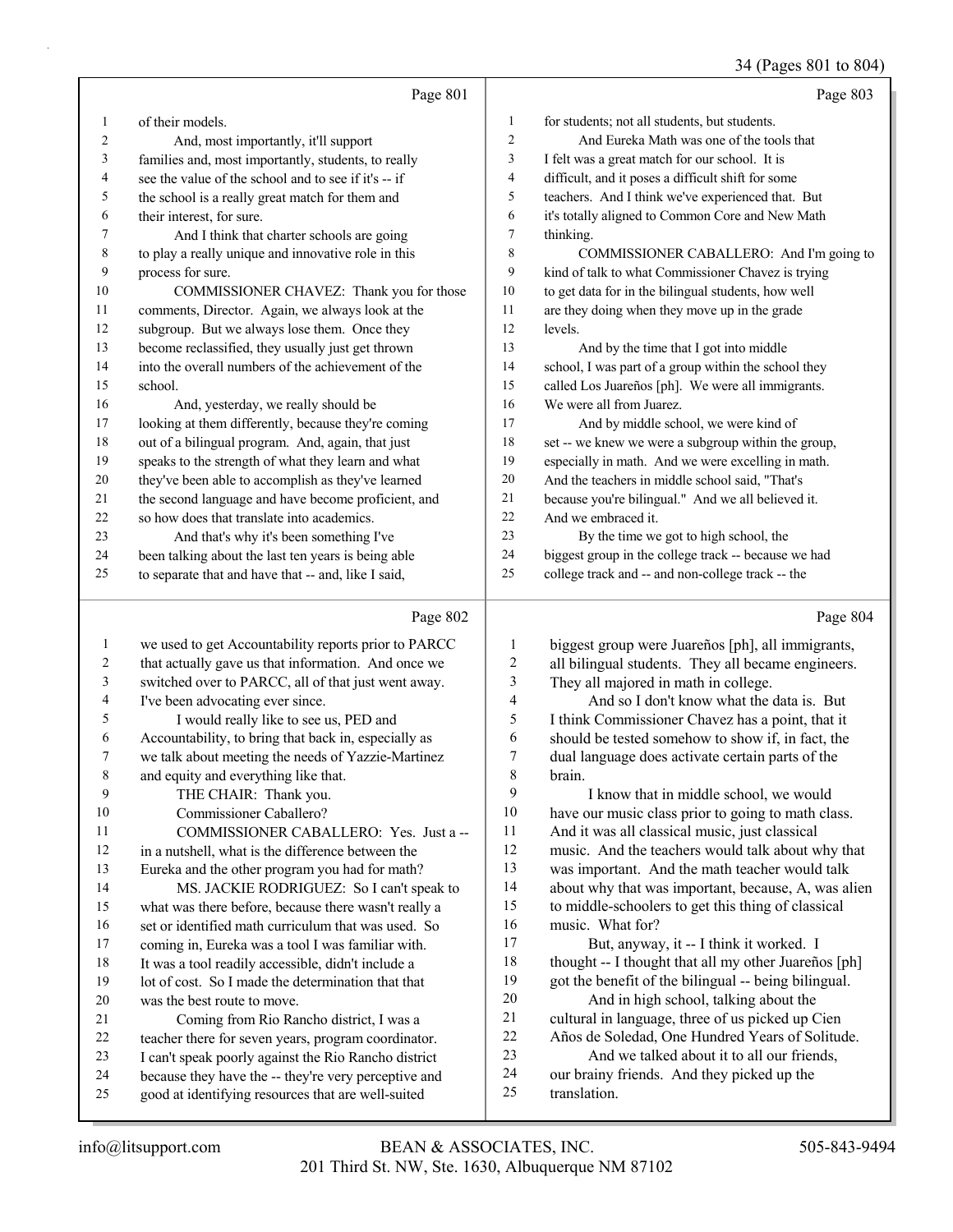Page 801

1 of their models.
2 And, most importantly, it'll support
3 families and, most importantly, students, to really
4 see the value of the school and to see if it's -- if
5 the school is a really great match for them and
6 their interest, for sure.
7 And I think that charter schools are going
8 to play a really unique and innovative role in this
9 process for sure.
10 COMMISSIONER CHAVEZ: Thank you for those
11 comments, Director. Again, we always look at the
12 subgroup. But we always lose them. Once they
13 become reclassified, they usually just get thrown
14 into the overall numbers of the achievement of the
15 school.
16 And, yesterday, we really should be
17 looking at them differently, because they're coming
18 out of a bilingual program. And, again, that just
19 speaks to the strength of what they learn and what
20 they've been able to accomplish as they've learned
21 the second language and have become proficient, and
22 so how does that translate into academics.
23 And that's why it's been something I've
24 been talking about the last ten years is being able
25 to separate that and have that -- and, like I said,

Page 802

1 we used to get Accountability reports prior to PARCC
2 that actually gave us that information. And once we
3 switched over to PARCC, all of that just went away.
4 I've been advocating ever since.
5 I would really like to see us, PED and
6 Accountability, to bring that back in, especially as
7 we talk about meeting the needs of Yazzie-Martinez
8 and equity and everything like that.
9 THE CHAIR: Thank you.
10 Commissioner Caballero?
11 COMMISSIONER CABALLERO: Yes. Just a --
12 in a nutshell, what is the difference between the
13 Eureka and the other program you had for math?
14 MS. JACKIE RODRIGUEZ: So I can't speak to
15 what was there before, because there wasn't really a
16 set or identified math curriculum that was used. So
17 coming in, Eureka was a tool I was familiar with.
18 It was a tool readily accessible, didn't include a
19 lot of cost. So I made the determination that that
20 was the best route to move.
21 Coming from Rio Rancho district, I was a
22 teacher there for seven years, program coordinator.
23 I can't speak poorly against the Rio Rancho district
24 because they have the -- they're very perceptive and
25 good at identifying resources that are well-suited

Page 803

1 for students; not all students, but students.
2 And Eureka Math was one of the tools that
3 I felt was a great match for our school. It is
4 difficult, and it poses a difficult shift for some
5 teachers. And I think we've experienced that. But
6 it's totally aligned to Common Core and New Math
7 thinking.
8 COMMISSIONER CABALLERO: And I'm going to
9 kind of talk to what Commissioner Chavez is trying
10 to get data for in the bilingual students, how well
11 are they doing when they move up in the grade
12 levels.
13 And by the time that I got into middle
14 school, I was part of a group within the school they
15 called Los Juareños [ph]. We were all immigrants.
16 We were all from Juarez.
17 And by middle school, we were kind of
18 set -- we knew we were a subgroup within the group,
19 especially in math. And we were excelling in math.
20 And the teachers in middle school said, "That's
21 because you're bilingual." And we all believed it.
22 And we embraced it.
23 By the time we got to high school, the
24 biggest group in the college track -- because we had
25 college track and -- and non-college track -- the

Page 804

1 biggest group were Juareños [ph], all immigrants,
2 all bilingual students. They all became engineers.
3 They all majored in math in college.
4 And so I don't know what the data is. But
5 I think Commissioner Chavez has a point, that it
6 should be tested somehow to show if, in fact, the
7 dual language does activate certain parts of the
8 brain.
9 I know that in middle school, we would
10 have our music class prior to going to math class.
11 And it was all classical music, just classical
12 music. And the teachers would talk about why that
13 was important. And the math teacher would talk
14 about why that was important, because, A, was alien
15 to middle-schoolers to get this thing of classical
16 music. What for?
17 But, anyway, it -- I think it worked. I
18 thought -- I thought that all my other Juareños [ph]
19 got the benefit of the bilingual -- being bilingual.
20 And in high school, talking about the
21 cultural in language, three of us picked up Cien
22 Años de Soledad, One Hundred Years of Solitude.
23 And we talked about it to all our friends,
24 our brainy friends. And they picked up the
25 translation.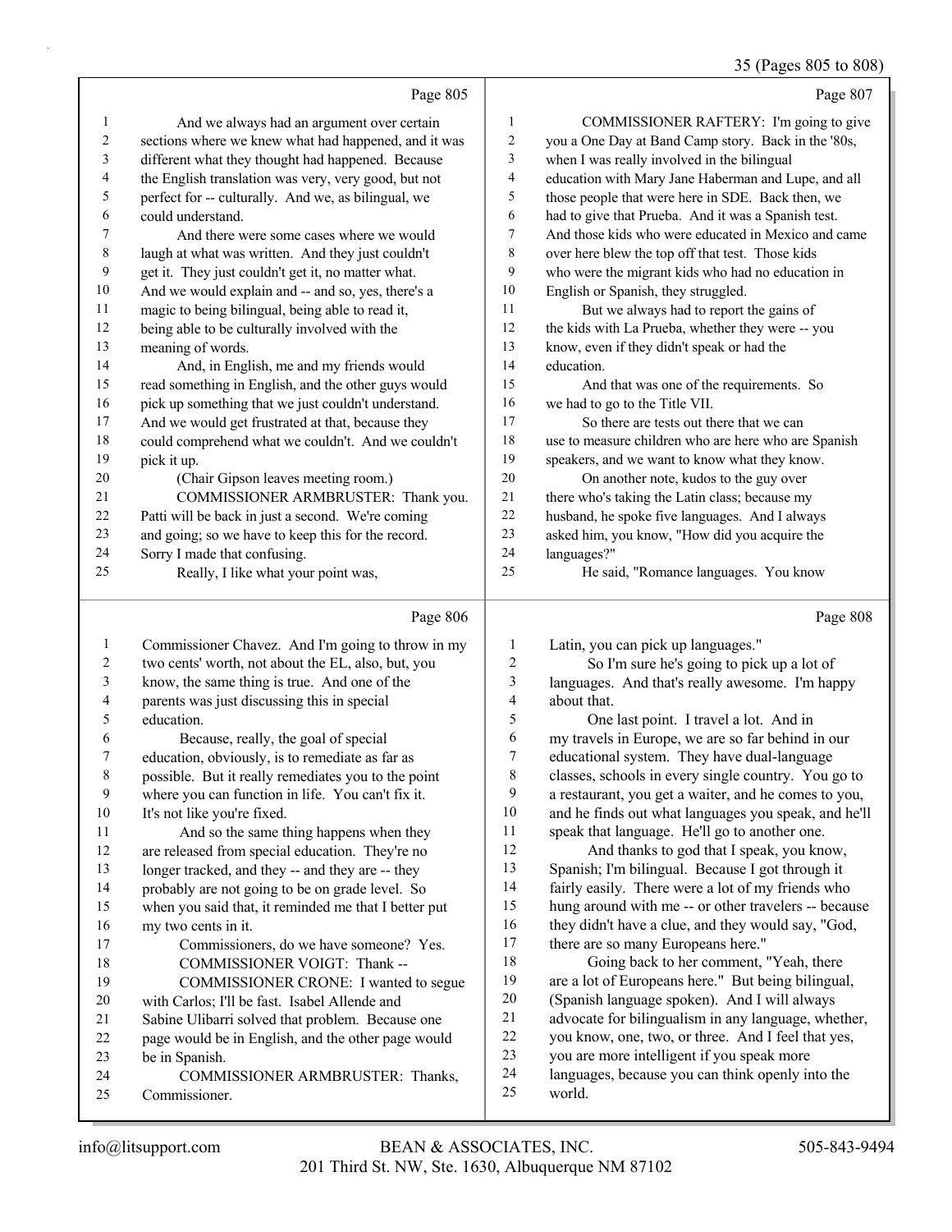Page 805

And we always had an argument over certain sections where we knew what had happened, and it was different what they thought had happened. Because the English translation was very, very good, but not perfect for -- culturally. And we, as bilingual, we could understand.

And there were some cases where we would laugh at what was written. And they just couldn't get it. They just couldn't get it, no matter what. And we would explain and -- and so, yes, there's a magic to being bilingual, being able to read it, being able to be culturally involved with the meaning of words.

And, in English, me and my friends would read something in English, and the other guys would pick up something that we just couldn't understand. And we would get frustrated at that, because they could comprehend what we couldn't. And we couldn't pick it up.

(Chair Gipson leaves meeting room.)

COMMISSIONER ARMBRUSTER: Thank you. Patti will be back in just a second. We're coming and going; so we have to keep this for the record. Sorry I made that confusing.

Really, I like what your point was,

Page 806

Commissioner Chavez. And I'm going to throw in my two cents' worth, not about the EL, also, but, you know, the same thing is true. And one of the parents was just discussing this in special education.

Because, really, the goal of special education, obviously, is to remediate as far as possible. But it really remediates you to the point where you can function in life. You can't fix it. It's not like you're fixed.

And so the same thing happens when they are released from special education. They're no longer tracked, and they -- and they are -- they probably are not going to be on grade level. So when you said that, it reminded me that I better put my two cents in it.

Commissioners, do we have someone? Yes.

COMMISSIONER VOIGT: Thank --

COMMISSIONER CRONE: I wanted to segue with Carlos; I'll be fast. Isabel Allende and Sabine Ulibarri solved that problem. Because one page would be in English, and the other page would be in Spanish.

COMMISSIONER ARMBRUSTER: Thanks, Commissioner.

Page 807

COMMISSIONER RAFTERY: I'm going to give you a One Day at Band Camp story. Back in the '80s, when I was really involved in the bilingual education with Mary Jane Haberman and Lupe, and all those people that were here in SDE. Back then, we had to give that Prueba. And it was a Spanish test. And those kids who were educated in Mexico and came over here blew the top off that test. Those kids who were the migrant kids who had no education in English or Spanish, they struggled.

But we always had to report the gains of the kids with La Prueba, whether they were -- you know, even if they didn't speak or had the education.

And that was one of the requirements. So we had to go to the Title VII.

So there are tests out there that we can use to measure children who are here who are Spanish speakers, and we want to know what they know.

On another note, kudos to the guy over there who's taking the Latin class; because my husband, he spoke five languages. And I always asked him, you know, "How did you acquire the languages?"

He said, "Romance languages. You know

Page 808

Latin, you can pick up languages."

So I'm sure he's going to pick up a lot of languages. And that's really awesome. I'm happy about that.

One last point. I travel a lot. And in my travels in Europe, we are so far behind in our educational system. They have dual-language classes, schools in every single country. You go to a restaurant, you get a waiter, and he comes to you, and he finds out what languages you speak, and he'll speak that language. He'll go to another one.

And thanks to god that I speak, you know, Spanish; I'm bilingual. Because I got through it fairly easily. There were a lot of my friends who hung around with me -- or other travelers -- because they didn't have a clue, and they would say, "God, there are so many Europeans here."

Going back to her comment, "Yeah, there are a lot of Europeans here." But being bilingual, (Spanish language spoken). And I will always advocate for bilingualism in any language, whether, you know, one, two, or three. And I feel that yes, you are more intelligent if you speak more languages, because you can think openly into the world.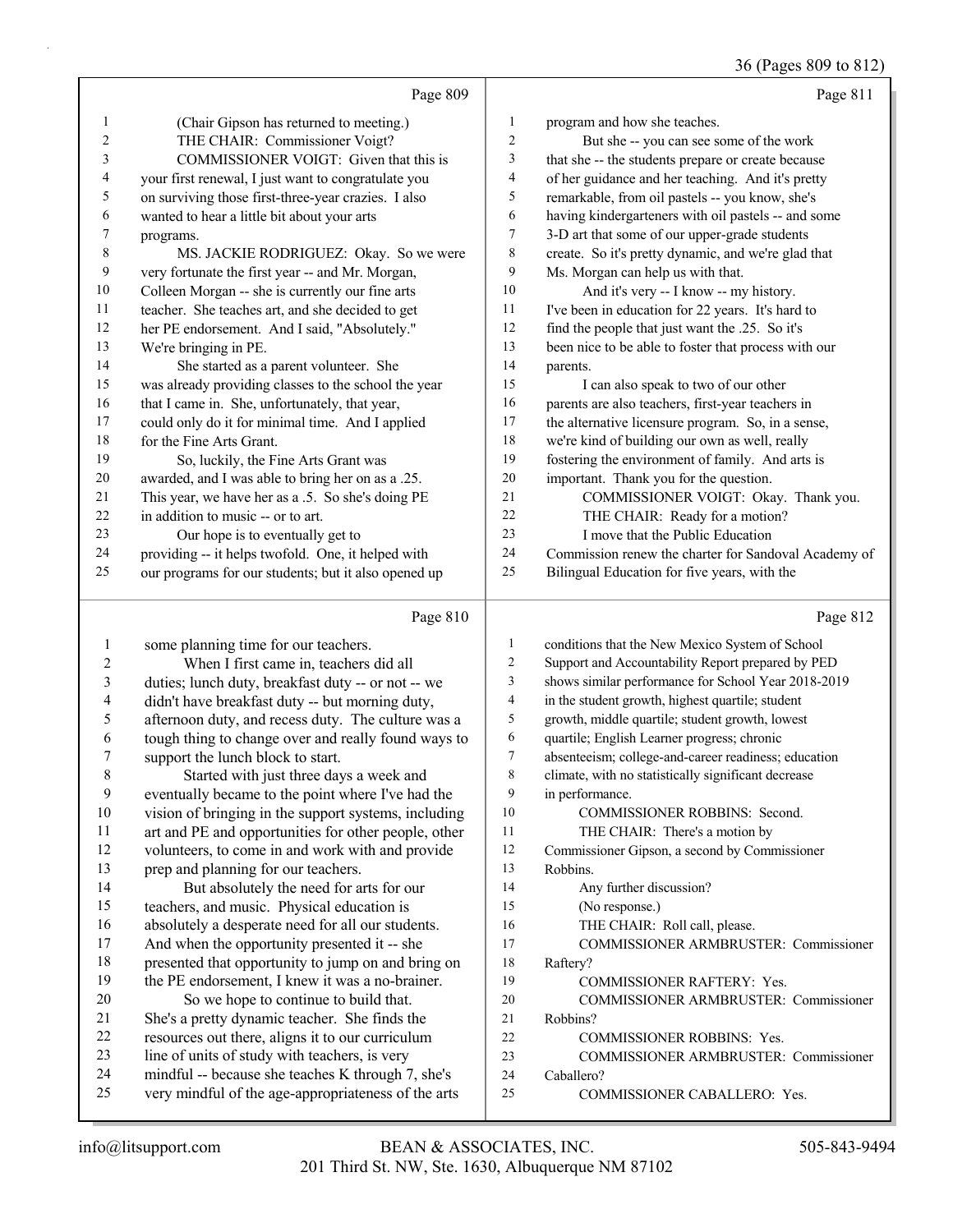Page 809

1 (Chair Gipson has returned to meeting.)
2 THE CHAIR: Commissioner Voigt?
3 COMMISSIONER VOIGT: Given that this is
4 your first renewal, I just want to congratulate you
5 on surviving those first-three-year crazies. I also
6 wanted to hear a little bit about your arts
7 programs.
8 MS. JACKIE RODRIGUEZ: Okay. So we were
9 very fortunate the first year -- and Mr. Morgan,
10 Colleen Morgan -- she is currently our fine arts
11 teacher. She teaches art, and she decided to get
12 her PE endorsement. And I said, "Absolutely."
13 We're bringing in PE.
14 She started as a parent volunteer. She
15 was already providing classes to the school the year
16 that I came in. She, unfortunately, that year,
17 could only do it for minimal time. And I applied
18 for the Fine Arts Grant.
19 So, luckily, the Fine Arts Grant was
20 awarded, and I was able to bring her on as a .25.
21 This year, we have her as a .5. So she's doing PE
22 in addition to music -- or to art.
23 Our hope is to eventually get to
24 providing -- it helps twofold. One, it helped with
25 our programs for our students; but it also opened up

Page 810

1 some planning time for our teachers.
2 When I first came in, teachers did all
3 duties; lunch duty, breakfast duty -- or not -- we
4 didn't have breakfast duty -- but morning duty,
5 afternoon duty, and recess duty. The culture was a
6 tough thing to change over and really found ways to
7 support the lunch block to start.
8 Started with just three days a week and
9 eventually became to the point where I've had the
10 vision of bringing in the support systems, including
11 art and PE and opportunities for other people, other
12 volunteers, to come in and work with and provide
13 prep and planning for our teachers.
14 But absolutely the need for arts for our
15 teachers, and music. Physical education is
16 absolutely a desperate need for all our students.
17 And when the opportunity presented it -- she
18 presented that opportunity to jump on and bring on
19 the PE endorsement, I knew it was a no-brainer.
20 So we hope to continue to build that.
21 She's a pretty dynamic teacher. She finds the
22 resources out there, aligns it to our curriculum
23 line of units of study with teachers, is very
24 mindful -- because she teaches K through 7, she's
25 very mindful of the age-appropriateness of the arts

Page 811

1 program and how she teaches.
2 But she -- you can see some of the work
3 that she -- the students prepare or create because
4 of her guidance and her teaching. And it's pretty
5 remarkable, from oil pastels -- you know, she's
6 having kindergarteners with oil pastels -- and some
7 3-D art that some of our upper-grade students
8 create. So it's pretty dynamic, and we're glad that
9 Ms. Morgan can help us with that.
10 And it's very -- I know -- my history.
11 I've been in education for 22 years. It's hard to
12 find the people that just want the .25. So it's
13 been nice to be able to foster that process with our
14 parents.
15 I can also speak to two of our other
16 parents are also teachers, first-year teachers in
17 the alternative licensure program. So, in a sense,
18 we're kind of building our own as well, really
19 fostering the environment of family. And arts is
20 important. Thank you for the question.
21 COMMISSIONER VOIGT: Okay. Thank you.
22 THE CHAIR: Ready for a motion?
23 I move that the Public Education
24 Commission renew the charter for Sandoval Academy of
25 Bilingual Education for five years, with the

Page 812

1 conditions that the New Mexico System of School
2 Support and Accountability Report prepared by PED
3 shows similar performance for School Year 2018-2019
4 in the student growth, highest quartile; student
5 growth, middle quartile; student growth, lowest
6 quartile; English Learner progress; chronic
7 absenteeism; college-and-career readiness; education
8 climate, with no statistically significant decrease
9 in performance.
10 COMMISSIONER ROBBINS: Second.
11 THE CHAIR: There's a motion by
12 Commissioner Gipson, a second by Commissioner
13 Robbins.
14 Any further discussion?
15 (No response.)
16 THE CHAIR: Roll call, please.
17 COMMISSIONER ARMBRUSTER: Commissioner
18 Raftery?
19 COMMISSIONER RAFTERY: Yes.
20 COMMISSIONER ARMBRUSTER: Commissioner
21 Robbins?
22 COMMISSIONER ROBBINS: Yes.
23 COMMISSIONER ARMBRUSTER: Commissioner
24 Caballero?
25 COMMISSIONER CABALLERO: Yes.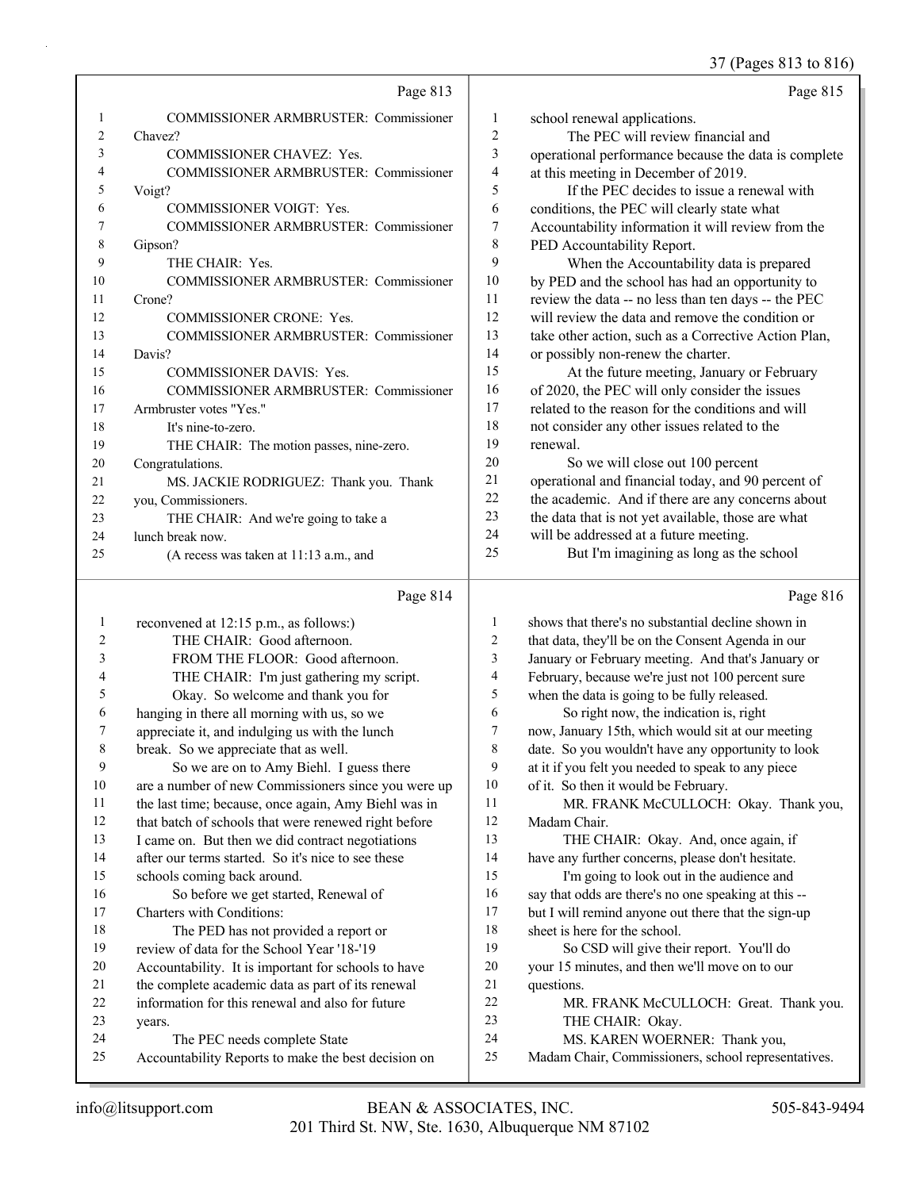Page 813

1 COMMISSIONER ARMBRUSTER: Commissioner
2 Chavez?
3 COMMISSIONER CHAVEZ: Yes.
4 COMMISSIONER ARMBRUSTER: Commissioner
5 Voigt?
6 COMMISSIONER VOIGT: Yes.
7 COMMISSIONER ARMBRUSTER: Commissioner
8 Gipson?
9 THE CHAIR: Yes.
10 COMMISSIONER ARMBRUSTER: Commissioner
11 Crone?
12 COMMISSIONER CRONE: Yes.
13 COMMISSIONER ARMBRUSTER: Commissioner
14 Davis?
15 COMMISSIONER DAVIS: Yes.
16 COMMISSIONER ARMBRUSTER: Commissioner
17 Armbruster votes "Yes."
18 It's nine-to-zero.
19 THE CHAIR: The motion passes, nine-zero.
20 Congratulations.
21 MS. JACKIE RODRIGUEZ: Thank you. Thank
22 you, Commissioners.
23 THE CHAIR: And we're going to take a
24 lunch break now.
25 (A recess was taken at 11:13 a.m., and

Page 814

1 reconvened at 12:15 p.m., as follows:)
2 THE CHAIR: Good afternoon.
3 FROM THE FLOOR: Good afternoon.
4 THE CHAIR: I'm just gathering my script.
5 Okay. So welcome and thank you for
6 hanging in there all morning with us, so we
7 appreciate it, and indulging us with the lunch
8 break. So we appreciate that as well.
9 So we are on to Amy Biehl. I guess there
10 are a number of new Commissioners since you were up
11 the last time; because, once again, Amy Biehl was in
12 that batch of schools that were renewed right before
13 I came on. But then we did contract negotiations
14 after our terms started. So it's nice to see these
15 schools coming back around.
16 So before we get started, Renewal of
17 Charters with Conditions:
18 The PED has not provided a report or
19 review of data for the School Year '18-'19
20 Accountability. It is important for schools to have
21 the complete academic data as part of its renewal
22 information for this renewal and also for future
23 years.
24 The PEC needs complete State
25 Accountability Reports to make the best decision on

Page 815

1 school renewal applications.
2 The PEC will review financial and
3 operational performance because the data is complete
4 at this meeting in December of 2019.
5 If the PEC decides to issue a renewal with
6 conditions, the PEC will clearly state what
7 Accountability information it will review from the
8 PED Accountability Report.
9 When the Accountability data is prepared
10 by PED and the school has had an opportunity to
11 review the data -- no less than ten days -- the PEC
12 will review the data and remove the condition or
13 take other action, such as a Corrective Action Plan,
14 or possibly non-renew the charter.
15 At the future meeting, January or February
16 of 2020, the PEC will only consider the issues
17 related to the reason for the conditions and will
18 not consider any other issues related to the
19 renewal.
20 So we will close out 100 percent
21 operational and financial today, and 90 percent of
22 the academic. And if there are any concerns about
23 the data that is not yet available, those are what
24 will be addressed at a future meeting.
25 But I'm imagining as long as the school

Page 816

1 shows that there's no substantial decline shown in
2 that data, they'll be on the Consent Agenda in our
3 January or February meeting. And that's January or
4 February, because we're just not 100 percent sure
5 when the data is going to be fully released.
6 So right now, the indication is, right
7 now, January 15th, which would sit at our meeting
8 date. So you wouldn't have any opportunity to look
9 at it if you felt you needed to speak to any piece
10 of it. So then it would be February.
11 MR. FRANK McCULLOCH: Okay. Thank you,
12 Madam Chair.
13 THE CHAIR: Okay. And, once again, if
14 have any further concerns, please don't hesitate.
15 I'm going to look out in the audience and
16 say that odds are there's no one speaking at this --
17 but I will remind anyone out there that the sign-up
18 sheet is here for the school.
19 So CSD will give their report. You'll do
20 your 15 minutes, and then we'll move on to our
21 questions.
22 MR. FRANK McCULLOCH: Great. Thank you.
23 THE CHAIR: Okay.
24 MS. KAREN WOERNER: Thank you,
25 Madam Chair, Commissioners, school representatives.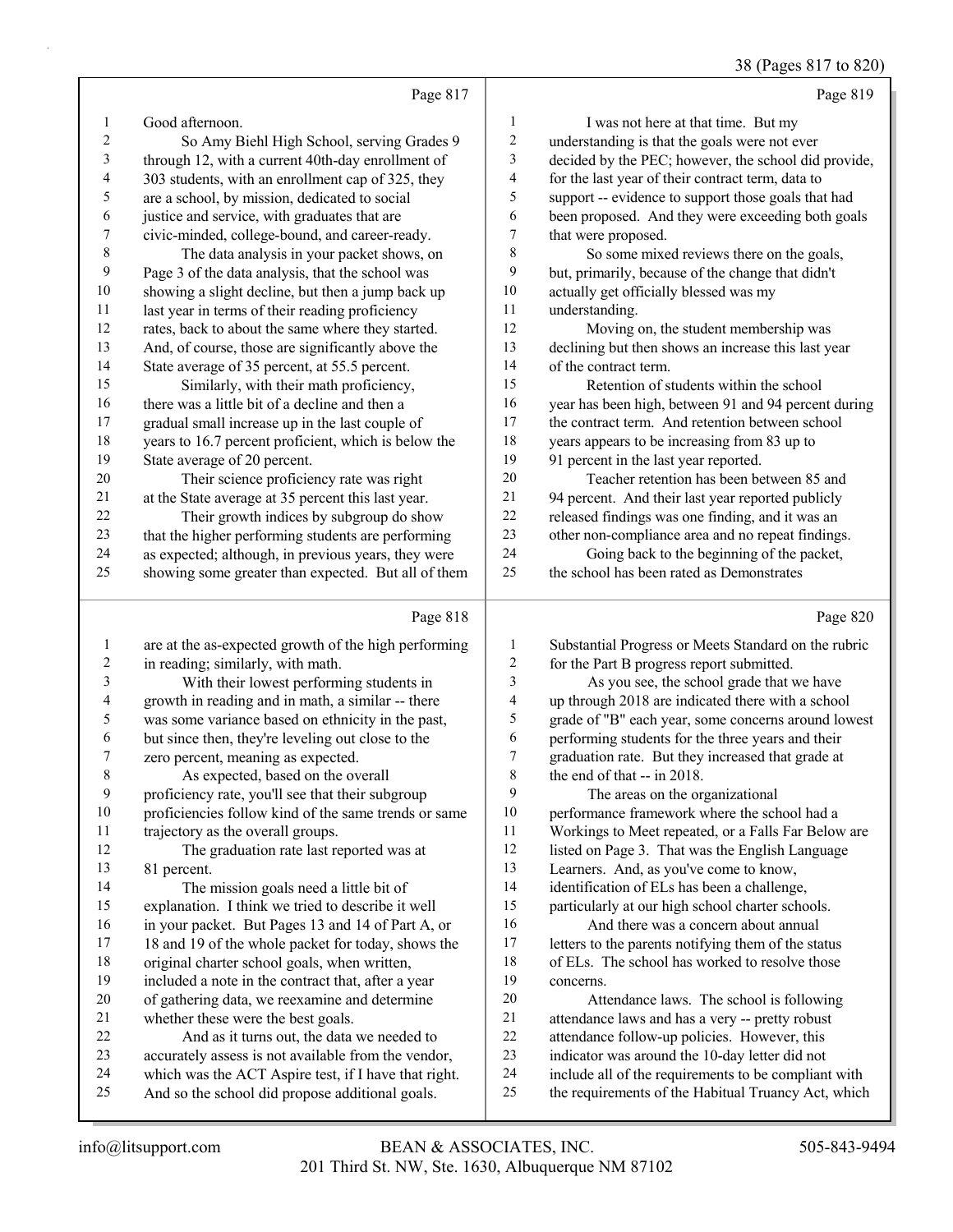Page 817

1 Good afternoon.
2 So Amy Biehl High School, serving Grades 9
3 through 12, with a current 40th-day enrollment of
4 303 students, with an enrollment cap of 325, they
5 are a school, by mission, dedicated to social
6 justice and service, with graduates that are
7 civic-minded, college-bound, and career-ready.
8 The data analysis in your packet shows, on
9 Page 3 of the data analysis, that the school was
10 showing a slight decline, but then a jump back up
11 last year in terms of their reading proficiency
12 rates, back to about the same where they started.
13 And, of course, those are significantly above the
14 State average of 35 percent, at 55.5 percent.
15 Similarly, with their math proficiency,
16 there was a little bit of a decline and then a
17 gradual small increase up in the last couple of
18 years to 16.7 percent proficient, which is below the
19 State average of 20 percent.
20 Their science proficiency rate was right
21 at the State average at 35 percent this last year.
22 Their growth indices by subgroup do show
23 that the higher performing students are performing
24 as expected; although, in previous years, they were
25 showing some greater than expected. But all of them

Page 818

1 are at the as-expected growth of the high performing
2 in reading; similarly, with math.
3 With their lowest performing students in
4 growth in reading and in math, a similar -- there
5 was some variance based on ethnicity in the past,
6 but since then, they're leveling out close to the
7 zero percent, meaning as expected.
8 As expected, based on the overall
9 proficiency rate, you'll see that their subgroup
10 proficiencies follow kind of the same trends or same
11 trajectory as the overall groups.
12 The graduation rate last reported was at
13 81 percent.
14 The mission goals need a little bit of
15 explanation. I think we tried to describe it well
16 in your packet. But Pages 13 and 14 of Part A, or
17 18 and 19 of the whole packet for today, shows the
18 original charter school goals, when written,
19 included a note in the contract that, after a year
20 of gathering data, we reexamine and determine
21 whether these were the best goals.
22 And as it turns out, the data we needed to
23 accurately assess is not available from the vendor,
24 which was the ACT Aspire test, if I have that right.
25 And so the school did propose additional goals.

Page 819

1 I was not here at that time. But my
2 understanding is that the goals were not ever
3 decided by the PEC; however, the school did provide,
4 for the last year of their contract term, data to
5 support -- evidence to support those goals that had
6 been proposed. And they were exceeding both goals
7 that were proposed.
8 So some mixed reviews there on the goals,
9 but, primarily, because of the change that didn't
10 actually get officially blessed was my
11 understanding.
12 Moving on, the student membership was
13 declining but then shows an increase this last year
14 of the contract term.
15 Retention of students within the school
16 year has been high, between 91 and 94 percent during
17 the contract term. And retention between school
18 years appears to be increasing from 83 up to
19 91 percent in the last year reported.
20 Teacher retention has been between 85 and
21 94 percent. And their last year reported publicly
22 released findings was one finding, and it was an
23 other non-compliance area and no repeat findings.
24 Going back to the beginning of the packet,
25 the school has been rated as Demonstrates

Page 820

1 Substantial Progress or Meets Standard on the rubric
2 for the Part B progress report submitted.
3 As you see, the school grade that we have
4 up through 2018 are indicated there with a school
5 grade of "B" each year, some concerns about lowest
6 performing students for the three years and their
7 graduation rate. But they increased that grade at
8 the end of that -- in 2018.
9 The areas on the organizational
10 performance framework where the school had a
11 Workings to Meet repeated, or a Falls Far Below are
12 listed on Page 3. That was the English Language
13 Learners. And, as you've come to know,
14 identification of ELs has been a challenge,
15 particularly at our high school charter schools.
16 And there was a concern about annual
17 letters to the parents notifying them of the status
18 of ELs. The school has worked to resolve those
19 concerns.
20 Attendance laws. The school is following
21 attendance laws and has a very -- pretty robust
22 attendance follow-up policies. However, this
23 indicator was around the 10-day letter did not
24 include all of the requirements to be compliant with
25 the requirements of the Habitual Truancy Act, which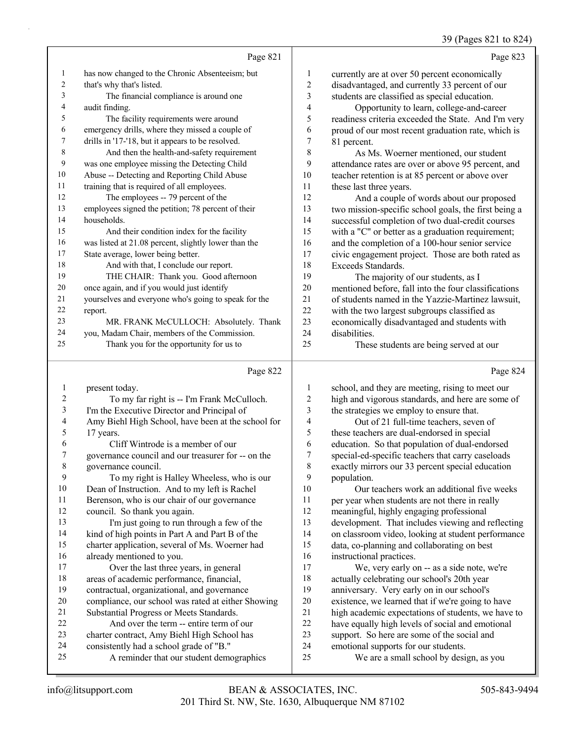Page 821

1 has now changed to the Chronic Absenteeism; but
2 that's why that's listed.
3 The financial compliance is around one
4 audit finding.
5 The facility requirements were around
6 emergency drills, where they missed a couple of
7 drills in '17-'18, but it appears to be resolved.
8 And then the health-and-safety requirement
9 was one employee missing the Detecting Child
10 Abuse -- Detecting and Reporting Child Abuse
11 training that is required of all employees.
12 The employees -- 79 percent of the
13 employees signed the petition; 78 percent of their
14 households.
15 And their condition index for the facility
16 was listed at 21.08 percent, slightly lower than the
17 State average, lower being better.
18 And with that, I conclude our report.
19 THE CHAIR: Thank you. Good afternoon
20 once again, and if you would just identify
21 yourselves and everyone who's going to speak for the
22 report.
23 MR. FRANK McCULLOCH: Absolutely. Thank
24 you, Madam Chair, members of the Commission.
25 Thank you for the opportunity for us to

Page 822

1 present today.
2 To my far right is -- I'm Frank McCulloch.
3 I'm the Executive Director and Principal of
4 Amy Biehl High School, have been at the school for
5 17 years.
6 Cliff Wintrode is a member of our
7 governance council and our treasurer for -- on the
8 governance council.
9 To my right is Halley Wheeless, who is our
10 Dean of Instruction. And to my left is Rachel
11 Berenson, who is our chair of our governance
12 council. So thank you again.
13 I'm just going to run through a few of the
14 kind of high points in Part A and Part B of the
15 charter application, several of Ms. Woerner had
16 already mentioned to you.
17 Over the last three years, in general
18 areas of academic performance, financial,
19 contractual, organizational, and governance
20 compliance, our school was rated at either Showing
21 Substantial Progress or Meets Standards.
22 And over the term -- entire term of our
23 charter contract, Amy Biehl High School has
24 consistently had a school grade of "B."
25 A reminder that our student demographics

Page 823

1 currently are at over 50 percent economically
2 disadvantaged, and currently 33 percent of our
3 students are classified as special education.
4 Opportunity to learn, college-and-career
5 readiness criteria exceeded the State. And I'm very
6 proud of our most recent graduation rate, which is
7 81 percent.
8 As Ms. Woerner mentioned, our student
9 attendance rates are over or above 95 percent, and
10 teacher retention is at 85 percent or above over
11 these last three years.
12 And a couple of words about our proposed
13 two mission-specific school goals, the first being a
14 successful completion of two dual-credit courses
15 with a "C" or better as a graduation requirement;
16 and the completion of a 100-hour senior service
17 civic engagement project. Those are both rated as
18 Exceeds Standards.
19 The majority of our students, as I
20 mentioned before, fall into the four classifications
21 of students named in the Yazzie-Martinez lawsuit,
22 with the two largest subgroups classified as
23 economically disadvantaged and students with
24 disabilities.
25 These students are being served at our

Page 824

1 school, and they are meeting, rising to meet our
2 high and vigorous standards, and here are some of
3 the strategies we employ to ensure that.
4 Out of 21 full-time teachers, seven of
5 these teachers are dual-endorsed in special
6 education. So that population of dual-endorsed
7 special-ed-specific teachers that carry caseloads
8 exactly mirrors our 33 percent special education
9 population.
10 Our teachers work an additional five weeks
11 per year when students are not there in really
12 meaningful, highly engaging professional
13 development. That includes viewing and reflecting
14 on classroom video, looking at student performance
15 data, co-planning and collaborating on best
16 instructional practices.
17 We, very early on -- as a side note, we're
18 actually celebrating our school's 20th year
19 anniversary. Very early on in our school's
20 existence, we learned that if we're going to have
21 high academic expectations of students, we have to
22 have equally high levels of social and emotional
23 support. So here are some of the social and
24 emotional supports for our students.
25 We are a small school by design, as you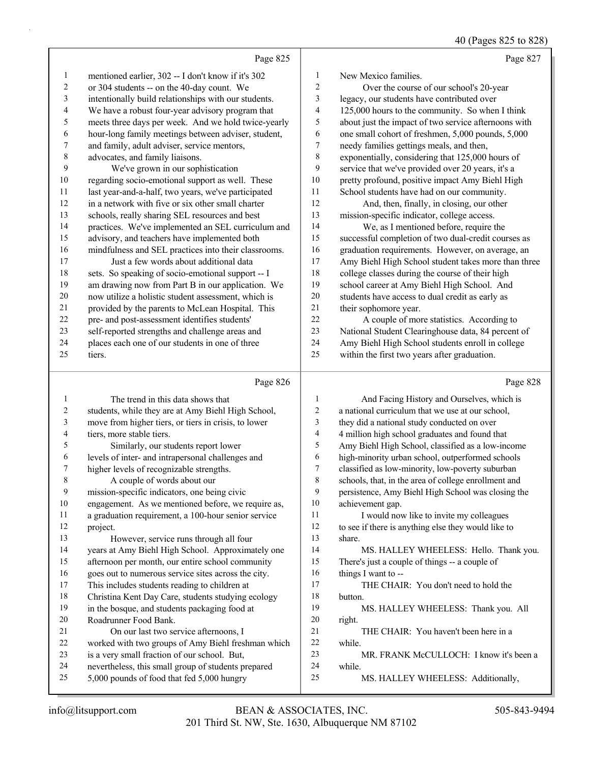mentioned earlier, 302 -- I don't know if it's 302 or 304 students -- on the 40-day count. We intentionally build relationships with our students. We have a robust four-year advisory program that meets three days per week. And we hold twice-yearly hour-long family meetings between adviser, student, and family, adult adviser, service mentors, advocates, and family liaisons.

We've grown in our sophistication regarding socio-emotional support as well. These last year-and-a-half, two years, we've participated in a network with five or six other small charter schools, really sharing SEL resources and best practices. We've implemented an SEL curriculum and advisory, and teachers have implemented both mindfulness and SEL practices into their classrooms.

Just a few words about additional data sets. So speaking of socio-emotional support -- I am drawing now from Part B in our application. We now utilize a holistic student assessment, which is provided by the parents to McLean Hospital. This pre- and post-assessment identifies students' self-reported strengths and challenge areas and places each one of our students in one of three tiers.

The trend in this data shows that students, while they are at Amy Biehl High School, move from higher tiers, or tiers in crisis, to lower tiers, more stable tiers.

Similarly, our students report lower levels of inter- and intrapersonal challenges and higher levels of recognizable strengths.

A couple of words about our mission-specific indicators, one being civic engagement. As we mentioned before, we require as, a graduation requirement, a 100-hour senior service project.

However, service runs through all four years at Amy Biehl High School. Approximately one afternoon per month, our entire school community goes out to numerous service sites across the city. This includes students reading to children at Christina Kent Day Care, students studying ecology in the bosque, and students packaging food at Roadrunner Food Bank.

On our last two service afternoons, I worked with two groups of Amy Biehl freshman which is a very small fraction of our school. But, nevertheless, this small group of students prepared 5,000 pounds of food that fed 5,000 hungry New Mexico families.

Over the course of our school's 20-year legacy, our students have contributed over 125,000 hours to the community. So when I think about just the impact of two service afternoons with one small cohort of freshmen, 5,000 pounds, 5,000 needy families gettings meals, and then, exponentially, considering that 125,000 hours of service that we've provided over 20 years, it's a pretty profound, positive impact Amy Biehl High School students have had on our community.

And, then, finally, in closing, our other mission-specific indicator, college access.

We, as I mentioned before, require the successful completion of two dual-credit courses as graduation requirements. However, on average, an Amy Biehl High School student takes more than three college classes during the course of their high school career at Amy Biehl High School. And students have access to dual credit as early as their sophomore year.

A couple of more statistics. According to National Student Clearinghouse data, 84 percent of Amy Biehl High School students enroll in college within the first two years after graduation.

And Facing History and Ourselves, which is a national curriculum that we use at our school, they did a national study conducted on over 4 million high school graduates and found that Amy Biehl High School, classified as a low-income high-minority urban school, outperformed schools classified as low-minority, low-poverty suburban schools, that, in the area of college enrollment and persistence, Amy Biehl High School was closing the achievement gap.

I would now like to invite my colleagues to see if there is anything else they would like to share.

MS. HALLEY WHEELESS: Hello. Thank you. There's just a couple of things -- a couple of things I want to --

THE CHAIR: You don't need to hold the button.

MS. HALLEY WHEELESS: Thank you. All right.

THE CHAIR: You haven't been here in a while.

MR. FRANK McCULLOCH: I know it's been a while.

MS. HALLEY WHEELESS: Additionally,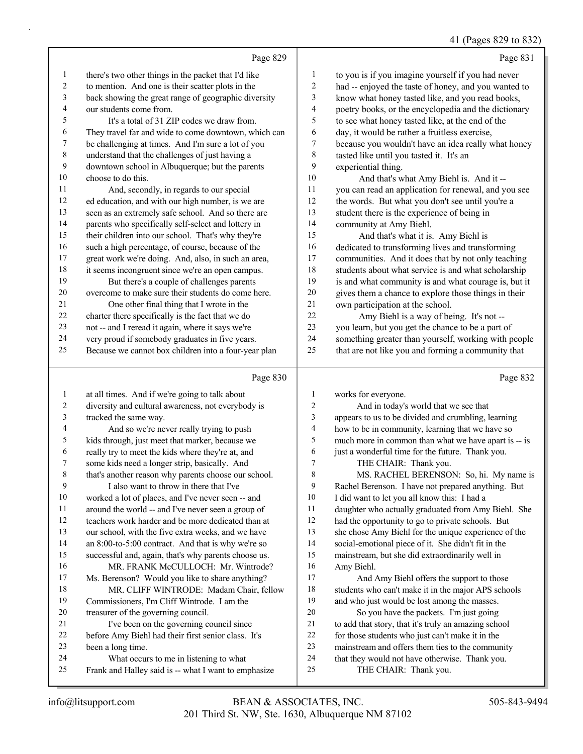Page 829

there's two other things in the packet that I'd like to mention. And one is their scatter plots in the back showing the great range of geographic diversity our students come from.

It's a total of 31 ZIP codes we draw from. They travel far and wide to come downtown, which can be challenging at times. And I'm sure a lot of you understand that the challenges of just having a downtown school in Albuquerque; but the parents choose to do this.

And, secondly, in regards to our special ed education, and with our high number, is we are seen as an extremely safe school. And so there are parents who specifically self-select and lottery in their children into our school. That's why they're such a high percentage, of course, because of the great work we're doing. And, also, in such an area, it seems incongruent since we're an open campus.

But there's a couple of challenges parents overcome to make sure their students do come here.

One other final thing that I wrote in the charter there specifically is the fact that we do not -- and I reread it again, where it says we're very proud if somebody graduates in five years. Because we cannot box children into a four-year plan

Page 830

at all times. And if we're going to talk about diversity and cultural awareness, not everybody is tracked the same way.

And so we're never really trying to push kids through, just meet that marker, because we really try to meet the kids where they're at, and some kids need a longer strip, basically. And that's another reason why parents choose our school.

I also want to throw in there that I've worked a lot of places, and I've never seen -- and around the world -- and I've never seen a group of teachers work harder and be more dedicated than at our school, with the five extra weeks, and we have an 8:00-to-5:00 contract. And that is why we're so successful and, again, that's why parents choose us.

MR. FRANK McCULLOCH: Mr. Wintrode? Ms. Berenson? Would you like to share anything?

MR. CLIFF WINTRODE: Madam Chair, fellow Commissioners, I'm Cliff Wintrode. I am the treasurer of the governing council.

I've been on the governing council since before Amy Biehl had their first senior class. It's been a long time.

What occurs to me in listening to what Frank and Halley said is -- what I want to emphasize

Page 831

to you is if you imagine yourself if you had never had -- enjoyed the taste of honey, and you wanted to know what honey tasted like, and you read books, poetry books, or the encyclopedia and the dictionary to see what honey tasted like, at the end of the day, it would be rather a fruitless exercise, because you wouldn't have an idea really what honey tasted like until you tasted it. It's an experiential thing.

And that's what Amy Biehl is. And it -- you can read an application for renewal, and you see the words. But what you don't see until you're a student there is the experience of being in community at Amy Biehl.

And that's what it is. Amy Biehl is dedicated to transforming lives and transforming communities. And it does that by not only teaching students about what service is and what scholarship is and what community is and what courage is, but it gives them a chance to explore those things in their own participation at the school.

Amy Biehl is a way of being. It's not -- you learn, but you get the chance to be a part of something greater than yourself, working with people that are not like you and forming a community that

Page 832

works for everyone.

And in today's world that we see that appears to us to be divided and crumbling, learning how to be in community, learning that we have so much more in common than what we have apart is -- is just a wonderful time for the future. Thank you.

THE CHAIR: Thank you.

MS. RACHEL BERENSON: So, hi. My name is Rachel Berenson. I have not prepared anything. But I did want to let you all know this: I had a daughter who actually graduated from Amy Biehl. She had the opportunity to go to private schools. But she chose Amy Biehl for the unique experience of the social-emotional piece of it. She didn't fit in the mainstream, but she did extraordinarily well in Amy Biehl.

And Amy Biehl offers the support to those students who can't make it in the major APS schools and who just would be lost among the masses.

So you have the packets. I'm just going to add that story, that it's truly an amazing school for those students who just can't make it in the mainstream and offers them ties to the community that they would not have otherwise. Thank you.

THE CHAIR: Thank you.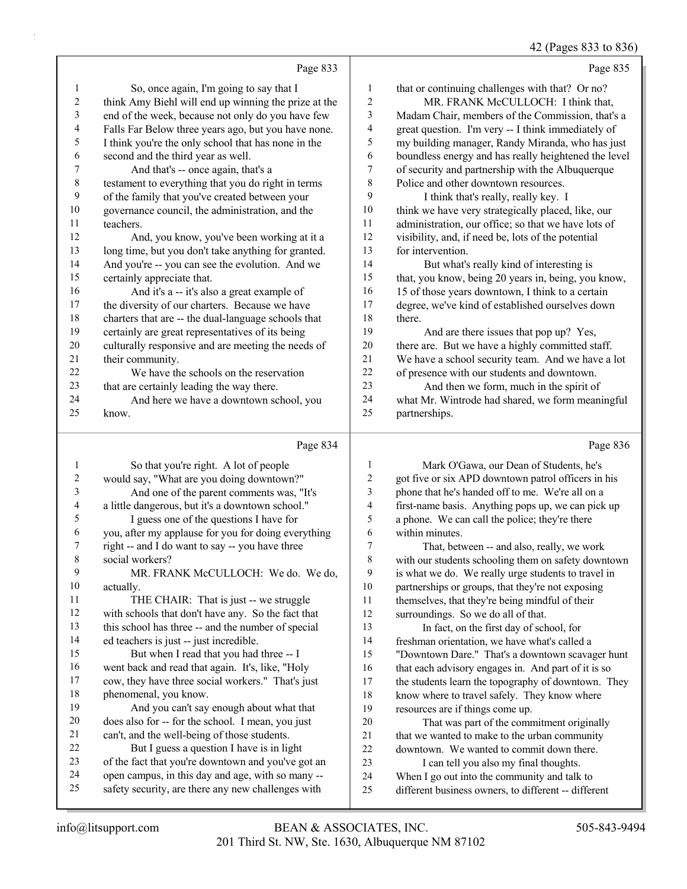Page 833

1 So, once again, I'm going to say that I
2 think Amy Biehl will end up winning the prize at the
3 end of the week, because not only do you have few
4 Falls Far Below three years ago, but you have none.
5 I think you're the only school that has none in the
6 second and the third year as well.
7 And that's -- once again, that's a
8 testament to everything that you do right in terms
9 of the family that you've created between your
10 governance council, the administration, and the
11 teachers.
12 And, you know, you've been working at it a
13 long time, but you don't take anything for granted.
14 And you're -- you can see the evolution. And we
15 certainly appreciate that.
16 And it's a -- it's also a great example of
17 the diversity of our charters. Because we have
18 charters that are -- the dual-language schools that
19 certainly are great representatives of its being
20 culturally responsive and are meeting the needs of
21 their community.
22 We have the schools on the reservation
23 that are certainly leading the way there.
24 And here we have a downtown school, you
25 know.

Page 834

1 So that you're right. A lot of people
2 would say, "What are you doing downtown?"
3 And one of the parent comments was, "It's
4 a little dangerous, but it's a downtown school."
5 I guess one of the questions I have for
6 you, after my applause for you for doing everything
7 right -- and I do want to say -- you have three
8 social workers?
9 MR. FRANK McCULLOCH: We do. We do,
10 actually.
11 THE CHAIR: That is just -- we struggle
12 with schools that don't have any. So the fact that
13 this school has three -- and the number of special
14 ed teachers is just -- just incredible.
15 But when I read that you had three -- I
16 went back and read that again. It's, like, "Holy
17 cow, they have three social workers." That's just
18 phenomenal, you know.
19 And you can't say enough about what that
20 does also for -- for the school. I mean, you just
21 can't, and the well-being of those students.
22 But I guess a question I have is in light
23 of the fact that you're downtown and you've got an
24 open campus, in this day and age, with so many --
25 safety security, are there any new challenges with

Page 835

1 that or continuing challenges with that? Or no?
2 MR. FRANK McCULLOCH: I think that,
3 Madam Chair, members of the Commission, that's a
4 great question. I'm very -- I think immediately of
5 my building manager, Randy Miranda, who has just
6 boundless energy and has really heightened the level
7 of security and partnership with the Albuquerque
8 Police and other downtown resources.
9 I think that's really, really key. I
10 think we have very strategically placed, like, our
11 administration, our office; so that we have lots of
12 visibility, and, if need be, lots of the potential
13 for intervention.
14 But what's really kind of interesting is
15 that, you know, being 20 years in, being, you know,
16 15 of those years downtown, I think to a certain
17 degree, we've kind of established ourselves down
18 there.
19 And are there issues that pop up? Yes,
20 there are. But we have a highly committed staff.
21 We have a school security team. And we have a lot
22 of presence with our students and downtown.
23 And then we form, much in the spirit of
24 what Mr. Wintrode had shared, we form meaningful
25 partnerships.

Page 836

1 Mark O'Gawa, our Dean of Students, he's
2 got five or six APD downtown patrol officers in his
3 phone that he's handed off to me. We're all on a
4 first-name basis. Anything pops up, we can pick up
5 a phone. We can call the police; they're there
6 within minutes.
7 That, between -- and also, really, we work
8 with our students schooling them on safety downtown
9 is what we do. We really urge students to travel in
10 partnerships or groups, that they're not exposing
11 themselves, that they're being mindful of their
12 surroundings. So we do all of that.
13 In fact, on the first day of school, for
14 freshman orientation, we have what's called a
15 "Downtown Dare." That's a downtown scavager hunt
16 that each advisory engages in. And part of it is so
17 the students learn the topography of downtown. They
18 know where to travel safely. They know where
19 resources are if things come up.
20 That was part of the commitment originally
21 that we wanted to make to the urban community
22 downtown. We wanted to commit down there.
23 I can tell you also my final thoughts.
24 When I go out into the community and talk to
25 different business owners, to different -- different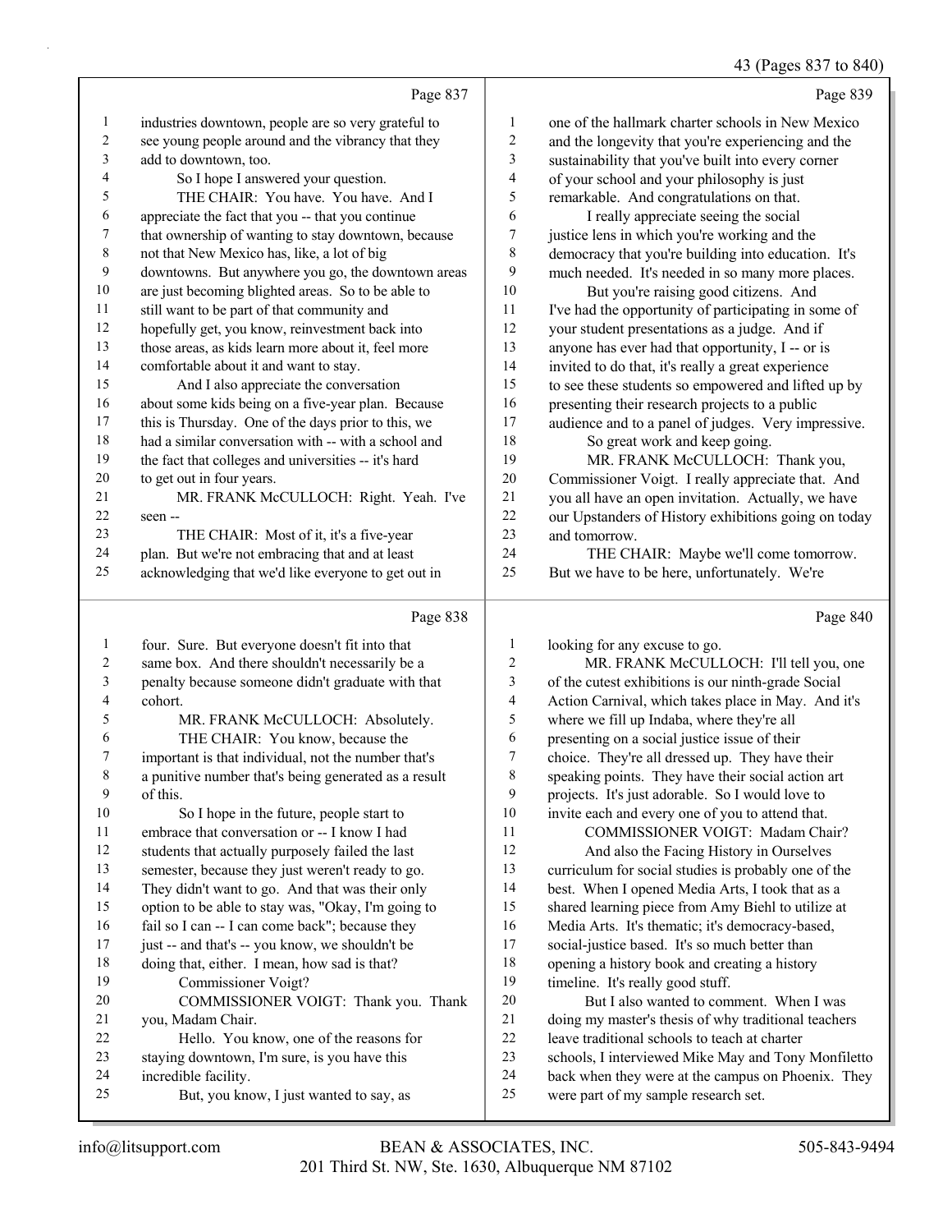Page 837

1 industries downtown, people are so very grateful to
2 see young people around and the vibrancy that they
3 add to downtown, too.
4 So I hope I answered your question.
5 THE CHAIR: You have. You have. And I
6 appreciate the fact that you -- that you continue
7 that ownership of wanting to stay downtown, because
8 not that New Mexico has, like, a lot of big
9 downtowns. But anywhere you go, the downtown areas
10 are just becoming blighted areas. So to be able to
11 still want to be part of that community and
12 hopefully get, you know, reinvestment back into
13 those areas, as kids learn more about it, feel more
14 comfortable about it and want to stay.
15 And I also appreciate the conversation
16 about some kids being on a five-year plan. Because
17 this is Thursday. One of the days prior to this, we
18 had a similar conversation with -- with a school and
19 the fact that colleges and universities -- it's hard
20 to get out in four years.
21 MR. FRANK McCULLOCH: Right. Yeah. I've
22 seen --
23 THE CHAIR: Most of it, it's a five-year
24 plan. But we're not embracing that and at least
25 acknowledging that we'd like everyone to get out in

Page 838

1 four. Sure. But everyone doesn't fit into that
2 same box. And there shouldn't necessarily be a
3 penalty because someone didn't graduate with that
4 cohort.
5 MR. FRANK McCULLOCH: Absolutely.
6 THE CHAIR: You know, because the
7 important is that individual, not the number that's
8 a punitive number that's being generated as a result
9 of this.
10 So I hope in the future, people start to
11 embrace that conversation or -- I know I had
12 students that actually purposely failed the last
13 semester, because they just weren't ready to go.
14 They didn't want to go. And that was their only
15 option to be able to stay was, "Okay, I'm going to
16 fail so I can -- I can come back"; because they
17 just -- and that's -- you know, we shouldn't be
18 doing that, either. I mean, how sad is that?
19 Commissioner Voigt?
20 COMMISSIONER VOIGT: Thank you. Thank
21 you, Madam Chair.
22 Hello. You know, one of the reasons for
23 staying downtown, I'm sure, is you have this
24 incredible facility.
25 But, you know, I just wanted to say, as

Page 839

1 one of the hallmark charter schools in New Mexico
2 and the longevity that you're experiencing and the
3 sustainability that you've built into every corner
4 of your school and your philosophy is just
5 remarkable. And congratulations on that.
6 I really appreciate seeing the social
7 justice lens in which you're working and the
8 democracy that you're building into education. It's
9 much needed. It's needed in so many more places.
10 But you're raising good citizens. And
11 I've had the opportunity of participating in some of
12 your student presentations as a judge. And if
13 anyone has ever had that opportunity, I -- or is
14 invited to do that, it's really a great experience
15 to see these students so empowered and lifted up by
16 presenting their research projects to a public
17 audience and to a panel of judges. Very impressive.
18 So great work and keep going.
19 MR. FRANK McCULLOCH: Thank you,
20 Commissioner Voigt. I really appreciate that. And
21 you all have an open invitation. Actually, we have
22 our Upstanders of History exhibitions going on today
23 and tomorrow.
24 THE CHAIR: Maybe we'll come tomorrow.
25 But we have to be here, unfortunately. We're

Page 840

1 looking for any excuse to go.
2 MR. FRANK McCULLOCH: I'll tell you, one
3 of the cutest exhibitions is our ninth-grade Social
4 Action Carnival, which takes place in May. And it's
5 where we fill up Indaba, where they're all
6 presenting on a social justice issue of their
7 choice. They're all dressed up. They have their
8 speaking points. They have their social action art
9 projects. It's just adorable. So I would love to
10 invite each and every one of you to attend that.
11 COMMISSIONER VOIGT: Madam Chair?
12 And also the Facing History in Ourselves
13 curriculum for social studies is probably one of the
14 best. When I opened Media Arts, I took that as a
15 shared learning piece from Amy Biehl to utilize at
16 Media Arts. It's thematic; it's democracy-based,
17 social-justice based. It's so much better than
18 opening a history book and creating a history
19 timeline. It's really good stuff.
20 But I also wanted to comment. When I was
21 doing my master's thesis of why traditional teachers
22 leave traditional schools to teach at charter
23 schools, I interviewed Mike May and Tony Monfiletto
24 back when they were at the campus on Phoenix. They
25 were part of my sample research set.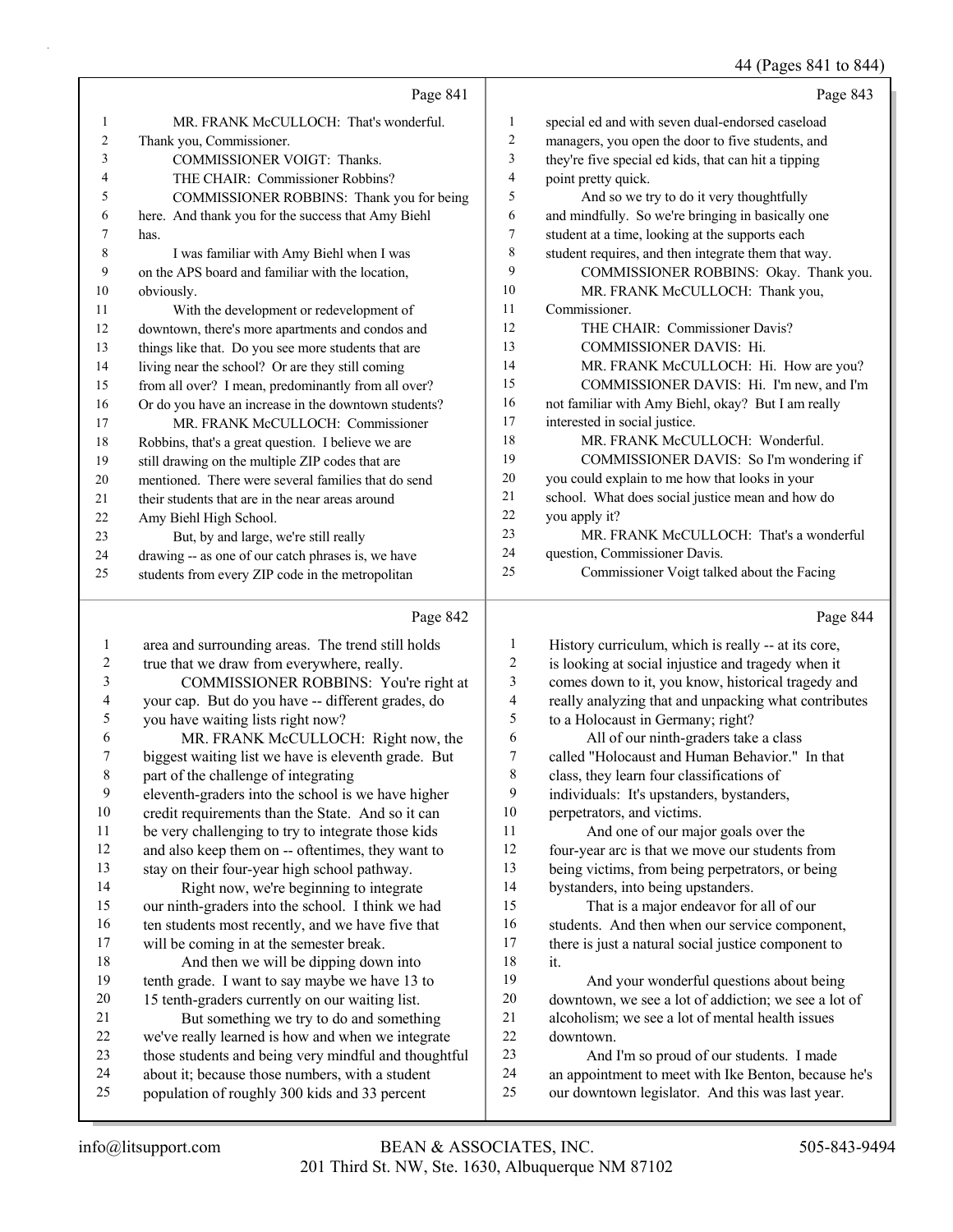Page 841

1 MR. FRANK McCULLOCH: That's wonderful.
2 Thank you, Commissioner.
3 COMMISSIONER VOIGT: Thanks.
4 THE CHAIR: Commissioner Robbins?
5 COMMISSIONER ROBBINS: Thank you for being
6 here. And thank you for the success that Amy Biehl
7 has.
8 I was familiar with Amy Biehl when I was
9 on the APS board and familiar with the location,
10 obviously.
11 With the development or redevelopment of
12 downtown, there's more apartments and condos and
13 things like that. Do you see more students that are
14 living near the school? Or are they still coming
15 from all over? I mean, predominantly from all over?
16 Or do you have an increase in the downtown students?
17 MR. FRANK McCULLOCH: Commissioner
18 Robbins, that's a great question. I believe we are
19 still drawing on the multiple ZIP codes that are
20 mentioned. There were several families that do send
21 their students that are in the near areas around
22 Amy Biehl High School.
23 But, by and large, we're still really
24 drawing -- as one of our catch phrases is, we have
25 students from every ZIP code in the metropolitan

Page 842

1 area and surrounding areas. The trend still holds
2 true that we draw from everywhere, really.
3 COMMISSIONER ROBBINS: You're right at
4 your cap. But do you have -- different grades, do
5 you have waiting lists right now?
6 MR. FRANK McCULLOCH: Right now, the
7 biggest waiting list we have is eleventh grade. But
8 part of the challenge of integrating
9 eleventh-graders into the school is we have higher
10 credit requirements than the State. And so it can
11 be very challenging to try to integrate those kids
12 and also keep them on -- oftentimes, they want to
13 stay on their four-year high school pathway.
14 Right now, we're beginning to integrate
15 our ninth-graders into the school. I think we had
16 ten students most recently, and we have five that
17 will be coming in at the semester break.
18 And then we will be dipping down into
19 tenth grade. I want to say maybe we have 13 to
20 15 tenth-graders currently on our waiting list.
21 But something we try to do and something
22 we've really learned is how and when we integrate
23 those students and being very mindful and thoughtful
24 about it; because those numbers, with a student
25 population of roughly 300 kids and 33 percent

Page 843

1 special ed and with seven dual-endorsed caseload
2 managers, you open the door to five students, and
3 they're five special ed kids, that can hit a tipping
4 point pretty quick.
5 And so we try to do it very thoughtfully
6 and mindfully. So we're bringing in basically one
7 student at a time, looking at the supports each
8 student requires, and then integrate them that way.
9 COMMISSIONER ROBBINS: Okay. Thank you.
10 MR. FRANK McCULLOCH: Thank you,
11 Commissioner.
12 THE CHAIR: Commissioner Davis?
13 COMMISSIONER DAVIS: Hi.
14 MR. FRANK McCULLOCH: Hi. How are you?
15 COMMISSIONER DAVIS: Hi. I'm new, and I'm
16 not familiar with Amy Biehl, okay? But I am really
17 interested in social justice.
18 MR. FRANK McCULLOCH: Wonderful.
19 COMMISSIONER DAVIS: So I'm wondering if
20 you could explain to me how that looks in your
21 school. What does social justice mean and how do
22 you apply it?
23 MR. FRANK McCULLOCH: That's a wonderful
24 question, Commissioner Davis.
25 Commissioner Voigt talked about the Facing

Page 844

1 History curriculum, which is really -- at its core,
2 is looking at social injustice and tragedy when it
3 comes down to it, you know, historical tragedy and
4 really analyzing that and unpacking what contributes
5 to a Holocaust in Germany; right?
6 All of our ninth-graders take a class
7 called "Holocaust and Human Behavior." In that
8 class, they learn four classifications of
9 individuals: It's upstanders, bystanders,
10 perpetrators, and victims.
11 And one of our major goals over the
12 four-year arc is that we move our students from
13 being victims, from being perpetrators, or being
14 bystanders, into being upstanders.
15 That is a major endeavor for all of our
16 students. And then when our service component,
17 there is just a natural social justice component to
18 it.
19 And your wonderful questions about being
20 downtown, we see a lot of addiction; we see a lot of
21 alcoholism; we see a lot of mental health issues
22 downtown.
23 And I'm so proud of our students. I made
24 an appointment to meet with Ike Benton, because he's
25 our downtown legislator. And this was last year.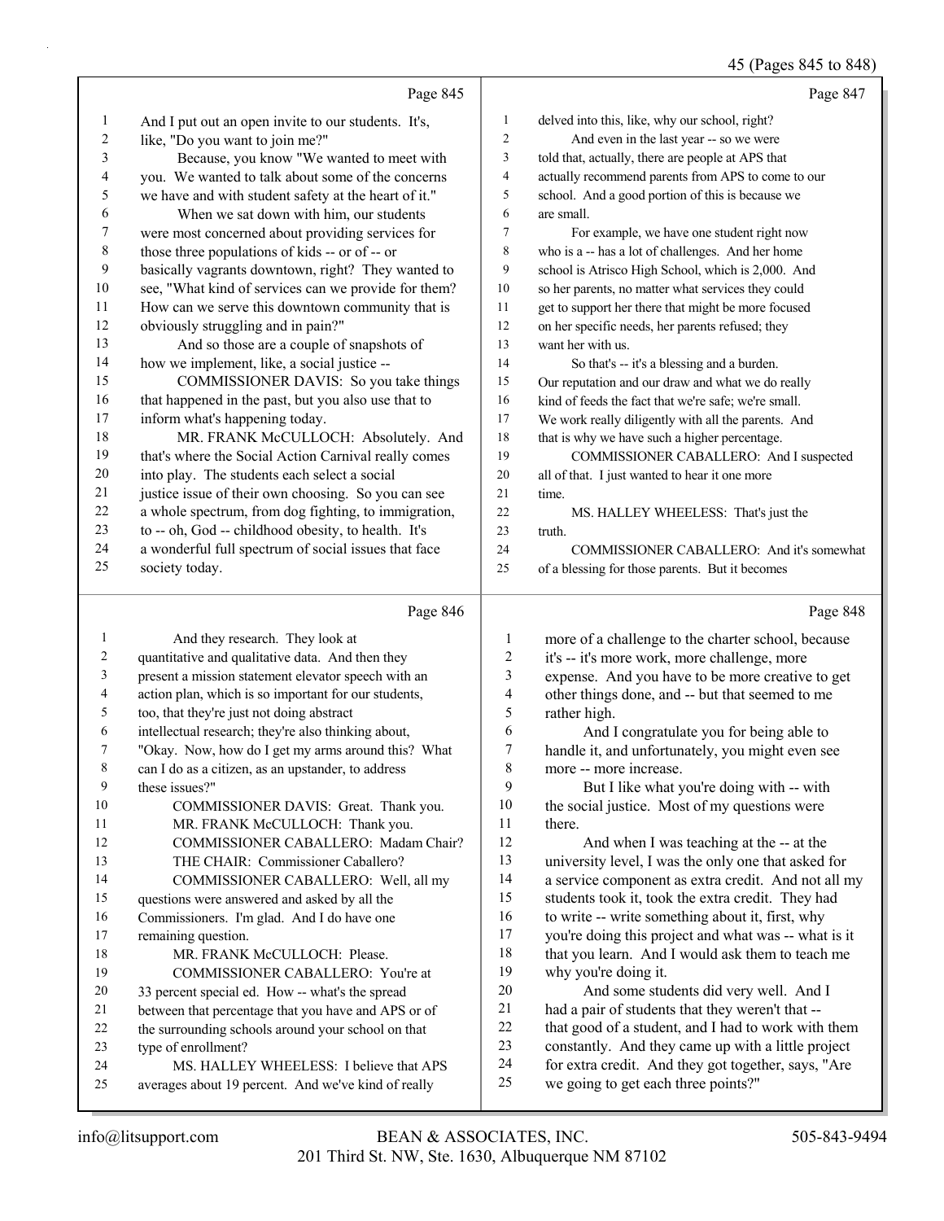Page 845

1 And I put out an open invite to our students. It's,
2 like, "Do you want to join me?"
3 Because, you know "We wanted to meet with
4 you. We wanted to talk about some of the concerns
5 we have and with student safety at the heart of it."
6 When we sat down with him, our students
7 were most concerned about providing services for
8 those three populations of kids -- or of -- or
9 basically vagrants downtown, right? They wanted to
10 see, "What kind of services can we provide for them?
11 How can we serve this downtown community that is
12 obviously struggling and in pain?"
13 And so those are a couple of snapshots of
14 how we implement, like, a social justice --
15 COMMISSIONER DAVIS: So you take things
16 that happened in the past, but you also use that to
17 inform what's happening today.
18 MR. FRANK McCULLOCH: Absolutely. And
19 that's where the Social Action Carnival really comes
20 into play. The students each select a social
21 justice issue of their own choosing. So you can see
22 a whole spectrum, from dog fighting, to immigration,
23 to -- oh, God -- childhood obesity, to health. It's
24 a wonderful full spectrum of social issues that face
25 society today.

Page 846

1 And they research. They look at
2 quantitative and qualitative data. And then they
3 present a mission statement elevator speech with an
4 action plan, which is so important for our students,
5 too, that they're just not doing abstract
6 intellectual research; they're also thinking about,
7 "Okay. Now, how do I get my arms around this? What
8 can I do as a citizen, as an upstander, to address
9 these issues?"
10 COMMISSIONER DAVIS: Great. Thank you.
11 MR. FRANK McCULLOCH: Thank you.
12 COMMISSIONER CABALLERO: Madam Chair?
13 THE CHAIR: Commissioner Caballero?
14 COMMISSIONER CABALLERO: Well, all my
15 questions were answered and asked by all the
16 Commissioners. I'm glad. And I do have one
17 remaining question.
18 MR. FRANK McCULLOCH: Please.
19 COMMISSIONER CABALLERO: You're at
20 33 percent special ed. How -- what's the spread
21 between that percentage that you have and APS or of
22 the surrounding schools around your school on that
23 type of enrollment?
24 MS. HALLEY WHEELESS: I believe that APS
25 averages about 19 percent. And we've kind of really

Page 847

1 delved into this, like, why our school, right?
2 And even in the last year -- so we were
3 told that, actually, there are people at APS that
4 actually recommend parents from APS to come to our
5 school. And a good portion of this is because we
6 are small.
7 For example, we have one student right now
8 who is a -- has a lot of challenges. And her home
9 school is Atrisco High School, which is 2,000. And
10 so her parents, no matter what services they could
11 get to support her there that might be more focused
12 on her specific needs, her parents refused; they
13 want her with us.
14 So that's -- it's a blessing and a burden.
15 Our reputation and our draw and what we do really
16 kind of feeds the fact that we're safe; we're small.
17 We work really diligently with all the parents. And
18 that is why we have such a higher percentage.
19 COMMISSIONER CABALLERO: And I suspected
20 all of that. I just wanted to hear it one more
21 time.
22 MS. HALLEY WHEELESS: That's just the
23 truth.
24 COMMISSIONER CABALLERO: And it's somewhat
25 of a blessing for those parents. But it becomes

Page 848

1 more of a challenge to the charter school, because
2 it's -- it's more work, more challenge, more
3 expense. And you have to be more creative to get
4 other things done, and -- but that seemed to me
5 rather high.
6 And I congratulate you for being able to
7 handle it, and unfortunately, you might even see
8 more -- more increase.
9 But I like what you're doing with -- with
10 the social justice. Most of my questions were
11 there.
12 And when I was teaching at the -- at the
13 university level, I was the only one that asked for
14 a service component as extra credit. And not all my
15 students took it, took the extra credit. They had
16 to write -- write something about it, first, why
17 you're doing this project and what was -- what is it
18 that you learn. And I would ask them to teach me
19 why you're doing it.
20 And some students did very well. And I
21 had a pair of students that they weren't that --
22 that good of a student, and I had to work with them
23 constantly. And they came up with a little project
24 for extra credit. And they got together, says, "Are
25 we going to get each three points?"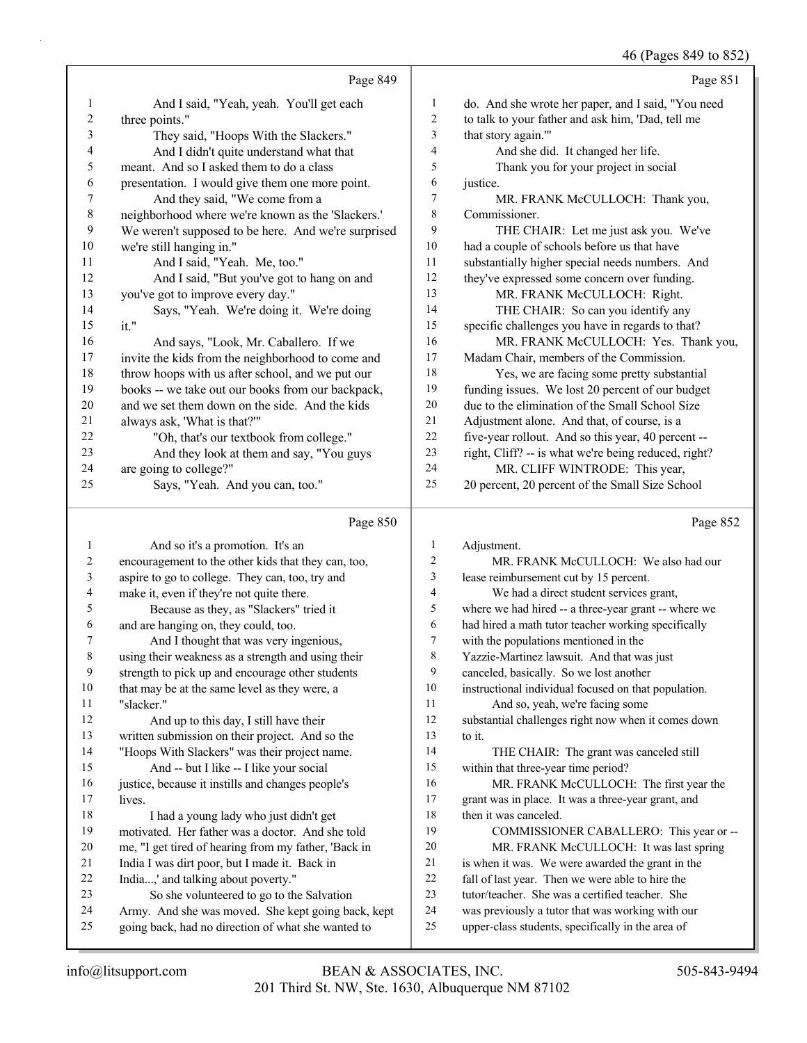Page 849

1 And I said, "Yeah, yeah. You'll get each
2 three points."
3 They said, "Hoops With the Slackers."
4 And I didn't quite understand what that
5 meant. And so I asked them to do a class
6 presentation. I would give them one more point.
7 And they said, "We come from a
8 neighborhood where we're known as the 'Slackers.'
9 We weren't supposed to be here. And we're surprised
10 we're still hanging in."
11 And I said, "Yeah. Me, too."
12 And I said, "But you've got to hang on and
13 you've got to improve every day."
14 Says, "Yeah. We're doing it. We're doing
15 it."
16 And says, "Look, Mr. Caballero. If we
17 invite the kids from the neighborhood to come and
18 throw hoops with us after school, and we put our
19 books -- we take out our books from our backpack,
20 and we set them down on the side. And the kids
21 always ask, 'What is that?'"
22 "Oh, that's our textbook from college."
23 And they look at them and say, "You guys
24 are going to college?"
25 Says, "Yeah. And you can, too."

Page 850

1 And so it's a promotion. It's an
2 encouragement to the other kids that they can, too,
3 aspire to go to college. They can, too, try and
4 make it, even if they're not quite there.
5 Because as they, as "Slackers" tried it
6 and are hanging on, they could, too.
7 And I thought that was very ingenious,
8 using their weakness as a strength and using their
9 strength to pick up and encourage other students
10 that may be at the same level as they were, a
11 "slacker."
12 And up to this day, I still have their
13 written submission on their project. And so the
14 "Hoops With Slackers" was their project name.
15 And -- but I like -- I like your social
16 justice, because it instills and changes people's
17 lives.
18 I had a young lady who just didn't get
19 motivated. Her father was a doctor. And she told
20 me, "I get tired of hearing from my father, 'Back in
21 India I was dirt poor, but I made it. Back in
22 India...,' and talking about poverty."
23 So she volunteered to go to the Salvation
24 Army. And she was moved. She kept going back, kept
25 going back, had no direction of what she wanted to

Page 851

1 do. And she wrote her paper, and I said, "You need
2 to talk to your father and ask him, 'Dad, tell me
3 that story again.'"
4 And she did. It changed her life.
5 Thank you for your project in social
6 justice.
7 MR. FRANK McCULLOCH: Thank you,
8 Commissioner.
9 THE CHAIR: Let me just ask you. We've
10 had a couple of schools before us that have
11 substantially higher special needs numbers. And
12 they've expressed some concern over funding.
13 MR. FRANK McCULLOCH: Right.
14 THE CHAIR: So can you identify any
15 specific challenges you have in regards to that?
16 MR. FRANK McCULLOCH: Yes. Thank you,
17 Madam Chair, members of the Commission.
18 Yes, we are facing some pretty substantial
19 funding issues. We lost 20 percent of our budget
20 due to the elimination of the Small School Size
21 Adjustment alone. And that, of course, is a
22 five-year rollout. And so this year, 40 percent --
23 right, Cliff? -- is what we're being reduced, right?
24 MR. CLIFF WINTRODE: This year,
25 20 percent, 20 percent of the Small Size School

Page 852

1 Adjustment.
2 MR. FRANK McCULLOCH: We also had our
3 lease reimbursement cut by 15 percent.
4 We had a direct student services grant,
5 where we had hired -- a three-year grant -- where we
6 had hired a math tutor teacher working specifically
7 with the populations mentioned in the
8 Yazzie-Martinez lawsuit. And that was just
9 canceled, basically. So we lost another
10 instructional individual focused on that population.
11 And so, yeah, we're facing some
12 substantial challenges right now when it comes down
13 to it.
14 THE CHAIR: The grant was canceled still
15 within that three-year time period?
16 MR. FRANK McCULLOCH: The first year the
17 grant was in place. It was a three-year grant, and
18 then it was canceled.
19 COMMISSIONER CABALLERO: This year or --
20 MR. FRANK McCULLOCH: It was last spring
21 is when it was. We were awarded the grant in the
22 fall of last year. Then we were able to hire the
23 tutor/teacher. She was a certified teacher. She
24 was previously a tutor that was working with our
25 upper-class students, specifically in the area of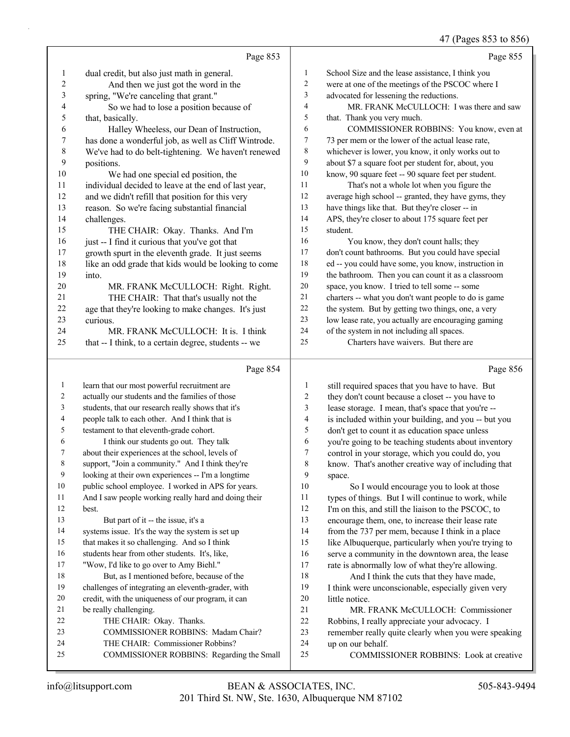Page 853

1 dual credit, but also just math in general.
2 And then we just got the word in the
3 spring, "We're canceling that grant."
4 So we had to lose a position because of
5 that, basically.
6 Halley Wheeless, our Dean of Instruction,
7 has done a wonderful job, as well as Cliff Wintrode.
8 We've had to do belt-tightening. We haven't renewed
9 positions.
10 We had one special ed position, the
11 individual decided to leave at the end of last year,
12 and we didn't refill that position for this very
13 reason. So we're facing substantial financial
14 challenges.
15 THE CHAIR: Okay. Thanks. And I'm
16 just -- I find it curious that you've got that
17 growth spurt in the eleventh grade. It just seems
18 like an odd grade that kids would be looking to come
19 into.
20 MR. FRANK McCULLOCH: Right. Right.
21 THE CHAIR: That that's usually not the
22 age that they're looking to make changes. It's just
23 curious.
24 MR. FRANK McCULLOCH: It is. I think
25 that -- I think, to a certain degree, students -- we

Page 854

1 learn that our most powerful recruitment are
2 actually our students and the families of those
3 students, that our research really shows that it's
4 people talk to each other. And I think that is
5 testament to that eleventh-grade cohort.
6 I think our students go out. They talk
7 about their experiences at the school, levels of
8 support, "Join a community." And I think they're
9 looking at their own experiences -- I'm a longtime
10 public school employee. I worked in APS for years.
11 And I saw people working really hard and doing their
12 best.
13 But part of it -- the issue, it's a
14 systems issue. It's the way the system is set up
15 that makes it so challenging. And so I think
16 students hear from other students. It's, like,
17 "Wow, I'd like to go over to Amy Biehl."
18 But, as I mentioned before, because of the
19 challenges of integrating an eleventh-grader, with
20 credit, with the uniqueness of our program, it can
21 be really challenging.
22 THE CHAIR: Okay. Thanks.
23 COMMISSIONER ROBBINS: Madam Chair?
24 THE CHAIR: Commissioner Robbins?
25 COMMISSIONER ROBBINS: Regarding the Small

Page 855

1 School Size and the lease assistance, I think you
2 were at one of the meetings of the PSCOC where I
3 advocated for lessening the reductions.
4 MR. FRANK McCULLOCH: I was there and saw
5 that. Thank you very much.
6 COMMISSIONER ROBBINS: You know, even at
7 73 per mem or the lower of the actual lease rate,
8 whichever is lower, you know, it only works out to
9 about $7 a square foot per student for, about, you
10 know, 90 square feet -- 90 square feet per student.
11 That's not a whole lot when you figure the
12 average high school -- granted, they have gyms, they
13 have things like that. But they're closer -- in
14 APS, they're closer to about 175 square feet per
15 student.
16 You know, they don't count halls; they
17 don't count bathrooms. But you could have special
18 ed -- you could have some, you know, instruction in
19 the bathroom. Then you can count it as a classroom
20 space, you know. I tried to tell some -- some
21 charters -- what you don't want people to do is game
22 the system. But by getting two things, one, a very
23 low lease rate, you actually are encouraging gaming
24 of the system in not including all spaces.
25 Charters have waivers. But there are

Page 856

1 still required spaces that you have to have. But
2 they don't count because a closet -- you have to
3 lease storage. I mean, that's space that you're --
4 is included within your building, and you -- but you
5 don't get to count it as education space unless
6 you're going to be teaching students about inventory
7 control in your storage, which you could do, you
8 know. That's another creative way of including that
9 space.
10 So I would encourage you to look at those
11 types of things. But I will continue to work, while
12 I'm on this, and still the liaison to the PSCOC, to
13 encourage them, one, to increase their lease rate
14 from the 737 per mem, because I think in a place
15 like Albuquerque, particularly when you're trying to
16 serve a community in the downtown area, the lease
17 rate is abnormally low of what they're allowing.
18 And I think the cuts that they have made,
19 I think were unconscionable, especially given very
20 little notice.
21 MR. FRANK McCULLOCH: Commissioner
22 Robbins, I really appreciate your advocacy. I
23 remember really quite clearly when you were speaking
24 up on our behalf.
25 COMMISSIONER ROBBINS: Look at creative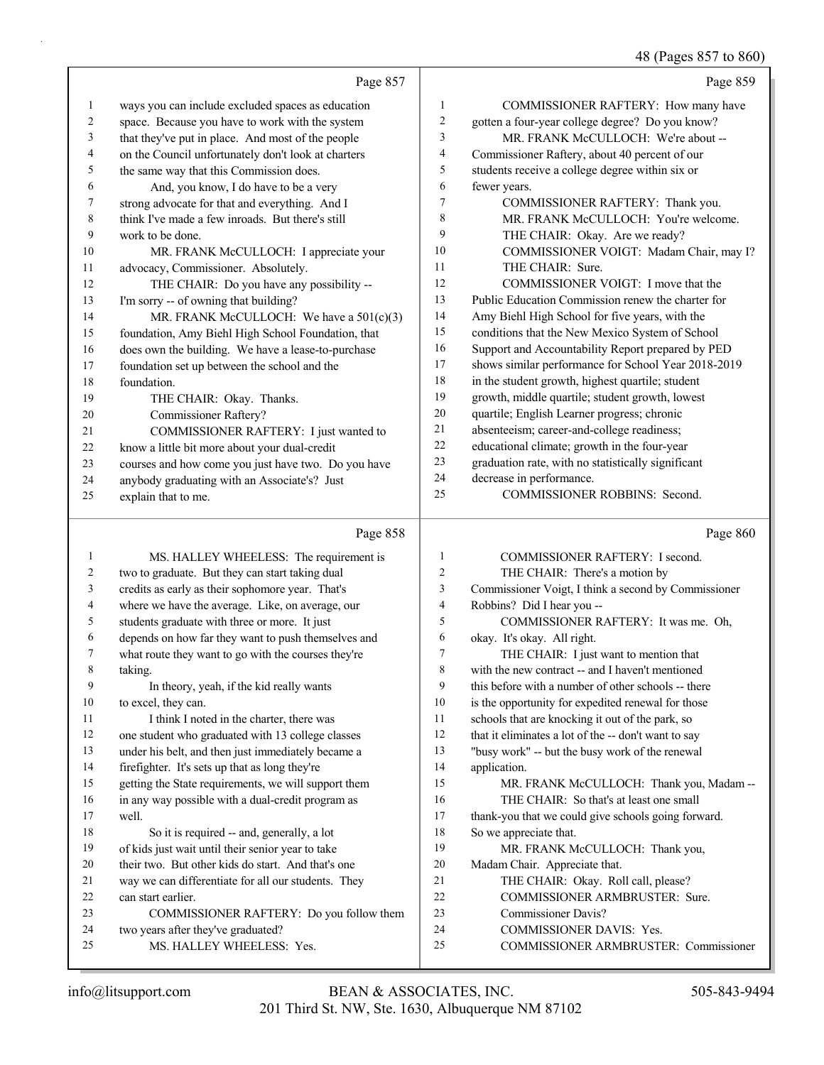Page 857

1 ways you can include excluded spaces as education
2 space. Because you have to work with the system
3 that they've put in place. And most of the people
4 on the Council unfortunately don't look at charters
5 the same way that this Commission does.
6 And, you know, I do have to be a very
7 strong advocate for that and everything. And I
8 think I've made a few inroads. But there's still
9 work to be done.
10 MR. FRANK McCULLOCH: I appreciate your
11 advocacy, Commissioner. Absolutely.
12 THE CHAIR: Do you have any possibility --
13 I'm sorry -- of owning that building?
14 MR. FRANK McCULLOCH: We have a 501(c)(3)
15 foundation, Amy Biehl High School Foundation, that
16 does own the building. We have a lease-to-purchase
17 foundation set up between the school and the
18 foundation.
19 THE CHAIR: Okay. Thanks.
20 Commissioner Raftery?
21 COMMISSIONER RAFTERY: I just wanted to
22 know a little bit more about your dual-credit
23 courses and how come you just have two. Do you have
24 anybody graduating with an Associate's? Just
25 explain that to me.

Page 858

1 MS. HALLEY WHEELESS: The requirement is
2 two to graduate. But they can start taking dual
3 credits as early as their sophomore year. That's
4 where we have the average. Like, on average, our
5 students graduate with three or more. It just
6 depends on how far they want to push themselves and
7 what route they want to go with the courses they're
8 taking.
9 In theory, yeah, if the kid really wants
10 to excel, they can.
11 I think I noted in the charter, there was
12 one student who graduated with 13 college classes
13 under his belt, and then just immediately became a
14 firefighter. It's sets up that as long they're
15 getting the State requirements, we will support them
16 in any way possible with a dual-credit program as
17 well.
18 So it is required -- and, generally, a lot
19 of kids just wait until their senior year to take
20 their two. But other kids do start. And that's one
21 way we can differentiate for all our students. They
22 can start earlier.
23 COMMISSIONER RAFTERY: Do you follow them
24 two years after they've graduated?
25 MS. HALLEY WHEELESS: Yes.

Page 859

1 COMMISSIONER RAFTERY: How many have
2 gotten a four-year college degree? Do you know?
3 MR. FRANK McCULLOCH: We're about --
4 Commissioner Raftery, about 40 percent of our
5 students receive a college degree within six or
6 fewer years.
7 COMMISSIONER RAFTERY: Thank you.
8 MR. FRANK McCULLOCH: You're welcome.
9 THE CHAIR: Okay. Are we ready?
10 COMMISSIONER VOIGT: Madam Chair, may I?
11 THE CHAIR: Sure.
12 COMMISSIONER VOIGT: I move that the
13 Public Education Commission renew the charter for
14 Amy Biehl High School for five years, with the
15 conditions that the New Mexico System of School
16 Support and Accountability Report prepared by PED
17 shows similar performance for School Year 2018-2019
18 in the student growth, highest quartile; student
19 growth, middle quartile; student growth, lowest
20 quartile; English Learner progress; chronic
21 absenteeism; career-and-college readiness;
22 educational climate; growth in the four-year
23 graduation rate, with no statistically significant
24 decrease in performance.
25 COMMISSIONER ROBBINS: Second.

Page 860

1 COMMISSIONER RAFTERY: I second.
2 THE CHAIR: There's a motion by
3 Commissioner Voigt, I think a second by Commissioner
4 Robbins? Did I hear you --
5 COMMISSIONER RAFTERY: It was me. Oh,
6 okay. It's okay. All right.
7 THE CHAIR: I just want to mention that
8 with the new contract -- and I haven't mentioned
9 this before with a number of other schools -- there
10 is the opportunity for expedited renewal for those
11 schools that are knocking it out of the park, so
12 that it eliminates a lot of the -- don't want to say
13 "busy work" -- but the busy work of the renewal
14 application.
15 MR. FRANK McCULLOCH: Thank you, Madam --
16 THE CHAIR: So that's at least one small
17 thank-you that we could give schools going forward.
18 So we appreciate that.
19 MR. FRANK McCULLOCH: Thank you,
20 Madam Chair. Appreciate that.
21 THE CHAIR: Okay. Roll call, please?
22 COMMISSIONER ARMBRUSTER: Sure.
23 Commissioner Davis?
24 COMMISSIONER DAVIS: Yes.
25 COMMISSIONER ARMBRUSTER: Commissioner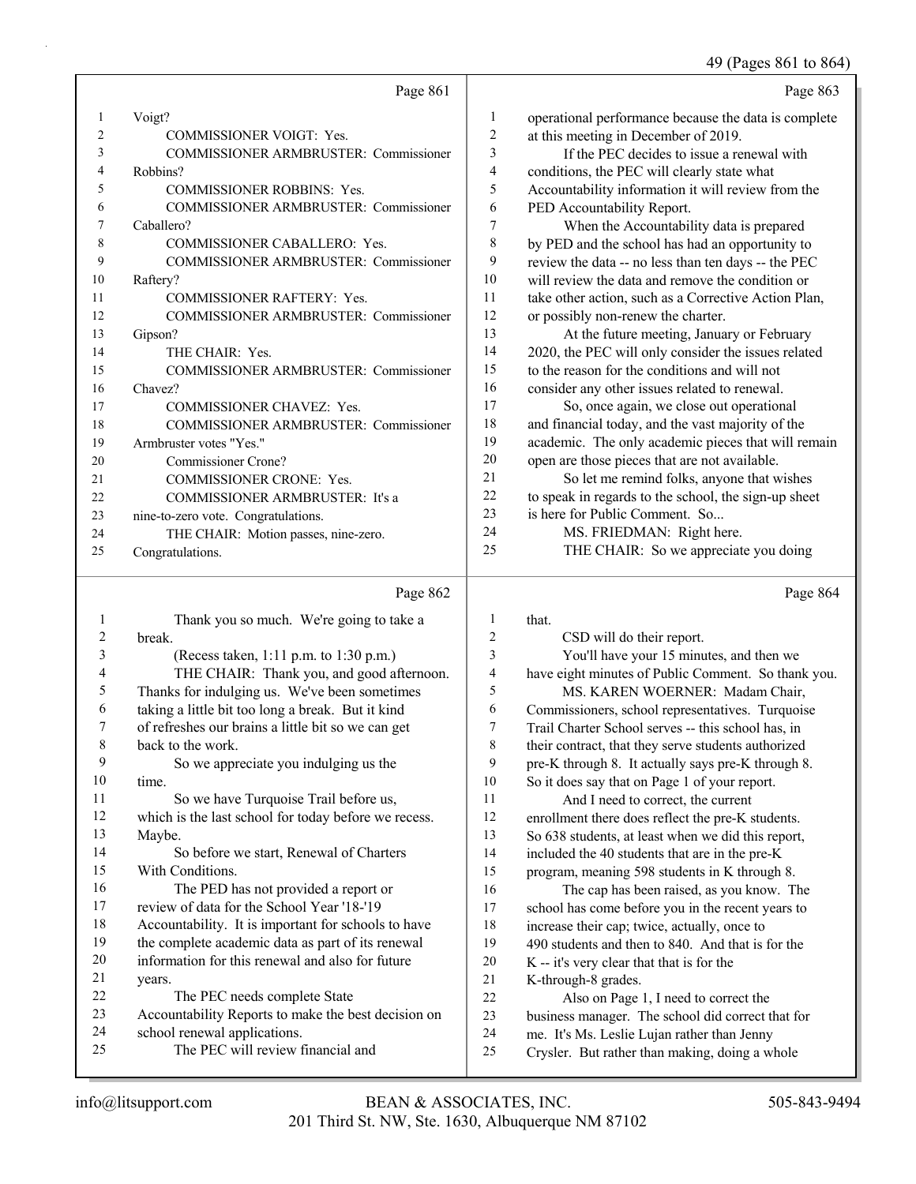Page 861

1 Voigt?
2 COMMISSIONER VOIGT: Yes.
3 COMMISSIONER ARMBRUSTER: Commissioner
4 Robbins?
5 COMMISSIONER ROBBINS: Yes.
6 COMMISSIONER ARMBRUSTER: Commissioner
7 Caballero?
8 COMMISSIONER CABALLERO: Yes.
9 COMMISSIONER ARMBRUSTER: Commissioner
10 Raftery?
11 COMMISSIONER RAFTERY: Yes.
12 COMMISSIONER ARMBRUSTER: Commissioner
13 Gipson?
14 THE CHAIR: Yes.
15 COMMISSIONER ARMBRUSTER: Commissioner
16 Chavez?
17 COMMISSIONER CHAVEZ: Yes.
18 COMMISSIONER ARMBRUSTER: Commissioner
19 Armbruster votes "Yes."
20 Commissioner Crone?
21 COMMISSIONER CRONE: Yes.
22 COMMISSIONER ARMBRUSTER: It's a
23 nine-to-zero vote. Congratulations.
24 THE CHAIR: Motion passes, nine-zero.
25 Congratulations.

Page 862

1 Thank you so much. We're going to take a
2 break.
3 (Recess taken, 1:11 p.m. to 1:30 p.m.)
4 THE CHAIR: Thank you, and good afternoon.
5 Thanks for indulging us. We've been sometimes
6 taking a little bit too long a break. But it kind
7 of refreshes our brains a little bit so we can get
8 back to the work.
9 So we appreciate you indulging us the
10 time.
11 So we have Turquoise Trail before us,
12 which is the last school for today before we recess.
13 Maybe.
14 So before we start, Renewal of Charters
15 With Conditions.
16 The PED has not provided a report or
17 review of data for the School Year '18-'19
18 Accountability. It is important for schools to have
19 the complete academic data as part of its renewal
20 information for this renewal and also for future
21 years.
22 The PEC needs complete State
23 Accountability Reports to make the best decision on
24 school renewal applications.
25 The PEC will review financial and

Page 863

1 operational performance because the data is complete
2 at this meeting in December of 2019.
3 If the PEC decides to issue a renewal with
4 conditions, the PEC will clearly state what
5 Accountability information it will review from the
6 PED Accountability Report.
7 When the Accountability data is prepared
8 by PED and the school has had an opportunity to
9 review the data -- no less than ten days -- the PEC
10 will review the data and remove the condition or
11 take other action, such as a Corrective Action Plan,
12 or possibly non-renew the charter.
13 At the future meeting, January or February
14 2020, the PEC will only consider the issues related
15 to the reason for the conditions and will not
16 consider any other issues related to renewal.
17 So, once again, we close out operational
18 and financial today, and the vast majority of the
19 academic. The only academic pieces that will remain
20 open are those pieces that are not available.
21 So let me remind folks, anyone that wishes
22 to speak in regards to the school, the sign-up sheet
23 is here for Public Comment. So...
24 MS. FRIEDMAN: Right here.
25 THE CHAIR: So we appreciate you doing

Page 864

1 that.
2 CSD will do their report.
3 You'll have your 15 minutes, and then we
4 have eight minutes of Public Comment. So thank you.
5 MS. KAREN WOERNER: Madam Chair,
6 Commissioners, school representatives. Turquoise
7 Trail Charter School serves -- this school has, in
8 their contract, that they serve students authorized
9 pre-K through 8. It actually says pre-K through 8.
10 So it does say that on Page 1 of your report.
11 And I need to correct, the current
12 enrollment there does reflect the pre-K students.
13 So 638 students, at least when we did this report,
14 included the 40 students that are in the pre-K
15 program, meaning 598 students in K through 8.
16 The cap has been raised, as you know. The
17 school has come before you in the recent years to
18 increase their cap; twice, actually, once to
19 490 students and then to 840. And that is for the
20 K -- it's very clear that that is for the
21 K-through-8 grades.
22 Also on Page 1, I need to correct the
23 business manager. The school did correct that for
24 me. It's Ms. Leslie Lujan rather than Jenny
25 Crysler. But rather than making, doing a whole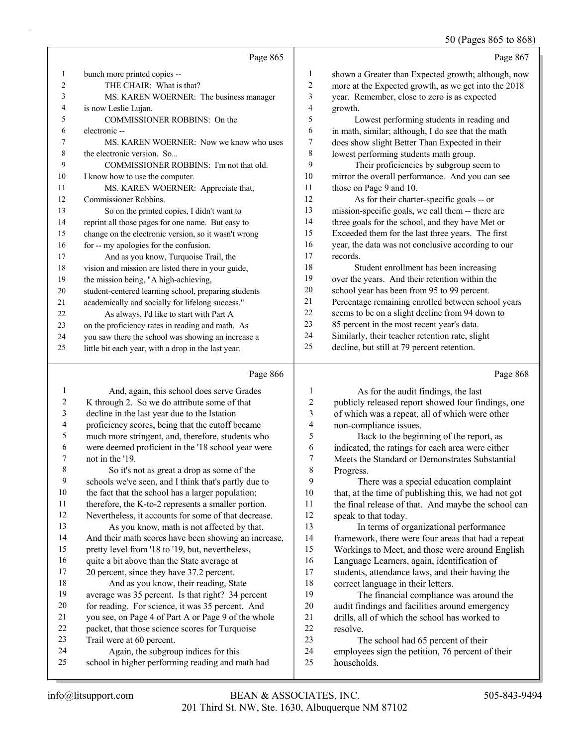Page 865

1 bunch more printed copies --
2 THE CHAIR: What is that?
3 MS. KAREN WOERNER: The business manager
4 is now Leslie Lujan.
5 COMMISSIONER ROBBINS: On the
6 electronic --
7 MS. KAREN WOERNER: Now we know who uses
8 the electronic version. So...
9 COMMISSIONER ROBBINS: I'm not that old.
10 I know how to use the computer.
11 MS. KAREN WOERNER: Appreciate that,
12 Commissioner Robbins.
13 So on the printed copies, I didn't want to
14 reprint all those pages for one name. But easy to
15 change on the electronic version, so it wasn't wrong
16 for -- my apologies for the confusion.
17 And as you know, Turquoise Trail, the
18 vision and mission are listed there in your guide,
19 the mission being, "A high-achieving,
20 student-centered learning school, preparing students
21 academically and socially for lifelong success."
22 As always, I'd like to start with Part A
23 on the proficiency rates in reading and math. As
24 you saw there the school was showing an increase a
25 little bit each year, with a drop in the last year.

Page 866

1 And, again, this school does serve Grades
2 K through 2. So we do attribute some of that
3 decline in the last year due to the Istation
4 proficiency scores, being that the cutoff became
5 much more stringent, and, therefore, students who
6 were deemed proficient in the '18 school year were
7 not in the '19.
8 So it's not as great a drop as some of the
9 schools we've seen, and I think that's partly due to
10 the fact that the school has a larger population;
11 therefore, the K-to-2 represents a smaller portion.
12 Nevertheless, it accounts for some of that decrease.
13 As you know, math is not affected by that.
14 And their math scores have been showing an increase,
15 pretty level from '18 to '19, but, nevertheless,
16 quite a bit above than the State average at
17 20 percent, since they have 37.2 percent.
18 And as you know, their reading, State
19 average was 35 percent. Is that right? 34 percent
20 for reading. For science, it was 35 percent. And
21 you see, on Page 4 of Part A or Page 9 of the whole
22 packet, that those science scores for Turquoise
23 Trail were at 60 percent.
24 Again, the subgroup indices for this
25 school in higher performing reading and math had

Page 867

1 shown a Greater than Expected growth; although, now
2 more at the Expected growth, as we get into the 2018
3 year. Remember, close to zero is as expected
4 growth.
5 Lowest performing students in reading and
6 in math, similar; although, I do see that the math
7 does show slight Better Than Expected in their
8 lowest performing students math group.
9 Their proficiencies by subgroup seem to
10 mirror the overall performance. And you can see
11 those on Page 9 and 10.
12 As for their charter-specific goals -- or
13 mission-specific goals, we call them -- there are
14 three goals for the school, and they have Met or
15 Exceeded them for the last three years. The first
16 year, the data was not conclusive according to our
17 records.
18 Student enrollment has been increasing
19 over the years. And their retention within the
20 school year has been from 95 to 99 percent.
21 Percentage remaining enrolled between school years
22 seems to be on a slight decline from 94 down to
23 85 percent in the most recent year's data.
24 Similarly, their teacher retention rate, slight
25 decline, but still at 79 percent retention.

Page 868

1 As for the audit findings, the last
2 publicly released report showed four findings, one
3 of which was a repeat, all of which were other
4 non-compliance issues.
5 Back to the beginning of the report, as
6 indicated, the ratings for each area were either
7 Meets the Standard or Demonstrates Substantial
8 Progress.
9 There was a special education complaint
10 that, at the time of publishing this, we had not got
11 the final release of that. And maybe the school can
12 speak to that today.
13 In terms of organizational performance
14 framework, there were four areas that had a repeat
15 Workings to Meet, and those were around English
16 Language Learners, again, identification of
17 students, attendance laws, and their having the
18 correct language in their letters.
19 The financial compliance was around the
20 audit findings and facilities around emergency
21 drills, all of which the school has worked to
22 resolve.
23 The school had 65 percent of their
24 employees sign the petition, 76 percent of their
25 households.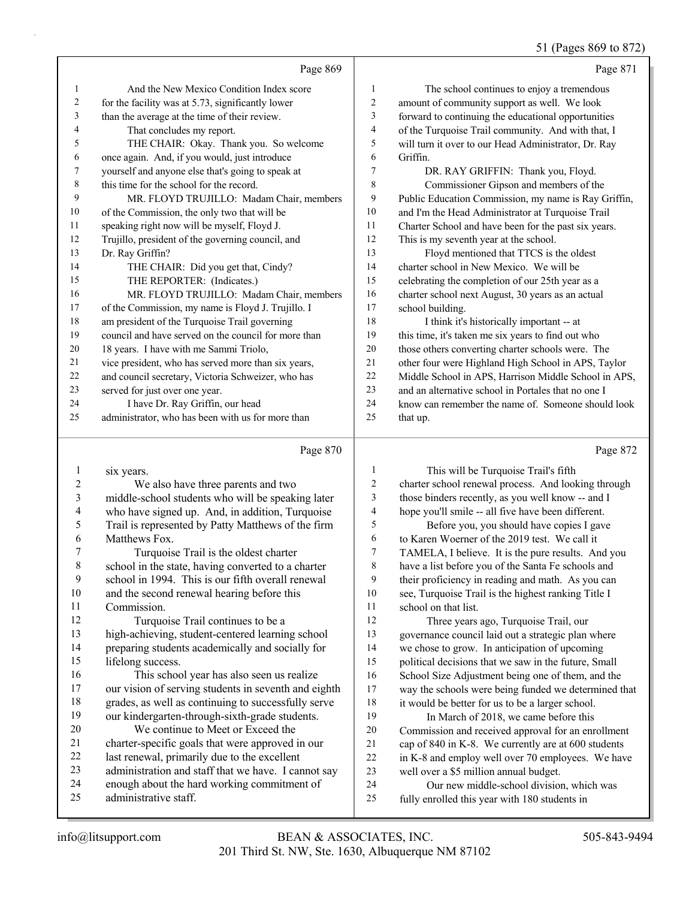Page 869

1 And the New Mexico Condition Index score
2 for the facility was at 5.73, significantly lower
3 than the average at the time of their review.
4 That concludes my report.
5 THE CHAIR: Okay. Thank you. So welcome
6 once again. And, if you would, just introduce
7 yourself and anyone else that's going to speak at
8 this time for the school for the record.
9 MR. FLOYD TRUJILLO: Madam Chair, members
10 of the Commission, the only two that will be
11 speaking right now will be myself, Floyd J.
12 Trujillo, president of the governing council, and
13 Dr. Ray Griffin?
14 THE CHAIR: Did you get that, Cindy?
15 THE REPORTER: (Indicates.)
16 MR. FLOYD TRUJILLO: Madam Chair, members
17 of the Commission, my name is Floyd J. Trujillo. I
18 am president of the Turquoise Trail governing
19 council and have served on the council for more than
20 18 years. I have with me Sammi Triolo,
21 vice president, who has served more than six years,
22 and council secretary, Victoria Schweizer, who has
23 served for just over one year.
24 I have Dr. Ray Griffin, our head
25 administrator, who has been with us for more than

Page 870

1 six years.
2 We also have three parents and two
3 middle-school students who will be speaking later
4 who have signed up. And, in addition, Turquoise
5 Trail is represented by Patty Matthews of the firm
6 Matthews Fox.
7 Turquoise Trail is the oldest charter
8 school in the state, having converted to a charter
9 school in 1994. This is our fifth overall renewal
10 and the second renewal hearing before this
11 Commission.
12 Turquoise Trail continues to be a
13 high-achieving, student-centered learning school
14 preparing students academically and socially for
15 lifelong success.
16 This school year has also seen us realize
17 our vision of serving students in seventh and eighth
18 grades, as well as continuing to successfully serve
19 our kindergarten-through-sixth-grade students.
20 We continue to Meet or Exceed the
21 charter-specific goals that were approved in our
22 last renewal, primarily due to the excellent
23 administration and staff that we have. I cannot say
24 enough about the hard working commitment of
25 administrative staff.

Page 871

1 The school continues to enjoy a tremendous
2 amount of community support as well. We look
3 forward to continuing the educational opportunities
4 of the Turquoise Trail community. And with that, I
5 will turn it over to our Head Administrator, Dr. Ray
6 Griffin.
7 DR. RAY GRIFFIN: Thank you, Floyd.
8 Commissioner Gipson and members of the
9 Public Education Commission, my name is Ray Griffin,
10 and I'm the Head Administrator at Turquoise Trail
11 Charter School and have been for the past six years.
12 This is my seventh year at the school.
13 Floyd mentioned that TTCS is the oldest
14 charter school in New Mexico. We will be
15 celebrating the completion of our 25th year as a
16 charter school next August, 30 years as an actual
17 school building.
18 I think it's historically important -- at
19 this time, it's taken me six years to find out who
20 those others converting charter schools were. The
21 other four were Highland High School in APS, Taylor
22 Middle School in APS, Harrison Middle School in APS,
23 and an alternative school in Portales that no one I
24 know can remember the name of. Someone should look
25 that up.

Page 872

1 This will be Turquoise Trail's fifth
2 charter school renewal process. And looking through
3 those binders recently, as you well know -- and I
4 hope you'll smile -- all five have been different.
5 Before you, you should have copies I gave
6 to Karen Woerner of the 2019 test. We call it
7 TAMELA, I believe. It is the pure results. And you
8 have a list before you of the Santa Fe schools and
9 their proficiency in reading and math. As you can
10 see, Turquoise Trail is the highest ranking Title I
11 school on that list.
12 Three years ago, Turquoise Trail, our
13 governance council laid out a strategic plan where
14 we chose to grow. In anticipation of upcoming
15 political decisions that we saw in the future, Small
16 School Size Adjustment being one of them, and the
17 way the schools were being funded we determined that
18 it would be better for us to be a larger school.
19 In March of 2018, we came before this
20 Commission and received approval for an enrollment
21 cap of 840 in K-8. We currently are at 600 students
22 in K-8 and employ well over 70 employees. We have
23 well over a $5 million annual budget.
24 Our new middle-school division, which was
25 fully enrolled this year with 180 students in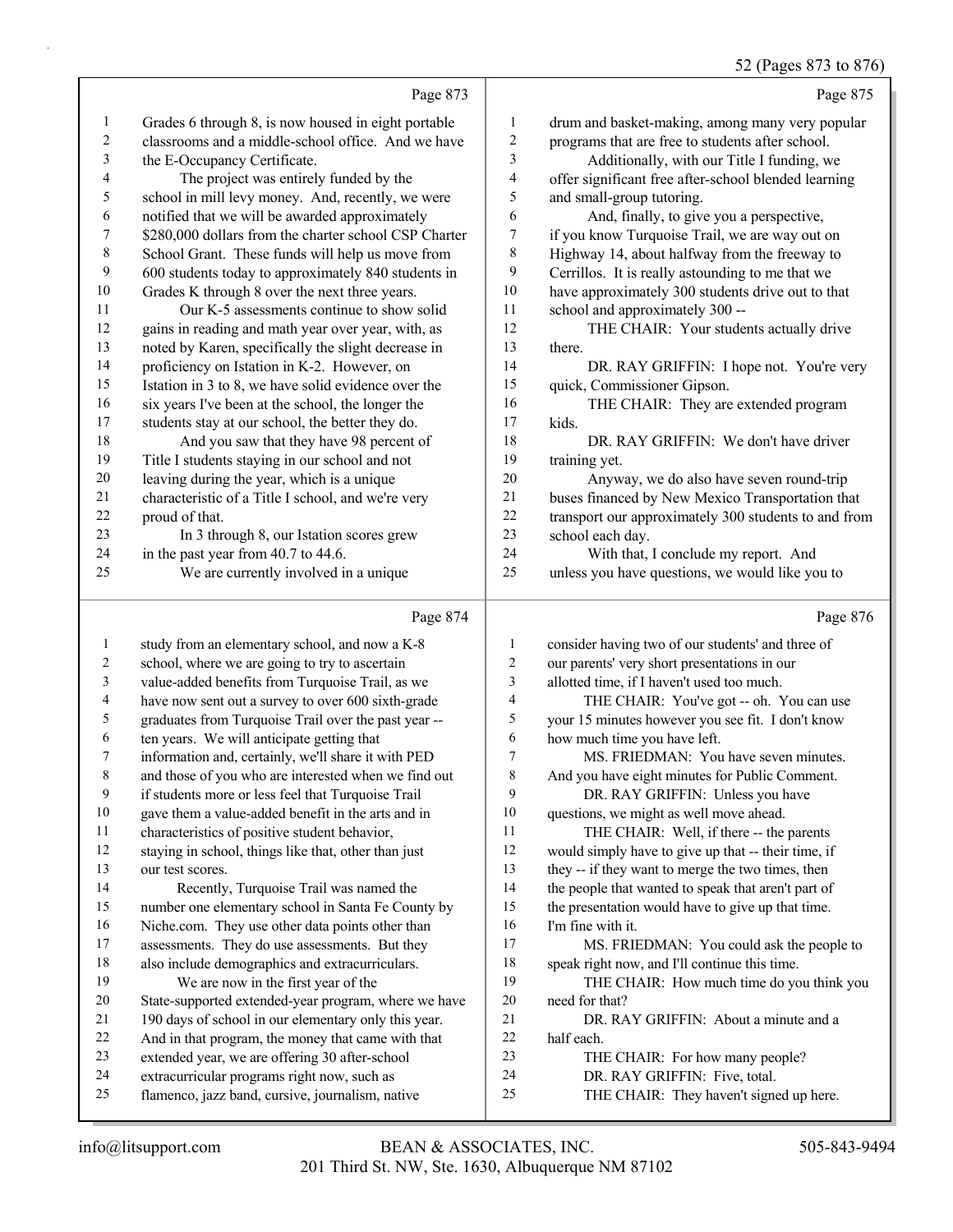Page 873

1 Grades 6 through 8, is now housed in eight portable
2 classrooms and a middle-school office. And we have
3 the E-Occupancy Certificate.
4 The project was entirely funded by the
5 school in mill levy money. And, recently, we were
6 notified that we will be awarded approximately
7 $280,000 dollars from the charter school CSP Charter
8 School Grant. These funds will help us move from
9 600 students today to approximately 840 students in
10 Grades K through 8 over the next three years.
11 Our K-5 assessments continue to show solid
12 gains in reading and math year over year, with, as
13 noted by Karen, specifically the slight decrease in
14 proficiency on Istation in K-2. However, on
15 Istation in 3 to 8, we have solid evidence over the
16 six years I've been at the school, the longer the
17 students stay at our school, the better they do.
18 And you saw that they have 98 percent of
19 Title I students staying in our school and not
20 leaving during the year, which is a unique
21 characteristic of a Title I school, and we're very
22 proud of that.
23 In 3 through 8, our Istation scores grew
24 in the past year from 40.7 to 44.6.
25 We are currently involved in a unique

Page 874

1 study from an elementary school, and now a K-8
2 school, where we are going to try to ascertain
3 value-added benefits from Turquoise Trail, as we
4 have now sent out a survey to over 600 sixth-grade
5 graduates from Turquoise Trail over the past year --
6 ten years. We will anticipate getting that
7 information and, certainly, we'll share it with PED
8 and those of you who are interested when we find out
9 if students more or less feel that Turquoise Trail
10 gave them a value-added benefit in the arts and in
11 characteristics of positive student behavior,
12 staying in school, things like that, other than just
13 our test scores.
14 Recently, Turquoise Trail was named the
15 number one elementary school in Santa Fe County by
16 Niche.com. They use other data points other than
17 assessments. They do use assessments. But they
18 also include demographics and extracurriculars.
19 We are now in the first year of the
20 State-supported extended-year program, where we have
21 190 days of school in our elementary only this year.
22 And in that program, the money that came with that
23 extended year, we are offering 30 after-school
24 extracurricular programs right now, such as
25 flamenco, jazz band, cursive, journalism, native

Page 875

1 drum and basket-making, among many very popular
2 programs that are free to students after school.
3 Additionally, with our Title I funding, we
4 offer significant free after-school blended learning
5 and small-group tutoring.
6 And, finally, to give you a perspective,
7 if you know Turquoise Trail, we are way out on
8 Highway 14, about halfway from the freeway to
9 Cerrillos. It is really astounding to me that we
10 have approximately 300 students drive out to that
11 school and approximately 300 --
12 THE CHAIR: Your students actually drive
13 there.
14 DR. RAY GRIFFIN: I hope not. You're very
15 quick, Commissioner Gipson.
16 THE CHAIR: They are extended program
17 kids.
18 DR. RAY GRIFFIN: We don't have driver
19 training yet.
20 Anyway, we do also have seven round-trip
21 buses financed by New Mexico Transportation that
22 transport our approximately 300 students to and from
23 school each day.
24 With that, I conclude my report. And
25 unless you have questions, we would like you to

Page 876

1 consider having two of our students' and three of
2 our parents' very short presentations in our
3 allotted time, if I haven't used too much.
4 THE CHAIR: You've got -- oh. You can use
5 your 15 minutes however you see fit. I don't know
6 how much time you have left.
7 MS. FRIEDMAN: You have seven minutes.
8 And you have eight minutes for Public Comment.
9 DR. RAY GRIFFIN: Unless you have
10 questions, we might as well move ahead.
11 THE CHAIR: Well, if there -- the parents
12 would simply have to give up that -- their time, if
13 they -- if they want to merge the two times, then
14 the people that wanted to speak that aren't part of
15 the presentation would have to give up that time.
16 I'm fine with it.
17 MS. FRIEDMAN: You could ask the people to
18 speak right now, and I'll continue this time.
19 THE CHAIR: How much time do you think you
20 need for that?
21 DR. RAY GRIFFIN: About a minute and a
22 half each.
23 THE CHAIR: For how many people?
24 DR. RAY GRIFFIN: Five, total.
25 THE CHAIR: They haven't signed up here.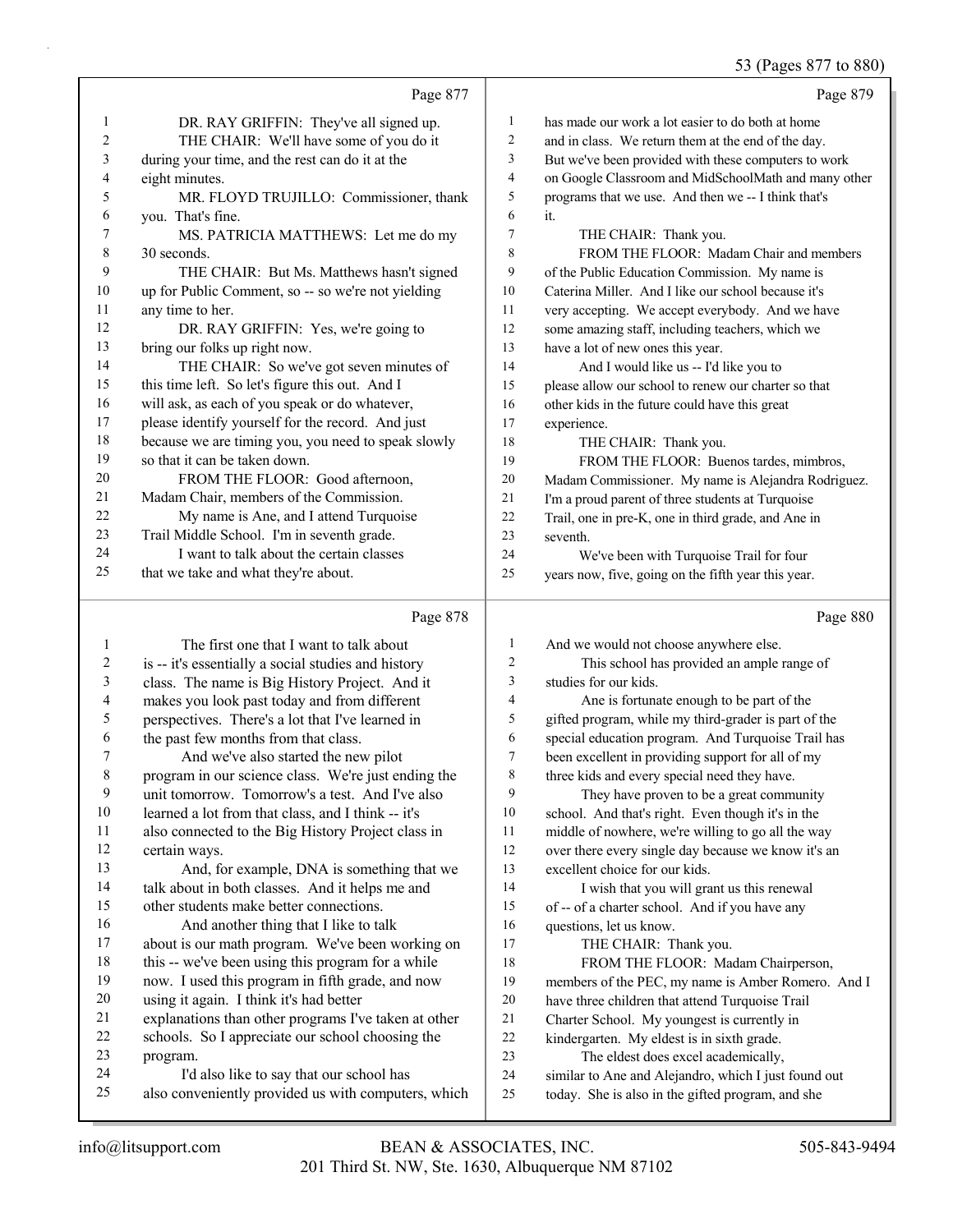Page 877

1 DR. RAY GRIFFIN: They've all signed up.
2 THE CHAIR: We'll have some of you do it
3 during your time, and the rest can do it at the
4 eight minutes.
5 MR. FLOYD TRUJILLO: Commissioner, thank
6 you. That's fine.
7 MS. PATRICIA MATTHEWS: Let me do my
8 30 seconds.
9 THE CHAIR: But Ms. Matthews hasn't signed
10 up for Public Comment, so -- so we're not yielding
11 any time to her.
12 DR. RAY GRIFFIN: Yes, we're going to
13 bring our folks up right now.
14 THE CHAIR: So we've got seven minutes of
15 this time left. So let's figure this out. And I
16 will ask, as each of you speak or do whatever,
17 please identify yourself for the record. And just
18 because we are timing you, you need to speak slowly
19 so that it can be taken down.
20 FROM THE FLOOR: Good afternoon,
21 Madam Chair, members of the Commission.
22 My name is Ane, and I attend Turquoise
23 Trail Middle School. I'm in seventh grade.
24 I want to talk about the certain classes
25 that we take and what they're about.

Page 878

1 The first one that I want to talk about
2 is -- it's essentially a social studies and history
3 class. The name is Big History Project. And it
4 makes you look past today and from different
5 perspectives. There's a lot that I've learned in
6 the past few months from that class.
7 And we've also started the new pilot
8 program in our science class. We're just ending the
9 unit tomorrow. Tomorrow's a test. And I've also
10 learned a lot from that class, and I think -- it's
11 also connected to the Big History Project class in
12 certain ways.
13 And, for example, DNA is something that we
14 talk about in both classes. And it helps me and
15 other students make better connections.
16 And another thing that I like to talk
17 about is our math program. We've been working on
18 this -- we've been using this program for a while
19 now. I used this program in fifth grade, and now
20 using it again. I think it's had better
21 explanations than other programs I've taken at other
22 schools. So I appreciate our school choosing the
23 program.
24 I'd also like to say that our school has
25 also conveniently provided us with computers, which

Page 879

1 has made our work a lot easier to do both at home
2 and in class. We return them at the end of the day.
3 But we've been provided with these computers to work
4 on Google Classroom and MidSchoolMath and many other
5 programs that we use. And then we -- I think that's
6 it.
7 THE CHAIR: Thank you.
8 FROM THE FLOOR: Madam Chair and members
9 of the Public Education Commission. My name is
10 Caterina Miller. And I like our school because it's
11 very accepting. We accept everybody. And we have
12 some amazing staff, including teachers, which we
13 have a lot of new ones this year.
14 And I would like us -- I'd like you to
15 please allow our school to renew our charter so that
16 other kids in the future could have this great
17 experience.
18 THE CHAIR: Thank you.
19 FROM THE FLOOR: Buenos tardes, mimbros,
20 Madam Commissioner. My name is Alejandra Rodriguez.
21 I'm a proud parent of three students at Turquoise
22 Trail, one in pre-K, one in third grade, and Ane in
23 seventh.
24 We've been with Turquoise Trail for four
25 years now, five, going on the fifth year this year.

Page 880

1 And we would not choose anywhere else.
2 This school has provided an ample range of
3 studies for our kids.
4 Ane is fortunate enough to be part of the
5 gifted program, while my third-grader is part of the
6 special education program. And Turquoise Trail has
7 been excellent in providing support for all of my
8 three kids and every special need they have.
9 They have proven to be a great community
10 school. And that's right. Even though it's in the
11 middle of nowhere, we're willing to go all the way
12 over there every single day because we know it's an
13 excellent choice for our kids.
14 I wish that you will grant us this renewal
15 of -- of a charter school. And if you have any
16 questions, let us know.
17 THE CHAIR: Thank you.
18 FROM THE FLOOR: Madam Chairperson,
19 members of the PEC, my name is Amber Romero. And I
20 have three children that attend Turquoise Trail
21 Charter School. My youngest is currently in
22 kindergarten. My eldest is in sixth grade.
23 The eldest does excel academically,
24 similar to Ane and Alejandro, which I just found out
25 today. She is also in the gifted program, and she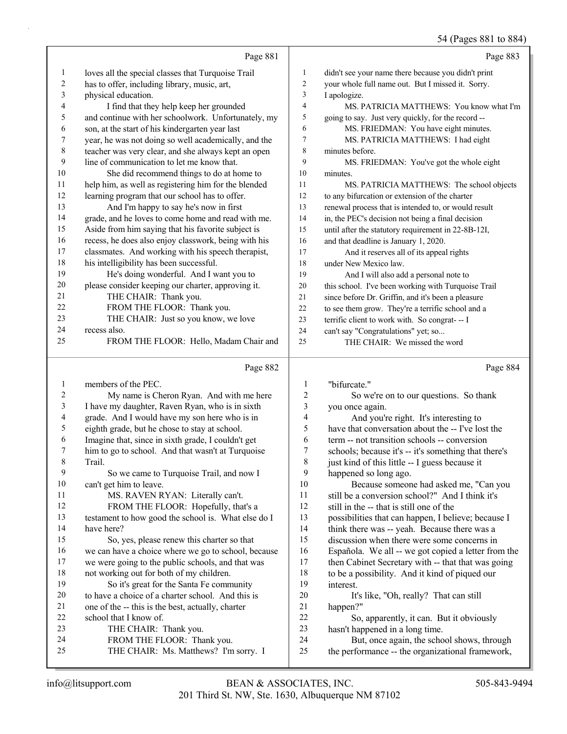Page 881

1 loves all the special classes that Turquoise Trail
2 has to offer, including library, music, art,
3 physical education.
4 I find that they help keep her grounded
5 and continue with her schoolwork. Unfortunately, my
6 son, at the start of his kindergarten year last
7 year, he was not doing so well academically, and the
8 teacher was very clear, and she always kept an open
9 line of communication to let me know that.
10 She did recommend things to do at home to
11 help him, as well as registering him for the blended
12 learning program that our school has to offer.
13 And I'm happy to say he's now in first
14 grade, and he loves to come home and read with me.
15 Aside from him saying that his favorite subject is
16 recess, he does also enjoy classwork, being with his
17 classmates. And working with his speech therapist,
18 his intelligibility has been successful.
19 He's doing wonderful. And I want you to
20 please consider keeping our charter, approving it.
21 THE CHAIR: Thank you.
22 FROM THE FLOOR: Thank you.
23 THE CHAIR: Just so you know, we love
24 recess also.
25 FROM THE FLOOR: Hello, Madam Chair and

Page 882

1 members of the PEC.
2 My name is Cheron Ryan. And with me here
3 I have my daughter, Raven Ryan, who is in sixth
4 grade. And I would have my son here who is in
5 eighth grade, but he chose to stay at school.
6 Imagine that, since in sixth grade, I couldn't get
7 him to go to school. And that wasn't at Turquoise
8 Trail.
9 So we came to Turquoise Trail, and now I
10 can't get him to leave.
11 MS. RAVEN RYAN: Literally can't.
12 FROM THE FLOOR: Hopefully, that's a
13 testament to how good the school is. What else do I
14 have here?
15 So, yes, please renew this charter so that
16 we can have a choice where we go to school, because
17 we were going to the public schools, and that was
18 not working out for both of my children.
19 So it's great for the Santa Fe community
20 to have a choice of a charter school. And this is
21 one of the -- this is the best, actually, charter
22 school that I know of.
23 THE CHAIR: Thank you.
24 FROM THE FLOOR: Thank you.
25 THE CHAIR: Ms. Matthews? I'm sorry. I

Page 883

1 didn't see your name there because you didn't print
2 your whole full name out. But I missed it. Sorry.
3 I apologize.
4 MS. PATRICIA MATTHEWS: You know what I'm
5 going to say. Just very quickly, for the record --
6 MS. FRIEDMAN: You have eight minutes.
7 MS. PATRICIA MATTHEWS: I had eight
8 minutes before.
9 MS. FRIEDMAN: You've got the whole eight
10 minutes.
11 MS. PATRICIA MATTHEWS: The school objects
12 to any bifurcation or extension of the charter
13 renewal process that is intended to, or would result
14 in, the PEC's decision not being a final decision
15 until after the statutory requirement in 22-8B-12I,
16 and that deadline is January 1, 2020.
17 And it reserves all of its appeal rights
18 under New Mexico law.
19 And I will also add a personal note to
20 this school. I've been working with Turquoise Trail
21 since before Dr. Griffin, and it's been a pleasure
22 to see them grow. They're a terrific school and a
23 terrific client to work with. So congrat- -- I
24 can't say "Congratulations" yet; so...
25 THE CHAIR: We missed the word

Page 884

1 "bifurcate."
2 So we're on to our questions. So thank
3 you once again.
4 And you're right. It's interesting to
5 have that conversation about the -- I've lost the
6 term -- not transition schools -- conversion
7 schools; because it's -- it's something that there's
8 just kind of this little -- I guess because it
9 happened so long ago.
10 Because someone had asked me, "Can you
11 still be a conversion school?" And I think it's
12 still in the -- that is still one of the
13 possibilities that can happen, I believe; because I
14 think there was -- yeah. Because there was a
15 discussion when there were some concerns in
16 Española. We all -- we got copied a letter from the
17 then Cabinet Secretary with -- that that was going
18 to be a possibility. And it kind of piqued our
19 interest.
20 It's like, "Oh, really? That can still
21 happen?"
22 So, apparently, it can. But it obviously
23 hasn't happened in a long time.
24 But, once again, the school shows, through
25 the performance -- the organizational framework,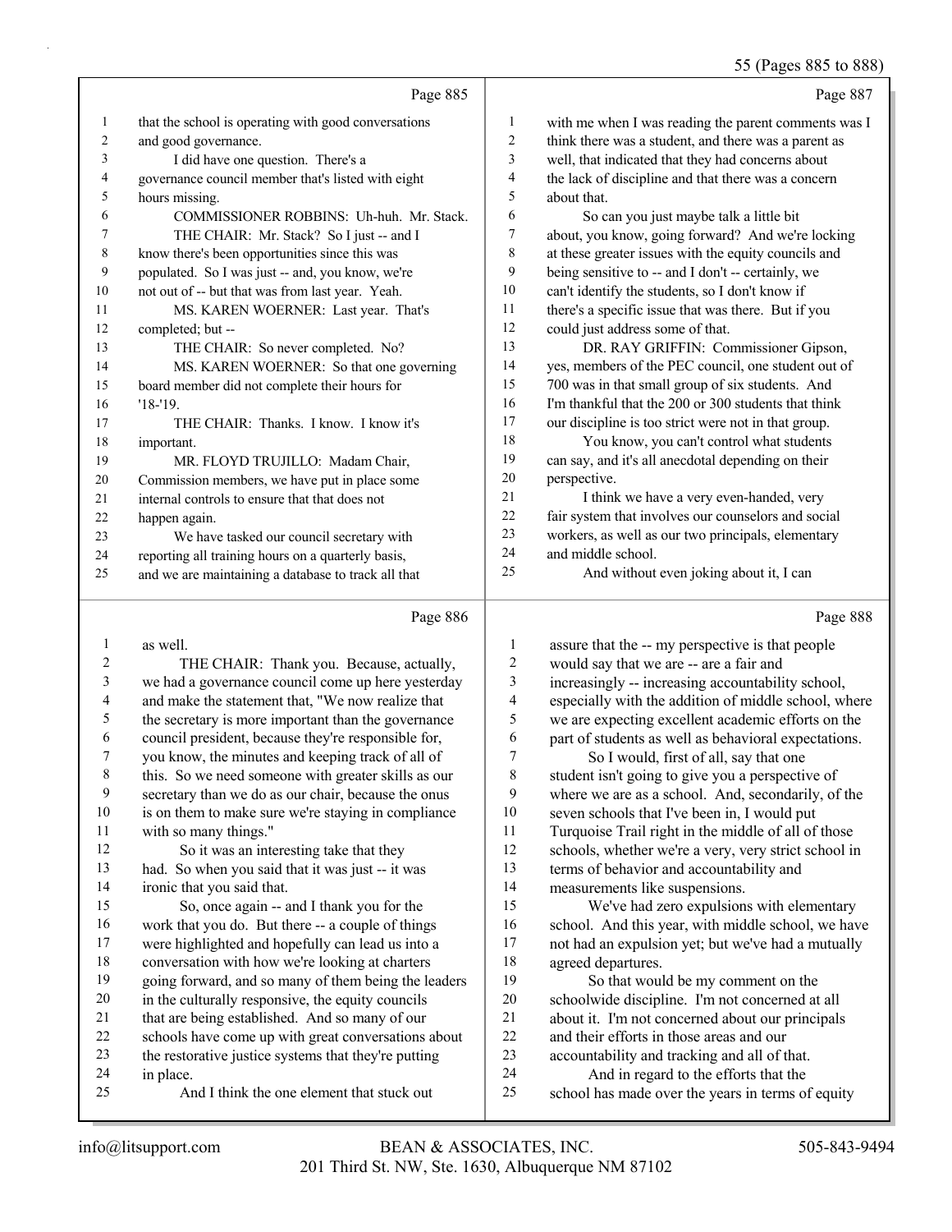Page 885

1 that the school is operating with good conversations
2 and good governance.
3 I did have one question. There's a
4 governance council member that's listed with eight
5 hours missing.
6 COMMISSIONER ROBBINS: Uh-huh. Mr. Stack.
7 THE CHAIR: Mr. Stack? So I just -- and I
8 know there's been opportunities since this was
9 populated. So I was just -- and, you know, we're
10 not out of -- but that was from last year. Yeah.
11 MS. KAREN WOERNER: Last year. That's
12 completed; but --
13 THE CHAIR: So never completed. No?
14 MS. KAREN WOERNER: So that one governing
15 board member did not complete their hours for
16 '18-'19.
17 THE CHAIR: Thanks. I know. I know it's
18 important.
19 MR. FLOYD TRUJILLO: Madam Chair,
20 Commission members, we have put in place some
21 internal controls to ensure that that does not
22 happen again.
23 We have tasked our council secretary with
24 reporting all training hours on a quarterly basis,
25 and we are maintaining a database to track all that

Page 886

1 as well.
2 THE CHAIR: Thank you. Because, actually,
3 we had a governance council come up here yesterday
4 and make the statement that, "We now realize that
5 the secretary is more important than the governance
6 council president, because they're responsible for,
7 you know, the minutes and keeping track of all of
8 this. So we need someone with greater skills as our
9 secretary than we do as our chair, because the onus
10 is on them to make sure we're staying in compliance
11 with so many things."
12 So it was an interesting take that they
13 had. So when you said that it was just -- it was
14 ironic that you said that.
15 So, once again -- and I thank you for the
16 work that you do. But there -- a couple of things
17 were highlighted and hopefully can lead us into a
18 conversation with how we're looking at charters
19 going forward, and so many of them being the leaders
20 in the culturally responsive, the equity councils
21 that are being established. And so many of our
22 schools have come up with great conversations about
23 the restorative justice systems that they're putting
24 in place.
25 And I think the one element that stuck out

Page 887

1 with me when I was reading the parent comments was I
2 think there was a student, and there was a parent as
3 well, that indicated that they had concerns about
4 the lack of discipline and that there was a concern
5 about that.
6 So can you just maybe talk a little bit
7 about, you know, going forward? And we're locking
8 at these greater issues with the equity councils and
9 being sensitive to -- and I don't -- certainly, we
10 can't identify the students, so I don't know if
11 there's a specific issue that was there. But if you
12 could just address some of that.
13 DR. RAY GRIFFIN: Commissioner Gipson,
14 yes, members of the PEC council, one student out of
15 700 was in that small group of six students. And
16 I'm thankful that the 200 or 300 students that think
17 our discipline is too strict were not in that group.
18 You know, you can't control what students
19 can say, and it's all anecdotal depending on their
20 perspective.
21 I think we have a very even-handed, very
22 fair system that involves our counselors and social
23 workers, as well as our two principals, elementary
24 and middle school.
25 And without even joking about it, I can

Page 888

1 assure that the -- my perspective is that people
2 would say that we are -- are a fair and
3 increasingly -- increasing accountability school,
4 especially with the addition of middle school, where
5 we are expecting excellent academic efforts on the
6 part of students as well as behavioral expectations.
7 So I would, first of all, say that one
8 student isn't going to give you a perspective of
9 where we are as a school. And, secondarily, of the
10 seven schools that I've been in, I would put
11 Turquoise Trail right in the middle of all of those
12 schools, whether we're a very, very strict school in
13 terms of behavior and accountability and
14 measurements like suspensions.
15 We've had zero expulsions with elementary
16 school. And this year, with middle school, we have
17 not had an expulsion yet; but we've had a mutually
18 agreed departures.
19 So that would be my comment on the
20 schoolwide discipline. I'm not concerned at all
21 about it. I'm not concerned about our principals
22 and their efforts in those areas and our
23 accountability and tracking and all of that.
24 And in regard to the efforts that the
25 school has made over the years in terms of equity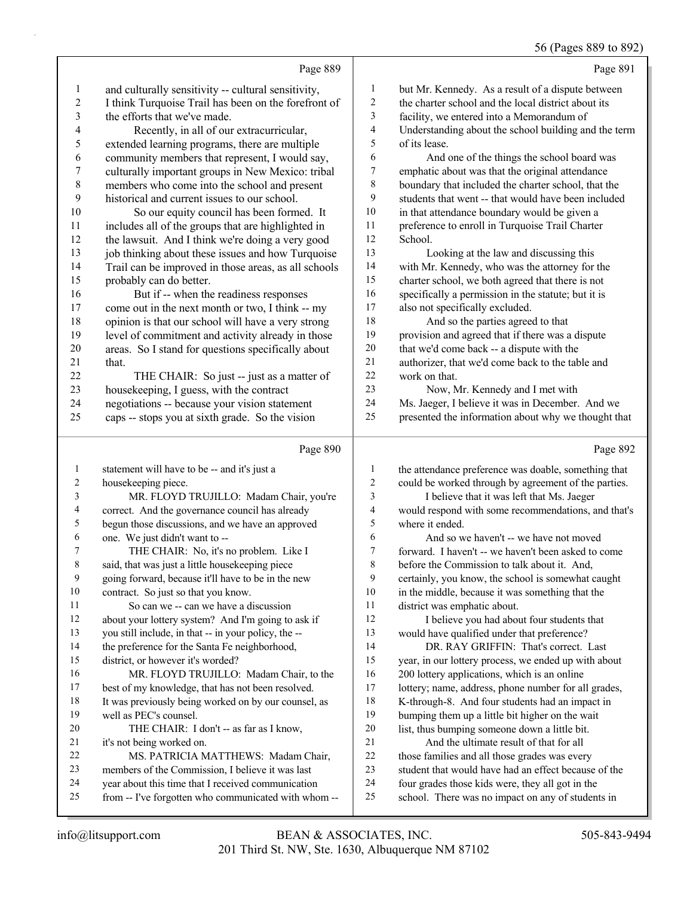Page 889

and culturally sensitivity -- cultural sensitivity, I think Turquoise Trail has been on the forefront of the efforts that we've made.

Recently, in all of our extracurricular, extended learning programs, there are multiple community members that represent, I would say, culturally important groups in New Mexico: tribal members who come into the school and present historical and current issues to our school.

So our equity council has been formed. It includes all of the groups that are highlighted in the lawsuit. And I think we're doing a very good job thinking about these issues and how Turquoise Trail can be improved in those areas, as all schools probably can do better.

But if -- when the readiness responses come out in the next month or two, I think -- my opinion is that our school will have a very strong level of commitment and activity already in those areas. So I stand for questions specifically about that.

THE CHAIR: So just -- just as a matter of housekeeping, I guess, with the contract negotiations -- because your vision statement caps -- stops you at sixth grade. So the vision

Page 890

statement will have to be -- and it's just a housekeeping piece.

MR. FLOYD TRUJILLO: Madam Chair, you're correct. And the governance council has already begun those discussions, and we have an approved one. We just didn't want to --

THE CHAIR: No, it's no problem. Like I said, that was just a little housekeeping piece going forward, because it'll have to be in the new contract. So just so that you know.

So can we -- can we have a discussion about your lottery system? And I'm going to ask if you still include, in that -- in your policy, the -- the preference for the Santa Fe neighborhood, district, or however it's worded?

MR. FLOYD TRUJILLO: Madam Chair, to the best of my knowledge, that has not been resolved. It was previously being worked on by our counsel, as well as PEC's counsel.

THE CHAIR: I don't -- as far as I know, it's not being worked on.

MS. PATRICIA MATTHEWS: Madam Chair, members of the Commission, I believe it was last year about this time that I received communication from -- I've forgotten who communicated with whom --

Page 891

but Mr. Kennedy. As a result of a dispute between the charter school and the local district about its facility, we entered into a Memorandum of Understanding about the school building and the term of its lease.

And one of the things the school board was emphatic about was that the original attendance boundary that included the charter school, that the students that went -- that would have been included in that attendance boundary would be given a preference to enroll in Turquoise Trail Charter School.

Looking at the law and discussing this with Mr. Kennedy, who was the attorney for the charter school, we both agreed that there is not specifically a permission in the statute; but it is also not specifically excluded.

And so the parties agreed to that provision and agreed that if there was a dispute that we'd come back -- a dispute with the authorizer, that we'd come back to the table and work on that.

Now, Mr. Kennedy and I met with Ms. Jaeger, I believe it was in December. And we presented the information about why we thought that

Page 892

the attendance preference was doable, something that could be worked through by agreement of the parties.

I believe that it was left that Ms. Jaeger would respond with some recommendations, and that's where it ended.

And so we haven't -- we have not moved forward. I haven't -- we haven't been asked to come before the Commission to talk about it. And, certainly, you know, the school is somewhat caught in the middle, because it was something that the district was emphatic about.

I believe you had about four students that would have qualified under that preference?

DR. RAY GRIFFIN: That's correct. Last year, in our lottery process, we ended up with about 200 lottery applications, which is an online lottery; name, address, phone number for all grades, K-through-8. And four students had an impact in bumping them up a little bit higher on the wait list, thus bumping someone down a little bit.

And the ultimate result of that for all those families and all those grades was every student that would have had an effect because of the four grades those kids were, they all got in the school. There was no impact on any of students in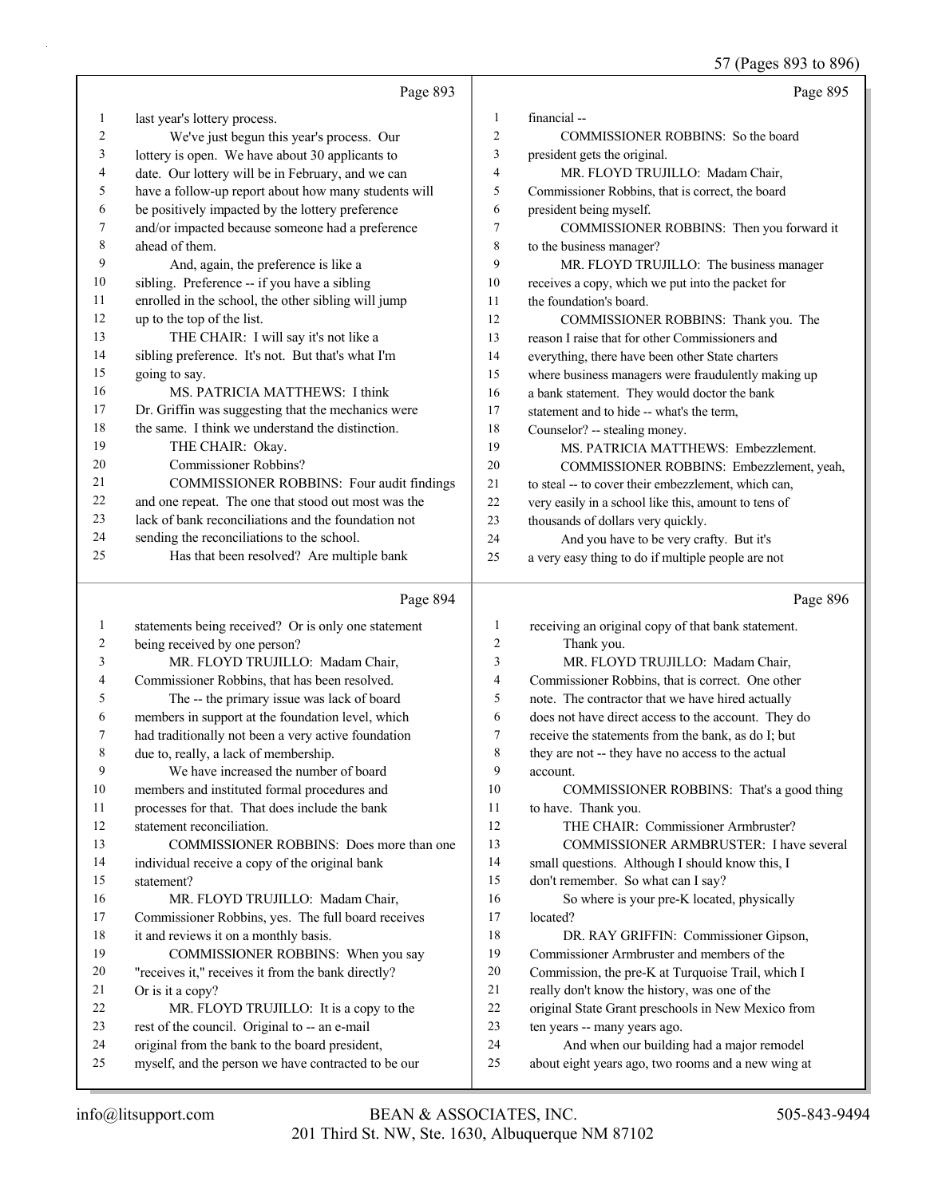Page 893

1 last year's lottery process.
2 We've just begun this year's process. Our
3 lottery is open. We have about 30 applicants to
4 date. Our lottery will be in February, and we can
5 have a follow-up report about how many students will
6 be positively impacted by the lottery preference
7 and/or impacted because someone had a preference
8 ahead of them.
9 And, again, the preference is like a
10 sibling. Preference -- if you have a sibling
11 enrolled in the school, the other sibling will jump
12 up to the top of the list.
13 THE CHAIR: I will say it's not like a
14 sibling preference. It's not. But that's what I'm
15 going to say.
16 MS. PATRICIA MATTHEWS: I think
17 Dr. Griffin was suggesting that the mechanics were
18 the same. I think we understand the distinction.
19 THE CHAIR: Okay.
20 Commissioner Robbins?
21 COMMISSIONER ROBBINS: Four audit findings
22 and one repeat. The one that stood out most was the
23 lack of bank reconciliations and the foundation not
24 sending the reconciliations to the school.
25 Has that been resolved? Are multiple bank

Page 894

1 statements being received? Or is only one statement
2 being received by one person?
3 MR. FLOYD TRUJILLO: Madam Chair,
4 Commissioner Robbins, that has been resolved.
5 The -- the primary issue was lack of board
6 members in support at the foundation level, which
7 had traditionally not been a very active foundation
8 due to, really, a lack of membership.
9 We have increased the number of board
10 members and instituted formal procedures and
11 processes for that. That does include the bank
12 statement reconciliation.
13 COMMISSIONER ROBBINS: Does more than one
14 individual receive a copy of the original bank
15 statement?
16 MR. FLOYD TRUJILLO: Madam Chair,
17 Commissioner Robbins, yes. The full board receives
18 it and reviews it on a monthly basis.
19 COMMISSIONER ROBBINS: When you say
20 "receives it," receives it from the bank directly?
21 Or is it a copy?
22 MR. FLOYD TRUJILLO: It is a copy to the
23 rest of the council. Original to -- an e-mail
24 original from the bank to the board president,
25 myself, and the person we have contracted to be our

Page 895

1 financial --
2 COMMISSIONER ROBBINS: So the board
3 president gets the original.
4 MR. FLOYD TRUJILLO: Madam Chair,
5 Commissioner Robbins, that is correct, the board
6 president being myself.
7 COMMISSIONER ROBBINS: Then you forward it
8 to the business manager?
9 MR. FLOYD TRUJILLO: The business manager
10 receives a copy, which we put into the packet for
11 the foundation's board.
12 COMMISSIONER ROBBINS: Thank you. The
13 reason I raise that for other Commissioners and
14 everything, there have been other State charters
15 where business managers were fraudulently making up
16 a bank statement. They would doctor the bank
17 statement and to hide -- what's the term,
18 Counselor? -- stealing money.
19 MS. PATRICIA MATTHEWS: Embezzlement.
20 COMMISSIONER ROBBINS: Embezzlement, yeah,
21 to steal -- to cover their embezzlement, which can,
22 very easily in a school like this, amount to tens of
23 thousands of dollars very quickly.
24 And you have to be very crafty. But it's
25 a very easy thing to do if multiple people are not

Page 896

1 receiving an original copy of that bank statement.
2 Thank you.
3 MR. FLOYD TRUJILLO: Madam Chair,
4 Commissioner Robbins, that is correct. One other
5 note. The contractor that we have hired actually
6 does not have direct access to the account. They do
7 receive the statements from the bank, as do I; but
8 they are not -- they have no access to the actual
9 account.
10 COMMISSIONER ROBBINS: That's a good thing
11 to have. Thank you.
12 THE CHAIR: Commissioner Armbruster?
13 COMMISSIONER ARMBRUSTER: I have several
14 small questions. Although I should know this, I
15 don't remember. So what can I say?
16 So where is your pre-K located, physically
17 located?
18 DR. RAY GRIFFIN: Commissioner Gipson,
19 Commissioner Armbruster and members of the
20 Commission, the pre-K at Turquoise Trail, which I
21 really don't know the history, was one of the
22 original State Grant preschools in New Mexico from
23 ten years -- many years ago.
24 And when our building had a major remodel
25 about eight years ago, two rooms and a new wing at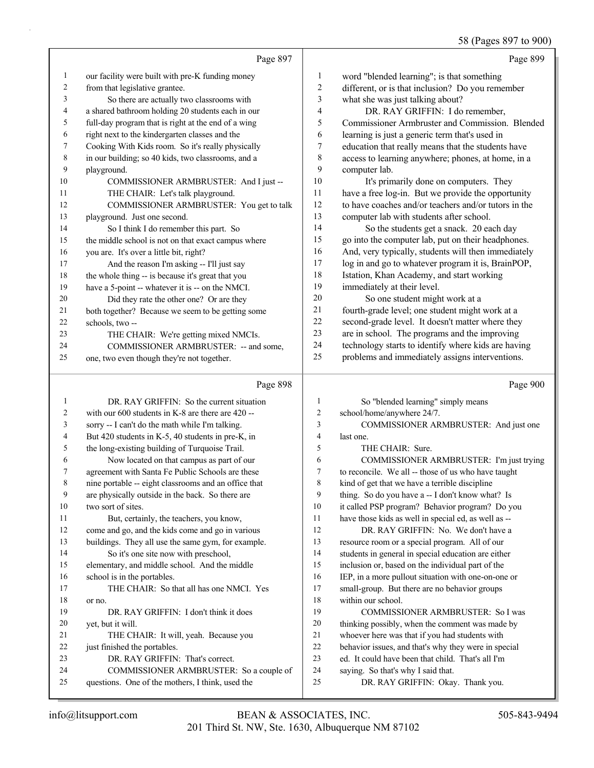Page 897

1 our facility were built with pre-K funding money
2 from that legislative grantee.
3 So there are actually two classrooms with
4 a shared bathroom holding 20 students each in our
5 full-day program that is right at the end of a wing
6 right next to the kindergarten classes and the
7 Cooking With Kids room. So it's really physically
8 in our building; so 40 kids, two classrooms, and a
9 playground.
10 COMMISSIONER ARMBRUSTER: And I just --
11 THE CHAIR: Let's talk playground.
12 COMMISSIONER ARMBRUSTER: You get to talk
13 playground. Just one second.
14 So I think I do remember this part. So
15 the middle school is not on that exact campus where
16 you are. It's over a little bit, right?
17 And the reason I'm asking -- I'll just say
18 the whole thing -- is because it's great that you
19 have a 5-point -- whatever it is -- on the NMCI.
20 Did they rate the other one? Or are they
21 both together? Because we seem to be getting some
22 schools, two --
23 THE CHAIR: We're getting mixed NMCIs.
24 COMMISSIONER ARMBRUSTER: -- and some,
25 one, two even though they're not together.

Page 898

1 DR. RAY GRIFFIN: So the current situation
2 with our 600 students in K-8 are there are 420 --
3 sorry -- I can't do the math while I'm talking.
4 But 420 students in K-5, 40 students in pre-K, in
5 the long-existing building of Turquoise Trail.
6 Now located on that campus as part of our
7 agreement with Santa Fe Public Schools are these
8 nine portable -- eight classrooms and an office that
9 are physically outside in the back. So there are
10 two sort of sites.
11 But, certainly, the teachers, you know,
12 come and go, and the kids come and go in various
13 buildings. They all use the same gym, for example.
14 So it's one site now with preschool,
15 elementary, and middle school. And the middle
16 school is in the portables.
17 THE CHAIR: So that all has one NMCI. Yes
18 or no.
19 DR. RAY GRIFFIN: I don't think it does
20 yet, but it will.
21 THE CHAIR: It will, yeah. Because you
22 just finished the portables.
23 DR. RAY GRIFFIN: That's correct.
24 COMMISSIONER ARMBRUSTER: So a couple of
25 questions. One of the mothers, I think, used the

Page 899

1 word "blended learning"; is that something
2 different, or is that inclusion? Do you remember
3 what she was just talking about?
4 DR. RAY GRIFFIN: I do remember,
5 Commissioner Armbruster and Commission. Blended
6 learning is just a generic term that's used in
7 education that really means that the students have
8 access to learning anywhere; phones, at home, in a
9 computer lab.
10 It's primarily done on computers. They
11 have a free log-in. But we provide the opportunity
12 to have coaches and/or teachers and/or tutors in the
13 computer lab with students after school.
14 So the students get a snack. 20 each day
15 go into the computer lab, put on their headphones.
16 And, very typically, students will then immediately
17 log in and go to whatever program it is, BrainPOP,
18 Istation, Khan Academy, and start working
19 immediately at their level.
20 So one student might work at a
21 fourth-grade level; one student might work at a
22 second-grade level. It doesn't matter where they
23 are in school. The programs and the improving
24 technology starts to identify where kids are having
25 problems and immediately assigns interventions.

Page 900

1 So "blended learning" simply means
2 school/home/anywhere 24/7.
3 COMMISSIONER ARMBRUSTER: And just one
4 last one.
5 THE CHAIR: Sure.
6 COMMISSIONER ARMBRUSTER: I'm just trying
7 to reconcile. We all -- those of us who have taught
8 kind of get that we have a terrible discipline
9 thing. So do you have a -- I don't know what? Is
10 it called PSP program? Behavior program? Do you
11 have those kids as well in special ed, as well as --
12 DR. RAY GRIFFIN: No. We don't have a
13 resource room or a special program. All of our
14 students in general in special education are either
15 inclusion or, based on the individual part of the
16 IEP, in a more pullout situation with one-on-one or
17 small-group. But there are no behavior groups
18 within our school.
19 COMMISSIONER ARMBRUSTER: So I was
20 thinking possibly, when the comment was made by
21 whoever here was that if you had students with
22 behavior issues, and that's why they were in special
23 ed. It could have been that child. That's all I'm
24 saying. So that's why I said that.
25 DR. RAY GRIFFIN: Okay. Thank you.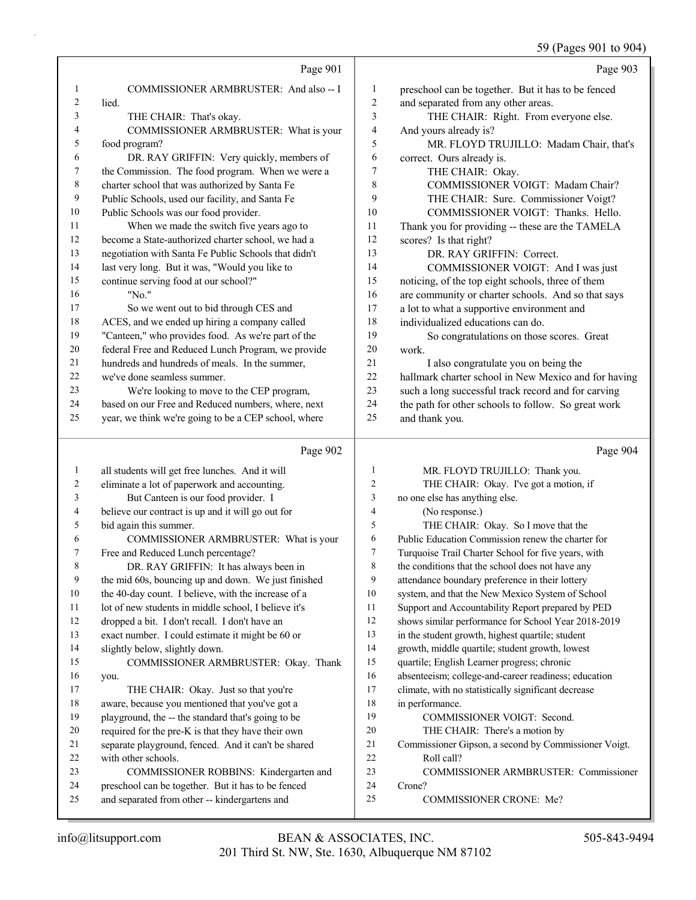Page 901

COMMISSIONER ARMBRUSTER: And also -- I lied.

THE CHAIR: That's okay.

COMMISSIONER ARMBRUSTER: What is your food program?

DR. RAY GRIFFIN: Very quickly, members of the Commission. The food program. When we were a charter school that was authorized by Santa Fe Public Schools, used our facility, and Santa Fe Public Schools was our food provider.

When we made the switch five years ago to become a State-authorized charter school, we had a negotiation with Santa Fe Public Schools that didn't last very long. But it was, "Would you like to continue serving food at our school?"

"No."

So we went out to bid through CES and ACES, and we ended up hiring a company called "Canteen," who provides food. As we're part of the federal Free and Reduced Lunch Program, we provide hundreds and hundreds of meals. In the summer, we've done seamless summer.

We're looking to move to the CEP program, based on our Free and Reduced numbers, where, next year, we think we're going to be a CEP school, where

Page 902

all students will get free lunches. And it will eliminate a lot of paperwork and accounting.

But Canteen is our food provider. I believe our contract is up and it will go out for bid again this summer.

COMMISSIONER ARMBRUSTER: What is your Free and Reduced Lunch percentage?

DR. RAY GRIFFIN: It has always been in the mid 60s, bouncing up and down. We just finished the 40-day count. I believe, with the increase of a lot of new students in middle school, I believe it's dropped a bit. I don't recall. I don't have an exact number. I could estimate it might be 60 or slightly below, slightly down.

COMMISSIONER ARMBRUSTER: Okay. Thank you.

THE CHAIR: Okay. Just so that you're aware, because you mentioned that you've got a playground, the -- the standard that's going to be required for the pre-K is that they have their own separate playground, fenced. And it can't be shared with other schools.

COMMISSIONER ROBBINS: Kindergarten and preschool can be together. But it has to be fenced and separated from other -- kindergartens and

Page 903

preschool can be together. But it has to be fenced and separated from any other areas.

THE CHAIR: Right. From everyone else. And yours already is?

MR. FLOYD TRUJILLO: Madam Chair, that's correct. Ours already is.

THE CHAIR: Okay.

COMMISSIONER VOIGT: Madam Chair?

THE CHAIR: Sure. Commissioner Voigt?

COMMISSIONER VOIGT: Thanks. Hello. Thank you for providing -- these are the TAMELA scores? Is that right?

DR. RAY GRIFFIN: Correct.

COMMISSIONER VOIGT: And I was just noticing, of the top eight schools, three of them are community or charter schools. And so that says a lot to what a supportive environment and individualized educations can do.

So congratulations on those scores. Great work.

I also congratulate you on being the hallmark charter school in New Mexico and for having such a long successful track record and for carving the path for other schools to follow. So great work and thank you.

Page 904

MR. FLOYD TRUJILLO: Thank you.

THE CHAIR: Okay. I've got a motion, if no one else has anything else.

(No response.)

THE CHAIR: Okay. So I move that the Public Education Commission renew the charter for Turquoise Trail Charter School for five years, with the conditions that the school does not have any attendance boundary preference in their lottery system, and that the New Mexico System of School Support and Accountability Report prepared by PED shows similar performance for School Year 2018-2019 in the student growth, highest quartile; student growth, middle quartile; student growth, lowest quartile; English Learner progress; chronic absenteeism; college-and-career readiness; education climate, with no statistically significant decrease in performance.

COMMISSIONER VOIGT: Second.

THE CHAIR: There's a motion by Commissioner Gipson, a second by Commissioner Voigt.

Roll call?

COMMISSIONER ARMBRUSTER: Commissioner Crone?

COMMISSIONER CRONE: Me?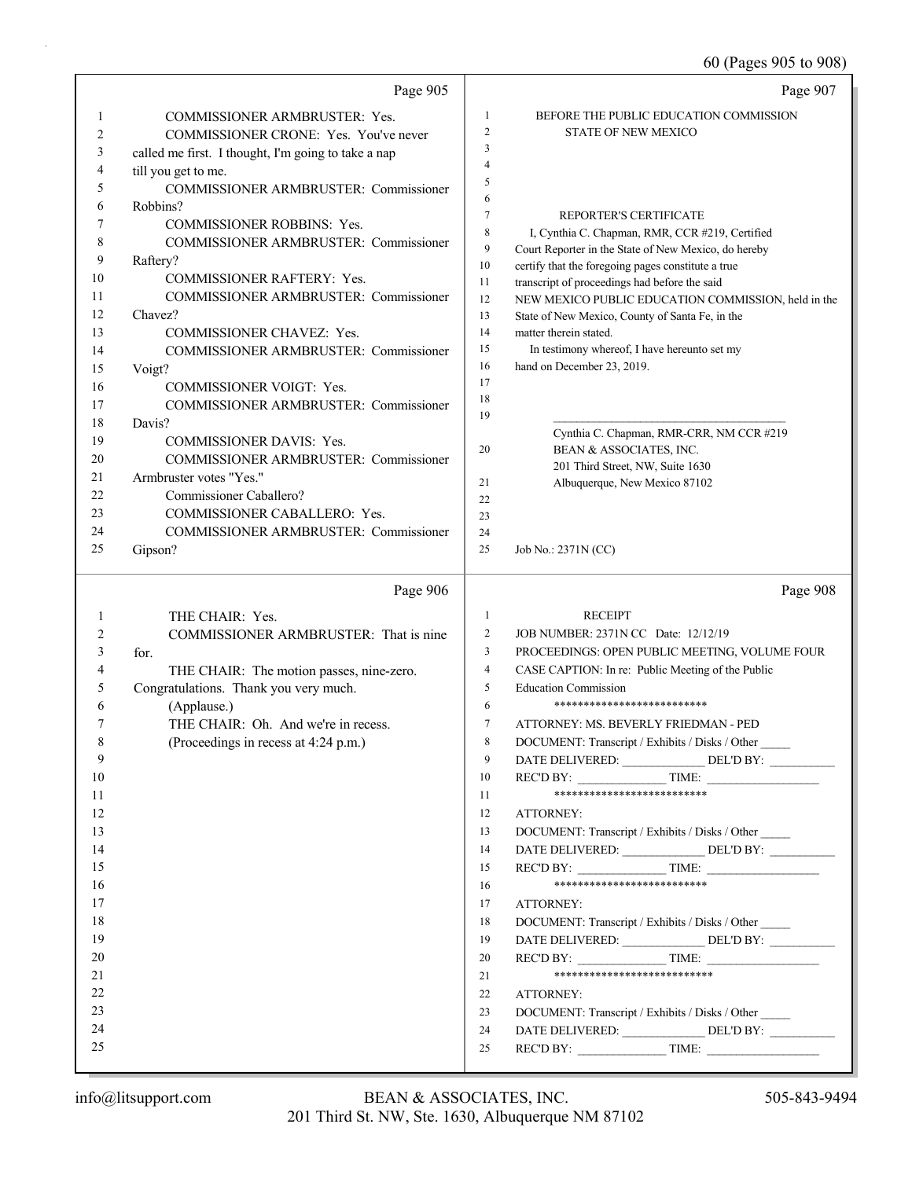Page 905

1 COMMISSIONER ARMBRUSTER: Yes.
2 COMMISSIONER CRONE: Yes. You've never
3 called me first. I thought, I'm going to take a nap
4 till you get to me.
5 COMMISSIONER ARMBRUSTER: Commissioner
6 Robbins?
7 COMMISSIONER ROBBINS: Yes.
8 COMMISSIONER ARMBRUSTER: Commissioner
9 Raftery?
10 COMMISSIONER RAFTERY: Yes.
11 COMMISSIONER ARMBRUSTER: Commissioner
12 Chavez?
13 COMMISSIONER CHAVEZ: Yes.
14 COMMISSIONER ARMBRUSTER: Commissioner
15 Voigt?
16 COMMISSIONER VOIGT: Yes.
17 COMMISSIONER ARMBRUSTER: Commissioner
18 Davis?
19 COMMISSIONER DAVIS: Yes.
20 COMMISSIONER ARMBRUSTER: Commissioner
21 Armbruster votes "Yes."
22 Commissioner Caballero?
23 COMMISSIONER CABALLERO: Yes.
24 COMMISSIONER ARMBRUSTER: Commissioner
25 Gipson?

Page 906

1 THE CHAIR: Yes.
2 COMMISSIONER ARMBRUSTER: That is nine
3 for.
4 THE CHAIR: The motion passes, nine-zero.
5 Congratulations. Thank you very much.
6 (Applause.)
7 THE CHAIR: Oh. And we're in recess.
8 (Proceedings in recess at 4:24 p.m.)
9
10
11
12
13
14
15
16
17
18
19
20
21
22
23
24
25

Page 907

1 BEFORE THE PUBLIC EDUCATION COMMISSION
2 STATE OF NEW MEXICO
3
4
5
6
7 REPORTER'S CERTIFICATE
8 I, Cynthia C. Chapman, RMR, CCR #219, Certified
9 Court Reporter in the State of New Mexico, do hereby
10 certify that the foregoing pages constitute a true
11 transcript of proceedings had before the said
12 NEW MEXICO PUBLIC EDUCATION COMMISSION, held in the
13 State of New Mexico, County of Santa Fe, in the
14 matter therein stated.
15 In testimony whereof, I have hereunto set my
16 hand on December 23, 2019.
17
18
19 \_\_\_\_\_\_\_\_\_\_\_\_\_\_\_\_\_\_\_\_\_\_\_\_\_\_\_\_\_\_\_\_\_\_\_\_\_\_\_\_
Cynthia C. Chapman, RMR-CRR, NM CCR #219
20 BEAN & ASSOCIATES, INC.
201 Third Street, NW, Suite 1630
21 Albuquerque, New Mexico 87102
22
23
24
25 Job No.: 2371N (CC)

Page 908

1 RECEIPT
2 JOB NUMBER: 2371N CC Date: 12/12/19
3 PROCEEDINGS: OPEN PUBLIC MEETING, VOLUME FOUR
4 CASE CAPTION: In re: Public Meeting of the Public
5 Education Commission
6 **************************
7 ATTORNEY: MS. BEVERLY FRIEDMAN - PED
8 DOCUMENT: Transcript / Exhibits / Disks / Other _____
9 DATE DELIVERED: _____________ DEL'D BY: __________
10 REC'D BY: ______________ TIME: _________________
11 **************************
12 ATTORNEY:
13 DOCUMENT: Transcript / Exhibits / Disks / Other _____
14 DATE DELIVERED: _____________ DEL'D BY: __________
15 REC'D BY: ______________ TIME: _________________
16 **************************
17 ATTORNEY:
18 DOCUMENT: Transcript / Exhibits / Disks / Other _____
19 DATE DELIVERED: _____________ DEL'D BY: __________
20 REC'D BY: ______________ TIME: _________________
21 ***************************
22 ATTORNEY:
23 DOCUMENT: Transcript / Exhibits / Disks / Other _____
24 DATE DELIVERED: _____________ DEL'D BY: __________
25 REC'D BY: ______________ TIME: _________________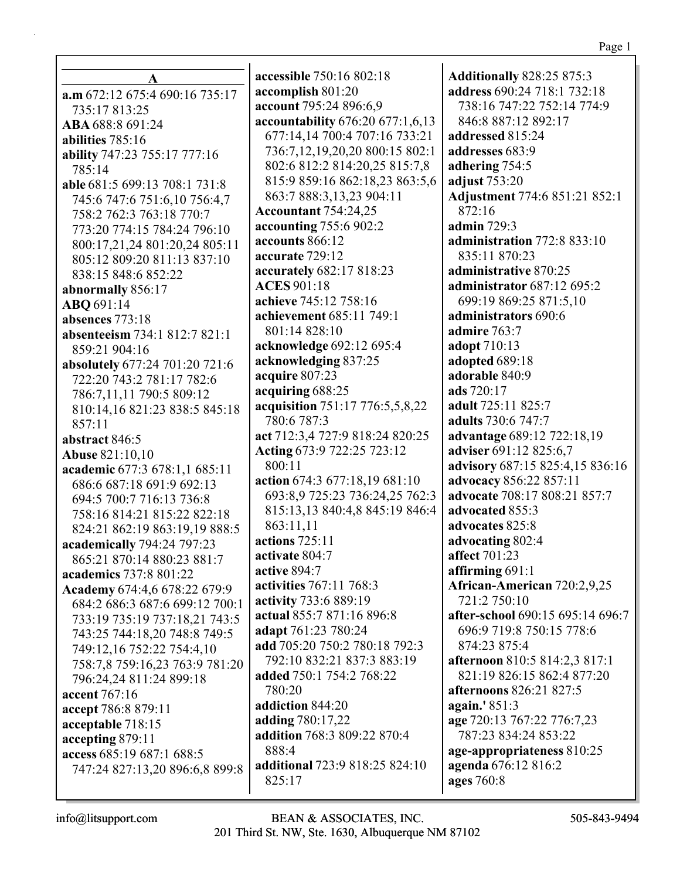## A

**a.m** 672:12 675:4 690:16 735:17 735:17 813:25
**ABA** 688:8 691:24
**abilities** 785:16
**ability** 747:23 755:17 777:16 785:14
**able** 681:5 699:13 708:1 731:8 745:6 747:6 751:6,10 756:4,7 758:2 762:3 763:18 770:7 773:20 774:15 784:24 796:10 800:17,21,24 801:20,24 805:11 805:12 809:20 811:13 837:10 838:15 848:6 852:22
**abnormally** 856:17
**ABQ** 691:14
**absences** 773:18
**absenteeism** 734:1 812:7 821:1 859:21 904:16
**absolutely** 677:24 701:20 721:6 722:20 743:2 781:17 782:6 786:7,11,11 790:5 809:12 810:14,16 821:23 838:5 845:18 857:11
**abstract** 846:5
**Abuse** 821:10,10
**academic** 677:3 678:1,1 685:11 686:6 687:18 691:9 692:13 694:5 700:7 716:13 736:8 758:16 814:21 815:22 822:18 824:21 862:19 863:19,19 888:5
**academically** 794:24 797:23 865:21 870:14 880:23 881:7
**academics** 737:8 801:22
**Academy** 674:4,6 678:22 679:9 684:2 686:3 687:6 699:12 700:1 733:19 735:19 737:18,21 743:5 743:25 744:18,20 748:8 749:5 749:12,16 752:22 754:4,10 758:7,8 759:16,23 763:9 781:20 796:24,24 811:24 899:18
**accent** 767:16
**accept** 786:8 879:11
**acceptable** 718:15
**accepting** 879:11
**access** 685:19 687:1 688:5 747:24 827:13,20 896:6,8 899:8
**accessible** 750:16 802:18
**accomplish** 801:20
**account** 795:24 896:6,9
**accountability** 676:20 677:1,6,13 677:14,14 700:4 707:16 733:21 736:7,12,19,20,20 800:15 802:1 802:6 812:2 814:20,25 815:7,8 815:9 859:16 862:18,23 863:5,6 863:7 888:3,13,23 904:11
**Accountant** 754:24,25
**accounting** 755:6 902:2
**accounts** 866:12
**accurate** 729:12
**accurately** 682:17 818:23
**ACES** 901:18
**achieve** 745:12 758:16
**achievement** 685:11 749:1 801:14 828:10
**acknowledge** 692:12 695:4
**acknowledging** 837:25
**acquire** 807:23
**acquiring** 688:25
**acquisition** 751:17 776:5,5,8,22 780:6 787:3
**act** 712:3,4 727:9 818:24 820:25
**Acting** 673:9 722:25 723:12 800:11
**action** 674:3 677:18,19 681:10 693:8,9 725:23 736:24,25 762:3 815:13,13 840:4,8 845:19 846:4 863:11,11
**actions** 725:11
**activate** 804:7
**active** 894:7
**activities** 767:11 768:3
**activity** 733:6 889:19
**actual** 855:7 871:16 896:8
**adapt** 761:23 780:24
**add** 705:20 750:2 780:18 792:3 792:10 832:21 837:3 883:19
**added** 750:1 754:2 768:22 780:20
**addiction** 844:20
**adding** 780:17,22
**addition** 768:3 809:22 870:4 888:4
**additional** 723:9 818:25 824:10 825:17
**Additionally** 828:25 875:3
**address** 690:24 718:1 732:18 738:16 747:22 752:14 774:9 846:8 887:12 892:17
**addressed** 815:24
**addresses** 683:9
**adhering** 754:5
**adjust** 753:20
**Adjustment** 774:6 851:21 852:1 872:16
**admin** 729:3
**administration** 772:8 833:10 835:11 870:23
**administrative** 870:25
**administrator** 687:12 695:2 699:19 869:25 871:5,10
**administrators** 690:6
**admire** 763:7
**adopt** 710:13
**adopted** 689:18
**adorable** 840:9
**ads** 720:17
**adult** 725:11 825:7
**adults** 730:6 747:7
**advantage** 689:12 722:18,19
**adviser** 691:12 825:6,7
**advisory** 687:15 825:4,15 836:16
**advocacy** 856:22 857:11
**advocate** 708:17 808:21 857:7
**advocated** 855:3
**advocates** 825:8
**advocating** 802:4
**affect** 701:23
**affirming** 691:1
**African-American** 720:2,9,25 721:2 750:10
**after-school** 690:15 695:14 696:7 696:9 719:8 750:15 778:6 874:23 875:4
**afternoon** 810:5 814:2,3 817:1 821:19 826:15 862:4 877:20
**afternoons** 826:21 827:5
**again.'** 851:3
**age** 720:13 767:22 776:7,23 787:23 834:24 853:22
**age-appropriateness** 810:25
**agenda** 676:12 816:2
**ages** 760:8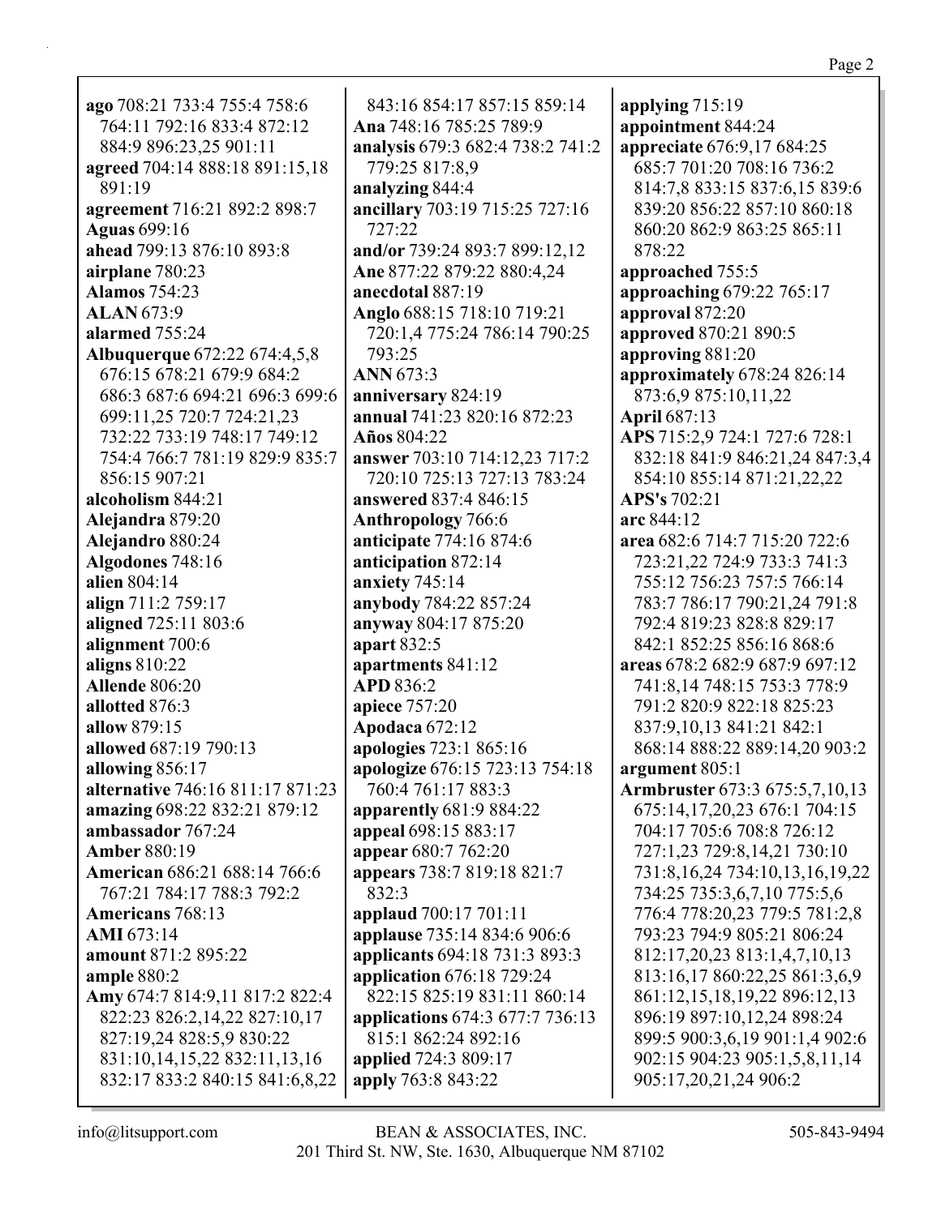**ago** 708:21 733:4 755:4 758:6 764:11 792:16 833:4 872:12 884:9 896:23,25 901:11
**agreed** 704:14 888:18 891:15,18 891:19
**agreement** 716:21 892:2 898:7
**Aguas** 699:16
**ahead** 799:13 876:10 893:8
**airplane** 780:23
**Alamos** 754:23
**ALAN** 673:9
**alarmed** 755:24
**Albuquerque** 672:22 674:4,5,8 676:15 678:21 679:9 684:2 686:3 687:6 694:21 696:3 699:6 699:11,25 720:7 724:21,23 732:22 733:19 748:17 749:12 754:4 766:7 781:19 829:9 835:7 856:15 907:21
**alcoholism** 844:21
**Alejandra** 879:20
**Alejandro** 880:24
**Algodones** 748:16
**alien** 804:14
**align** 711:2 759:17
**aligned** 725:11 803:6
**alignment** 700:6
**aligns** 810:22
**Allende** 806:20
**allotted** 876:3
**allow** 879:15
**allowed** 687:19 790:13
**allowing** 856:17
**alternative** 746:16 811:17 871:23
**amazing** 698:22 832:21 879:12
**ambassador** 767:24
**Amber** 880:19
**American** 686:21 688:14 766:6 767:21 784:17 788:3 792:2
**Americans** 768:13
**AMI** 673:14
**amount** 871:2 895:22
**ample** 880:2
**Amy** 674:7 814:9,11 817:2 822:4 822:23 826:2,14,22 827:10,17 827:19,24 828:5,9 830:22 831:10,14,15,22 832:11,13,16 832:17 833:2 840:15 841:6,8,22 843:16 854:17 857:15 859:14
**Ana** 748:16 785:25 789:9
**analysis** 679:3 682:4 738:2 741:2 779:25 817:8,9
**analyzing** 844:4
**ancillary** 703:19 715:25 727:16 727:22
**and/or** 739:24 893:7 899:12,12
**Ane** 877:22 879:22 880:4,24
**anecdotal** 887:19
**Anglo** 688:15 718:10 719:21 720:1,4 775:24 786:14 790:25 793:25
**ANN** 673:3
**anniversary** 824:19
**annual** 741:23 820:16 872:23
**Años** 804:22
**answer** 703:10 714:12,23 717:2 720:10 725:13 727:13 783:24
**answered** 837:4 846:15
**Anthropology** 766:6
**anticipate** 774:16 874:6
**anticipation** 872:14
**anxiety** 745:14
**anybody** 784:22 857:24
**anyway** 804:17 875:20
**apart** 832:5
**apartments** 841:12
**APD** 836:2
**apiece** 757:20
**Apodaca** 672:12
**apologies** 723:1 865:16
**apologize** 676:15 723:13 754:18 760:4 761:17 883:3
**apparently** 681:9 884:22
**appeal** 698:15 883:17
**appear** 680:7 762:20
**appears** 738:7 819:18 821:7 832:3
**applaud** 700:17 701:11
**applause** 735:14 834:6 906:6
**applicants** 694:18 731:3 893:3
**application** 676:18 729:24 822:15 825:19 831:11 860:14
**applications** 674:3 677:7 736:13 815:1 862:24 892:16
**applied** 724:3 809:17
**apply** 763:8 843:22
**applying** 715:19
**appointment** 844:24
**appreciate** 676:9,17 684:25 685:7 701:20 708:16 736:2 814:7,8 833:15 837:6,15 839:6 839:20 856:22 857:10 860:18 860:20 862:9 863:25 865:11 878:22
**approached** 755:5
**approaching** 679:22 765:17
**approval** 872:20
**approved** 870:21 890:5
**approving** 881:20
**approximately** 678:24 826:14 873:6,9 875:10,11,22
**April** 687:13
**APS** 715:2,9 724:1 727:6 728:1 832:18 841:9 846:21,24 847:3,4 854:10 855:14 871:21,22,22
**APS's** 702:21
**arc** 844:12
**area** 682:6 714:7 715:20 722:6 723:21,22 724:9 733:3 741:3 755:12 756:23 757:5 766:14 783:7 786:17 790:21,24 791:8 792:4 819:23 828:8 829:17 842:1 852:25 856:16 868:6
**areas** 678:2 682:9 687:9 697:12 741:8,14 748:15 753:3 778:9 791:2 820:9 822:18 825:23 837:9,10,13 841:21 842:1 868:14 888:22 889:14,20 903:2
**argument** 805:1
**Armbruster** 673:3 675:5,7,10,13 675:14,17,20,23 676:1 704:15 704:17 705:6 708:8 726:12 727:1,23 729:8,14,21 730:10 731:8,16,24 734:10,13,16,19,22 734:25 735:3,6,7,10 775:5,6 776:4 778:20,23 779:5 781:2,8 793:23 794:9 805:21 806:24 812:17,20,23 813:1,4,7,10,13 813:16,17 860:22,25 861:3,6,9 861:12,15,18,19,22 896:12,13 896:19 897:10,12,24 898:24 899:5 900:3,6,19 901:1,4 902:6 902:15 904:23 905:1,5,8,11,14 905:17,20,21,24 906:2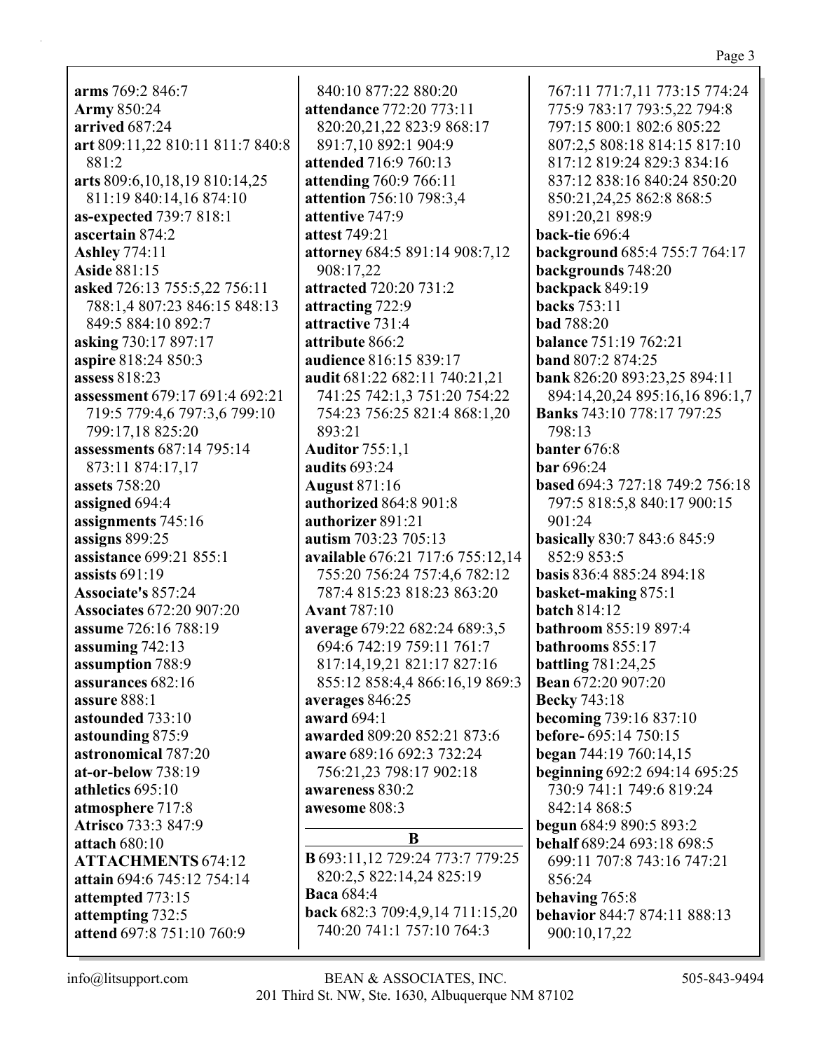**arms** 769:2 846:7
**Army** 850:24
**arrived** 687:24
**art** 809:11,22 810:11 811:7 840:8 881:2
**arts** 809:6,10,18,19 810:14,25 811:19 840:14,16 874:10
**as-expected** 739:7 818:1
**ascertain** 874:2
**Ashley** 774:11
**Aside** 881:15
**asked** 726:13 755:5,22 756:11 788:1,4 807:23 846:15 848:13 849:5 884:10 892:7
**asking** 730:17 897:17
**aspire** 818:24 850:3
**assess** 818:23
**assessment** 679:17 691:4 692:21 719:5 779:4,6 797:3,6 799:10 799:17,18 825:20
**assessments** 687:14 795:14 873:11 874:17,17
**assets** 758:20
**assigned** 694:4
**assignments** 745:16
**assigns** 899:25
**assistance** 699:21 855:1
**assists** 691:19
**Associate's** 857:24
**Associates** 672:20 907:20
**assume** 726:16 788:19
**assuming** 742:13
**assumption** 788:9
**assurances** 682:16
**assure** 888:1
**astounded** 733:10
**astounding** 875:9
**astronomical** 787:20
**at-or-below** 738:19
**athletics** 695:10
**atmosphere** 717:8
**Atrisco** 733:3 847:9
**attach** 680:10
**ATTACHMENTS** 674:12
**attain** 694:6 745:12 754:14
**attempted** 773:15
**attempting** 732:5
**attend** 697:8 751:10 760:9 840:10 877:22 880:20
**attendance** 772:20 773:11 820:20,21,22 823:9 868:17 891:7,10 892:1 904:9
**attended** 716:9 760:13
**attending** 760:9 766:11
**attention** 756:10 798:3,4
**attentive** 747:9
**attest** 749:21
**attorney** 684:5 891:14 908:7,12 908:17,22
**attracted** 720:20 731:2
**attracting** 722:9
**attractive** 731:4
**attribute** 866:2
**audience** 816:15 839:17
**audit** 681:22 682:11 740:21,21 741:25 742:1,3 751:20 754:22 754:23 756:25 821:4 868:1,20 893:21
**Auditor** 755:1,1
**audits** 693:24
**August** 871:16
**authorized** 864:8 901:8
**authorizer** 891:21
**autism** 703:23 705:13
**available** 676:21 717:6 755:12,14 755:20 756:24 757:4,6 782:12 787:4 815:23 818:23 863:20
**Avant** 787:10
**average** 679:22 682:24 689:3,5 694:6 742:19 759:11 761:7 817:14,19,21 821:17 827:16 855:12 858:4,4 866:16,19 869:3
**averages** 846:25
**award** 694:1
**awarded** 809:20 852:21 873:6
**aware** 689:16 692:3 732:24 756:21,23 798:17 902:18
**awareness** 830:2
**awesome** 808:3

## B

**B** 693:11,12 729:24 773:7 779:25 820:2,5 822:14,24 825:19
**Baca** 684:4
**back** 682:3 709:4,9,14 711:15,20 740:20 741:1 757:10 764:3 767:11 771:7,11 773:15 774:24 775:9 783:17 793:5,22 794:8 797:15 800:1 802:6 805:22 807:2,5 808:18 814:15 817:10 817:12 819:24 829:3 834:16 837:12 838:16 840:24 850:20 850:21,24,25 862:8 868:5 891:20,21 898:9
**back-tie** 696:4
**background** 685:4 755:7 764:17
**backgrounds** 748:20
**backpack** 849:19
**backs** 753:11
**bad** 788:20
**balance** 751:19 762:21
**band** 807:2 874:25
**bank** 826:20 893:23,25 894:11 894:14,20,24 895:16,16 896:1,7
**Banks** 743:10 778:17 797:25 798:13
**banter** 676:8
**bar** 696:24
**based** 694:3 727:18 749:2 756:18 797:5 818:5,8 840:17 900:15 901:24
**basically** 830:7 843:6 845:9 852:9 853:5
**basis** 836:4 885:24 894:18
**basket-making** 875:1
**batch** 814:12
**bathroom** 855:19 897:4
**bathrooms** 855:17
**battling** 781:24,25
**Bean** 672:20 907:20
**Becky** 743:18
**becoming** 739:16 837:10
**before-** 695:14 750:15
**began** 744:19 760:14,15
**beginning** 692:2 694:14 695:25 730:9 741:1 749:6 819:24 842:14 868:5
**begun** 684:9 890:5 893:2
**behalf** 689:24 693:18 698:5 699:11 707:8 743:16 747:21 856:24
**behaving** 765:8
**behavior** 844:7 874:11 888:13 900:10,17,22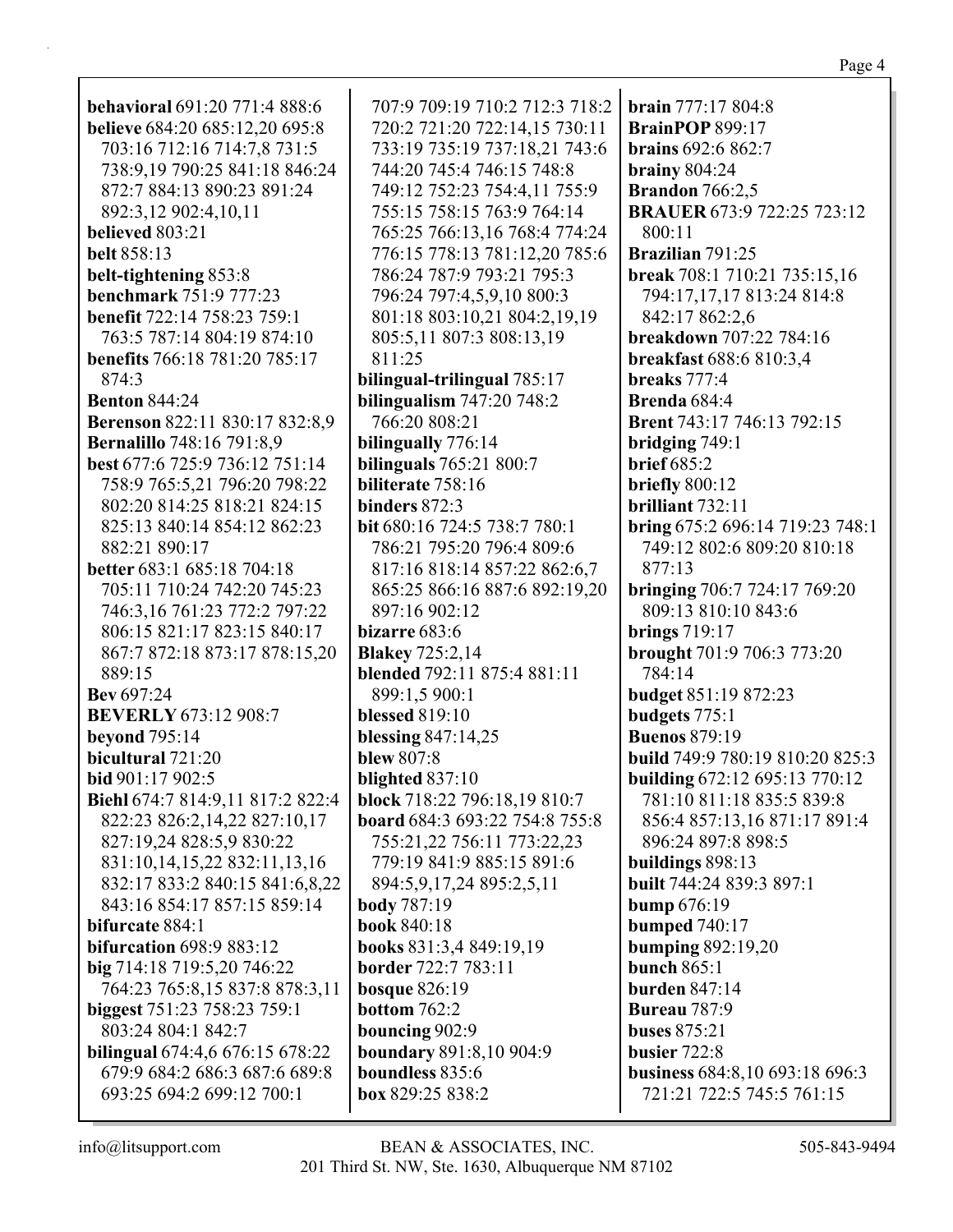**behavioral** 691:20 771:4 888:6
**believe** 684:20 685:12,20 695:8 703:16 712:16 714:7,8 731:5 738:9,19 790:25 841:18 846:24 872:7 884:13 890:23 891:24 892:3,12 902:4,10,11
**believed** 803:21
**belt** 858:13
**belt-tightening** 853:8
**benchmark** 751:9 777:23
**benefit** 722:14 758:23 759:1 763:5 787:14 804:19 874:10
**benefits** 766:18 781:20 785:17 874:3
**Benton** 844:24
**Berenson** 822:11 830:17 832:8,9
**Bernalillo** 748:16 791:8,9
**best** 677:6 725:9 736:12 751:14 758:9 765:5,21 796:20 798:22 802:20 814:25 818:21 824:15 825:13 840:14 854:12 862:23 882:21 890:17
**better** 683:1 685:18 704:18 705:11 710:24 742:20 745:23 746:3,16 761:23 772:2 797:22 806:15 821:17 823:15 840:17 867:7 872:18 873:17 878:15,20 889:15
**Bev** 697:24
**BEVERLY** 673:12 908:7
**beyond** 795:14
**bicultural** 721:20
**bid** 901:17 902:5
**Biehl** 674:7 814:9,11 817:2 822:4 822:23 826:2,14,22 827:10,17 827:19,24 828:5,9 830:22 831:10,14,15,22 832:11,13,16 832:17 833:2 840:15 841:6,8,22 843:16 854:17 857:15 859:14
**bifurcate** 884:1
**bifurcation** 698:9 883:12
**big** 714:18 719:5,20 746:22 764:23 765:8,15 837:8 878:3,11
**biggest** 751:23 758:23 759:1 803:24 804:1 842:7
**bilingual** 674:4,6 676:15 678:22 679:9 684:2 686:3 687:6 689:8 693:25 694:2 699:12 700:1 707:9 709:19 710:2 712:3 718:2 720:2 721:20 722:14,15 730:11 733:19 735:19 737:18,21 743:6 744:20 745:4 746:15 748:8 749:12 752:23 754:4,11 755:9 755:15 758:15 763:9 764:14 765:25 766:13,16 768:4 774:24 776:15 778:13 781:12,20 785:6 786:24 787:9 793:21 795:3 796:24 797:4,5,9,10 800:3 801:18 803:10,21 804:2,19,19 805:5,11 807:3 808:13,19 811:25
**bilingual-trilingual** 785:17
**bilingualism** 747:20 748:2 766:20 808:21
**bilingually** 776:14
**bilinguals** 765:21 800:7
**biliterate** 758:16
**binders** 872:3
**bit** 680:16 724:5 738:7 780:1 786:21 795:20 796:4 809:6 817:16 818:14 857:22 862:6,7 865:25 866:16 887:6 892:19,20 897:16 902:12
**bizarre** 683:6
**Blakey** 725:2,14
**blended** 792:11 875:4 881:11 899:1,5 900:1
**blessed** 819:10
**blessing** 847:14,25
**blew** 807:8
**blighted** 837:10
**block** 718:22 796:18,19 810:7
**board** 684:3 693:22 754:8 755:8 755:21,22 756:11 773:22,23 779:19 841:9 885:15 891:6 894:5,9,17,24 895:2,5,11
**body** 787:19
**book** 840:18
**books** 831:3,4 849:19,19
**border** 722:7 783:11
**bosque** 826:19
**bottom** 762:2
**bouncing** 902:9
**boundary** 891:8,10 904:9
**boundless** 835:6
**box** 829:25 838:2
**brain** 777:17 804:8
**BrainPOP** 899:17
**brains** 692:6 862:7
**brainy** 804:24
**Brandon** 766:2,5
**BRAUER** 673:9 722:25 723:12 800:11
**Brazilian** 791:25
**break** 708:1 710:21 735:15,16 794:17,17,17 813:24 814:8 842:17 862:2,6
**breakdown** 707:22 784:16
**breakfast** 688:6 810:3,4
**breaks** 777:4
**Brenda** 684:4
**Brent** 743:17 746:13 792:15
**bridging** 749:1
**brief** 685:2
**briefly** 800:12
**brilliant** 732:11
**bring** 675:2 696:14 719:23 748:1 749:12 802:6 809:20 810:18 877:13
**bringing** 706:7 724:17 769:20 809:13 810:10 843:6
**brings** 719:17
**brought** 701:9 706:3 773:20 784:14
**budget** 851:19 872:23
**budgets** 775:1
**Buenos** 879:19
**build** 749:9 780:19 810:20 825:3
**building** 672:12 695:13 770:12 781:10 811:18 835:5 839:8 856:4 857:13,16 871:17 891:4 896:24 897:8 898:5
**buildings** 898:13
**built** 744:24 839:3 897:1
**bump** 676:19
**bumped** 740:17
**bumping** 892:19,20
**bunch** 865:1
**burden** 847:14
**Bureau** 787:9
**buses** 875:21
**busier** 722:8
**business** 684:8,10 693:18 696:3 721:21 722:5 745:5 761:15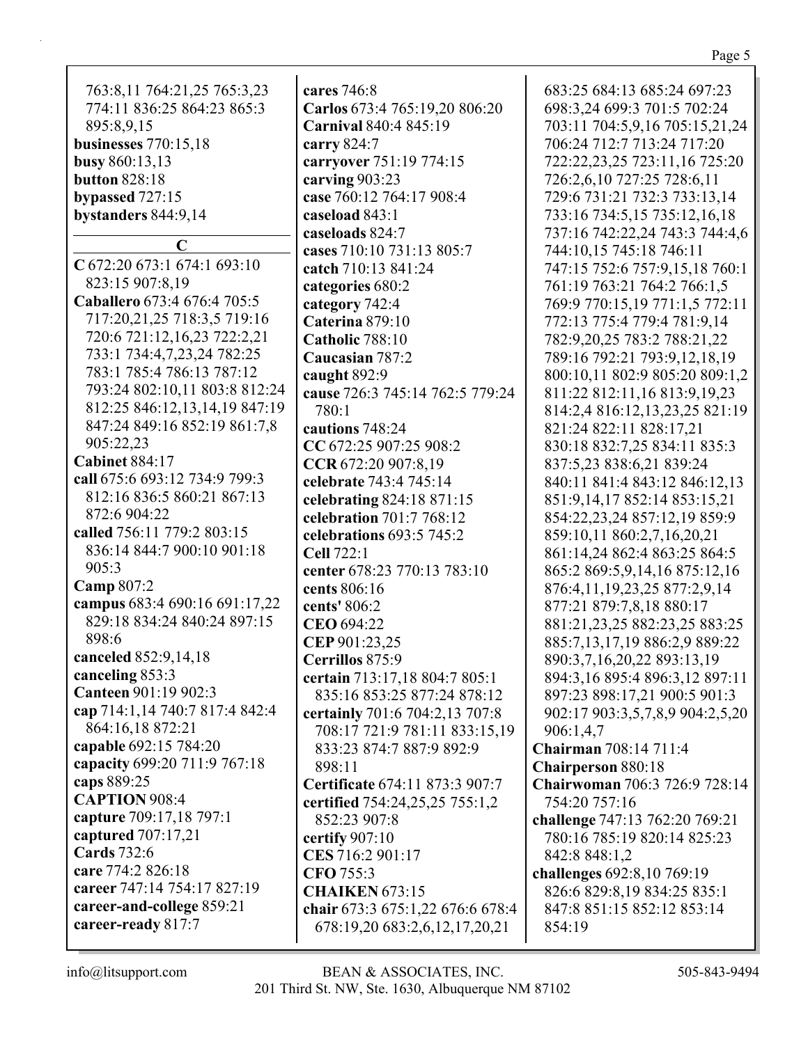763:8,11 764:21,25 765:3,23 774:11 836:25 864:23 865:3 895:8,9,15
**businesses** 770:15,18
**busy** 860:13,13
**button** 828:18
**bypassed** 727:15
**bystanders** 844:9,14

## C

**C** 672:20 673:1 674:1 693:10 823:15 907:8,19
**Caballero** 673:4 676:4 705:5 717:20,21,25 718:3,5 719:16 720:6 721:12,16,23 722:2,21 733:1 734:4,7,23,24 782:25 783:1 785:4 786:13 787:12 793:24 802:10,11 803:8 812:24 812:25 846:12,13,14,19 847:19 847:24 849:16 852:19 861:7,8 905:22,23
**Cabinet** 884:17
**call** 675:6 693:12 734:9 799:3 812:16 836:5 860:21 867:13 872:6 904:22
**called** 756:11 779:2 803:15 836:14 844:7 900:10 901:18 905:3
**Camp** 807:2
**campus** 683:4 690:16 691:17,22 829:18 834:24 840:24 897:15 898:6
**canceled** 852:9,14,18
**canceling** 853:3
**Canteen** 901:19 902:3
**cap** 714:1,14 740:7 817:4 842:4 864:16,18 872:21
**capable** 692:15 784:20
**capacity** 699:20 711:9 767:18
**caps** 889:25
**CAPTION** 908:4
**capture** 709:17,18 797:1
**captured** 707:17,21
**Cards** 732:6
**care** 774:2 826:18
**career** 747:14 754:17 827:19
**career-and-college** 859:21
**career-ready** 817:7
**cares** 746:8
**Carlos** 673:4 765:19,20 806:20
**Carnival** 840:4 845:19
**carry** 824:7
**carryover** 751:19 774:15
**carving** 903:23
**case** 760:12 764:17 908:4
**caseload** 843:1
**caseloads** 824:7
**cases** 710:10 731:13 805:7
**catch** 710:13 841:24
**categories** 680:2
**category** 742:4
**Caterina** 879:10
**Catholic** 788:10
**Caucasian** 787:2
**caught** 892:9
**cause** 726:3 745:14 762:5 779:24 780:1
**cautions** 748:24
**CC** 672:25 907:25 908:2
**CCR** 672:20 907:8,19
**celebrate** 743:4 745:14
**celebrating** 824:18 871:15
**celebration** 701:7 768:12
**celebrations** 693:5 745:2
**Cell** 722:1
**center** 678:23 770:13 783:10
**cents** 806:16
**cents'** 806:2
**CEO** 694:22
**CEP** 901:23,25
**Cerrillos** 875:9
**certain** 713:17,18 804:7 805:1 835:16 853:25 877:24 878:12
**certainly** 701:6 704:2,13 707:8 708:17 721:9 781:11 833:15,19 833:23 874:7 887:9 892:9 898:11
**Certificate** 674:11 873:3 907:7
**certified** 754:24,25,25 755:1,2 852:23 907:8
**certify** 907:10
**CES** 716:2 901:17
**CFO** 755:3
**CHAIKEN** 673:15
**chair** 673:3 675:1,22 676:6 678:4 678:19,20 683:2,6,12,17,20,21 683:25 684:13 685:24 697:23 698:3,24 699:3 701:5 702:24 703:11 704:5,9,16 705:15,21,24 706:24 712:7 713:24 717:20 722:22,23,25 723:11,16 725:20 726:2,6,10 727:25 728:6,11 729:6 731:21 732:3 733:13,14 733:16 734:5,15 735:12,16,18 737:16 742:22,24 743:3 744:4,6 744:10,15 745:18 746:11 747:15 752:6 757:9,15,18 760:1 761:19 763:21 764:2 766:1,5 769:9 770:15,19 771:1,5 772:11 772:13 775:4 779:4 781:9,14 782:9,20,25 783:2 788:21,22 789:16 792:21 793:9,12,18,19 800:10,11 802:9 805:20 809:1,2 811:22 812:11,16 813:9,19,23 814:2,4 816:12,13,23,25 821:19 821:24 822:11 828:17,21 830:18 832:7,25 834:11 835:3 837:5,23 838:6,21 839:24 840:11 841:4 843:12 846:12,13 851:9,14,17 852:14 853:15,21 854:22,23,24 857:12,19 859:9 859:10,11 860:2,7,16,20,21 861:14,24 862:4 863:25 864:5 865:2 869:5,9,14,16 875:12,16 876:4,11,19,23,25 877:2,9,14 877:21 879:7,8,18 880:17 881:21,23,25 882:23,25 883:25 885:7,13,17,19 886:2,9 889:22 890:3,7,16,20,22 893:13,19 894:3,16 895:4 896:3,12 897:11 897:23 898:17,21 900:5 901:3 902:17 903:3,5,7,8,9 904:2,5,20 906:1,4,7
**Chairman** 708:14 711:4
**Chairperson** 880:18
**Chairwoman** 706:3 726:9 728:14 754:20 757:16
**challenge** 747:13 762:20 769:21 780:16 785:19 820:14 825:23 842:8 848:1,2
**challenges** 692:8,10 769:19 826:6 829:8,19 834:25 835:1 847:8 851:15 852:12 853:14 854:19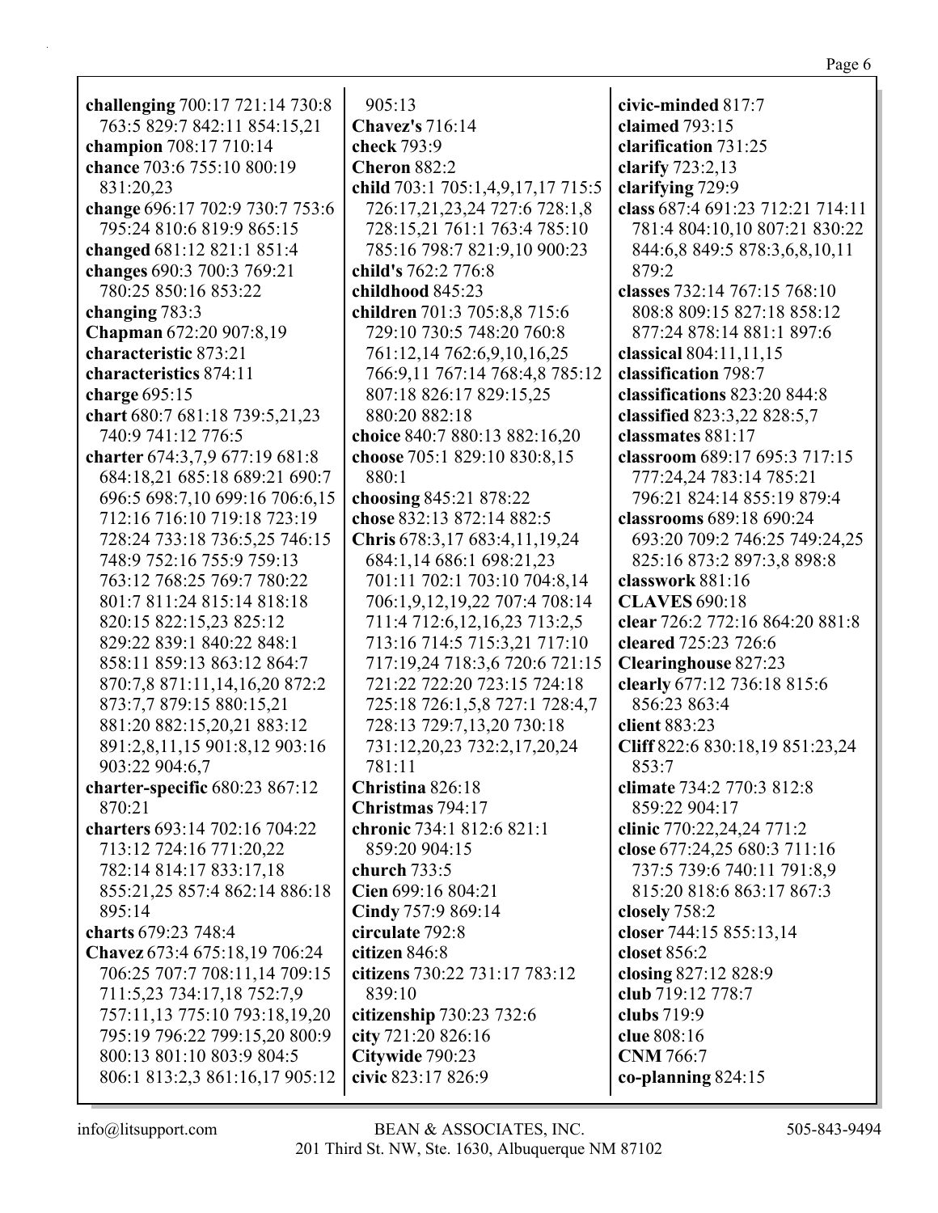**challenging** 700:17 721:14 730:8 763:5 829:7 842:11 854:15,21
**champion** 708:17 710:14
**chance** 703:6 755:10 800:19 831:20,23
**change** 696:17 702:9 730:7 753:6 795:24 810:6 819:9 865:15
**changed** 681:12 821:1 851:4
**changes** 690:3 700:3 769:21 780:25 850:16 853:22
**changing** 783:3
**Chapman** 672:20 907:8,19
**characteristic** 873:21
**characteristics** 874:11
**charge** 695:15
**chart** 680:7 681:18 739:5,21,23 740:9 741:12 776:5
**charter** 674:3,7,9 677:19 681:8 684:18,21 685:18 689:21 690:7 696:5 698:7,10 699:16 706:6,15 712:16 716:10 719:18 723:19 728:24 733:18 736:5,25 746:15 748:9 752:16 755:9 759:13 763:12 768:25 769:7 780:22 801:7 811:24 815:14 818:18 820:15 822:15,23 825:12 829:22 839:1 840:22 848:1 858:11 859:13 863:12 864:7 870:7,8 871:11,14,16,20 872:2 873:7,7 879:15 880:15,21 881:20 882:15,20,21 883:12 891:2,8,11,15 901:8,12 903:16 903:22 904:6,7
**charter-specific** 680:23 867:12 870:21
**charters** 693:14 702:16 704:22 713:12 724:16 771:20,22 782:14 814:17 833:17,18 855:21,25 857:4 862:14 886:18 895:14
**charts** 679:23 748:4
**Chavez** 673:4 675:18,19 706:24 706:25 707:7 708:11,14 709:15 711:5,23 734:17,18 752:7,9 757:11,13 775:10 793:18,19,20 795:19 796:22 799:15,20 800:9 800:13 801:10 803:9 804:5 806:1 813:2,3 861:16,17 905:12 905:13
**Chavez's** 716:14
**check** 793:9
**Cheron** 882:2
**child** 703:1 705:1,4,9,17,17 715:5 726:17,21,23,24 727:6 728:1,8 728:15,21 761:1 763:4 785:10 785:16 798:7 821:9,10 900:23
**child's** 762:2 776:8
**childhood** 845:23
**children** 701:3 705:8,8 715:6 729:10 730:5 748:20 760:8 761:12,14 762:6,9,10,16,25 766:9,11 767:14 768:4,8 785:12 807:18 826:17 829:15,25 880:20 882:18
**choice** 840:7 880:13 882:16,20
**choose** 705:1 829:10 830:8,15 880:1
**choosing** 845:21 878:22
**chose** 832:13 872:14 882:5
**Chris** 678:3,17 683:4,11,19,24 684:1,14 686:1 698:21,23 701:11 702:1 703:10 704:8,14 706:1,9,12,19,22 707:4 708:14 711:4 712:6,12,16,23 713:2,5 713:16 714:5 715:3,21 717:10 717:19,24 718:3,6 720:6 721:15 721:22 722:20 723:15 724:18 725:18 726:1,5,8 727:1 728:4,7 728:13 729:7,13,20 730:18 731:12,20,23 732:2,17,20,24 781:11
**Christina** 826:18
**Christmas** 794:17
**chronic** 734:1 812:6 821:1 859:20 904:15
**church** 733:5
**Cien** 699:16 804:21
**Cindy** 757:9 869:14
**circulate** 792:8
**citizen** 846:8
**citizens** 730:22 731:17 783:12 839:10
**citizenship** 730:23 732:6
**city** 721:20 826:16
**Citywide** 790:23
**civic** 823:17 826:9
**civic-minded** 817:7
**claimed** 793:15
**clarification** 731:25
**clarify** 723:2,13
**clarifying** 729:9
**class** 687:4 691:23 712:21 714:11 781:4 804:10,10 807:21 830:22 844:6,8 849:5 878:3,6,8,10,11 879:2
**classes** 732:14 767:15 768:10 808:8 809:15 827:18 858:12 877:24 878:14 881:1 897:6
**classical** 804:11,11,15
**classification** 798:7
**classifications** 823:20 844:8
**classified** 823:3,22 828:5,7
**classmates** 881:17
**classroom** 689:17 695:3 717:15 777:24,24 783:14 785:21 796:21 824:14 855:19 879:4
**classrooms** 689:18 690:24 693:20 709:2 746:25 749:24,25 825:16 873:2 897:3,8 898:8
**classwork** 881:16
**CLAVES** 690:18
**clear** 726:2 772:16 864:20 881:8
**cleared** 725:23 726:6
**Clearinghouse** 827:23
**clearly** 677:12 736:18 815:6 856:23 863:4
**client** 883:23
**Cliff** 822:6 830:18,19 851:23,24 853:7
**climate** 734:2 770:3 812:8 859:22 904:17
**clinic** 770:22,24,24 771:2
**close** 677:24,25 680:3 711:16 737:5 739:6 740:11 791:8,9 815:20 818:6 863:17 867:3
**closely** 758:2
**closer** 744:15 855:13,14
**closet** 856:2
**closing** 827:12 828:9
**club** 719:12 778:7
**clubs** 719:9
**clue** 808:16
**CNM** 766:7
**co-planning** 824:15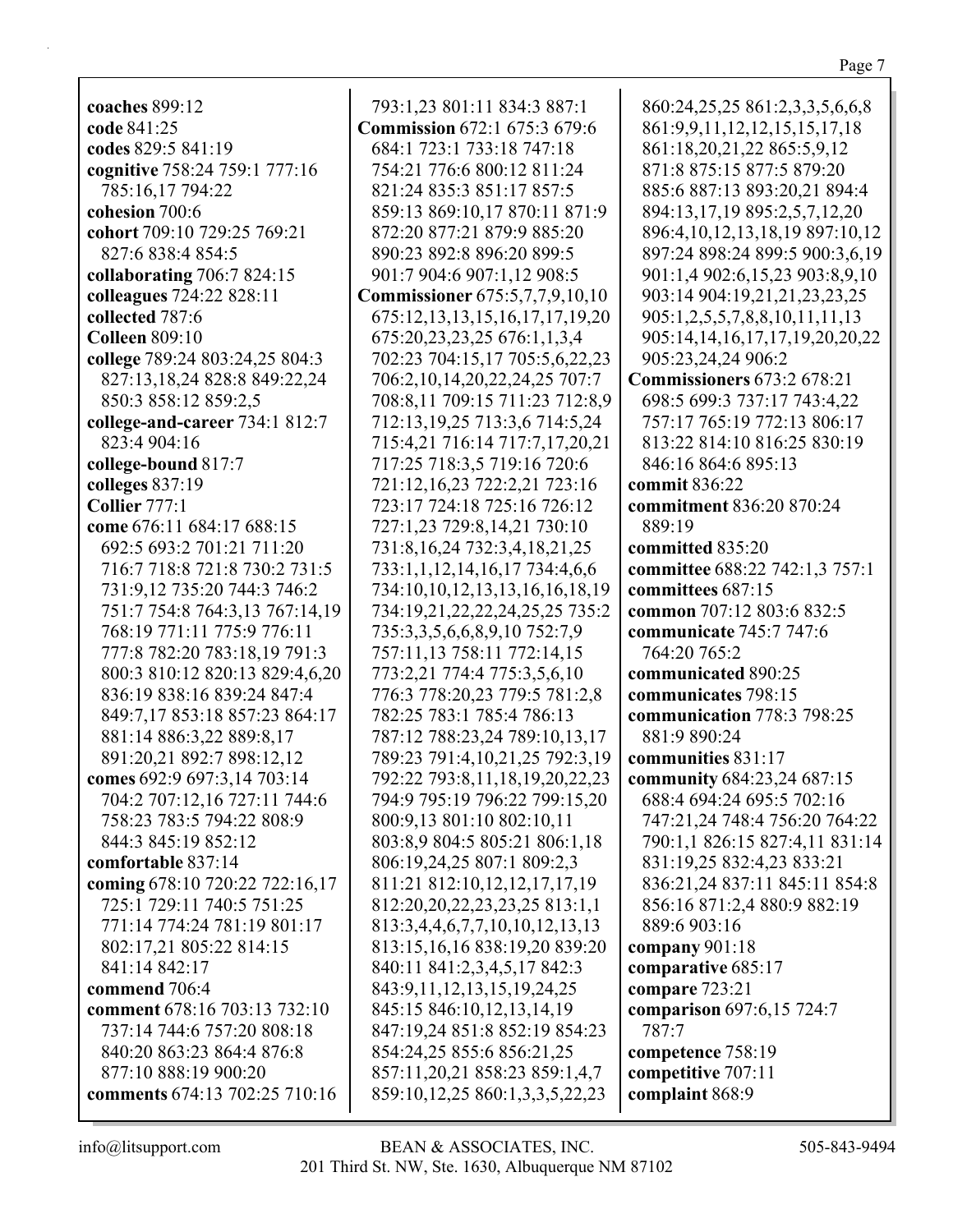**coaches** 899:12
**code** 841:25
**codes** 829:5 841:19
**cognitive** 758:24 759:1 777:16 785:16,17 794:22
**cohesion** 700:6
**cohort** 709:10 729:25 769:21 827:6 838:4 854:5
**collaborating** 706:7 824:15
**colleagues** 724:22 828:11
**collected** 787:6
**Colleen** 809:10
**college** 789:24 803:24,25 804:3 827:13,18,24 828:8 849:22,24 850:3 858:12 859:2,5
**college-and-career** 734:1 812:7 823:4 904:16
**college-bound** 817:7
**colleges** 837:19
**Collier** 777:1
**come** 676:11 684:17 688:15 692:5 693:2 701:21 711:20 716:7 718:8 721:8 730:2 731:5 731:9,12 735:20 744:3 746:2 751:7 754:8 764:3,13 767:14,19 768:19 771:11 775:9 776:11 777:8 782:20 783:18,19 791:3 800:3 810:12 820:13 829:4,6,20 836:19 838:16 839:24 847:4 849:7,17 853:18 857:23 864:17 881:14 886:3,22 889:8,17 891:20,21 892:7 898:12,12
**comes** 692:9 697:3,14 703:14 704:2 707:12,16 727:11 744:6 758:23 783:5 794:22 808:9 844:3 845:19 852:12
**comfortable** 837:14
**coming** 678:10 720:22 722:16,17 725:1 729:11 740:5 751:25 771:14 774:24 781:19 801:17 802:17,21 805:22 814:15 841:14 842:17
**commend** 706:4
**comment** 678:16 703:13 732:10 737:14 744:6 757:20 808:18 840:20 863:23 864:4 876:8 877:10 888:19 900:20
**comments** 674:13 702:25 710:16 793:1,23 801:11 834:3 887:1
**Commission** 672:1 675:3 679:6 684:1 723:1 733:18 747:18 754:21 776:6 800:12 811:24 821:24 835:3 851:17 857:5 859:13 869:10,17 870:11 871:9 872:20 877:21 879:9 885:20 890:23 892:8 896:20 899:5 901:7 904:6 907:1,12 908:5
**Commissioner** 675:5,7,7,9,10,10 675:12,13,13,15,16,17,17,19,20 675:20,23,23,25 676:1,1,3,4 702:23 704:15,17 705:5,6,22,23 706:2,10,14,20,22,24,25 707:7 708:8,11 709:15 711:23 712:8,9 712:13,19,25 713:3,6 714:5,24 715:4,21 716:14 717:7,17,20,21 717:25 718:3,5 719:16 720:6 721:12,16,23 722:2,21 723:16 723:17 724:18 725:16 726:12 727:1,23 729:8,14,21 730:10 731:8,16,24 732:3,4,18,21,25 733:1,1,12,14,16,17 734:4,6,6 734:10,10,12,13,13,16,16,18,19 734:19,21,22,22,24,25,25 735:2 735:3,3,5,6,6,8,9,10 752:7,9 757:11,13 758:11 772:14,15 773:2,21 774:4 775:3,5,6,10 776:3 778:20,23 779:5 781:2,8 782:25 783:1 785:4 786:13 787:12 788:23,24 789:10,13,17 789:23 791:4,10,21,25 792:3,19 792:22 793:8,11,18,19,20,22,23 794:9 795:19 796:22 799:15,20 800:9,13 801:10 802:10,11 803:8,9 804:5 805:21 806:1,18 806:19,24,25 807:1 809:2,3 811:21 812:10,12,12,17,17,19 812:20,20,22,23,23,25 813:1,1 813:3,4,4,6,7,7,10,10,12,13,13 813:15,16,16 838:19,20 839:20 840:11 841:2,3,4,5,17 842:3 843:9,11,12,13,15,19,24,25 845:15 846:10,12,13,14,19 847:19,24 851:8 852:19 854:23 854:24,25 855:6 856:21,25 857:11,20,21 858:23 859:1,4,7 859:10,12,25 860:1,3,3,5,22,23 860:24,25,25 861:2,3,3,5,6,6,8 861:9,9,11,12,12,15,15,17,18 861:18,20,21,22 865:5,9,12 871:8 875:15 877:5 879:20 885:6 887:13 893:20,21 894:4 894:13,17,19 895:2,5,7,12,20 896:4,10,12,13,18,19 897:10,12 897:24 898:24 899:5 900:3,6,19 901:1,4 902:6,15,23 903:8,9,10 903:14 904:19,21,21,23,23,25 905:1,2,5,5,7,8,8,10,11,11,13 905:14,14,16,17,17,19,20,20,22 905:23,24,24 906:2
**Commissioners** 673:2 678:21 698:5 699:3 737:17 743:4,22 757:17 765:19 772:13 806:17 813:22 814:10 816:25 830:19 846:16 864:6 895:13
**commit** 836:22
**commitment** 836:20 870:24 889:19
**committed** 835:20
**committee** 688:22 742:1,3 757:1
**committees** 687:15
**common** 707:12 803:6 832:5
**communicate** 745:7 747:6 764:20 765:2
**communicated** 890:25
**communicates** 798:15
**communication** 778:3 798:25 881:9 890:24
**communities** 831:17
**community** 684:23,24 687:15 688:4 694:24 695:5 702:16 747:21,24 748:4 756:20 764:22 790:1,1 826:15 827:4,11 831:14 831:19,25 832:4,23 833:21 836:21,24 837:11 845:11 854:8 856:16 871:2,4 880:9 882:19 889:6 903:16
**company** 901:18
**comparative** 685:17
**compare** 723:21
**comparison** 697:6,15 724:7 787:7
**competence** 758:19
**competitive** 707:11
**complaint** 868:9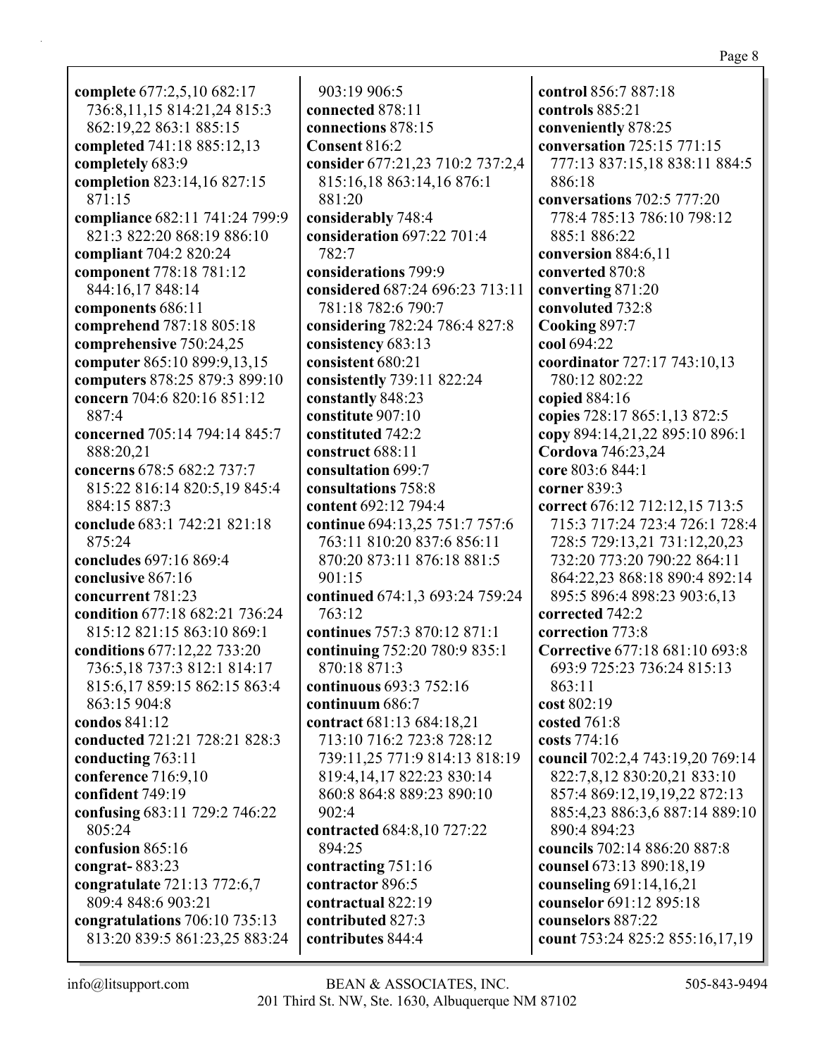**complete** 677:2,5,10 682:17 736:8,11,15 814:21,24 815:3 862:19,22 863:1 885:15
**completed** 741:18 885:12,13
**completely** 683:9
**completion** 823:14,16 827:15 871:15
**compliance** 682:11 741:24 799:9 821:3 822:20 868:19 886:10
**compliant** 704:2 820:24
**component** 778:18 781:12 844:16,17 848:14
**components** 686:11
**comprehend** 787:18 805:18
**comprehensive** 750:24,25
**computer** 865:10 899:9,13,15
**computers** 878:25 879:3 899:10
**concern** 704:6 820:16 851:12 887:4
**concerned** 705:14 794:14 845:7 888:20,21
**concerns** 678:5 682:2 737:7 815:22 816:14 820:5,19 845:4 884:15 887:3
**conclude** 683:1 742:21 821:18 875:24
**concludes** 697:16 869:4
**conclusive** 867:16
**concurrent** 781:23
**condition** 677:18 682:21 736:24 815:12 821:15 863:10 869:1
**conditions** 677:12,22 733:20 736:5,18 737:3 812:1 814:17 815:6,17 859:15 862:15 863:4 863:15 904:8
**condos** 841:12
**conducted** 721:21 728:21 828:3
**conducting** 763:11
**conference** 716:9,10
**confident** 749:19
**confusing** 683:11 729:2 746:22 805:24
**confusion** 865:16
**congrat-** 883:23
**congratulate** 721:13 772:6,7 809:4 848:6 903:21
**congratulations** 706:10 735:13 813:20 839:5 861:23,25 883:24 903:19 906:5
**connected** 878:11
**connections** 878:15
**Consent** 816:2
**consider** 677:21,23 710:2 737:2,4 815:16,18 863:14,16 876:1 881:20
**considerably** 748:4
**consideration** 697:22 701:4 782:7
**considerations** 799:9
**considered** 687:24 696:23 713:11 781:18 782:6 790:7
**considering** 782:24 786:4 827:8
**consistency** 683:13
**consistent** 680:21
**consistently** 739:11 822:24
**constantly** 848:23
**constitute** 907:10
**constituted** 742:2
**construct** 688:11
**consultation** 699:7
**consultations** 758:8
**content** 692:12 794:4
**continue** 694:13,25 751:7 757:6 763:11 810:20 837:6 856:11 870:20 873:11 876:18 881:5 901:15
**continued** 674:1,3 693:24 759:24 763:12
**continues** 757:3 870:12 871:1
**continuing** 752:20 780:9 835:1 870:18 871:3
**continuous** 693:3 752:16
**continuum** 686:7
**contract** 681:13 684:18,21 713:10 716:2 723:8 728:12 739:11,25 771:9 814:13 818:19 819:4,14,17 822:23 830:14 860:8 864:8 889:23 890:10 902:4
**contracted** 684:8,10 727:22 894:25
**contracting** 751:16
**contractor** 896:5
**contractual** 822:19
**contributed** 827:3
**contributes** 844:4
**control** 856:7 887:18
**controls** 885:21
**conveniently** 878:25
**conversation** 725:15 771:15 777:13 837:15,18 838:11 884:5 886:18
**conversations** 702:5 777:20 778:4 785:13 786:10 798:12 885:1 886:22
**conversion** 884:6,11
**converted** 870:8
**converting** 871:20
**convoluted** 732:8
**Cooking** 897:7
**cool** 694:22
**coordinator** 727:17 743:10,13 780:12 802:22
**copied** 884:16
**copies** 728:17 865:1,13 872:5
**copy** 894:14,21,22 895:10 896:1
**Cordova** 746:23,24
**core** 803:6 844:1
**corner** 839:3
**correct** 676:12 712:12,15 713:5 715:3 717:24 723:4 726:1 728:4 728:5 729:13,21 731:12,20,23 732:20 773:20 790:22 864:11 864:22,23 868:18 890:4 892:14 895:5 896:4 898:23 903:6,13
**corrected** 742:2
**correction** 773:8
**Corrective** 677:18 681:10 693:8 693:9 725:23 736:24 815:13 863:11
**cost** 802:19
**costed** 761:8
**costs** 774:16
**council** 702:2,4 743:19,20 769:14 822:7,8,12 830:20,21 833:10 857:4 869:12,19,19,22 872:13 885:4,23 886:3,6 887:14 889:10 890:4 894:23
**councils** 702:14 886:20 887:8
**counsel** 673:13 890:18,19
**counseling** 691:14,16,21
**counselor** 691:12 895:18
**counselors** 887:22
**count** 753:24 825:2 855:16,17,19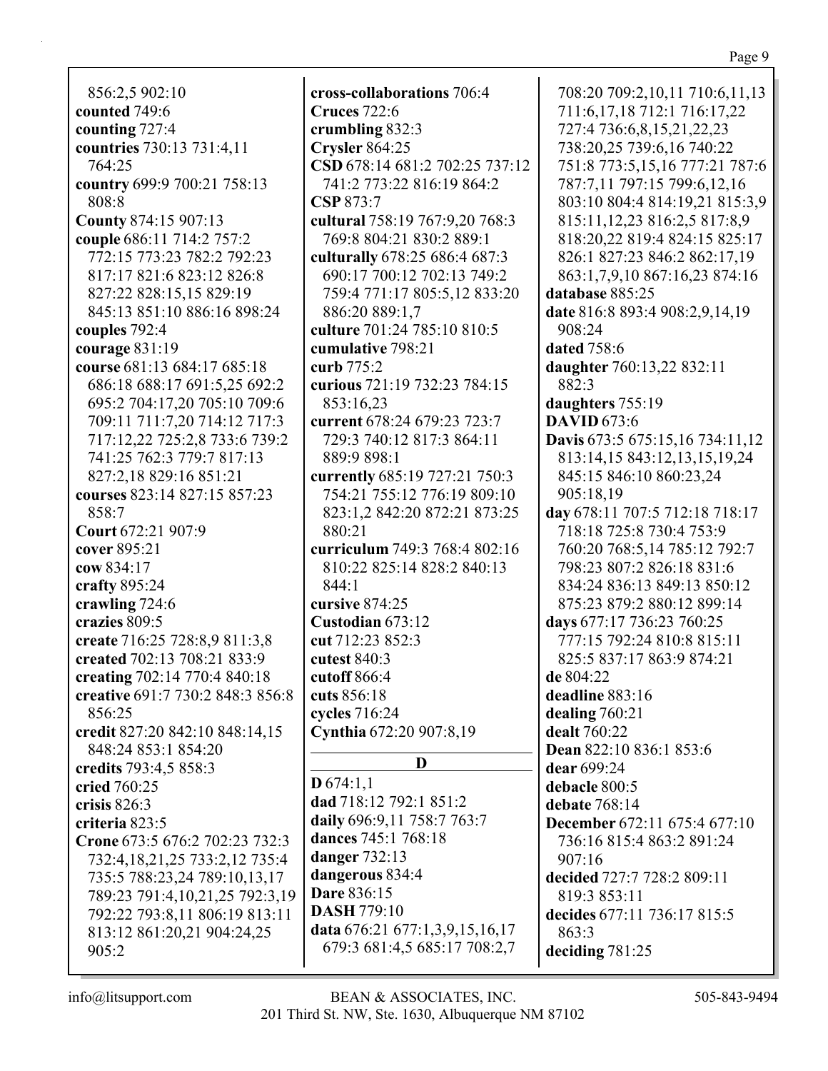856:2,5 902:10
**counted** 749:6
**counting** 727:4
**countries** 730:13 731:4,11 764:25
**country** 699:9 700:21 758:13 808:8
**County** 874:15 907:13
**couple** 686:11 714:2 757:2 772:15 773:23 782:2 792:23 817:17 821:6 823:12 826:8 827:22 828:15,15 829:19 845:13 851:10 886:16 898:24
**couples** 792:4
**courage** 831:19
**course** 681:13 684:17 685:18 686:18 688:17 691:5,25 692:2 695:2 704:17,20 705:10 709:6 709:11 711:7,20 714:12 717:3 717:12,22 725:2,8 733:6 739:2 741:25 762:3 779:7 817:13 827:2,18 829:16 851:21
**courses** 823:14 827:15 857:23 858:7
**Court** 672:21 907:9
**cover** 895:21
**cow** 834:17
**crafty** 895:24
**crawling** 724:6
**crazies** 809:5
**create** 716:25 728:8,9 811:3,8
**created** 702:13 708:21 833:9
**creating** 702:14 770:4 840:18
**creative** 691:7 730:2 848:3 856:8 856:25
**credit** 827:20 842:10 848:14,15 848:24 853:1 854:20
**credits** 793:4,5 858:3
**cried** 760:25
**crisis** 826:3
**criteria** 823:5
**Crone** 673:5 676:2 702:23 732:3 732:4,18,21,25 733:2,12 735:4 735:5 788:23,24 789:10,13,17 789:23 791:4,10,21,25 792:3,19 792:22 793:8,11 806:19 813:11 813:12 861:20,21 904:24,25 905:2
**cross-collaborations** 706:4
**Cruces** 722:6
**crumbling** 832:3
**Crysler** 864:25
**CSD** 678:14 681:2 702:25 737:12 741:2 773:22 816:19 864:2
**CSP** 873:7
**cultural** 758:19 767:9,20 768:3 769:8 804:21 830:2 889:1
**culturally** 678:25 686:4 687:3 690:17 700:12 702:13 749:2 759:4 771:17 805:5,12 833:20 886:20 889:1,7
**culture** 701:24 785:10 810:5
**cumulative** 798:21
**curb** 775:2
**curious** 721:19 732:23 784:15 853:16,23
**current** 678:24 679:23 723:7 729:3 740:12 817:3 864:11 889:9 898:1
**currently** 685:19 727:21 750:3 754:21 755:12 776:19 809:10 823:1,2 842:20 872:21 873:25 880:21
**curriculum** 749:3 768:4 802:16 810:22 825:14 828:2 840:13 844:1
**cursive** 874:25
**Custodian** 673:12
**cut** 712:23 852:3
**cutest** 840:3
**cutoff** 866:4
**cuts** 856:18
**cycles** 716:24
**Cynthia** 672:20 907:8,19

## D

**D** 674:1,1
**dad** 718:12 792:1 851:2
**daily** 696:9,11 758:7 763:7
**dances** 745:1 768:18
**danger** 732:13
**dangerous** 834:4
**Dare** 836:15
**DASH** 779:10
**data** 676:21 677:1,3,9,15,16,17 679:3 681:4,5 685:17 708:2,7 708:20 709:2,10,11 710:6,11,13 711:6,17,18 712:1 716:17,22 727:4 736:6,8,15,21,22,23 738:20,25 739:6,16 740:22 751:8 773:5,15,16 777:21 787:6 787:7,11 797:15 799:6,12,16 803:10 804:4 814:19,21 815:3,9 815:11,12,23 816:2,5 817:8,9 818:20,22 819:4 824:15 825:17 826:1 827:23 846:2 862:17,19 863:1,7,9,10 867:16,23 874:16
**database** 885:25
**date** 816:8 893:4 908:2,9,14,19 908:24
**dated** 758:6
**daughter** 760:13,22 832:11 882:3
**daughters** 755:19
**DAVID** 673:6
**Davis** 673:5 675:15,16 734:11,12 813:14,15 843:12,13,15,19,24 845:15 846:10 860:23,24 905:18,19
**day** 678:11 707:5 712:18 718:17 718:18 725:8 730:4 753:9 760:20 768:5,14 785:12 792:7 798:23 807:2 826:18 831:6 834:24 836:13 849:13 850:12 875:23 879:2 880:12 899:14
**days** 677:17 736:23 760:25 777:15 792:24 810:8 815:11 825:5 837:17 863:9 874:21
**de** 804:22
**deadline** 883:16
**dealing** 760:21
**dealt** 760:22
**Dean** 822:10 836:1 853:6
**dear** 699:24
**debacle** 800:5
**debate** 768:14
**December** 672:11 675:4 677:10 736:16 815:4 863:2 891:24 907:16
**decided** 727:7 728:2 809:11 819:3 853:11
**decides** 677:11 736:17 815:5 863:3
**deciding** 781:25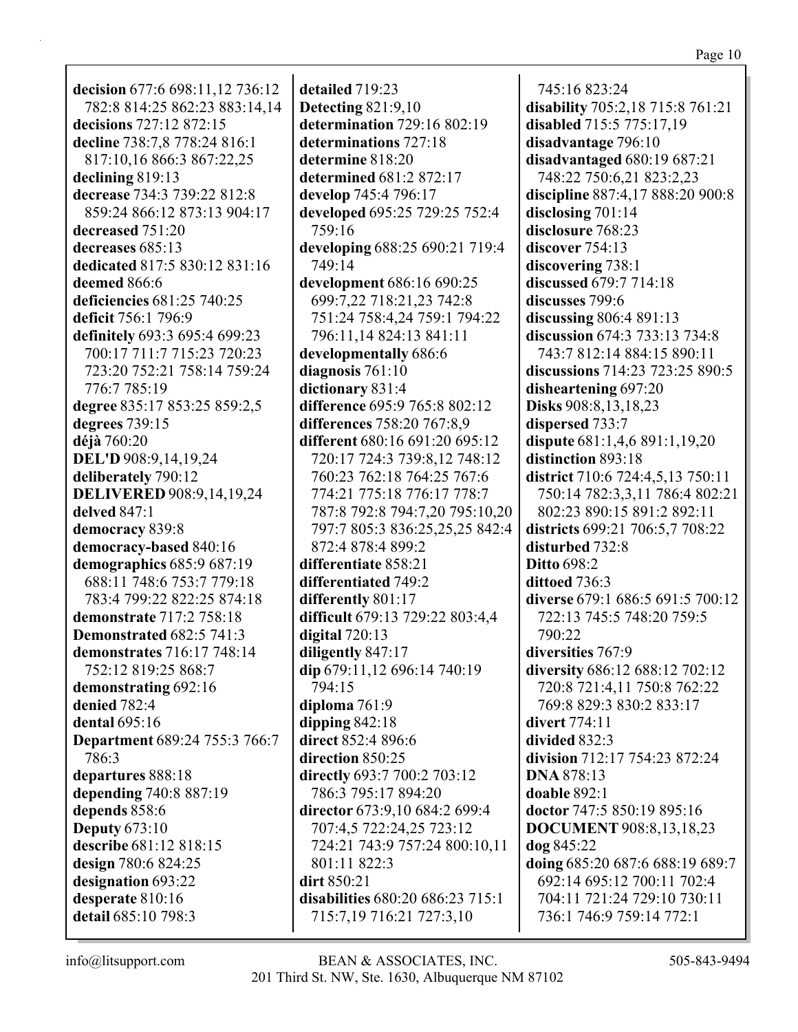**decision** 677:6 698:11,12 736:12 782:8 814:25 862:23 883:14,14
**decisions** 727:12 872:15
**decline** 738:7,8 778:24 816:1 817:10,16 866:3 867:22,25
**declining** 819:13
**decrease** 734:3 739:22 812:8 859:24 866:12 873:13 904:17
**decreased** 751:20
**decreases** 685:13
**dedicated** 817:5 830:12 831:16
**deemed** 866:6
**deficiencies** 681:25 740:25
**deficit** 756:1 796:9
**definitely** 693:3 695:4 699:23 700:17 711:7 715:23 720:23 723:20 752:21 758:14 759:24 776:7 785:19
**degree** 835:17 853:25 859:2,5
**degrees** 739:15
**déjà** 760:20
**DEL'D** 908:9,14,19,24
**deliberately** 790:12
**DELIVERED** 908:9,14,19,24
**delved** 847:1
**democracy** 839:8
**democracy-based** 840:16
**demographics** 685:9 687:19 688:11 748:6 753:7 779:18 783:4 799:22 822:25 874:18
**demonstrate** 717:2 758:18
**Demonstrated** 682:5 741:3
**demonstrates** 716:17 748:14 752:12 819:25 868:7
**demonstrating** 692:16
**denied** 782:4
**dental** 695:16
**Department** 689:24 755:3 766:7 786:3
**departures** 888:18
**depending** 740:8 887:19
**depends** 858:6
**Deputy** 673:10
**describe** 681:12 818:15
**design** 780:6 824:25
**designation** 693:22
**desperate** 810:16
**detail** 685:10 798:3
**detailed** 719:23
**Detecting** 821:9,10
**determination** 729:16 802:19
**determinations** 727:18
**determine** 818:20
**determined** 681:2 872:17
**develop** 745:4 796:17
**developed** 695:25 729:25 752:4 759:16
**developing** 688:25 690:21 719:4 749:14
**development** 686:16 690:25 699:7,22 718:21,23 742:8 751:24 758:4,24 759:1 794:22 796:11,14 824:13 841:11
**developmentally** 686:6
**diagnosis** 761:10
**dictionary** 831:4
**difference** 695:9 765:8 802:12
**differences** 758:20 767:8,9
**different** 680:16 691:20 695:12 720:17 724:3 739:8,12 748:12 760:23 762:18 764:25 767:6 774:21 775:18 776:17 778:7 787:8 792:8 794:7,20 795:10,20 797:7 805:3 836:25,25,25 842:4 872:4 878:4 899:2
**differentiate** 858:21
**differentiated** 749:2
**differently** 801:17
**difficult** 679:13 729:22 803:4,4
**digital** 720:13
**diligently** 847:17
**dip** 679:11,12 696:14 740:19 794:15
**diploma** 761:9
**dipping** 842:18
**direct** 852:4 896:6
**direction** 850:25
**directly** 693:7 700:2 703:12 786:3 795:17 894:20
**director** 673:9,10 684:2 699:4 707:4,5 722:24,25 723:12 724:21 743:9 757:24 800:10,11 801:11 822:3
**dirt** 850:21
**disabilities** 680:20 686:23 715:1 715:7,19 716:21 727:3,10 745:16 823:24
**disability** 705:2,18 715:8 761:21
**disabled** 715:5 775:17,19
**disadvantage** 796:10
**disadvantaged** 680:19 687:21 748:22 750:6,21 823:2,23
**discipline** 887:4,17 888:20 900:8
**disclosing** 701:14
**disclosure** 768:23
**discover** 754:13
**discovering** 738:1
**discussed** 679:7 714:18
**discusses** 799:6
**discussing** 806:4 891:13
**discussion** 674:3 733:13 734:8 743:7 812:14 884:15 890:11
**discussions** 714:23 723:25 890:5
**disheartening** 697:20
**Disks** 908:8,13,18,23
**dispersed** 733:7
**dispute** 681:1,4,6 891:1,19,20
**distinction** 893:18
**district** 710:6 724:4,5,13 750:11 750:14 782:3,3,11 786:4 802:21 802:23 890:15 891:2 892:11
**districts** 699:21 706:5,7 708:22
**disturbed** 732:8
**Ditto** 698:2
**dittoed** 736:3
**diverse** 679:1 686:5 691:5 700:12 722:13 745:5 748:20 759:5 790:22
**diversities** 767:9
**diversity** 686:12 688:12 702:12 720:8 721:4,11 750:8 762:22 769:8 829:3 830:2 833:17
**divert** 774:11
**divided** 832:3
**division** 712:17 754:23 872:24
**DNA** 878:13
**doable** 892:1
**doctor** 747:5 850:19 895:16
**DOCUMENT** 908:8,13,18,23
**dog** 845:22
**doing** 685:20 687:6 688:19 689:7 692:14 695:12 700:11 702:4 704:11 721:24 729:10 730:11 736:1 746:9 759:14 772:1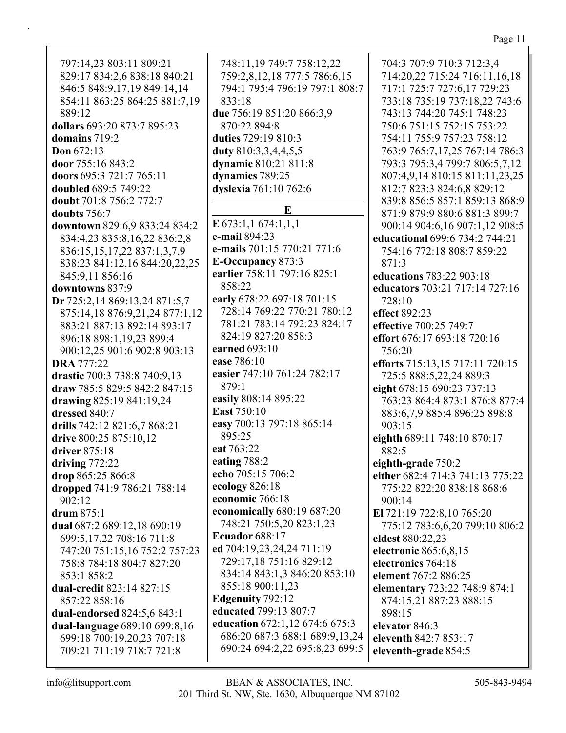797:14,23 803:11 809:21 829:17 834:2,6 838:18 840:21 846:5 848:9,17,19 849:14,14 854:11 863:25 864:25 881:7,19 889:12
**dollars** 693:20 873:7 895:23
**domains** 719:2
**Don** 672:13
**door** 755:16 843:2
**doors** 695:3 721:7 765:11
**doubled** 689:5 749:22
**doubt** 701:8 756:2 772:7
**doubts** 756:7
**downtown** 829:6,9 833:24 834:2 834:4,23 835:8,16,22 836:2,8 836:15,15,17,22 837:1,3,7,9 838:23 841:12,16 844:20,22,25 845:9,11 856:16
**downtowns** 837:9
**Dr** 725:2,14 869:13,24 871:5,7 875:14,18 876:9,21,24 877:1,12 883:21 887:13 892:14 893:17 896:18 898:1,19,23 899:4 900:12,25 901:6 902:8 903:13
**DRA** 777:22
**drastic** 700:3 738:8 740:9,13
**draw** 785:5 829:5 842:2 847:15
**drawing** 825:19 841:19,24
**dressed** 840:7
**drills** 742:12 821:6,7 868:21
**drive** 800:25 875:10,12
**driver** 875:18
**driving** 772:22
**drop** 865:25 866:8
**dropped** 741:9 786:21 788:14 902:12
**drum** 875:1
**dual** 687:2 689:12,18 690:19 699:5,17,22 708:16 711:8 747:20 751:15,16 752:2 757:23 758:8 784:18 804:7 827:20 853:1 858:2
**dual-credit** 823:14 827:15 857:22 858:16
**dual-endorsed** 824:5,6 843:1
**dual-language** 689:10 699:8,16 699:18 700:19,20,23 707:18 709:21 711:19 718:7 721:8 748:11,19 749:7 758:12,22 759:2,8,12,18 777:5 786:6,15 794:1 795:4 796:19 797:1 808:7 833:18
**due** 756:19 851:20 866:3,9 870:22 894:8
**duties** 729:19 810:3
**duty** 810:3,3,4,4,5,5
**dynamic** 810:21 811:8
**dynamics** 789:25
**dyslexia** 761:10 762:6

## E

**E** 673:1,1 674:1,1,1
**e-mail** 894:23
**e-mails** 701:15 770:21 771:6
**E-Occupancy** 873:3
**earlier** 758:11 797:16 825:1 858:22
**early** 678:22 697:18 701:15 728:14 769:22 770:21 780:12 781:21 783:14 792:23 824:17 824:19 827:20 858:3
**earned** 693:10
**ease** 786:10
**easier** 747:10 761:24 782:17 879:1
**easily** 808:14 895:22
**East** 750:10
**easy** 700:13 797:18 865:14 895:25
**eat** 763:22
**eating** 788:2
**echo** 705:15 706:2
**ecology** 826:18
**economic** 766:18
**economically** 680:19 687:20 748:21 750:5,20 823:1,23
**Ecuador** 688:17
**ed** 704:19,23,24,24 711:19 729:17,18 751:16 829:12 834:14 843:1,3 846:20 853:10 855:18 900:11,23
**Edgenuity** 792:12
**educated** 799:13 807:7
**education** 672:1,12 674:6 675:3 686:20 687:3 688:1 689:9,13,24 690:24 694:2,22 695:8,23 699:5 704:3 707:9 710:3 712:3,4 714:20,22 715:24 716:11,16,18 717:1 725:7 727:6,17 729:23 733:18 735:19 737:18,22 743:6 743:13 744:20 745:1 748:23 750:6 751:15 752:15 753:22 754:11 755:9 757:23 758:12 763:9 765:7,17,25 767:14 786:3 793:3 795:3,4 799:7 806:5,7,12 807:4,9,14 810:15 811:11,23,25 812:7 823:3 824:6,8 829:12 839:8 856:5 857:1 859:13 868:9 871:9 879:9 880:6 881:3 899:7 900:14 904:6,16 907:1,12 908:5
**educational** 699:6 734:2 744:21 754:16 772:18 808:7 859:22 871:3
**educations** 783:22 903:18
**educators** 703:21 717:14 727:16 728:10
**effect** 892:23
**effective** 700:25 749:7
**effort** 676:17 693:18 720:16 756:20
**efforts** 715:13,15 717:11 720:15 725:5 888:5,22,24 889:3
**eight** 678:15 690:23 737:13 763:23 864:4 873:1 876:8 877:4 883:6,7,9 885:4 896:25 898:8 903:15
**eighth** 689:11 748:10 870:17 882:5
**eighth-grade** 750:2
**either** 682:4 714:3 741:13 775:22 775:22 822:20 838:18 868:6 900:14
**El** 721:19 722:8,10 765:20 775:12 783:6,6,20 799:10 806:2
**eldest** 880:22,23
**electronic** 865:6,8,15
**electronics** 764:18
**element** 767:2 886:25
**elementary** 723:22 748:9 874:1 874:15,21 887:23 888:15 898:15
**elevator** 846:3
**eleventh** 842:7 853:17
**eleventh-grade** 854:5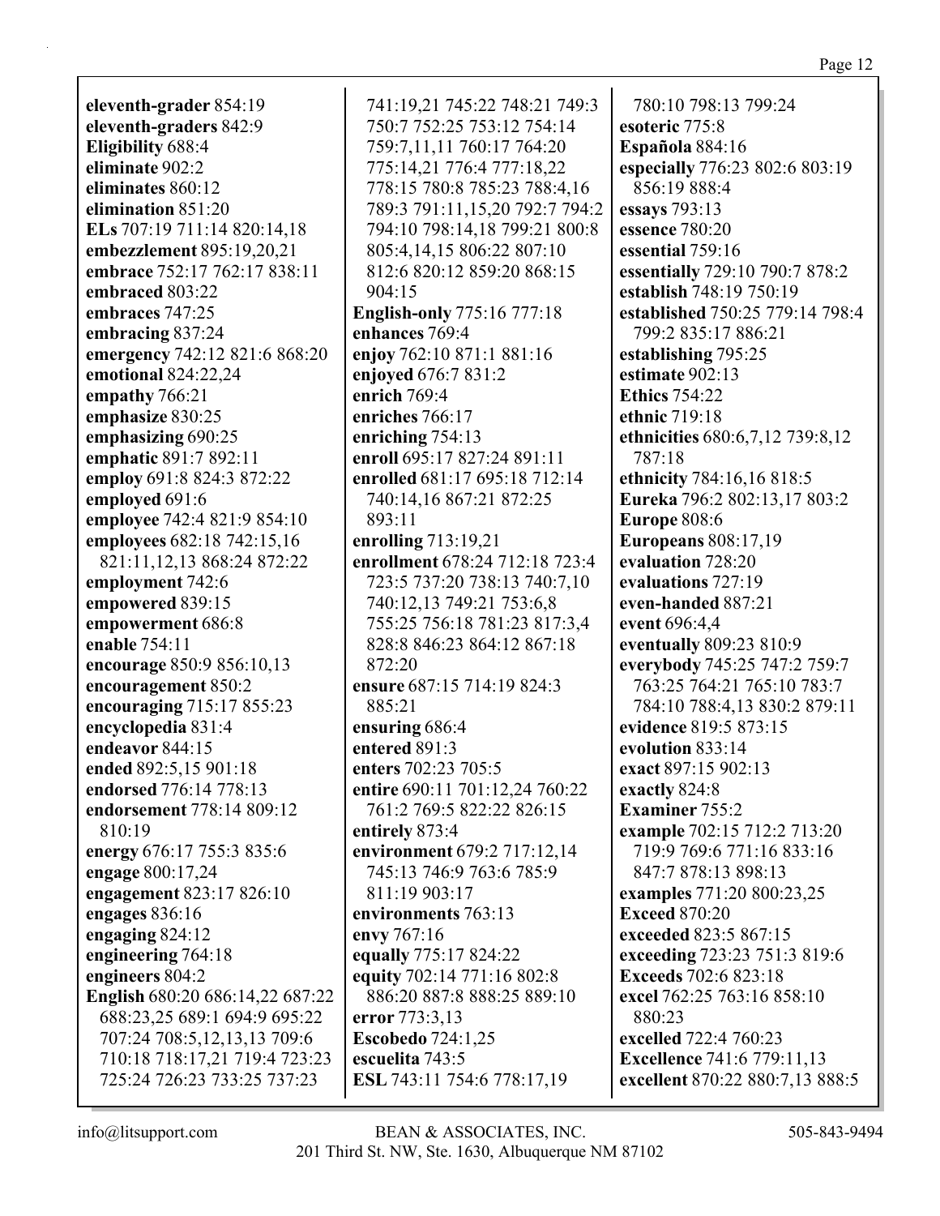**eleventh-grader** 854:19
**eleventh-graders** 842:9
**Eligibility** 688:4
**eliminate** 902:2
**eliminates** 860:12
**elimination** 851:20
**ELs** 707:19 711:14 820:14,18
**embezzlement** 895:19,20,21
**embrace** 752:17 762:17 838:11
**embraced** 803:22
**embraces** 747:25
**embracing** 837:24
**emergency** 742:12 821:6 868:20
**emotional** 824:22,24
**empathy** 766:21
**emphasize** 830:25
**emphasizing** 690:25
**emphatic** 891:7 892:11
**employ** 691:8 824:3 872:22
**employed** 691:6
**employee** 742:4 821:9 854:10
**employees** 682:18 742:15,16 821:11,12,13 868:24 872:22
**employment** 742:6
**empowered** 839:15
**empowerment** 686:8
**enable** 754:11
**encourage** 850:9 856:10,13
**encouragement** 850:2
**encouraging** 715:17 855:23
**encyclopedia** 831:4
**endeavor** 844:15
**ended** 892:5,15 901:18
**endorsed** 776:14 778:13
**endorsement** 778:14 809:12 810:19
**energy** 676:17 755:3 835:6
**engage** 800:17,24
**engagement** 823:17 826:10
**engages** 836:16
**engaging** 824:12
**engineering** 764:18
**engineers** 804:2
**English** 680:20 686:14,22 687:22 688:23,25 689:1 694:9 695:22 707:24 708:5,12,13,13 709:6 710:18 718:17,21 719:4 723:23 725:24 726:23 733:25 737:23 741:19,21 745:22 748:21 749:3 750:7 752:25 753:12 754:14 759:7,11,11 760:17 764:20 775:14,21 776:4 777:18,22 778:15 780:8 785:23 788:4,16 789:3 791:11,15,20 792:7 794:2 794:10 798:14,18 799:21 800:8 805:4,14,15 806:22 807:10 812:6 820:12 859:20 868:15 904:15
**English-only** 775:16 777:18
**enhances** 769:4
**enjoy** 762:10 871:1 881:16
**enjoyed** 676:7 831:2
**enrich** 769:4
**enriches** 766:17
**enriching** 754:13
**enroll** 695:17 827:24 891:11
**enrolled** 681:17 695:18 712:14 740:14,16 867:21 872:25 893:11
**enrolling** 713:19,21
**enrollment** 678:24 712:18 723:4 723:5 737:20 738:13 740:7,10 740:12,13 749:21 753:6,8 755:25 756:18 781:23 817:3,4 828:8 846:23 864:12 867:18 872:20
**ensure** 687:15 714:19 824:3 885:21
**ensuring** 686:4
**entered** 891:3
**enters** 702:23 705:5
**entire** 690:11 701:12,24 760:22 761:2 769:5 822:22 826:15
**entirely** 873:4
**environment** 679:2 717:12,14 745:13 746:9 763:6 785:9 811:19 903:17
**environments** 763:13
**envy** 767:16
**equally** 775:17 824:22
**equity** 702:14 771:16 802:8 886:20 887:8 888:25 889:10
**error** 773:3,13
**Escobedo** 724:1,25
**escuelita** 743:5
**ESL** 743:11 754:6 778:17,19 780:10 798:13 799:24
**esoteric** 775:8
**Española** 884:16
**especially** 776:23 802:6 803:19 856:19 888:4
**essays** 793:13
**essence** 780:20
**essential** 759:16
**essentially** 729:10 790:7 878:2
**establish** 748:19 750:19
**established** 750:25 779:14 798:4 799:2 835:17 886:21
**establishing** 795:25
**estimate** 902:13
**Ethics** 754:22
**ethnic** 719:18
**ethnicities** 680:6,7,12 739:8,12 787:18
**ethnicity** 784:16,16 818:5
**Eureka** 796:2 802:13,17 803:2
**Europe** 808:6
**Europeans** 808:17,19
**evaluation** 728:20
**evaluations** 727:19
**even-handed** 887:21
**event** 696:4,4
**eventually** 809:23 810:9
**everybody** 745:25 747:2 759:7 763:25 764:21 765:10 783:7 784:10 788:4,13 830:2 879:11
**evidence** 819:5 873:15
**evolution** 833:14
**exact** 897:15 902:13
**exactly** 824:8
**Examiner** 755:2
**example** 702:15 712:2 713:20 719:9 769:6 771:16 833:16 847:7 878:13 898:13
**examples** 771:20 800:23,25
**Exceed** 870:20
**exceeded** 823:5 867:15
**exceeding** 723:23 751:3 819:6
**Exceeds** 702:6 823:18
**excel** 762:25 763:16 858:10 880:23
**excelled** 722:4 760:23
**Excellence** 741:6 779:11,13
**excellent** 870:22 880:7,13 888:5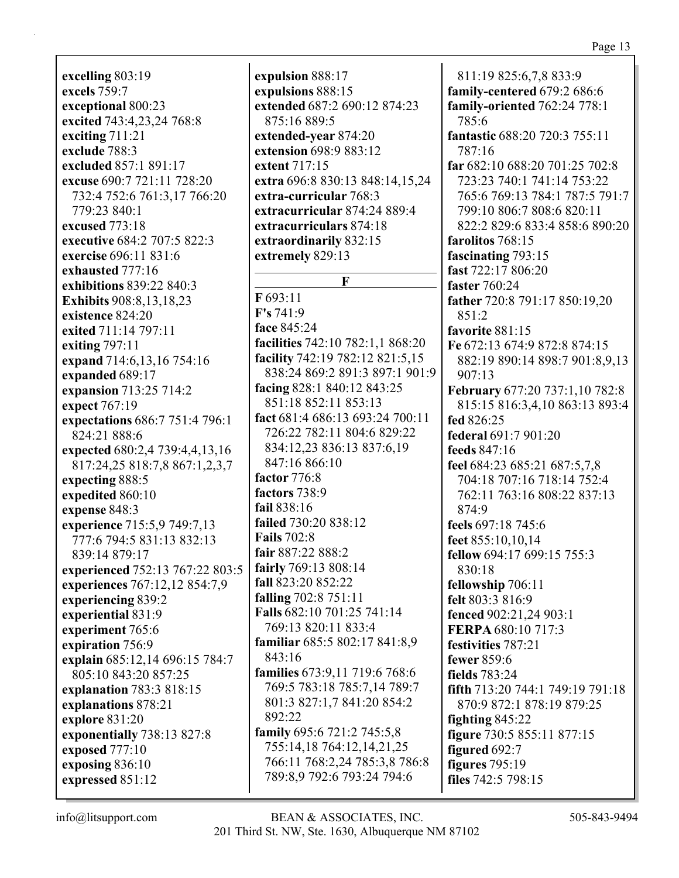**excelling** 803:19
**excels** 759:7
**exceptional** 800:23
**excited** 743:4,23,24 768:8
**exciting** 711:21
**exclude** 788:3
**excluded** 857:1 891:17
**excuse** 690:7 721:11 728:20 732:4 752:6 761:3,17 766:20 779:23 840:1
**excused** 773:18
**executive** 684:2 707:5 822:3
**exercise** 696:11 831:6
**exhausted** 777:16
**exhibitions** 839:22 840:3
**Exhibits** 908:8,13,18,23
**existence** 824:20
**exited** 711:14 797:11
**exiting** 797:11
**expand** 714:6,13,16 754:16
**expanded** 689:17
**expansion** 713:25 714:2
**expect** 767:19
**expectations** 686:7 751:4 796:1 824:21 888:6
**expected** 680:2,4 739:4,4,13,16 817:24,25 818:7,8 867:1,2,3,7
**expecting** 888:5
**expedited** 860:10
**expense** 848:3
**experience** 715:5,9 749:7,13 777:6 794:5 831:13 832:13 839:14 879:17
**experienced** 752:13 767:22 803:5
**experiences** 767:12,12 854:7,9
**experiencing** 839:2
**experiential** 831:9
**experiment** 765:6
**expiration** 756:9
**explain** 685:12,14 696:15 784:7 805:10 843:20 857:25
**explanation** 783:3 818:15
**explanations** 878:21
**explore** 831:20
**exponentially** 738:13 827:8
**exposed** 777:10
**exposing** 836:10
**expressed** 851:12
**expulsion** 888:17
**expulsions** 888:15
**extended** 687:2 690:12 874:23 875:16 889:5
**extended-year** 874:20
**extension** 698:9 883:12
**extent** 717:15
**extra** 696:8 830:13 848:14,15,24
**extra-curricular** 768:3
**extracurricular** 874:24 889:4
**extracurriculars** 874:18
**extraordinarily** 832:15
**extremely** 829:13

## F

**F** 693:11
**F's** 741:9
**face** 845:24
**facilities** 742:10 782:1,1 868:20
**facility** 742:19 782:12 821:5,15 838:24 869:2 891:3 897:1 901:9
**facing** 828:1 840:12 843:25 851:18 852:11 853:13
**fact** 681:4 686:13 693:24 700:11 726:22 782:11 804:6 829:22 834:12,23 836:13 837:6,19 847:16 866:10
**factor** 776:8
**factors** 738:9
**fail** 838:16
**failed** 730:20 838:12
**Fails** 702:8
**fair** 887:22 888:2
**fairly** 769:13 808:14
**fall** 823:20 852:22
**falling** 702:8 751:11
**Falls** 682:10 701:25 741:14 769:13 820:11 833:4
**familiar** 685:5 802:17 841:8,9 843:16
**families** 673:9,11 719:6 768:6 769:5 783:18 785:7,14 789:7 801:3 827:1,7 841:20 854:2 892:22
**family** 695:6 721:2 745:5,8 755:14,18 764:12,14,21,25 766:11 768:2,24 785:3,8 786:8 789:8,9 792:6 793:24 794:6 811:19 825:6,7,8 833:9
**family-centered** 679:2 686:6
**family-oriented** 762:24 778:1 785:6
**fantastic** 688:20 720:3 755:11 787:16
**far** 682:10 688:20 701:25 702:8 723:23 740:1 741:14 753:22 765:6 769:13 784:1 787:5 791:7 799:10 806:7 808:6 820:11 822:2 829:6 833:4 858:6 890:20
**farolitos** 768:15
**fascinating** 793:15
**fast** 722:17 806:20
**faster** 760:24
**father** 720:8 791:17 850:19,20 851:2
**favorite** 881:15
**Fe** 672:13 674:9 872:8 874:15 882:19 890:14 898:7 901:8,9,13 907:13
**February** 677:20 737:1,10 782:8 815:15 816:3,4,10 863:13 893:4
**fed** 826:25
**federal** 691:7 901:20
**feeds** 847:16
**feel** 684:23 685:21 687:5,7,8 704:18 707:16 718:14 752:4 762:11 763:16 808:22 837:13 874:9
**feels** 697:18 745:6
**feet** 855:10,10,14
**fellow** 694:17 699:15 755:3 830:18
**fellowship** 706:11
**felt** 803:3 816:9
**fenced** 902:21,24 903:1
**FERPA** 680:10 717:3
**festivities** 787:21
**fewer** 859:6
**fields** 783:24
**fifth** 713:20 744:1 749:19 791:18 870:9 872:1 878:19 879:25
**fighting** 845:22
**figure** 730:5 855:11 877:15
**figured** 692:7
**figures** 795:19
**files** 742:5 798:15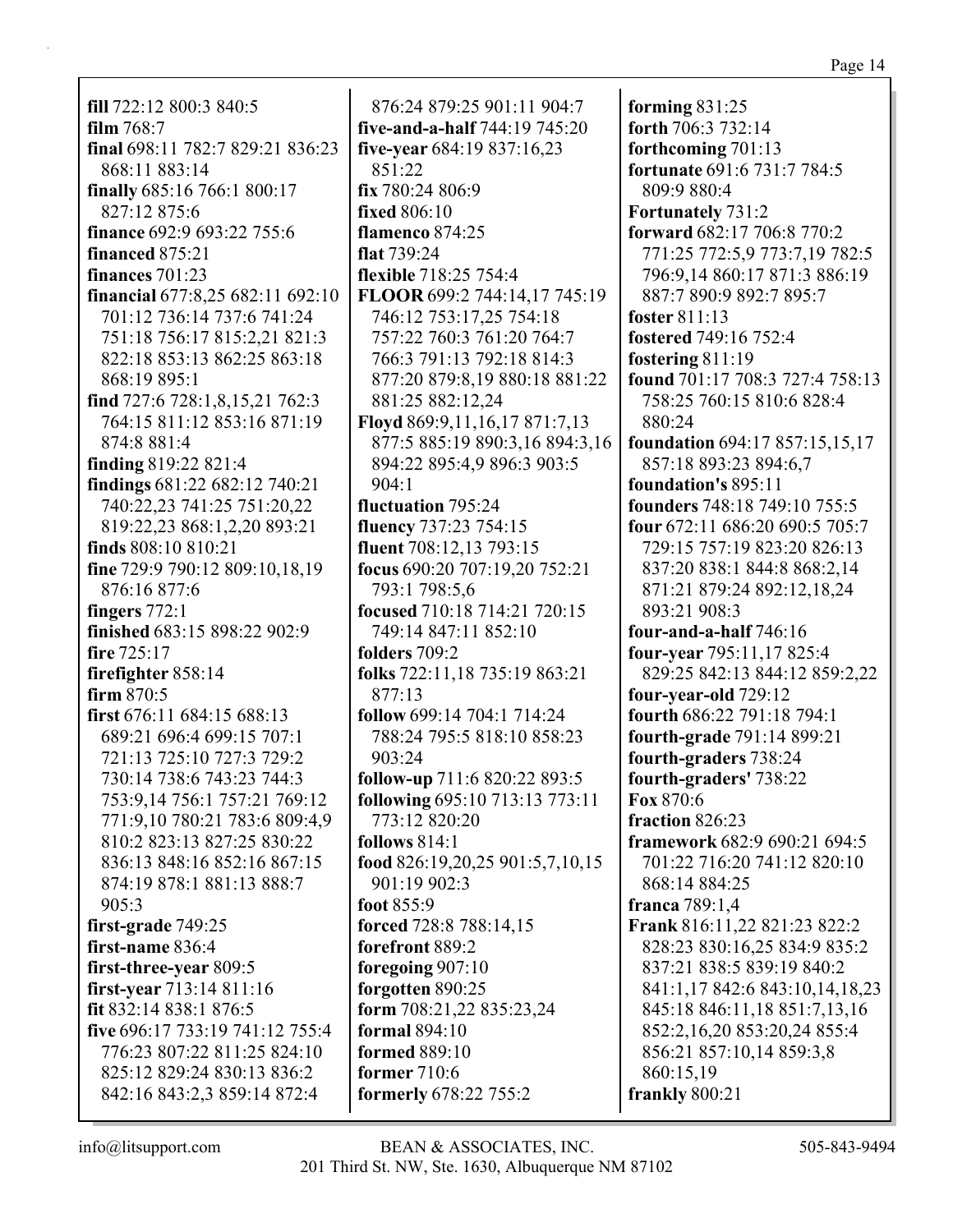**fill** 722:12 800:3 840:5
**film** 768:7
**final** 698:11 782:7 829:21 836:23 868:11 883:14
**finally** 685:16 766:1 800:17 827:12 875:6
**finance** 692:9 693:22 755:6
**financed** 875:21
**finances** 701:23
**financial** 677:8,25 682:11 692:10 701:12 736:14 737:6 741:24 751:18 756:17 815:2,21 821:3 822:18 853:13 862:25 863:18 868:19 895:1
**find** 727:6 728:1,8,15,21 762:3 764:15 811:12 853:16 871:19 874:8 881:4
**finding** 819:22 821:4
**findings** 681:22 682:12 740:21 740:22,23 741:25 751:20,22 819:22,23 868:1,2,20 893:21
**finds** 808:10 810:21
**fine** 729:9 790:12 809:10,18,19 876:16 877:6
**fingers** 772:1
**finished** 683:15 898:22 902:9
**fire** 725:17
**firefighter** 858:14
**firm** 870:5
**first** 676:11 684:15 688:13 689:21 696:4 699:15 707:1 721:13 725:10 727:3 729:2 730:14 738:6 743:23 744:3 753:9,14 756:1 757:21 769:12 771:9,10 780:21 783:6 809:4,9 810:2 823:13 827:25 830:22 836:13 848:16 852:16 867:15 874:19 878:1 881:13 888:7 905:3
**first-grade** 749:25
**first-name** 836:4
**first-three-year** 809:5
**first-year** 713:14 811:16
**fit** 832:14 838:1 876:5
**five** 696:17 733:19 741:12 755:4 776:23 807:22 811:25 824:10 825:12 829:24 830:13 836:2 842:16 843:2,3 859:14 872:4 876:24 879:25 901:11 904:7
**five-and-a-half** 744:19 745:20
**five-year** 684:19 837:16,23 851:22
**fix** 780:24 806:9
**fixed** 806:10
**flamenco** 874:25
**flat** 739:24
**flexible** 718:25 754:4
**FLOOR** 699:2 744:14,17 745:19 746:12 753:17,25 754:18 757:22 760:3 761:20 764:7 766:3 791:13 792:18 814:3 877:20 879:8,19 880:18 881:22 881:25 882:12,24
**Floyd** 869:9,11,16,17 871:7,13 877:5 885:19 890:3,16 894:3,16 894:22 895:4,9 896:3 903:5 904:1
**fluctuation** 795:24
**fluency** 737:23 754:15
**fluent** 708:12,13 793:15
**focus** 690:20 707:19,20 752:21 793:1 798:5,6
**focused** 710:18 714:21 720:15 749:14 847:11 852:10
**folders** 709:2
**folks** 722:11,18 735:19 863:21 877:13
**follow** 699:14 704:1 714:24 788:24 795:5 818:10 858:23 903:24
**follow-up** 711:6 820:22 893:5
**following** 695:10 713:13 773:11 773:12 820:20
**follows** 814:1
**food** 826:19,20,25 901:5,7,10,15 901:19 902:3
**foot** 855:9
**forced** 728:8 788:14,15
**forefront** 889:2
**foregoing** 907:10
**forgotten** 890:25
**form** 708:21,22 835:23,24
**formal** 894:10
**formed** 889:10
**former** 710:6
**formerly** 678:22 755:2
**forming** 831:25
**forth** 706:3 732:14
**forthcoming** 701:13
**fortunate** 691:6 731:7 784:5 809:9 880:4
**Fortunately** 731:2
**forward** 682:17 706:8 770:2 771:25 772:5,9 773:7,19 782:5 796:9,14 860:17 871:3 886:19 887:7 890:9 892:7 895:7
**foster** 811:13
**fostered** 749:16 752:4
**fostering** 811:19
**found** 701:17 708:3 727:4 758:13 758:25 760:15 810:6 828:4 880:24
**foundation** 694:17 857:15,15,17 857:18 893:23 894:6,7
**foundation's** 895:11
**founders** 748:18 749:10 755:5
**four** 672:11 686:20 690:5 705:7 729:15 757:19 823:20 826:13 837:20 838:1 844:8 868:2,14 871:21 879:24 892:12,18,24 893:21 908:3
**four-and-a-half** 746:16
**four-year** 795:11,17 825:4 829:25 842:13 844:12 859:2,22
**four-year-old** 729:12
**fourth** 686:22 791:18 794:1
**fourth-grade** 791:14 899:21
**fourth-graders** 738:24
**fourth-graders'** 738:22
**Fox** 870:6
**fraction** 826:23
**framework** 682:9 690:21 694:5 701:22 716:20 741:12 820:10 868:14 884:25
**franca** 789:1,4
**Frank** 816:11,22 821:23 822:2 828:23 830:16,25 834:9 835:2 837:21 838:5 839:19 840:2 841:1,17 842:6 843:10,14,18,23 845:18 846:11,18 851:7,13,16 852:2,16,20 853:20,24 855:4 856:21 857:10,14 859:3,8 860:15,19
**frankly** 800:21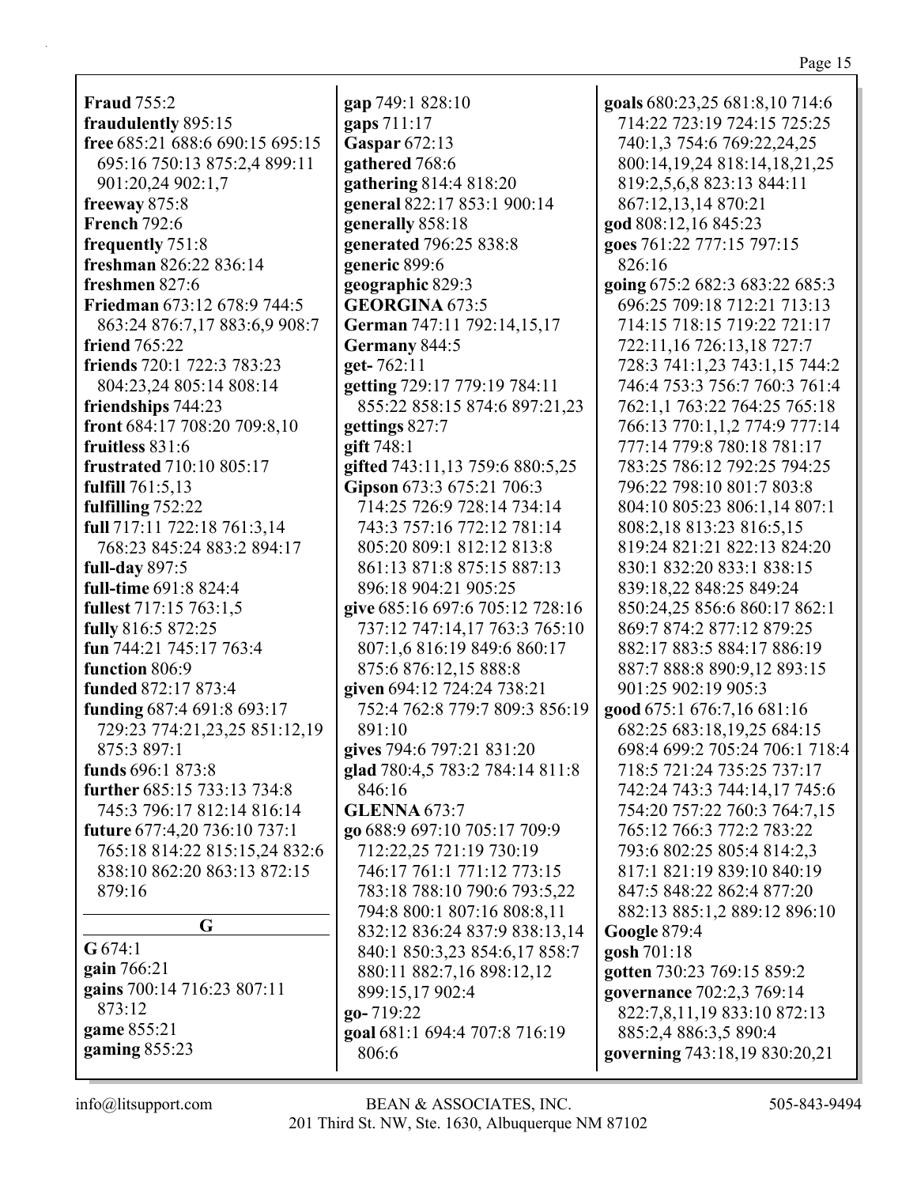**Fraud** 755:2
**fraudulently** 895:15
**free** 685:21 688:6 690:15 695:15 695:16 750:13 875:2,4 899:11 901:20,24 902:1,7
**freeway** 875:8
**French** 792:6
**frequently** 751:8
**freshman** 826:22 836:14
**freshmen** 827:6
**Friedman** 673:12 678:9 744:5 863:24 876:7,17 883:6,9 908:7
**friend** 765:22
**friends** 720:1 722:3 783:23 804:23,24 805:14 808:14
**friendships** 744:23
**front** 684:17 708:20 709:8,10
**fruitless** 831:6
**frustrated** 710:10 805:17
**fulfill** 761:5,13
**fulfilling** 752:22
**full** 717:11 722:18 761:3,14 768:23 845:24 883:2 894:17
**full-day** 897:5
**full-time** 691:8 824:4
**fullest** 717:15 763:1,5
**fully** 816:5 872:25
**fun** 744:21 745:17 763:4
**function** 806:9
**funded** 872:17 873:4
**funding** 687:4 691:8 693:17 729:23 774:21,23,25 851:12,19 875:3 897:1
**funds** 696:1 873:8
**further** 685:15 733:13 734:8 745:3 796:17 812:14 816:14
**future** 677:4,20 736:10 737:1 765:18 814:22 815:15,24 832:6 838:10 862:20 863:13 872:15 879:16

## G

**G** 674:1
**gain** 766:21
**gains** 700:14 716:23 807:11 873:12
**game** 855:21
**gaming** 855:23
**gap** 749:1 828:10
**gaps** 711:17
**Gaspar** 672:13
**gathered** 768:6
**gathering** 814:4 818:20
**general** 822:17 853:1 900:14
**generally** 858:18
**generated** 796:25 838:8
**generic** 899:6
**geographic** 829:3
**GEORGINA** 673:5
**German** 747:11 792:14,15,17
**Germany** 844:5
**get-** 762:11
**getting** 729:17 779:19 784:11 855:22 858:15 874:6 897:21,23
**gettings** 827:7
**gift** 748:1
**gifted** 743:11,13 759:6 880:5,25
**Gipson** 673:3 675:21 706:3 714:25 726:9 728:14 734:14 743:3 757:16 772:12 781:14 805:20 809:1 812:12 813:8 861:13 871:8 875:15 887:13 896:18 904:21 905:25
**give** 685:16 697:6 705:12 728:16 737:12 747:14,17 763:3 765:10 807:1,6 816:19 849:6 860:17 875:6 876:12,15 888:8
**given** 694:12 724:24 738:21 752:4 762:8 779:7 809:3 856:19 891:10
**gives** 794:6 797:21 831:20
**glad** 780:4,5 783:2 784:14 811:8 846:16
**GLENNA** 673:7
**go** 688:9 697:10 705:17 709:9 712:22,25 721:19 730:19 746:17 761:1 771:12 773:15 783:18 788:10 790:6 793:5,22 794:8 800:1 807:16 808:8,11 832:12 836:24 837:9 838:13,14 840:1 850:3,23 854:6,17 858:7 880:11 882:7,16 898:12,12 899:15,17 902:4
**go-** 719:22
**goal** 681:1 694:4 707:8 716:19 806:6
**goals** 680:23,25 681:8,10 714:6 714:22 723:19 724:15 725:25 740:1,3 754:6 769:22,24,25 800:14,19,24 818:14,18,21,25 819:2,5,6,8 823:13 844:11 867:12,13,14 870:21
**god** 808:12,16 845:23
**goes** 761:22 777:15 797:15 826:16
**going** 675:2 682:3 683:22 685:3 696:25 709:18 712:21 713:13 714:15 718:15 719:22 721:17 722:11,16 726:13,18 727:7 728:3 741:1,23 743:1,15 744:2 746:4 753:3 756:7 760:3 761:4 762:1,1 763:22 764:25 765:18 766:13 770:1,1,2 774:9 777:14 777:14 779:8 780:18 781:17 783:25 786:12 792:25 794:25 796:22 798:10 801:7 803:8 804:10 805:23 806:1,14 807:1 808:2,18 813:23 816:5,15 819:24 821:21 822:13 824:20 830:1 832:20 833:1 838:15 839:18,22 848:25 849:24 850:24,25 856:6 860:17 862:1 869:7 874:2 877:12 879:25 882:17 883:5 884:17 886:19 887:7 888:8 890:9,12 893:15 901:25 902:19 905:3
**good** 675:1 676:7,16 681:16 682:25 683:18,19,25 684:15 698:4 699:2 705:24 706:1 718:4 718:5 721:24 735:25 737:17 742:24 743:3 744:14,17 745:6 754:20 757:22 760:3 764:7,15 765:12 766:3 772:2 783:22 793:6 802:25 805:4 814:2,3 817:1 821:19 839:10 840:19 847:5 848:22 862:4 877:20 882:13 885:1,2 889:12 896:10
**Google** 879:4
**gosh** 701:18
**gotten** 730:23 769:15 859:2
**governance** 702:2,3 769:14 822:7,8,11,19 833:10 872:13 885:2,4 886:3,5 890:4
**governing** 743:18,19 830:20,21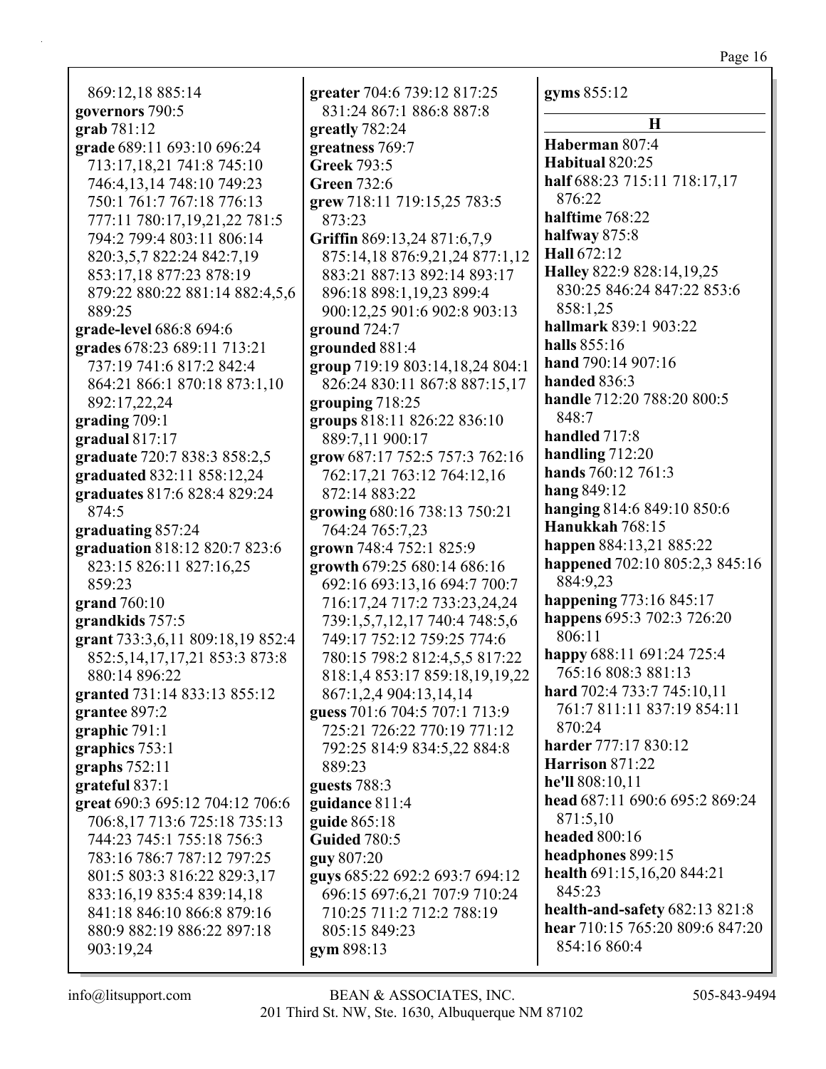869:12,18 885:14
**governors** 790:5
**grab** 781:12
**grade** 689:11 693:10 696:24 713:17,18,21 741:8 745:10 746:4,13,14 748:10 749:23 750:1 761:7 767:18 776:13 777:11 780:17,19,21,22 781:5 794:2 799:4 803:11 806:14 820:3,5,7 822:24 842:7,19 853:17,18 877:23 878:19 879:22 880:22 881:14 882:4,5,6 889:25
**grade-level** 686:8 694:6
**grades** 678:23 689:11 713:21 737:19 741:6 817:2 842:4 864:21 866:1 870:18 873:1,10 892:17,22,24
**grading** 709:1
**gradual** 817:17
**graduate** 720:7 838:3 858:2,5
**graduated** 832:11 858:12,24
**graduates** 817:6 828:4 829:24 874:5
**graduating** 857:24
**graduation** 818:12 820:7 823:6 823:15 826:11 827:16,25 859:23
**grand** 760:10
**grandkids** 757:5
**grant** 733:3,6,11 809:18,19 852:4 852:5,14,17,17,21 853:3 873:8 880:14 896:22
**granted** 731:14 833:13 855:12
**grantee** 897:2
**graphic** 791:1
**graphics** 753:1
**graphs** 752:11
**grateful** 837:1
**great** 690:3 695:12 704:12 706:6 706:8,17 713:6 725:18 735:13 744:23 745:1 755:18 756:3 783:16 786:7 787:12 797:25 801:5 803:3 816:22 829:3,17 833:16,19 835:4 839:14,18 841:18 846:10 866:8 879:16 880:9 882:19 886:22 897:18 903:19,24
**greater** 704:6 739:12 817:25 831:24 867:1 886:8 887:8
**greatly** 782:24
**greatness** 769:7
**Greek** 793:5
**Green** 732:6
**grew** 718:11 719:15,25 783:5 873:23
**Griffin** 869:13,24 871:6,7,9 875:14,18 876:9,21,24 877:1,12 883:21 887:13 892:14 893:17 896:18 898:1,19,23 899:4 900:12,25 901:6 902:8 903:13
**ground** 724:7
**grounded** 881:4
**group** 719:19 803:14,18,24 804:1 826:24 830:11 867:8 887:15,17
**grouping** 718:25
**groups** 818:11 826:22 836:10 889:7,11 900:17
**grow** 687:17 752:5 757:3 762:16 762:17,21 763:12 764:12,16 872:14 883:22
**growing** 680:16 738:13 750:21 764:24 765:7,23
**grown** 748:4 752:1 825:9
**growth** 679:25 680:14 686:16 692:16 693:13,16 694:7 700:7 716:17,24 717:2 733:23,24,24 739:1,5,7,12,17 740:4 748:5,6 749:17 752:12 759:25 774:6 780:15 798:2 812:4,5,5 817:22 818:1,4 853:17 859:18,19,19,22 867:1,2,4 904:13,14,14
**guess** 701:6 704:5 707:1 713:9 725:21 726:22 770:19 771:12 792:25 814:9 834:5,22 884:8 889:23
**guests** 788:3
**guidance** 811:4
**guide** 865:18
**Guided** 780:5
**guy** 807:20
**guys** 685:22 692:2 693:7 694:12 696:15 697:6,21 707:9 710:24 710:25 711:2 712:2 788:19 805:15 849:23
**gym** 898:13
**gyms** 855:12

## H

**Haberman** 807:4
**Habitual** 820:25
**half** 688:23 715:11 718:17,17 876:22
**halftime** 768:22
**halfway** 875:8
**Hall** 672:12
**Halley** 822:9 828:14,19,25 830:25 846:24 847:22 853:6 858:1,25
**hallmark** 839:1 903:22
**halls** 855:16
**hand** 790:14 907:16
**handed** 836:3
**handle** 712:20 788:20 800:5 848:7
**handled** 717:8
**handling** 712:20
**hands** 760:12 761:3
**hang** 849:12
**hanging** 814:6 849:10 850:6
**Hanukkah** 768:15
**happen** 884:13,21 885:22
**happened** 702:10 805:2,3 845:16 884:9,23
**happening** 773:16 845:17
**happens** 695:3 702:3 726:20 806:11
**happy** 688:11 691:24 725:4 765:16 808:3 881:13
**hard** 702:4 733:7 745:10,11 761:7 811:11 837:19 854:11 870:24
**harder** 777:17 830:12
**Harrison** 871:22
**he'll** 808:10,11
**head** 687:11 690:6 695:2 869:24 871:5,10
**headed** 800:16
**headphones** 899:15
**health** 691:15,16,20 844:21 845:23
**health-and-safety** 682:13 821:8
**hear** 710:15 765:20 809:6 847:20 854:16 860:4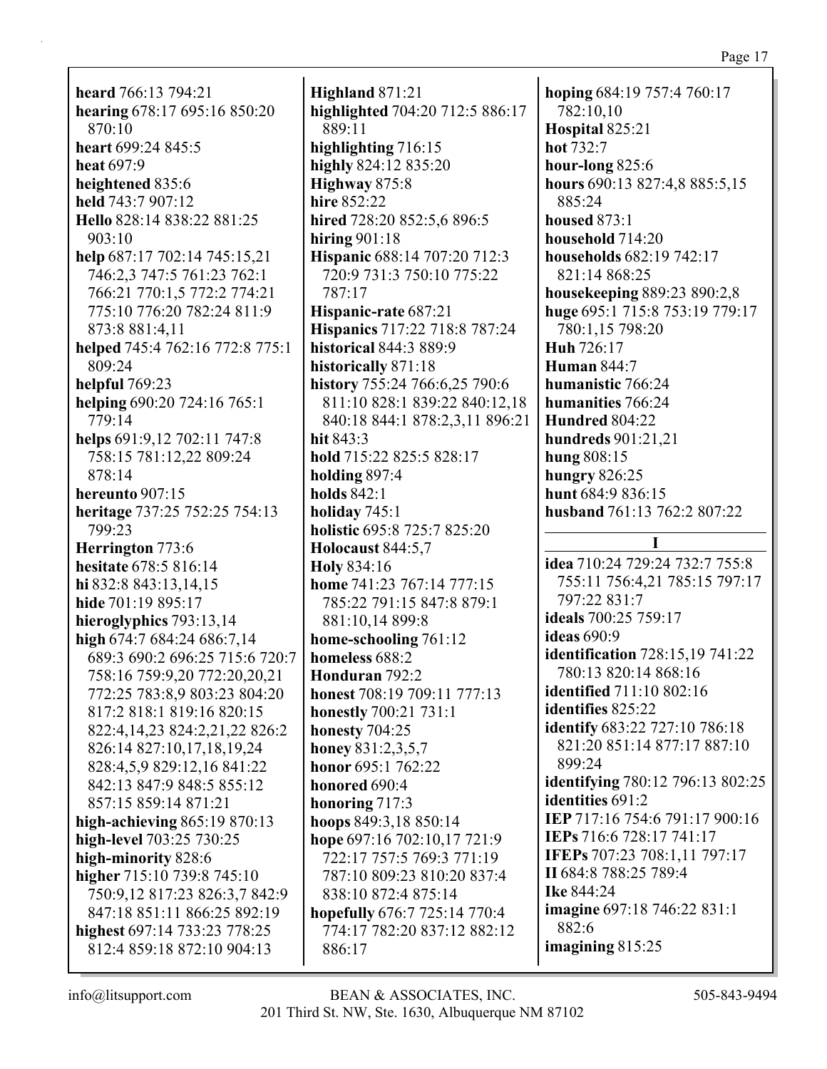**heard** 766:13 794:21
**hearing** 678:17 695:16 850:20 870:10
**heart** 699:24 845:5
**heat** 697:9
**heightened** 835:6
**held** 743:7 907:12
**Hello** 828:14 838:22 881:25 903:10
**help** 687:17 702:14 745:15,21 746:2,3 747:5 761:23 762:1 766:21 770:1,5 772:2 774:21 775:10 776:20 782:24 811:9 873:8 881:4,11
**helped** 745:4 762:16 772:8 775:1 809:24
**helpful** 769:23
**helping** 690:20 724:16 765:1 779:14
**helps** 691:9,12 702:11 747:8 758:15 781:12,22 809:24 878:14
**hereunto** 907:15
**heritage** 737:25 752:25 754:13 799:23
**Herrington** 773:6
**hesitate** 678:5 816:14
**hi** 832:8 843:13,14,15
**hide** 701:19 895:17
**hieroglyphics** 793:13,14
**high** 674:7 684:24 686:7,14 689:3 690:2 696:25 715:6 720:7 758:16 759:9,20 772:20,20,21 772:25 783:8,9 803:23 804:20 817:2 818:1 819:16 820:15 822:4,14,23 824:2,21,22 826:2 826:14 827:10,17,18,19,24 828:4,5,9 829:12,16 841:22 842:13 847:9 848:5 855:12 857:15 859:14 871:21
**high-achieving** 865:19 870:13
**high-level** 703:25 730:25
**high-minority** 828:6
**higher** 715:10 739:8 745:10 750:9,12 817:23 826:3,7 842:9 847:18 851:11 866:25 892:19
**highest** 697:14 733:23 778:25 812:4 859:18 872:10 904:13
**Highland** 871:21
**highlighted** 704:20 712:5 886:17 889:11
**highlighting** 716:15
**highly** 824:12 835:20
**Highway** 875:8
**hire** 852:22
**hired** 728:20 852:5,6 896:5
**hiring** 901:18
**Hispanic** 688:14 707:20 712:3 720:9 731:3 750:10 775:22 787:17
**Hispanic-rate** 687:21
**Hispanics** 717:22 718:8 787:24
**historical** 844:3 889:9
**historically** 871:18
**history** 755:24 766:6,25 790:6 811:10 828:1 839:22 840:12,18 840:18 844:1 878:2,3,11 896:21
**hit** 843:3
**hold** 715:22 825:5 828:17
**holding** 897:4
**holds** 842:1
**holiday** 745:1
**holistic** 695:8 725:7 825:20
**Holocaust** 844:5,7
**Holy** 834:16
**home** 741:23 767:14 777:15 785:22 791:15 847:8 879:1 881:10,14 899:8
**home-schooling** 761:12
**homeless** 688:2
**Honduran** 792:2
**honest** 708:19 709:11 777:13
**honestly** 700:21 731:1
**honesty** 704:25
**honey** 831:2,3,5,7
**honor** 695:1 762:22
**honored** 690:4
**honoring** 717:3
**hoops** 849:3,18 850:14
**hope** 697:16 702:10,17 721:9 722:17 757:5 769:3 771:19 787:10 809:23 810:20 837:4 838:10 872:4 875:14
**hopefully** 676:7 725:14 770:4 774:17 782:20 837:12 882:12 886:17
**hoping** 684:19 757:4 760:17 782:10,10
**Hospital** 825:21
**hot** 732:7
**hour-long** 825:6
**hours** 690:13 827:4,8 885:5,15 885:24
**housed** 873:1
**household** 714:20
**households** 682:19 742:17 821:14 868:25
**housekeeping** 889:23 890:2,8
**huge** 695:1 715:8 753:19 779:17 780:1,15 798:20
**Huh** 726:17
**Human** 844:7
**humanistic** 766:24
**humanities** 766:24
**Hundred** 804:22
**hundreds** 901:21,21
**hung** 808:15
**hungry** 826:25
**hunt** 684:9 836:15
**husband** 761:13 762:2 807:22

## I

**idea** 710:24 729:24 732:7 755:8 755:11 756:4,21 785:15 797:17 797:22 831:7
**ideals** 700:25 759:17
**ideas** 690:9
**identification** 728:15,19 741:22 780:13 820:14 868:16
**identified** 711:10 802:16
**identifies** 825:22
**identify** 683:22 727:10 786:18 821:20 851:14 877:17 887:10 899:24
**identifying** 780:12 796:13 802:25
**identities** 691:2
**IEP** 717:16 754:6 791:17 900:16
**IEPs** 716:6 728:17 741:17
**IFEPs** 707:23 708:1,11 797:17
**II** 684:8 788:25 789:4
**Ike** 844:24
**imagine** 697:18 746:22 831:1 882:6
**imagining** 815:25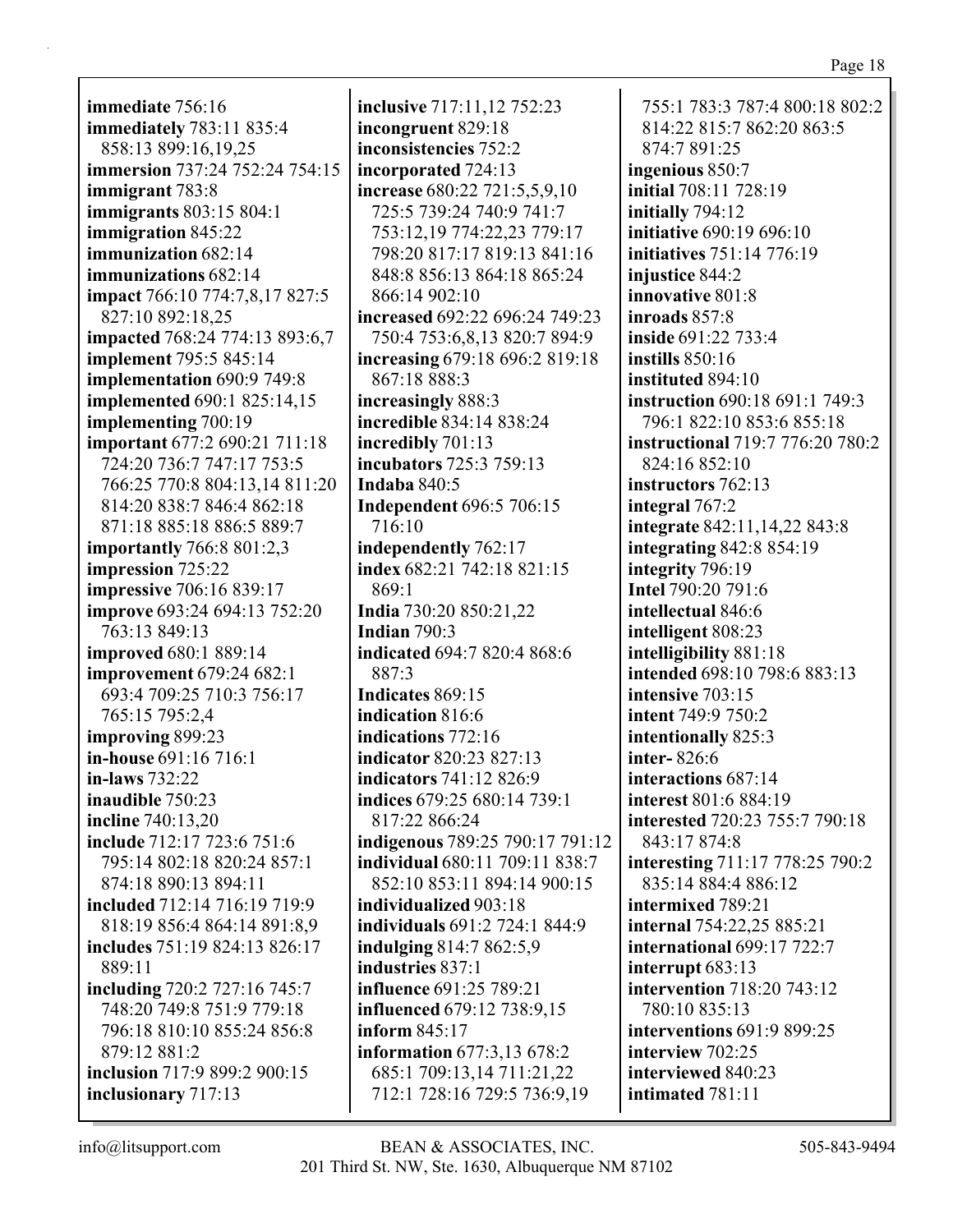**immediate** 756:16
**immediately** 783:11 835:4 858:13 899:16,19,25
**immersion** 737:24 752:24 754:15
**immigrant** 783:8
**immigrants** 803:15 804:1
**immigration** 845:22
**immunization** 682:14
**immunizations** 682:14
**impact** 766:10 774:7,8,17 827:5 827:10 892:18,25
**impacted** 768:24 774:13 893:6,7
**implement** 795:5 845:14
**implementation** 690:9 749:8
**implemented** 690:1 825:14,15
**implementing** 700:19
**important** 677:2 690:21 711:18 724:20 736:7 747:17 753:5 766:25 770:8 804:13,14 811:20 814:20 838:7 846:4 862:18 871:18 885:18 886:5 889:7
**importantly** 766:8 801:2,3
**impression** 725:22
**impressive** 706:16 839:17
**improve** 693:24 694:13 752:20 763:13 849:13
**improved** 680:1 889:14
**improvement** 679:24 682:1 693:4 709:25 710:3 756:17 765:15 795:2,4
**improving** 899:23
**in-house** 691:16 716:1
**in-laws** 732:22
**inaudible** 750:23
**incline** 740:13,20
**include** 712:17 723:6 751:6 795:14 802:18 820:24 857:1 874:18 890:13 894:11
**included** 712:14 716:19 719:9 818:19 856:4 864:14 891:8,9
**includes** 751:19 824:13 826:17 889:11
**including** 720:2 727:16 745:7 748:20 749:8 751:9 779:18 796:18 810:10 855:24 856:8 879:12 881:2
**inclusion** 717:9 899:2 900:15
**inclusionary** 717:13
**inclusive** 717:11,12 752:23
**incongruent** 829:18
**inconsistencies** 752:2
**incorporated** 724:13
**increase** 680:22 721:5,5,9,10 725:5 739:24 740:9 741:7 753:12,19 774:22,23 779:17 798:20 817:17 819:13 841:16 848:8 856:13 864:18 865:24 866:14 902:10
**increased** 692:22 696:24 749:23 750:4 753:6,8,13 820:7 894:9
**increasing** 679:18 696:2 819:18 867:18 888:3
**increasingly** 888:3
**incredible** 834:14 838:24
**incredibly** 701:13
**incubators** 725:3 759:13
**Indaba** 840:5
**Independent** 696:5 706:15 716:10
**independently** 762:17
**index** 682:21 742:18 821:15 869:1
**India** 730:20 850:21,22
**Indian** 790:3
**indicated** 694:7 820:4 868:6 887:3
**Indicates** 869:15
**indication** 816:6
**indications** 772:16
**indicator** 820:23 827:13
**indicators** 741:12 826:9
**indices** 679:25 680:14 739:1 817:22 866:24
**indigenous** 789:25 790:17 791:12
**individual** 680:11 709:11 838:7 852:10 853:11 894:14 900:15
**individualized** 903:18
**individuals** 691:2 724:1 844:9
**indulging** 814:7 862:5,9
**industries** 837:1
**influence** 691:25 789:21
**influenced** 679:12 738:9,15
**inform** 845:17
**information** 677:3,13 678:2 685:1 709:13,14 711:21,22 712:1 728:16 729:5 736:9,19 755:1 783:3 787:4 800:18 802:2 814:22 815:7 862:20 863:5 874:7 891:25
**ingenious** 850:7
**initial** 708:11 728:19
**initially** 794:12
**initiative** 690:19 696:10
**initiatives** 751:14 776:19
**injustice** 844:2
**innovative** 801:8
**inroads** 857:8
**inside** 691:22 733:4
**instills** 850:16
**instituted** 894:10
**instruction** 690:18 691:1 749:3 796:1 822:10 853:6 855:18
**instructional** 719:7 776:20 780:2 824:16 852:10
**instructors** 762:13
**integral** 767:2
**integrate** 842:11,14,22 843:8
**integrating** 842:8 854:19
**integrity** 796:19
**Intel** 790:20 791:6
**intellectual** 846:6
**intelligent** 808:23
**intelligibility** 881:18
**intended** 698:10 798:6 883:13
**intensive** 703:15
**intent** 749:9 750:2
**intentionally** 825:3
**inter-** 826:6
**interactions** 687:14
**interest** 801:6 884:19
**interested** 720:23 755:7 790:18 843:17 874:8
**interesting** 711:17 778:25 790:2 835:14 884:4 886:12
**intermixed** 789:21
**internal** 754:22,25 885:21
**international** 699:17 722:7
**interrupt** 683:13
**intervention** 718:20 743:12 780:10 835:13
**interventions** 691:9 899:25
**interview** 702:25
**interviewed** 840:23
**intimated** 781:11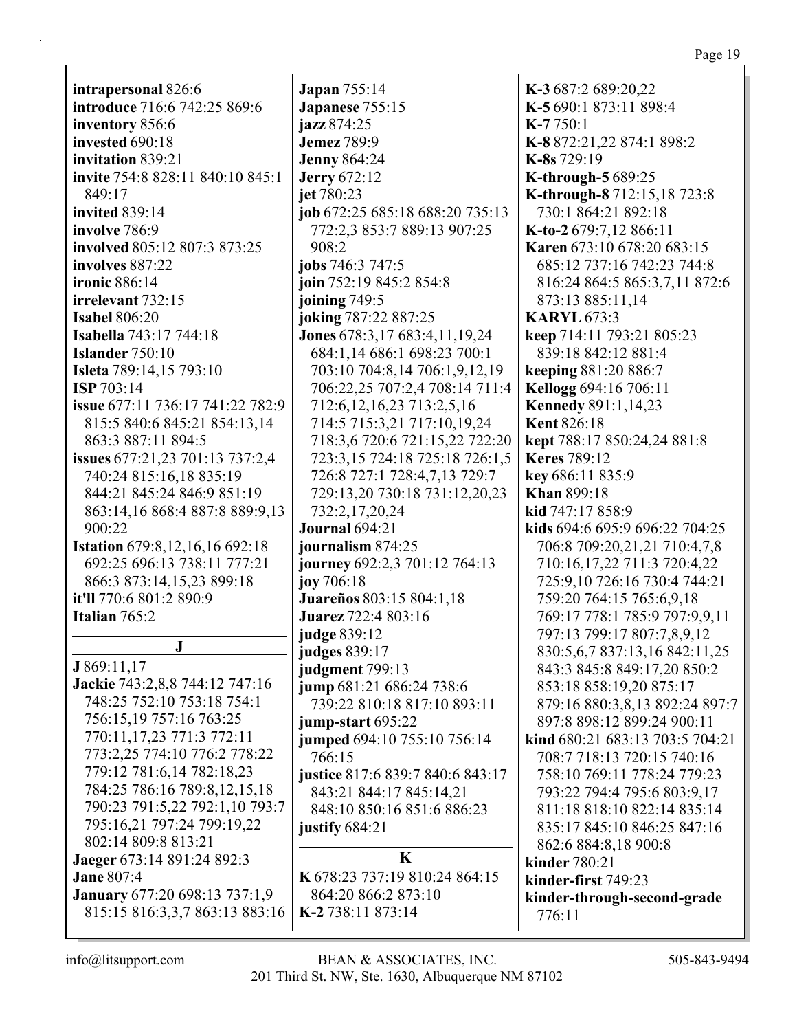**intrapersonal** 826:6
**introduce** 716:6 742:25 869:6
**inventory** 856:6
**invested** 690:18
**invitation** 839:21
**invite** 754:8 828:11 840:10 845:1 849:17
**invited** 839:14
**involve** 786:9
**involved** 805:12 807:3 873:25
**involves** 887:22
**ironic** 886:14
**irrelevant** 732:15
**Isabel** 806:20
**Isabella** 743:17 744:18
**Islander** 750:10
**Isleta** 789:14,15 793:10
**ISP** 703:14
**issue** 677:11 736:17 741:22 782:9 815:5 840:6 845:21 854:13,14 863:3 887:11 894:5
**issues** 677:21,23 701:13 737:2,4 740:24 815:16,18 835:19 844:21 845:24 846:9 851:19 863:14,16 868:4 887:8 889:9,13 900:22
**Istation** 679:8,12,16,16 692:18 692:25 696:13 738:11 777:21 866:3 873:14,15,23 899:18
**it'll** 770:6 801:2 890:9
**Italian** 765:2

## J

**J** 869:11,17
**Jackie** 743:2,8,8 744:12 747:16 748:25 752:10 753:18 754:1 756:15,19 757:16 763:25 770:11,17,23 771:3 772:11 773:2,25 774:10 776:2 778:22 779:12 781:6,14 782:18,23 784:25 786:16 789:8,12,15,18 790:23 791:5,22 792:1,10 793:7 795:16,21 797:24 799:19,22 802:14 809:8 813:21
**Jaeger** 673:14 891:24 892:3
**Jane** 807:4
**January** 677:20 698:13 737:1,9 815:15 816:3,3,7 863:13 883:16
**Japan** 755:14
**Japanese** 755:15
**jazz** 874:25
**Jemez** 789:9
**Jenny** 864:24
**Jerry** 672:12
**jet** 780:23
**job** 672:25 685:18 688:20 735:13 772:2,3 853:7 889:13 907:25 908:2
**jobs** 746:3 747:5
**join** 752:19 845:2 854:8
**joining** 749:5
**joking** 787:22 887:25
**Jones** 678:3,17 683:4,11,19,24 684:1,14 686:1 698:23 700:1 703:10 704:8,14 706:1,9,12,19 706:22,25 707:2,4 708:14 711:4 712:6,12,16,23 713:2,5,16 714:5 715:3,21 717:10,19,24 718:3,6 720:6 721:15,22 722:20 723:3,15 724:18 725:18 726:1,5 726:8 727:1 728:4,7,13 729:7 729:13,20 730:18 731:12,20,23 732:2,17,20,24
**Journal** 694:21
**journalism** 874:25
**journey** 692:2,3 701:12 764:13
**joy** 706:18
**Juareños** 803:15 804:1,18
**Juarez** 722:4 803:16
**judge** 839:12
**judges** 839:17
**judgment** 799:13
**jump** 681:21 686:24 738:6 739:22 810:18 817:10 893:11
**jump-start** 695:22
**jumped** 694:10 755:10 756:14 766:15
**justice** 817:6 839:7 840:6 843:17 843:21 844:17 845:14,21 848:10 850:16 851:6 886:23
**justify** 684:21

## K

**K** 678:23 737:19 810:24 864:15 864:20 866:2 873:10
**K-2** 738:11 873:14
**K-3** 687:2 689:20,22
**K-5** 690:1 873:11 898:4
**K-7** 750:1
**K-8** 872:21,22 874:1 898:2
**K-8s** 729:19
**K-through-5** 689:25
**K-through-8** 712:15,18 723:8 730:1 864:21 892:18
**K-to-2** 679:7,12 866:11
**Karen** 673:10 678:20 683:15 685:12 737:16 742:23 744:8 816:24 864:5 865:3,7,11 872:6 873:13 885:11,14
**KARYL** 673:3
**keep** 714:11 793:21 805:23 839:18 842:12 881:4
**keeping** 881:20 886:7
**Kellogg** 694:16 706:11
**Kennedy** 891:1,14,23
**Kent** 826:18
**kept** 788:17 850:24,24 881:8
**Keres** 789:12
**key** 686:11 835:9
**Khan** 899:18
**kid** 747:17 858:9
**kids** 694:6 695:9 696:22 704:25 706:8 709:20,21,21 710:4,7,8 710:16,17,22 711:3 720:4,22 725:9,10 726:16 730:4 744:21 759:20 764:15 765:6,9,18 769:17 778:1 785:9 797:9,9,11 797:13 799:17 807:7,8,9,12 830:5,6,7 837:13,16 842:11,25 843:3 845:8 849:17,20 850:2 853:18 858:19,20 875:17 879:16 880:3,8,13 892:24 897:7 897:8 898:12 899:24 900:11
**kind** 680:21 683:13 703:5 704:21 708:7 718:13 720:15 740:16 758:10 769:11 778:24 779:23 793:22 794:4 795:6 803:9,17 811:18 818:10 822:14 835:14 835:17 845:10 846:25 847:16 862:6 884:8,18 900:8
**kinder** 780:21
**kinder-first** 749:23
**kinder-through-second-grade** 776:11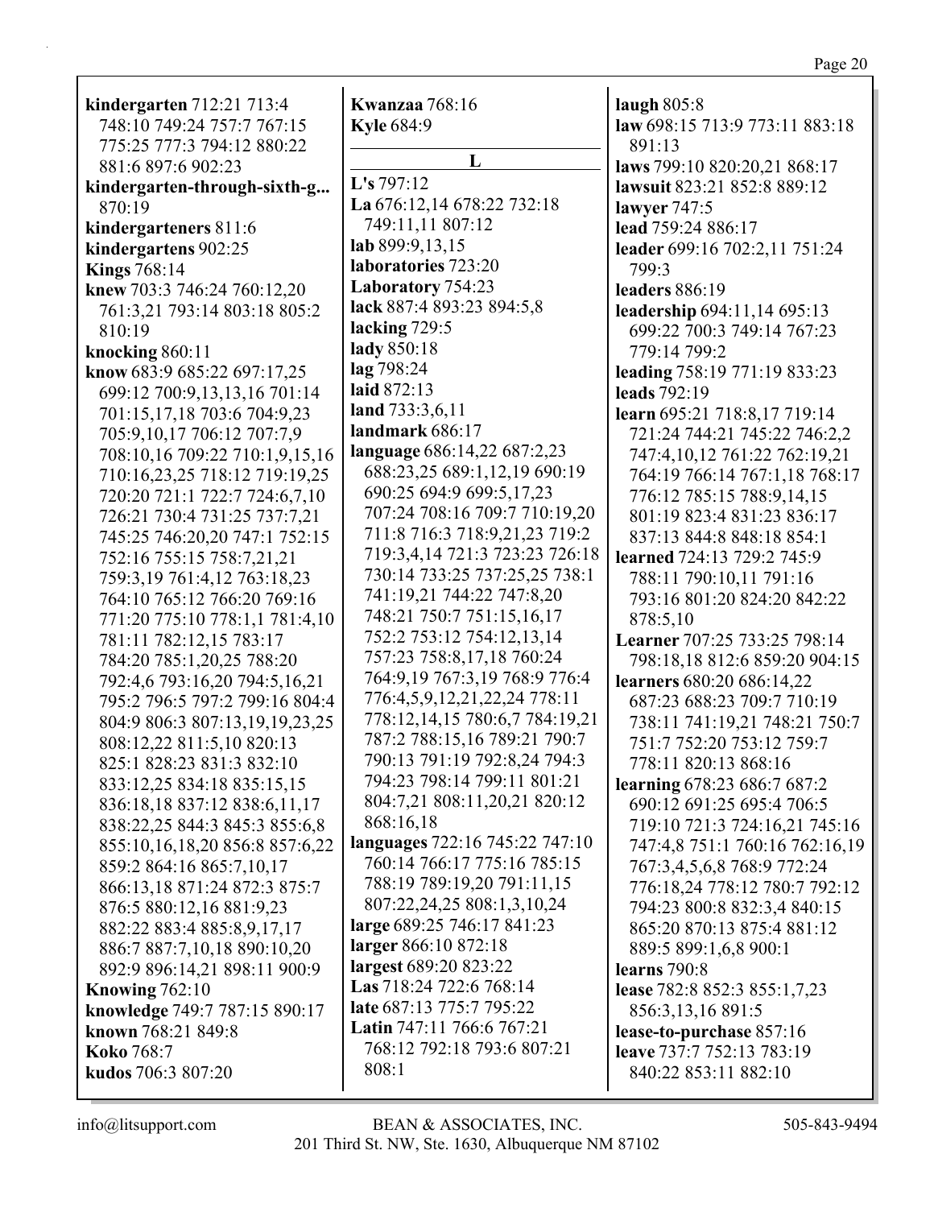**kindergarten** 712:21 713:4 748:10 749:24 757:7 767:15 775:25 777:3 794:12 880:22 881:6 897:6 902:23
**kindergarten-through-sixth-g...** 870:19
**kindergarteners** 811:6
**kindergartens** 902:25
**Kings** 768:14
**knew** 703:3 746:24 760:12,20 761:3,21 793:14 803:18 805:2 810:19
**knocking** 860:11
**know** 683:9 685:22 697:17,25 699:12 700:9,13,13,16 701:14 701:15,17,18 703:6 704:9,23 705:9,10,17 706:12 707:7,9 708:10,16 709:22 710:1,9,15,16 710:16,23,25 718:12 719:19,25 720:20 721:1 722:7 724:6,7,10 726:21 730:4 731:25 737:7,21 745:25 746:20,20 747:1 752:15 752:16 755:15 758:7,21,21 759:3,19 761:4,12 763:18,23 764:10 765:12 766:20 769:16 771:20 775:10 778:1,1 781:4,10 781:11 782:12,15 783:17 784:20 785:1,20,25 788:20 792:4,6 793:16,20 794:5,16,21 795:2 796:5 797:2 799:16 804:4 804:9 806:3 807:13,19,19,23,25 808:12,22 811:5,10 820:13 825:1 828:23 831:3 832:10 833:12,25 834:18 835:15,15 836:18,18 837:12 838:6,11,17 838:22,25 844:3 845:3 855:6,8 855:10,16,18,20 856:8 857:6,22 859:2 864:16 865:7,10,17 866:13,18 871:24 872:3 875:7 876:5 880:12,16 881:9,23 882:22 883:4 885:8,9,17,17 886:7 887:7,10,18 890:10,20 892:9 896:14,21 898:11 900:9
**Knowing** 762:10
**knowledge** 749:7 787:15 890:17
**known** 768:21 849:8
**Koko** 768:7
**kudos** 706:3 807:20
**Kwanzaa** 768:16
**Kyle** 684:9

## L

**L's** 797:12
**La** 676:12,14 678:22 732:18 749:11,11 807:12
**lab** 899:9,13,15
**laboratories** 723:20
**Laboratory** 754:23
**lack** 887:4 893:23 894:5,8
**lacking** 729:5
**lady** 850:18
**lag** 798:24
**laid** 872:13
**land** 733:3,6,11
**landmark** 686:17
**language** 686:14,22 687:2,23 688:23,25 689:1,12,19 690:19 690:25 694:9 699:5,17,23 707:24 708:16 709:7 710:19,20 711:8 716:3 718:9,21,23 719:2 719:3,4,14 721:3 723:23 726:18 730:14 733:25 737:25,25 738:1 741:19,21 744:22 747:8,20 748:21 750:7 751:15,16,17 752:2 753:12 754:12,13,14 757:23 758:8,17,18 760:24 764:9,19 767:3,19 768:9 776:4 776:4,5,9,12,21,22,24 778:11 778:12,14,15 780:6,7 784:19,21 787:2 788:15,16 789:21 790:7 790:13 791:19 792:8,24 794:3 794:23 798:14 799:11 801:21 804:7,21 808:11,20,21 820:12 868:16,18
**languages** 722:16 745:22 747:10 760:14 766:17 775:16 785:15 788:19 789:19,20 791:11,15 807:22,24,25 808:1,3,10,24
**large** 689:25 746:17 841:23
**larger** 866:10 872:18
**largest** 689:20 823:22
**Las** 718:24 722:6 768:14
**late** 687:13 775:7 795:22
**Latin** 747:11 766:6 767:21 768:12 792:18 793:6 807:21 808:1
**laugh** 805:8
**law** 698:15 713:9 773:11 883:18 891:13
**laws** 799:10 820:20,21 868:17
**lawsuit** 823:21 852:8 889:12
**lawyer** 747:5
**lead** 759:24 886:17
**leader** 699:16 702:2,11 751:24 799:3
**leaders** 886:19
**leadership** 694:11,14 695:13 699:22 700:3 749:14 767:23 779:14 799:2
**leading** 758:19 771:19 833:23
**leads** 792:19
**learn** 695:21 718:8,17 719:14 721:24 744:21 745:22 746:2,2 747:4,10,12 761:22 762:19,21 764:19 766:14 767:1,18 768:17 776:12 785:15 788:9,14,15 801:19 823:4 831:23 836:17 837:13 844:8 848:18 854:1
**learned** 724:13 729:2 745:9 788:11 790:10,11 791:16 793:16 801:20 824:20 842:22 878:5,10
**Learner** 707:25 733:25 798:14 798:18,18 812:6 859:20 904:15
**learners** 680:20 686:14,22 687:23 688:23 709:7 710:19 738:11 741:19,21 748:21 750:7 751:7 752:20 753:12 759:7 778:11 820:13 868:16
**learning** 678:23 686:7 687:2 690:12 691:25 695:4 706:5 719:10 721:3 724:16,21 745:16 747:4,8 751:1 760:16 762:16,19 767:3,4,5,6,8 768:9 772:24 776:18,24 778:12 780:7 792:12 794:23 800:8 832:3,4 840:15 865:20 870:13 875:4 881:12 889:5 899:1,6,8 900:1
**learns** 790:8
**lease** 782:8 852:3 855:1,7,23 856:3,13,16 891:5
**lease-to-purchase** 857:16
**leave** 737:7 752:13 783:19 840:22 853:11 882:10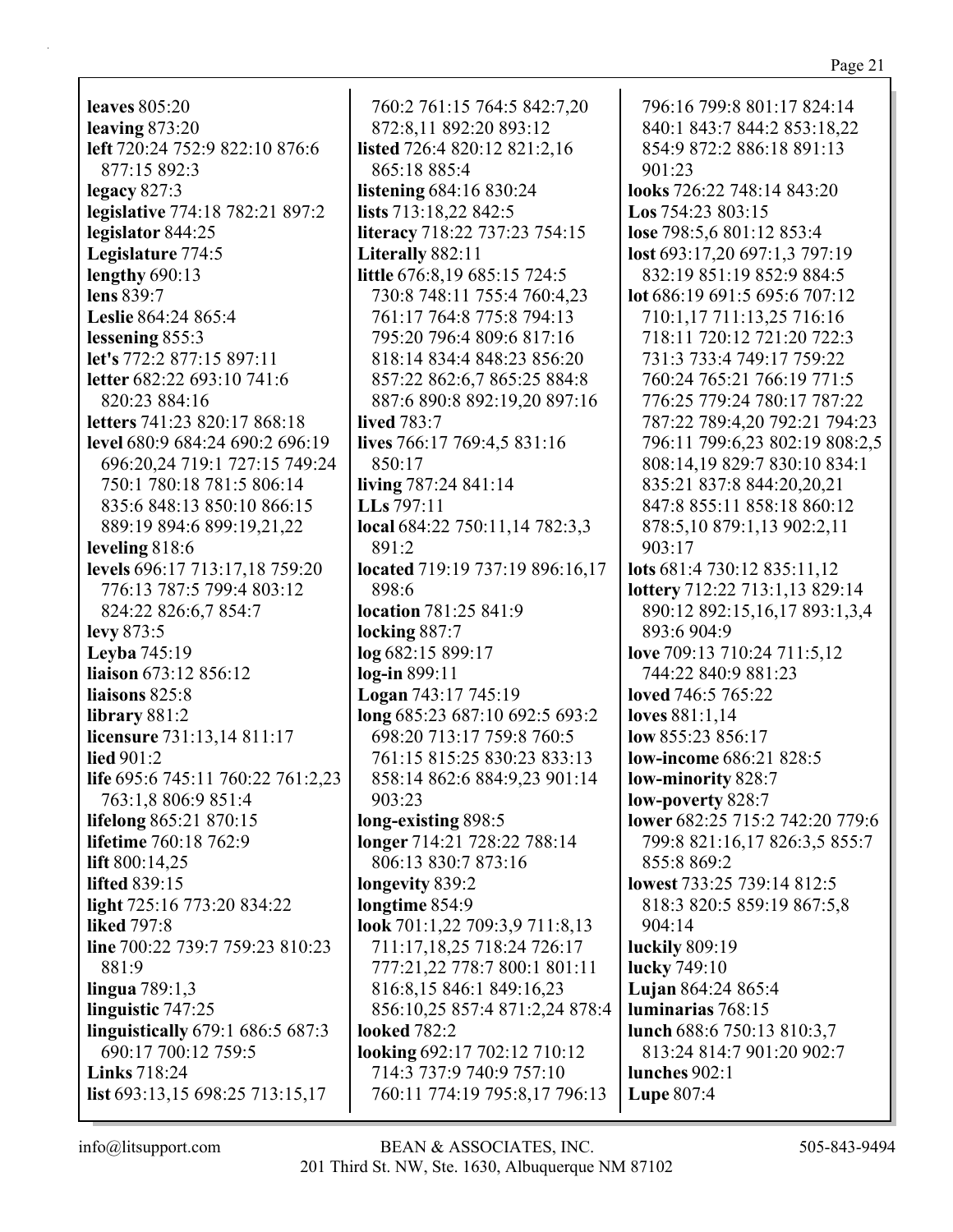**leaves** 805:20
**leaving** 873:20
**left** 720:24 752:9 822:10 876:6 877:15 892:3
**legacy** 827:3
**legislative** 774:18 782:21 897:2
**legislator** 844:25
**Legislature** 774:5
**lengthy** 690:13
**lens** 839:7
**Leslie** 864:24 865:4
**lessening** 855:3
**let's** 772:2 877:15 897:11
**letter** 682:22 693:10 741:6 820:23 884:16
**letters** 741:23 820:17 868:18
**level** 680:9 684:24 690:2 696:19 696:20,24 719:1 727:15 749:24 750:1 780:18 781:5 806:14 835:6 848:13 850:10 866:15 889:19 894:6 899:19,21,22
**leveling** 818:6
**levels** 696:17 713:17,18 759:20 776:13 787:5 799:4 803:12 824:22 826:6,7 854:7
**levy** 873:5
**Leyba** 745:19
**liaison** 673:12 856:12
**liaisons** 825:8
**library** 881:2
**licensure** 731:13,14 811:17
**lied** 901:2
**life** 695:6 745:11 760:22 761:2,23 763:1,8 806:9 851:4
**lifelong** 865:21 870:15
**lifetime** 760:18 762:9
**lift** 800:14,25
**lifted** 839:15
**light** 725:16 773:20 834:22
**liked** 797:8
**line** 700:22 739:7 759:23 810:23 881:9
**lingua** 789:1,3
**linguistic** 747:25
**linguistically** 679:1 686:5 687:3 690:17 700:12 759:5
**Links** 718:24
**list** 693:13,15 698:25 713:15,17 760:2 761:15 764:5 842:7,20 872:8,11 892:20 893:12
**listed** 726:4 820:12 821:2,16 865:18 885:4
**listening** 684:16 830:24
**lists** 713:18,22 842:5
**literacy** 718:22 737:23 754:15
**Literally** 882:11
**little** 676:8,19 685:15 724:5 730:8 748:11 755:4 760:4,23 761:17 764:8 775:8 794:13 795:20 796:4 809:6 817:16 818:14 834:4 848:23 856:20 857:22 862:6,7 865:25 884:8 887:6 890:8 892:19,20 897:16
**lived** 783:7
**lives** 766:17 769:4,5 831:16 850:17
**living** 787:24 841:14
**LLs** 797:11
**local** 684:22 750:11,14 782:3,3 891:2
**located** 719:19 737:19 896:16,17 898:6
**location** 781:25 841:9
**locking** 887:7
**log** 682:15 899:17
**log-in** 899:11
**Logan** 743:17 745:19
**long** 685:23 687:10 692:5 693:2 698:20 713:17 759:8 760:5 761:15 815:25 830:23 833:13 858:14 862:6 884:9,23 901:14 903:23
**long-existing** 898:5
**longer** 714:21 728:22 788:14 806:13 830:7 873:16
**longevity** 839:2
**longtime** 854:9
**look** 701:1,22 709:3,9 711:8,13 711:17,18,25 718:24 726:17 777:21,22 778:7 800:1 801:11 816:8,15 846:1 849:16,23 856:10,25 857:4 871:2,24 878:4
**looked** 782:2
**looking** 692:17 702:12 710:12 714:3 737:9 740:9 757:10 760:11 774:19 795:8,17 796:13 796:16 799:8 801:17 824:14 840:1 843:7 844:2 853:18,22 854:9 872:2 886:18 891:13 901:23
**looks** 726:22 748:14 843:20
**Los** 754:23 803:15
**lose** 798:5,6 801:12 853:4
**lost** 693:17,20 697:1,3 797:19 832:19 851:19 852:9 884:5
**lot** 686:19 691:5 695:6 707:12 710:1,17 711:13,25 716:16 718:11 720:12 721:20 722:3 731:3 733:4 749:17 759:22 760:24 765:21 766:19 771:5 776:25 779:24 780:17 787:22 787:22 789:4,20 792:21 794:23 796:11 799:6,23 802:19 808:2,5 808:14,19 829:7 830:10 834:1 835:21 837:8 844:20,20,21 847:8 855:11 858:18 860:12 878:5,10 879:1,13 902:2,11 903:17
**lots** 681:4 730:12 835:11,12
**lottery** 712:22 713:1,13 829:14 890:12 892:15,16,17 893:1,3,4 893:6 904:9
**love** 709:13 710:24 711:5,12 744:22 840:9 881:23
**loved** 746:5 765:22
**loves** 881:1,14
**low** 855:23 856:17
**low-income** 686:21 828:5
**low-minority** 828:7
**low-poverty** 828:7
**lower** 682:25 715:2 742:20 779:6 799:8 821:16,17 826:3,5 855:7 855:8 869:2
**lowest** 733:25 739:14 812:5 818:3 820:5 859:19 867:5,8 904:14
**luckily** 809:19
**lucky** 749:10
**Lujan** 864:24 865:4
**luminarias** 768:15
**lunch** 688:6 750:13 810:3,7 813:24 814:7 901:20 902:7
**lunches** 902:1
**Lupe** 807:4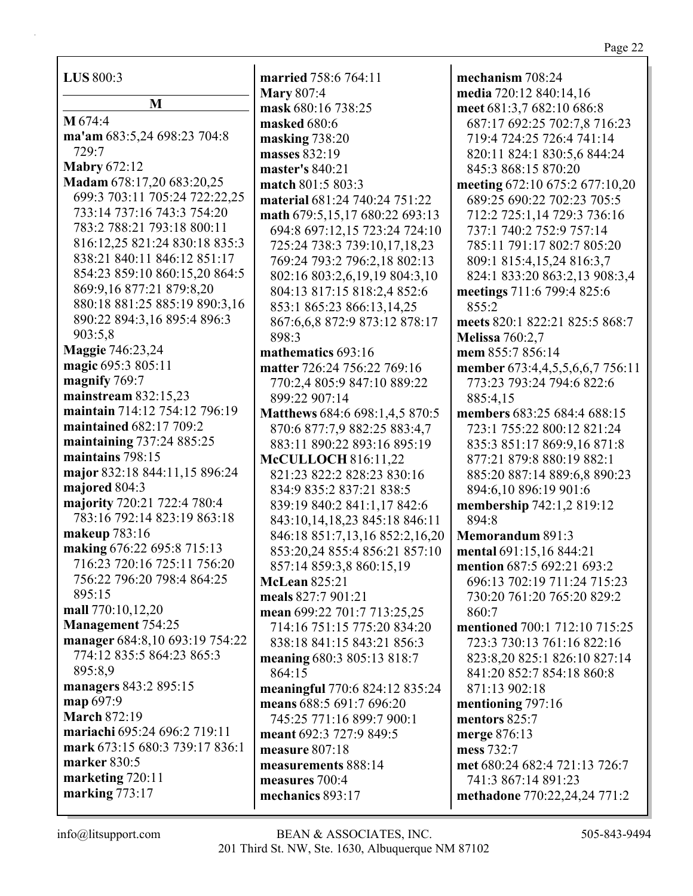**LUS** 800:3

## M

**M** 674:4
**ma'am** 683:5,24 698:23 704:8 729:7
**Mabry** 672:12
**Madam** 678:17,20 683:20,25 699:3 703:11 705:24 722:22,25 733:14 737:16 743:3 754:20 783:2 788:21 793:18 800:11 816:12,25 821:24 830:18 835:3 838:21 840:11 846:12 851:17 854:23 859:10 860:15,20 864:5 869:9,16 877:21 879:8,20 880:18 881:25 885:19 890:3,16 890:22 894:3,16 895:4 896:3 903:5,8
**Maggie** 746:23,24
**magic** 695:3 805:11
**magnify** 769:7
**mainstream** 832:15,23
**maintain** 714:12 754:12 796:19
**maintained** 682:17 709:2
**maintaining** 737:24 885:25
**maintains** 798:15
**major** 832:18 844:11,15 896:24
**majored** 804:3
**majority** 720:21 722:4 780:4 783:16 792:14 823:19 863:18
**makeup** 783:16
**making** 676:22 695:8 715:13 716:23 720:16 725:11 756:20 756:22 796:20 798:4 864:25 895:15
**mall** 770:10,12,20
**Management** 754:25
**manager** 684:8,10 693:19 754:22 774:12 835:5 864:23 865:3 895:8,9
**managers** 843:2 895:15
**map** 697:9
**March** 872:19
**mariachi** 695:24 696:2 719:11
**mark** 673:15 680:3 739:17 836:1
**marker** 830:5
**marketing** 720:11
**marking** 773:17
**married** 758:6 764:11
**Mary** 807:4
**mask** 680:16 738:25
**masked** 680:6
**masking** 738:20
**masses** 832:19
**master's** 840:21
**match** 801:5 803:3
**material** 681:24 740:24 751:22
**math** 679:5,15,17 680:22 693:13 694:8 697:12,15 723:24 724:10 725:24 738:3 739:10,17,18,23 769:24 793:2 796:2,18 802:13 802:16 803:2,6,19,19 804:3,10 804:13 817:15 818:2,4 852:6 853:1 865:23 866:13,14,25 867:6,6,8 872:9 873:12 878:17 898:3
**mathematics** 693:16
**matter** 726:24 756:22 769:16 770:2,4 805:9 847:10 889:22 899:22 907:14
**Matthews** 684:6 698:1,4,5 870:5 870:6 877:7,9 882:25 883:4,7 883:11 890:22 893:16 895:19
**McCULLOCH** 816:11,22 821:23 822:2 828:23 830:16 834:9 835:2 837:21 838:5 839:19 840:2 841:1,17 842:6 843:10,14,18,23 845:18 846:11 846:18 851:7,13,16 852:2,16,20 853:20,24 855:4 856:21 857:10 857:14 859:3,8 860:15,19
**McLean** 825:21
**meals** 827:7 901:21
**mean** 699:22 701:7 713:25,25 714:16 751:15 775:20 834:20 838:18 841:15 843:21 856:3
**meaning** 680:3 805:13 818:7 864:15
**meaningful** 770:6 824:12 835:24
**means** 688:5 691:7 696:20 745:25 771:16 899:7 900:1
**meant** 692:3 727:9 849:5
**measure** 807:18
**measurements** 888:14
**measures** 700:4
**mechanics** 893:17
**mechanism** 708:24
**media** 720:12 840:14,16
**meet** 681:3,7 682:10 686:8 687:17 692:25 702:7,8 716:23 719:4 724:25 726:4 741:14 820:11 824:1 830:5,6 844:24 845:3 868:15 870:20
**meeting** 672:10 675:2 677:10,20 689:25 690:22 702:23 705:5 712:2 725:1,14 729:3 736:16 737:1 740:2 752:9 757:14 785:11 791:17 802:7 805:20 809:1 815:4,15,24 816:3,7 824:1 833:20 863:2,13 908:3,4
**meetings** 711:6 799:4 825:6 855:2
**meets** 820:1 822:21 825:5 868:7
**Melissa** 760:2,7
**mem** 855:7 856:14
**member** 673:4,4,5,5,6,6,7 756:11 773:23 793:24 794:6 822:6 885:4,15
**members** 683:25 684:4 688:15 723:1 755:22 800:12 821:24 835:3 851:17 869:9,16 871:8 877:21 879:8 880:19 882:1 885:20 887:14 889:6,8 890:23 894:6,10 896:19 901:6
**membership** 742:1,2 819:12 894:8
**Memorandum** 891:3
**mental** 691:15,16 844:21
**mention** 687:5 692:21 693:2 696:13 702:19 711:24 715:23 730:20 761:20 765:20 829:2 860:7
**mentioned** 700:1 712:10 715:25 723:3 730:13 761:16 822:16 823:8,20 825:1 826:10 827:14 841:20 852:7 854:18 860:8 871:13 902:18
**mentioning** 797:16
**mentors** 825:7
**merge** 876:13
**mess** 732:7
**met** 680:24 682:4 721:13 726:7 741:3 867:14 891:23
**methadone** 770:22,24,24 771:2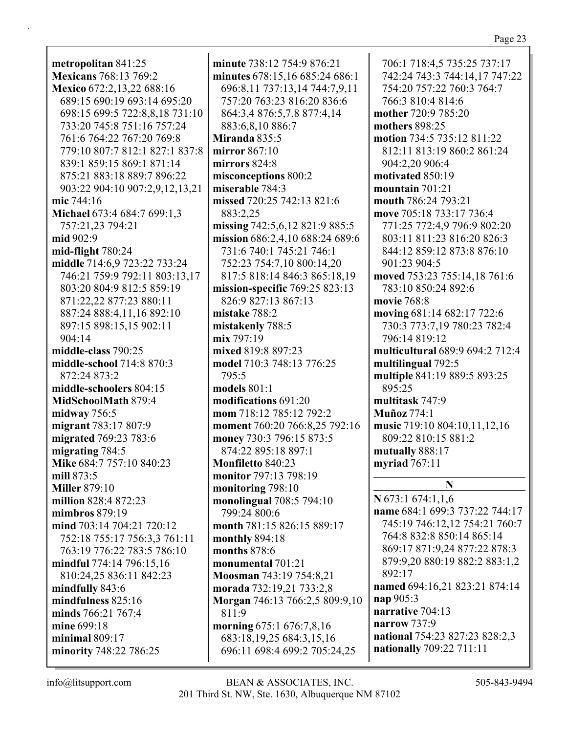**metropolitan** 841:25
**Mexicans** 768:13 769:2
**Mexico** 672:2,13,22 688:16 689:15 690:19 693:14 695:20 698:15 699:5 722:8,8,18 731:10 733:20 745:8 751:16 757:24 761:6 764:22 767:20 769:8 779:10 807:7 812:1 827:1 837:8 839:1 859:15 869:1 871:14 875:21 883:18 889:7 896:22 903:22 904:10 907:2,9,12,13,21
**mic** 744:16
**Michael** 673:4 684:7 699:1,3 757:21,23 794:21
**mid** 902:9
**mid-flight** 780:24
**middle** 714:6,9 723:22 733:24 746:21 759:9 792:11 803:13,17 803:20 804:9 812:5 859:19 871:22,22 877:23 880:11 887:24 888:4,11,16 892:10 897:15 898:15,15 902:11 904:14
**middle-class** 790:25
**middle-school** 714:8 870:3 872:24 873:2
**middle-schoolers** 804:15
**MidSchoolMath** 879:4
**midway** 756:5
**migrant** 783:17 807:9
**migrated** 769:23 783:6
**migrating** 784:5
**Mike** 684:7 757:10 840:23
**mill** 873:5
**Miller** 879:10
**million** 828:4 872:23
**mimbros** 879:19
**mind** 703:14 704:21 720:12 752:18 755:17 756:3,3 761:11 763:19 776:22 783:5 786:10
**mindful** 774:14 796:15,16 810:24,25 836:11 842:23
**mindfully** 843:6
**mindfulness** 825:16
**minds** 766:21 767:4
**mine** 699:18
**minimal** 809:17
**minority** 748:22 786:25
**minute** 738:12 754:9 876:21
**minutes** 678:15,16 685:24 686:1 696:8,11 737:13,14 744:7,9,11 757:20 763:23 816:20 836:6 864:3,4 876:5,7,8 877:4,14 883:6,8,10 886:7
**Miranda** 835:5
**mirror** 867:10
**mirrors** 824:8
**misconceptions** 800:2
**miserable** 784:3
**missed** 720:25 742:13 821:6 883:2,25
**missing** 742:5,6,12 821:9 885:5
**mission** 686:2,4,10 688:24 689:6 731:6 740:1 745:21 746:1 752:23 754:7,10 800:14,20 817:5 818:14 846:3 865:18,19
**mission-specific** 769:25 823:13 826:9 827:13 867:13
**mistake** 788:2
**mistakenly** 788:5
**mix** 797:19
**mixed** 819:8 897:23
**model** 710:3 748:13 776:25 795:5
**models** 801:1
**modifications** 691:20
**mom** 718:12 785:12 792:2
**moment** 760:20 766:8,25 792:16
**money** 730:3 796:15 873:5 874:22 895:18 897:1
**Monfiletto** 840:23
**monitor** 797:13 798:19
**monitoring** 798:10
**monolingual** 708:5 794:10 799:24 800:6
**month** 781:15 826:15 889:17
**monthly** 894:18
**months** 878:6
**monumental** 701:21
**Moosman** 743:19 754:8,21
**morada** 732:19,21 733:2,8
**Morgan** 746:13 766:2,5 809:9,10 811:9
**morning** 675:1 676:7,8,16 683:18,19,25 684:3,15,16 696:11 698:4 699:2 705:24,25 706:1 718:4,5 735:25 737:17 742:24 743:3 744:14,17 747:22 754:20 757:22 760:3 764:7 766:3 810:4 814:6
**mother** 720:9 785:20
**mothers** 898:25
**motion** 734:5 735:12 811:22 812:11 813:19 860:2 861:24 904:2,20 906:4
**motivated** 850:19
**mountain** 701:21
**mouth** 786:24 793:21
**move** 705:18 733:17 736:4 771:25 772:4,9 796:9 802:20 803:11 811:23 816:20 826:3 844:12 859:12 873:8 876:10 901:23 904:5
**moved** 753:23 755:14,18 761:6 783:10 850:24 892:6
**movie** 768:8
**moving** 681:14 682:17 722:6 730:3 773:7,19 780:23 782:4 796:14 819:12
**multicultural** 689:9 694:2 712:4
**multilingual** 792:5
**multiple** 841:19 889:5 893:25 895:25
**multitask** 747:9
**Muñoz** 774:1
**music** 719:10 804:10,11,12,16 809:22 810:15 881:2
**mutually** 888:17
**myriad** 767:11

## N

**N** 673:1 674:1,1,6
**name** 684:1 699:3 737:22 744:17 745:19 746:12,12 754:21 760:7 764:8 832:8 850:14 865:14 869:17 871:9,24 877:22 878:3 879:9,20 880:19 882:2 883:1,2 892:17
**named** 694:16,21 823:21 874:14
**nap** 905:3
**narrative** 704:13
**narrow** 737:9
**national** 754:23 827:23 828:2,3
**nationally** 709:22 711:11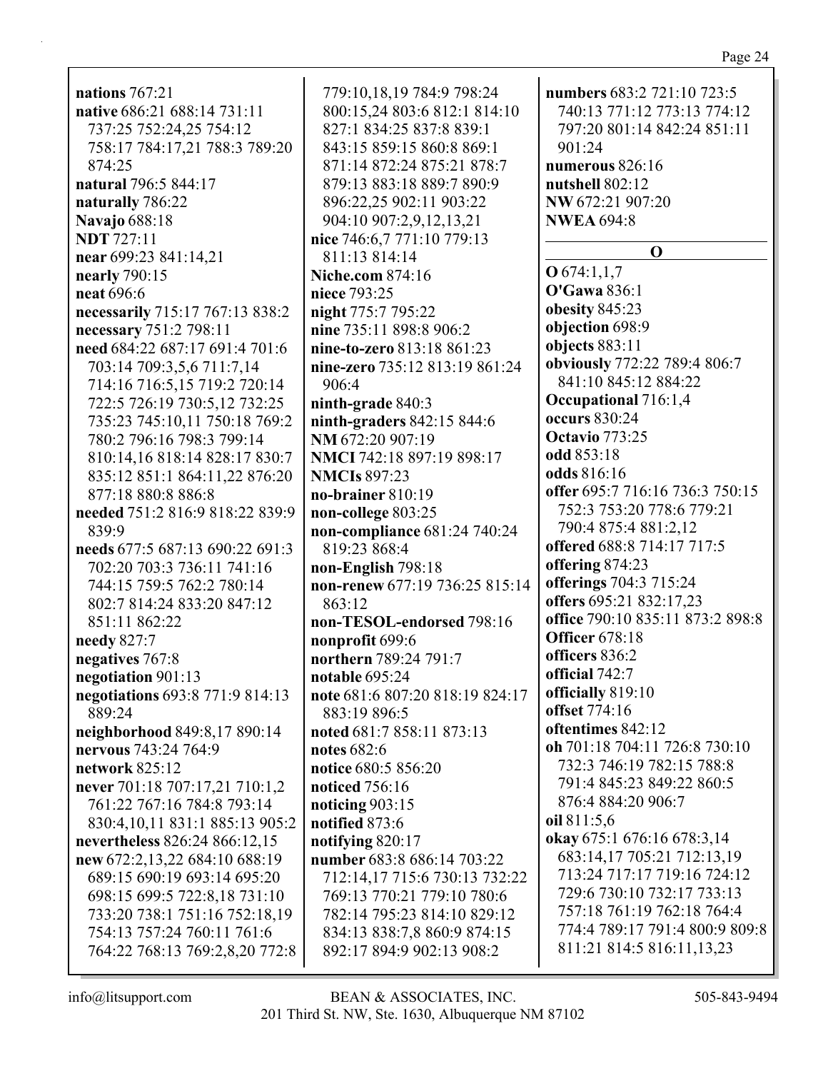**nations** 767:21
**native** 686:21 688:14 731:11 737:25 752:24,25 754:12 758:17 784:17,21 788:3 789:20 874:25
**natural** 796:5 844:17
**naturally** 786:22
**Navajo** 688:18
**NDT** 727:11
**near** 699:23 841:14,21
**nearly** 790:15
**neat** 696:6
**necessarily** 715:17 767:13 838:2
**necessary** 751:2 798:11
**need** 684:22 687:17 691:4 701:6 703:14 709:3,5,6 711:7,14 714:16 716:5,15 719:2 720:14 722:5 726:19 730:5,12 732:25 735:23 745:10,11 750:18 769:2 780:2 796:16 798:3 799:14 810:14,16 818:14 828:17 830:7 835:12 851:1 864:11,22 876:20 877:18 880:8 886:8
**needed** 751:2 816:9 818:22 839:9 839:9
**needs** 677:5 687:13 690:22 691:3 702:20 703:3 736:11 741:16 744:15 759:5 762:2 780:14 802:7 814:24 833:20 847:12 851:11 862:22
**needy** 827:7
**negatives** 767:8
**negotiation** 901:13
**negotiations** 693:8 771:9 814:13 889:24
**neighborhood** 849:8,17 890:14
**nervous** 743:24 764:9
**network** 825:12
**never** 701:18 707:17,21 710:1,2 761:22 767:16 784:8 793:14 830:4,10,11 831:1 885:13 905:2
**nevertheless** 826:24 866:12,15
**new** 672:2,13,22 684:10 688:19 689:15 690:19 693:14 695:20 698:15 699:5 722:8,18 731:10 733:20 738:1 751:16 752:18,19 754:13 757:24 760:11 761:6 764:22 768:13 769:2,8,20 772:8 779:10,18,19 784:9 798:24 800:15,24 803:6 812:1 814:10 827:1 834:25 837:8 839:1 843:15 859:15 860:8 869:1 871:14 872:24 875:21 878:7 879:13 883:18 889:7 890:9 896:22,25 902:11 903:22 904:10 907:2,9,12,13,21
**nice** 746:6,7 771:10 779:13 811:13 814:14
**Niche.com** 874:16
**niece** 793:25
**night** 775:7 795:22
**nine** 735:11 898:8 906:2
**nine-to-zero** 813:18 861:23
**nine-zero** 735:12 813:19 861:24 906:4
**ninth-grade** 840:3
**ninth-graders** 842:15 844:6
**NM** 672:20 907:19
**NMCI** 742:18 897:19 898:17
**NMCIs** 897:23
**no-brainer** 810:19
**non-college** 803:25
**non-compliance** 681:24 740:24 819:23 868:4
**non-English** 798:18
**non-renew** 677:19 736:25 815:14 863:12
**non-TESOL-endorsed** 798:16
**nonprofit** 699:6
**northern** 789:24 791:7
**notable** 695:24
**note** 681:6 807:20 818:19 824:17 883:19 896:5
**noted** 681:7 858:11 873:13
**notes** 682:6
**notice** 680:5 856:20
**noticed** 756:16
**noticing** 903:15
**notified** 873:6
**notifying** 820:17
**number** 683:8 686:14 703:22 712:14,17 715:6 730:13 732:22 769:13 770:21 779:10 780:6 782:14 795:23 814:10 829:12 834:13 838:7,8 860:9 874:15 892:17 894:9 902:13 908:2
**numbers** 683:2 721:10 723:5 740:13 771:12 773:13 774:12 797:20 801:14 842:24 851:11 901:24
**numerous** 826:16
**nutshell** 802:12
**NW** 672:21 907:20
**NWEA** 694:8

## O

**O** 674:1,1,7
**O'Gawa** 836:1
**obesity** 845:23
**objection** 698:9
**objects** 883:11
**obviously** 772:22 789:4 806:7 841:10 845:12 884:22
**Occupational** 716:1,4
**occurs** 830:24
**Octavio** 773:25
**odd** 853:18
**odds** 816:16
**offer** 695:7 716:16 736:3 750:15 752:3 753:20 778:6 779:21 790:4 875:4 881:2,12
**offered** 688:8 714:17 717:5
**offering** 874:23
**offerings** 704:3 715:24
**offers** 695:21 832:17,23
**office** 790:10 835:11 873:2 898:8
**Officer** 678:18
**officers** 836:2
**official** 742:7
**officially** 819:10
**offset** 774:16
**oftentimes** 842:12
**oh** 701:18 704:11 726:8 730:10 732:3 746:19 782:15 788:8 791:4 845:23 849:22 860:5 876:4 884:20 906:7
**oil** 811:5,6
**okay** 675:1 676:16 678:3,14 683:14,17 705:21 712:13,19 713:24 717:17 719:16 724:12 729:6 730:10 732:17 733:13 757:18 761:19 762:18 764:4 774:4 789:17 791:4 800:9 809:8 811:21 814:5 816:11,13,23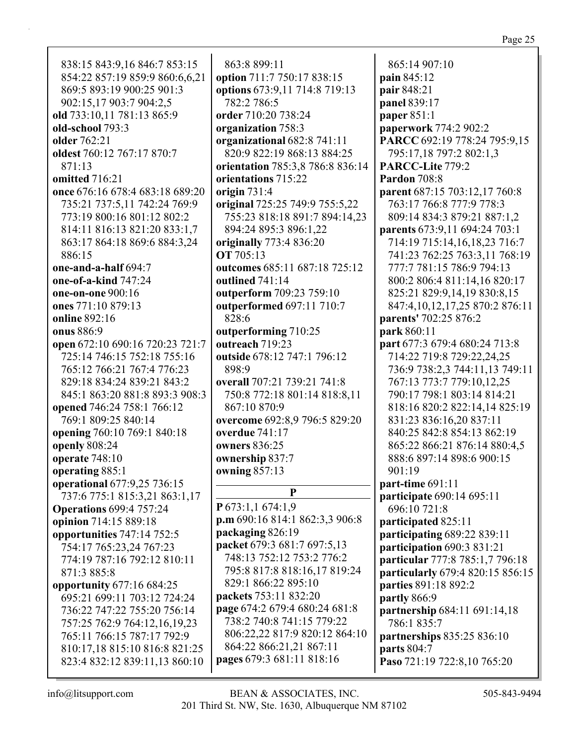838:15 843:9,16 846:7 853:15 854:22 857:19 859:9 860:6,6,21 869:5 893:19 900:25 901:3 902:15,17 903:7 904:2,5
**old** 733:10,11 781:13 865:9
**old-school** 793:3
**older** 762:21
**oldest** 760:12 767:17 870:7 871:13
**omitted** 716:21
**once** 676:16 678:4 683:18 689:20 735:21 737:5,11 742:24 769:9 773:19 800:16 801:12 802:2 814:11 816:13 821:20 833:1,7 863:17 864:18 869:6 884:3,24 886:15
**one-and-a-half** 694:7
**one-of-a-kind** 747:24
**one-on-one** 900:16
**ones** 771:10 879:13
**online** 892:16
**onus** 886:9
**open** 672:10 690:16 720:23 721:7 725:14 746:15 752:18 755:16 765:12 766:21 767:4 776:23 829:18 834:24 839:21 843:2 845:1 863:20 881:8 893:3 908:3
**opened** 746:24 758:1 766:12 769:1 809:25 840:14
**opening** 760:10 769:1 840:18
**openly** 808:24
**operate** 748:10
**operating** 885:1
**operational** 677:9,25 736:15 737:6 775:1 815:3,21 863:1,17
**Operations** 699:4 757:24
**opinion** 714:15 889:18
**opportunities** 747:14 752:5 754:17 765:23,24 767:23 774:19 787:16 792:12 810:11 871:3 885:8
**opportunity** 677:16 684:25 695:21 699:11 703:12 724:24 736:22 747:22 755:20 756:14 757:25 762:9 764:12,16,19,23 765:11 766:15 787:17 792:9 810:17,18 815:10 816:8 821:25 823:4 832:12 839:11,13 860:10 863:8 899:11
**option** 711:7 750:17 838:15
**options** 673:9,11 714:8 719:13 782:2 786:5
**order** 710:20 738:24
**organization** 758:3
**organizational** 682:8 741:11 820:9 822:19 868:13 884:25
**orientation** 785:3,8 786:8 836:14
**orientations** 715:22
**origin** 731:4
**original** 725:25 749:9 755:5,22 755:23 818:18 891:7 894:14,23 894:24 895:3 896:1,22
**originally** 773:4 836:20
**OT** 705:13
**outcomes** 685:11 687:18 725:12
**outlined** 741:14
**outperform** 709:23 759:10
**outperformed** 697:11 710:7 828:6
**outperforming** 710:25
**outreach** 719:23
**outside** 678:12 747:1 796:12 898:9
**overall** 707:21 739:21 741:8 750:8 772:18 801:14 818:8,11 867:10 870:9
**overcome** 692:8,9 796:5 829:20
**overdue** 741:17
**owners** 836:25
**ownership** 837:7
**owning** 857:13

## P

**P** 673:1,1 674:1,9
**p.m** 690:16 814:1 862:3,3 906:8
**packaging** 826:19
**packet** 679:3 681:7 697:5,13 748:13 752:12 753:2 776:2 795:8 817:8 818:16,17 819:24 829:1 866:22 895:10
**packets** 753:11 832:20
**page** 674:2 679:4 680:24 681:8 738:2 740:8 741:15 779:22 806:22,22 817:9 820:12 864:10 864:22 866:21,21 867:11
**pages** 679:3 681:11 818:16
865:14 907:10
**pain** 845:12
**pair** 848:21
**panel** 839:17
**paper** 851:1
**paperwork** 774:2 902:2
**PARCC** 692:19 778:24 795:9,15 795:17,18 797:2 802:1,3
**PARCC-Lite** 779:2
**Pardon** 708:8
**parent** 687:15 703:12,17 760:8 763:17 766:8 777:9 778:3 809:14 834:3 879:21 887:1,2
**parents** 673:9,11 694:24 703:1 714:19 715:14,16,18,23 716:7 741:23 762:25 763:3,11 768:19 777:7 781:15 786:9 794:13 800:2 806:4 811:14,16 820:17 825:21 829:9,14,19 830:8,15 847:4,10,12,17,25 870:2 876:11
**parents'** 702:25 876:2
**park** 860:11
**part** 677:3 679:4 680:24 713:8 714:22 719:8 729:22,24,25 736:9 738:2,3 744:11,13 749:11 767:13 773:7 779:10,12,25 790:17 798:1 803:14 814:21 818:16 820:2 822:14,14 825:19 831:23 836:16,20 837:11 840:25 842:8 854:13 862:19 865:22 866:21 876:14 880:4,5 888:6 897:14 898:6 900:15 901:19
**part-time** 691:11
**participate** 690:14 695:11 696:10 721:8
**participated** 825:11
**participating** 689:22 839:11
**participation** 690:3 831:21
**particular** 777:8 785:1,7 796:18
**particularly** 679:4 820:15 856:15
**parties** 891:18 892:2
**partly** 866:9
**partnership** 684:11 691:14,18 786:1 835:7
**partnerships** 835:25 836:10
**parts** 804:7
**Paso** 721:19 722:8,10 765:20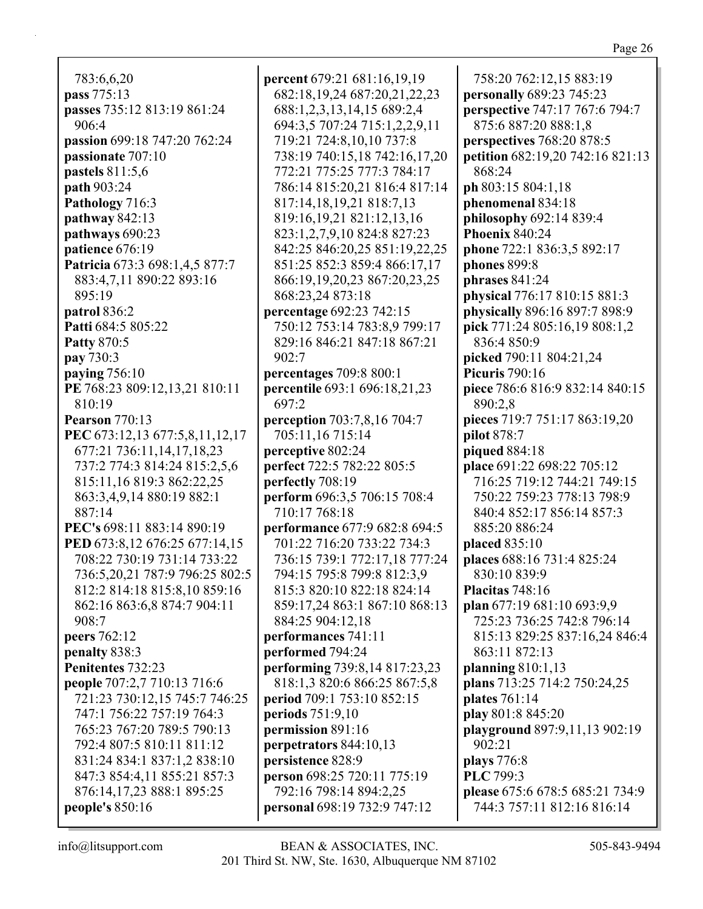783:6,6,20
**pass** 775:13
**passes** 735:12 813:19 861:24 906:4
**passion** 699:18 747:20 762:24
**passionate** 707:10
**pastels** 811:5,6
**path** 903:24
**Pathology** 716:3
**pathway** 842:13
**pathways** 690:23
**patience** 676:19
**Patricia** 673:3 698:1,4,5 877:7 883:4,7,11 890:22 893:16 895:19
**patrol** 836:2
**Patti** 684:5 805:22
**Patty** 870:5
**pay** 730:3
**paying** 756:10
**PE** 768:23 809:12,13,21 810:11 810:19
**Pearson** 770:13
**PEC** 673:12,13 677:5,8,11,12,17 677:21 736:11,14,17,18,23 737:2 774:3 814:24 815:2,5,6 815:11,16 819:3 862:22,25 863:3,4,9,14 880:19 882:1 887:14
**PEC's** 698:11 883:14 890:19
**PED** 673:8,12 676:25 677:14,15 708:22 730:19 731:14 733:22 736:5,20,21 787:9 796:25 802:5 812:2 814:18 815:8,10 859:16 862:16 863:6,8 874:7 904:11 908:7
**peers** 762:12
**penalty** 838:3
**Penitentes** 732:23
**people** 707:2,7 710:13 716:6 721:23 730:12,15 745:7 746:25 747:1 756:22 757:19 764:3 765:23 767:20 789:5 790:13 792:4 807:5 810:11 811:12 831:24 834:1 837:1,2 838:10 847:3 854:4,11 855:21 857:3 876:14,17,23 888:1 895:25
**people's** 850:16
**percent** 679:21 681:16,19,19 682:18,19,24 687:20,21,22,23 688:1,2,3,13,14,15 689:2,4 694:3,5 707:24 715:1,2,2,9,11 719:21 724:8,10,10 737:8 738:19 740:15,18 742:16,17,20 772:21 775:25 777:3 784:17 786:14 815:20,21 816:4 817:14 817:14,18,19,21 818:7,13 819:16,19,21 821:12,13,16 823:1,2,7,9,10 824:8 827:23 842:25 846:20,25 851:19,22,25 851:25 852:3 859:4 866:17,17 866:19,19,20,23 867:20,23,25 868:23,24 873:18
**percentage** 692:23 742:15 750:12 753:14 783:8,9 799:17 829:16 846:21 847:18 867:21 902:7
**percentages** 709:8 800:1
**percentile** 693:1 696:18,21,23 697:2
**perception** 703:7,8,16 704:7 705:11,16 715:14
**perceptive** 802:24
**perfect** 722:5 782:22 805:5
**perfectly** 708:19
**perform** 696:3,5 706:15 708:4 710:17 768:18
**performance** 677:9 682:8 694:5 701:22 716:20 733:22 734:3 736:15 739:1 772:17,18 777:24 794:15 795:8 799:8 812:3,9 815:3 820:10 822:18 824:14 859:17,24 863:1 867:10 868:13 884:25 904:12,18
**performances** 741:11
**performed** 794:24
**performing** 739:8,14 817:23,23 818:1,3 820:6 866:25 867:5,8
**period** 709:1 753:10 852:15
**periods** 751:9,10
**permission** 891:16
**perpetrators** 844:10,13
**persistence** 828:9
**person** 698:25 720:11 775:19 792:16 798:14 894:2,25
**personal** 698:19 732:9 747:12 758:20 762:12,15 883:19
**personally** 689:23 745:23
**perspective** 747:17 767:6 794:7 875:6 887:20 888:1,8
**perspectives** 768:20 878:5
**petition** 682:19,20 742:16 821:13 868:24
**ph** 803:15 804:1,18
**phenomenal** 834:18
**philosophy** 692:14 839:4
**Phoenix** 840:24
**phone** 722:1 836:3,5 892:17
**phones** 899:8
**phrases** 841:24
**physical** 776:17 810:15 881:3
**physically** 896:16 897:7 898:9
**pick** 771:24 805:16,19 808:1,2 836:4 850:9
**picked** 790:11 804:21,24
**Picuris** 790:16
**piece** 786:6 816:9 832:14 840:15 890:2,8
**pieces** 719:7 751:17 863:19,20
**pilot** 878:7
**piqued** 884:18
**place** 691:22 698:22 705:12 716:25 719:12 744:21 749:15 750:22 759:23 778:13 798:9 840:4 852:17 856:14 857:3 885:20 886:24
**placed** 835:10
**places** 688:16 731:4 825:24 830:10 839:9
**Placitas** 748:16
**plan** 677:19 681:10 693:9,9 725:23 736:25 742:8 796:14 815:13 829:25 837:16,24 846:4 863:11 872:13
**planning** 810:1,13
**plans** 713:25 714:2 750:24,25
**plates** 761:14
**play** 801:8 845:20
**playground** 897:9,11,13 902:19 902:21
**plays** 776:8
**PLC** 799:3
**please** 675:6 678:5 685:21 734:9 744:3 757:11 812:16 816:14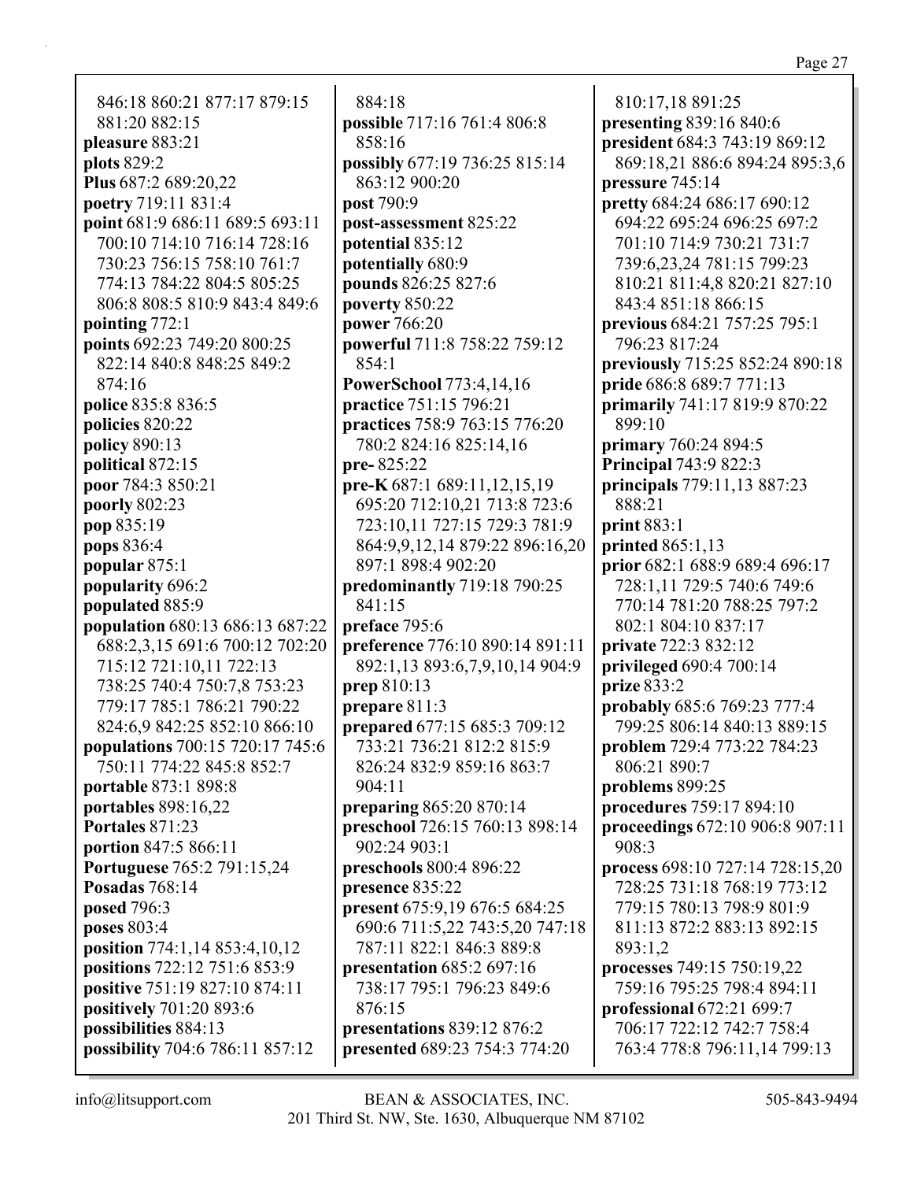846:18 860:21 877:17 879:15 881:20 882:15
**pleasure** 883:21
**plots** 829:2
**Plus** 687:2 689:20,22
**poetry** 719:11 831:4
**point** 681:9 686:11 689:5 693:11 700:10 714:10 716:14 728:16 730:23 756:15 758:10 761:7 774:13 784:22 804:5 805:25 806:8 808:5 810:9 843:4 849:6
**pointing** 772:1
**points** 692:23 749:20 800:25 822:14 840:8 848:25 849:2 874:16
**police** 835:8 836:5
**policies** 820:22
**policy** 890:13
**political** 872:15
**poor** 784:3 850:21
**poorly** 802:23
**pop** 835:19
**pops** 836:4
**popular** 875:1
**popularity** 696:2
**populated** 885:9
**population** 680:13 686:13 687:22 688:2,3,15 691:6 700:12 702:20 715:12 721:10,11 722:13 738:25 740:4 750:7,8 753:23 779:17 785:1 786:21 790:22 824:6,9 842:25 852:10 866:10
**populations** 700:15 720:17 745:6 750:11 774:22 845:8 852:7
**portable** 873:1 898:8
**portables** 898:16,22
**Portales** 871:23
**portion** 847:5 866:11
**Portuguese** 765:2 791:15,24
**Posadas** 768:14
**posed** 796:3
**poses** 803:4
**position** 774:1,14 853:4,10,12
**positions** 722:12 751:6 853:9
**positive** 751:19 827:10 874:11
**positively** 701:20 893:6
**possibilities** 884:13
**possibility** 704:6 786:11 857:12 884:18
**possible** 717:16 761:4 806:8 858:16
**possibly** 677:19 736:25 815:14 863:12 900:20
**post** 790:9
**post-assessment** 825:22
**potential** 835:12
**potentially** 680:9
**pounds** 826:25 827:6
**poverty** 850:22
**power** 766:20
**powerful** 711:8 758:22 759:12 854:1
**PowerSchool** 773:4,14,16
**practice** 751:15 796:21
**practices** 758:9 763:15 776:20 780:2 824:16 825:14,16
**pre-** 825:22
**pre-K** 687:1 689:11,12,15,19 695:20 712:10,21 713:8 723:6 723:10,11 727:15 729:3 781:9 864:9,9,12,14 879:22 896:16,20 897:1 898:4 902:20
**predominantly** 719:18 790:25 841:15
**preface** 795:6
**preference** 776:10 890:14 891:11 892:1,13 893:6,7,9,10,14 904:9
**prep** 810:13
**prepare** 811:3
**prepared** 677:15 685:3 709:12 733:21 736:21 812:2 815:9 826:24 832:9 859:16 863:7 904:11
**preparing** 865:20 870:14
**preschool** 726:15 760:13 898:14 902:24 903:1
**preschools** 800:4 896:22
**presence** 835:22
**present** 675:9,19 676:5 684:25 690:6 711:5,22 743:5,20 747:18 787:11 822:1 846:3 889:8
**presentation** 685:2 697:16 738:17 795:1 796:23 849:6 876:15
**presentations** 839:12 876:2
**presented** 689:23 754:3 774:20 810:17,18 891:25
**presenting** 839:16 840:6
**president** 684:3 743:19 869:12 869:18,21 886:6 894:24 895:3,6
**pressure** 745:14
**pretty** 684:24 686:17 690:12 694:22 695:24 696:25 697:2 701:10 714:9 730:21 731:7 739:6,23,24 781:15 799:23 810:21 811:4,8 820:21 827:10 843:4 851:18 866:15
**previous** 684:21 757:25 795:1 796:23 817:24
**previously** 715:25 852:24 890:18
**pride** 686:8 689:7 771:13
**primarily** 741:17 819:9 870:22 899:10
**primary** 760:24 894:5
**Principal** 743:9 822:3
**principals** 779:11,13 887:23 888:21
**print** 883:1
**printed** 865:1,13
**prior** 682:1 688:9 689:4 696:17 728:1,11 729:5 740:6 749:6 770:14 781:20 788:25 797:2 802:1 804:10 837:17
**private** 722:3 832:12
**privileged** 690:4 700:14
**prize** 833:2
**probably** 685:6 769:23 777:4 799:25 806:14 840:13 889:15
**problem** 729:4 773:22 784:23 806:21 890:7
**problems** 899:25
**procedures** 759:17 894:10
**proceedings** 672:10 906:8 907:11 908:3
**process** 698:10 727:14 728:15,20 728:25 731:18 768:19 773:12 779:15 780:13 798:9 801:9 811:13 872:2 883:13 892:15 893:1,2
**processes** 749:15 750:19,22 759:16 795:25 798:4 894:11
**professional** 672:21 699:7 706:17 722:12 742:7 758:4 763:4 778:8 796:11,14 799:13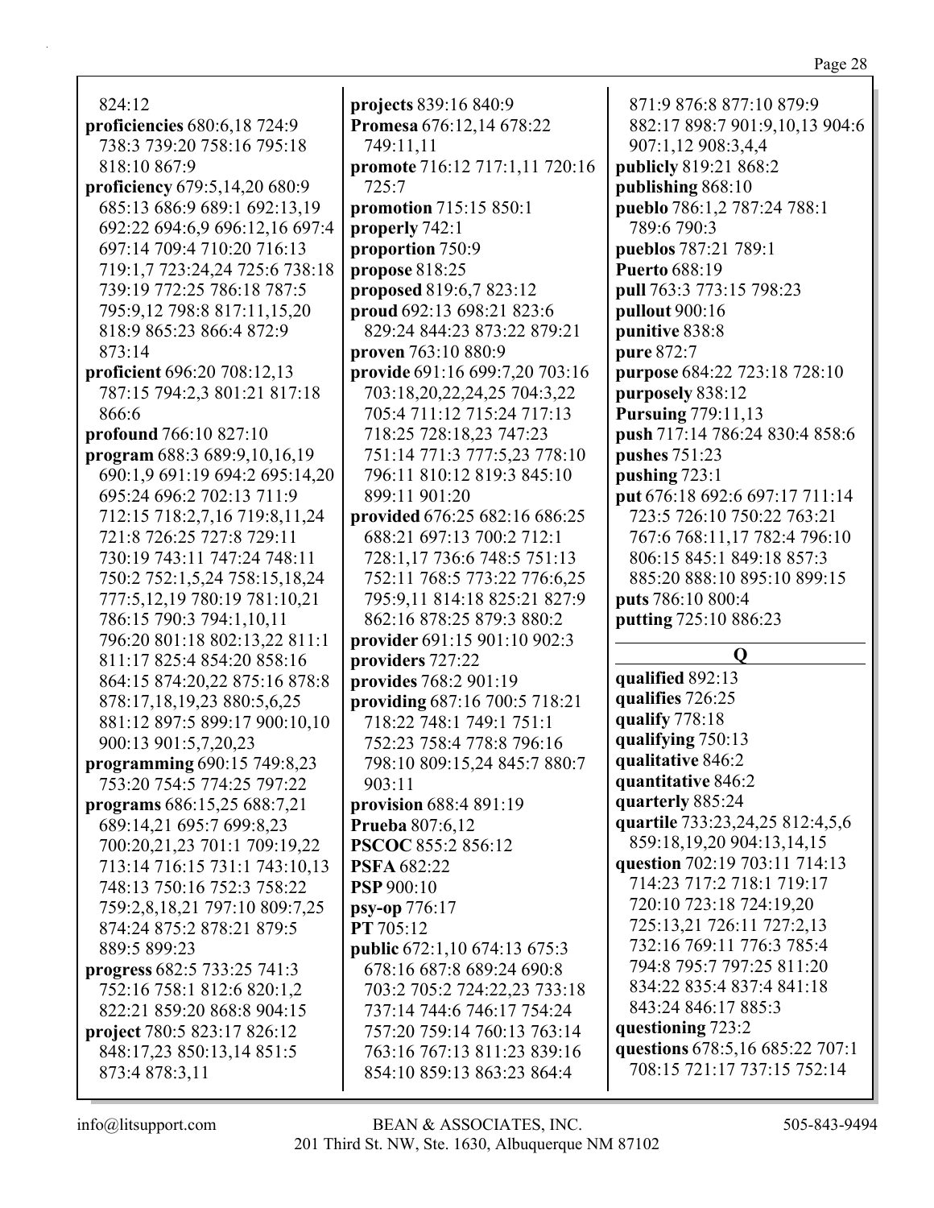824:12
**proficiencies** 680:6,18 724:9 738:3 739:20 758:16 795:18 818:10 867:9
**proficiency** 679:5,14,20 680:9 685:13 686:9 689:1 692:13,19 692:22 694:6,9 696:12,16 697:4 697:14 709:4 710:20 716:13 719:1,7 723:24,24 725:6 738:18 739:19 772:25 786:18 787:5 795:9,12 798:8 817:11,15,20 818:9 865:23 866:4 872:9 873:14
**proficient** 696:20 708:12,13 787:15 794:2,3 801:21 817:18 866:6
**profound** 766:10 827:10
**program** 688:3 689:9,10,16,19 690:1,9 691:19 694:2 695:14,20 695:24 696:2 702:13 711:9 712:15 718:2,7,16 719:8,11,24 721:8 726:25 727:8 729:11 730:19 743:11 747:24 748:11 750:2 752:1,5,24 758:15,18,24 777:5,12,19 780:19 781:10,21 786:15 790:3 794:1,10,11 796:20 801:18 802:13,22 811:1 811:17 825:4 854:20 858:16 864:15 874:20,22 875:16 878:8 878:17,18,19,23 880:5,6,25 881:12 897:5 899:17 900:10,10 900:13 901:5,7,20,23
**programming** 690:15 749:8,23 753:20 754:5 774:25 797:22
**programs** 686:15,25 688:7,21 689:14,21 695:7 699:8,23 700:20,21,23 701:1 709:19,22 713:14 716:15 731:1 743:10,13 748:13 750:16 752:3 758:22 759:2,8,18,21 797:10 809:7,25 874:24 875:2 878:21 879:5 889:5 899:23
**progress** 682:5 733:25 741:3 752:16 758:1 812:6 820:1,2 822:21 859:20 868:8 904:15
**project** 780:5 823:17 826:12 848:17,23 850:13,14 851:5 873:4 878:3,11
**projects** 839:16 840:9
**Promesa** 676:12,14 678:22 749:11,11
**promote** 716:12 717:1,11 720:16 725:7
**promotion** 715:15 850:1
**properly** 742:1
**proportion** 750:9
**propose** 818:25
**proposed** 819:6,7 823:12
**proud** 692:13 698:21 823:6 829:24 844:23 873:22 879:21
**proven** 763:10 880:9
**provide** 691:16 699:7,20 703:16 703:18,20,22,24,25 704:3,22 705:4 711:12 715:24 717:13 718:25 728:18,23 747:23 751:14 771:3 777:5,23 778:10 796:11 810:12 819:3 845:10 899:11 901:20
**provided** 676:25 682:16 686:25 688:21 697:13 700:2 712:1 728:1,17 736:6 748:5 751:13 752:11 768:5 773:22 776:6,25 795:9,11 814:18 825:21 827:9 862:16 878:25 879:3 880:2
**provider** 691:15 901:10 902:3
**providers** 727:22
**provides** 768:2 901:19
**providing** 687:16 700:5 718:21 718:22 748:1 749:1 751:1 752:23 758:4 778:8 796:16 798:10 809:15,24 845:7 880:7 903:11
**provision** 688:4 891:19
**Prueba** 807:6,12
**PSCOC** 855:2 856:12
**PSFA** 682:22
**PSP** 900:10
**psy-op** 776:17
**PT** 705:12
**public** 672:1,10 674:13 675:3 678:16 687:8 689:24 690:8 703:2 705:2 724:22,23 733:18 737:14 744:6 746:17 754:24 757:20 759:14 760:13 763:14 763:16 767:13 811:23 839:16 854:10 859:13 863:23 864:4 871:9 876:8 877:10 879:9 882:17 898:7 901:9,10,13 904:6 907:1,12 908:3,4,4
**publicly** 819:21 868:2
**publishing** 868:10
**pueblo** 786:1,2 787:24 788:1 789:6 790:3
**pueblos** 787:21 789:1
**Puerto** 688:19
**pull** 763:3 773:15 798:23
**pullout** 900:16
**punitive** 838:8
**pure** 872:7
**purpose** 684:22 723:18 728:10
**purposely** 838:12
**Pursuing** 779:11,13
**push** 717:14 786:24 830:4 858:6
**pushes** 751:23
**pushing** 723:1
**put** 676:18 692:6 697:17 711:14 723:5 726:10 750:22 763:21 767:6 768:11,17 782:4 796:10 806:15 845:1 849:18 857:3 885:20 888:10 895:10 899:15
**puts** 786:10 800:4
**putting** 725:10 886:23

## Q

**qualified** 892:13
**qualifies** 726:25
**qualify** 778:18
**qualifying** 750:13
**qualitative** 846:2
**quantitative** 846:2
**quarterly** 885:24
**quartile** 733:23,24,25 812:4,5,6 859:18,19,20 904:13,14,15
**question** 702:19 703:11 714:13 714:23 717:2 718:1 719:17 720:10 723:18 724:19,20 725:13,21 726:11 727:2,13 732:16 769:11 776:3 785:4 794:8 795:7 797:25 811:20 834:22 835:4 837:4 841:18 843:24 846:17 885:3
**questioning** 723:2
**questions** 678:5,16 685:22 707:1 708:15 721:17 737:15 752:14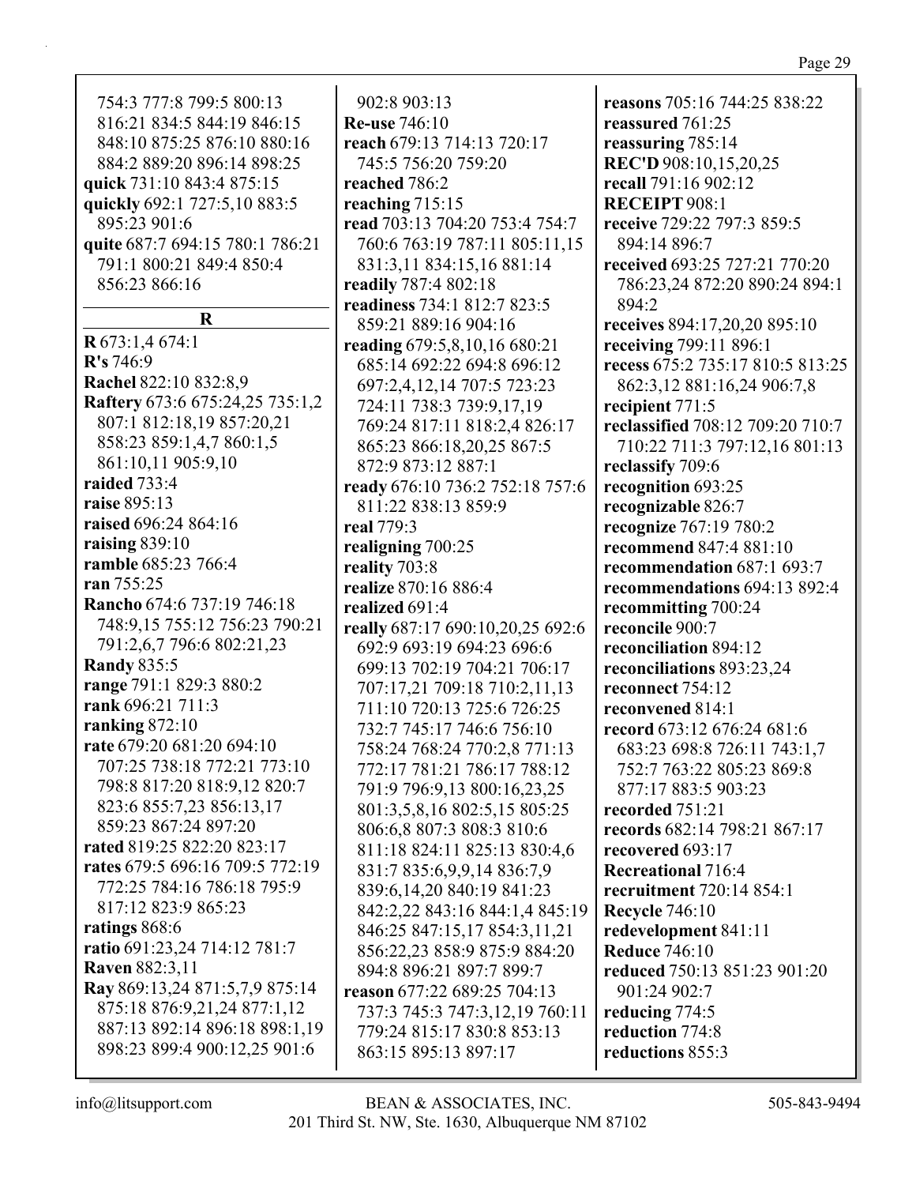754:3 777:8 799:5 800:13 816:21 834:5 844:19 846:15 848:10 875:25 876:10 880:16 884:2 889:20 896:14 898:25
**quick** 731:10 843:4 875:15
**quickly** 692:1 727:5,10 883:5 895:23 901:6
**quite** 687:7 694:15 780:1 786:21 791:1 800:21 849:4 850:4 856:23 866:16

## R

**R** 673:1,4 674:1
**R's** 746:9
**Rachel** 822:10 832:8,9
**Raftery** 673:6 675:24,25 735:1,2 807:1 812:18,19 857:20,21 858:23 859:1,4,7 860:1,5 861:10,11 905:9,10
**raided** 733:4
**raise** 895:13
**raised** 696:24 864:16
**raising** 839:10
**ramble** 685:23 766:4
**ran** 755:25
**Rancho** 674:6 737:19 746:18 748:9,15 755:12 756:23 790:21 791:2,6,7 796:6 802:21,23
**Randy** 835:5
**range** 791:1 829:3 880:2
**rank** 696:21 711:3
**ranking** 872:10
**rate** 679:20 681:20 694:10 707:25 738:18 772:21 773:10 798:8 817:20 818:9,12 820:7 823:6 855:7,23 856:13,17 859:23 867:24 897:20
**rated** 819:25 822:20 823:17
**rates** 679:5 696:16 709:5 772:19 772:25 784:16 786:18 795:9 817:12 823:9 865:23
**ratings** 868:6
**ratio** 691:23,24 714:12 781:7
**Raven** 882:3,11
**Ray** 869:13,24 871:5,7,9 875:14 875:18 876:9,21,24 877:1,12 887:13 892:14 896:18 898:1,19 898:23 899:4 900:12,25 901:6 902:8 903:13
**Re-use** 746:10
**reach** 679:13 714:13 720:17 745:5 756:20 759:20
**reached** 786:2
**reaching** 715:15
**read** 703:13 704:20 753:4 754:7 760:6 763:19 787:11 805:11,15 831:3,11 834:15,16 881:14
**readily** 787:4 802:18
**readiness** 734:1 812:7 823:5 859:21 889:16 904:16
**reading** 679:5,8,10,16 680:21 685:14 692:22 694:8 696:12 697:2,4,12,14 707:5 723:23 724:11 738:3 739:9,17,19 769:24 817:11 818:2,4 826:17 865:23 866:18,20,25 867:5 872:9 873:12 887:1
**ready** 676:10 736:2 752:18 757:6 811:22 838:13 859:9
**real** 779:3
**realigning** 700:25
**reality** 703:8
**realize** 870:16 886:4
**realized** 691:4
**really** 687:17 690:10,20,25 692:6 692:9 693:19 694:23 696:6 699:13 702:19 704:21 706:17 707:17,21 709:18 710:2,11,13 711:10 720:13 725:6 726:25 732:7 745:17 746:6 756:10 758:24 768:24 770:2,8 771:13 772:17 781:21 786:17 788:12 791:9 796:9,13 800:16,23,25 801:3,5,8,16 802:5,15 805:25 806:6,8 807:3 808:3 810:6 811:18 824:11 825:13 830:4,6 831:7 835:6,9,9,14 836:7,9 839:6,14,20 840:19 841:23 842:2,22 843:16 844:1,4 845:19 846:25 847:15,17 854:3,11,21 856:22,23 858:9 875:9 884:20 894:8 896:21 897:7 899:7
**reason** 677:22 689:25 704:13 737:3 745:3 747:3,12,19 760:11 779:24 815:17 830:8 853:13 863:15 895:13 897:17
**reasons** 705:16 744:25 838:22
**reassured** 761:25
**reassuring** 785:14
**REC'D** 908:10,15,20,25
**recall** 791:16 902:12
**RECEIPT** 908:1
**receive** 729:22 797:3 859:5 894:14 896:7
**received** 693:25 727:21 770:20 786:23,24 872:20 890:24 894:1 894:2
**receives** 894:17,20,20 895:10
**receiving** 799:11 896:1
**recess** 675:2 735:17 810:5 813:25 862:3,12 881:16,24 906:7,8
**recipient** 771:5
**reclassified** 708:12 709:20 710:7 710:22 711:3 797:12,16 801:13
**reclassify** 709:6
**recognition** 693:25
**recognizable** 826:7
**recognize** 767:19 780:2
**recommend** 847:4 881:10
**recommendation** 687:1 693:7
**recommendations** 694:13 892:4
**recommitting** 700:24
**reconcile** 900:7
**reconciliation** 894:12
**reconciliations** 893:23,24
**reconnect** 754:12
**reconvened** 814:1
**record** 673:12 676:24 681:6 683:23 698:8 726:11 743:1,7 752:7 763:22 805:23 869:8 877:17 883:5 903:23
**recorded** 751:21
**records** 682:14 798:21 867:17
**recovered** 693:17
**Recreational** 716:4
**recruitment** 720:14 854:1
**Recycle** 746:10
**redevelopment** 841:11
**Reduce** 746:10
**reduced** 750:13 851:23 901:20 901:24 902:7
**reducing** 774:5
**reduction** 774:8
**reductions** 855:3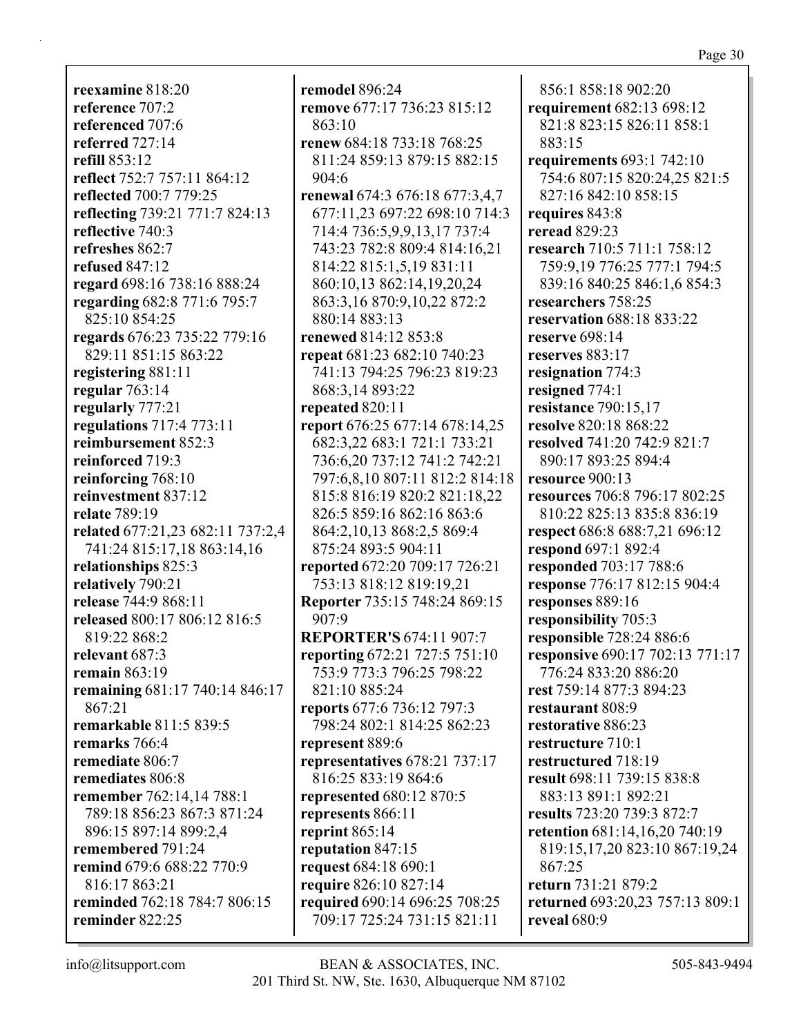**reexamine** 818:20
**reference** 707:2
**referenced** 707:6
**referred** 727:14
**refill** 853:12
**reflect** 752:7 757:11 864:12
**reflected** 700:7 779:25
**reflecting** 739:21 771:7 824:13
**reflective** 740:3
**refreshes** 862:7
**refused** 847:12
**regard** 698:16 738:16 888:24
**regarding** 682:8 771:6 795:7 825:10 854:25
**regards** 676:23 735:22 779:16 829:11 851:15 863:22
**registering** 881:11
**regular** 763:14
**regularly** 777:21
**regulations** 717:4 773:11
**reimbursement** 852:3
**reinforced** 719:3
**reinforcing** 768:10
**reinvestment** 837:12
**relate** 789:19
**related** 677:21,23 682:11 737:2,4 741:24 815:17,18 863:14,16
**relationships** 825:3
**relatively** 790:21
**release** 744:9 868:11
**released** 800:17 806:12 816:5 819:22 868:2
**relevant** 687:3
**remain** 863:19
**remaining** 681:17 740:14 846:17 867:21
**remarkable** 811:5 839:5
**remarks** 766:4
**remediate** 806:7
**remediates** 806:8
**remember** 762:14,14 788:1 789:18 856:23 867:3 871:24 896:15 897:14 899:2,4
**remembered** 791:24
**remind** 679:6 688:22 770:9 816:17 863:21
**reminded** 762:18 784:7 806:15
**reminder** 822:25
**remodel** 896:24
**remove** 677:17 736:23 815:12 863:10
**renew** 684:18 733:18 768:25 811:24 859:13 879:15 882:15 904:6
**renewal** 674:3 676:18 677:3,4,7 677:11,23 697:22 698:10 714:3 714:4 736:5,9,9,13,17 737:4 743:23 782:8 809:4 814:16,21 814:22 815:1,5,19 831:11 860:10,13 862:14,19,20,24 863:3,16 870:9,10,22 872:2 880:14 883:13
**renewed** 814:12 853:8
**repeat** 681:23 682:10 740:23 741:13 794:25 796:23 819:23 868:3,14 893:22
**repeated** 820:11
**report** 676:25 677:14 678:14,25 682:3,22 683:1 721:1 733:21 736:6,20 737:12 741:2 742:21 797:6,8,10 807:11 812:2 814:18 815:8 816:19 820:2 821:18,22 826:5 859:16 862:16 863:6 864:2,10,13 868:2,5 869:4 875:24 893:5 904:11
**reported** 672:20 709:17 726:21 753:13 818:12 819:19,21
**Reporter** 735:15 748:24 869:15 907:9
**REPORTER'S** 674:11 907:7
**reporting** 672:21 727:5 751:10 753:9 773:3 796:25 798:22 821:10 885:24
**reports** 677:6 736:12 797:3 798:24 802:1 814:25 862:23
**represent** 889:6
**representatives** 678:21 737:17 816:25 833:19 864:6
**represented** 680:12 870:5
**represents** 866:11
**reprint** 865:14
**reputation** 847:15
**request** 684:18 690:1
**require** 826:10 827:14
**required** 690:14 696:25 708:25 709:17 725:24 731:15 821:11 856:1 858:18 902:20
**requirement** 682:13 698:12 821:8 823:15 826:11 858:1 883:15
**requirements** 693:1 742:10 754:6 807:15 820:24,25 821:5 827:16 842:10 858:15
**requires** 843:8
**reread** 829:23
**research** 710:5 711:1 758:12 759:9,19 776:25 777:1 794:5 839:16 840:25 846:1,6 854:3
**researchers** 758:25
**reservation** 688:18 833:22
**reserve** 698:14
**reserves** 883:17
**resignation** 774:3
**resigned** 774:1
**resistance** 790:15,17
**resolve** 820:18 868:22
**resolved** 741:20 742:9 821:7 890:17 893:25 894:4
**resource** 900:13
**resources** 706:8 796:17 802:25 810:22 825:13 835:8 836:19
**respect** 686:8 688:7,21 696:12
**respond** 697:1 892:4
**responded** 703:17 788:6
**response** 776:17 812:15 904:4
**responses** 889:16
**responsibility** 705:3
**responsible** 728:24 886:6
**responsive** 690:17 702:13 771:17 776:24 833:20 886:20
**rest** 759:14 877:3 894:23
**restaurant** 808:9
**restorative** 886:23
**restructure** 710:1
**restructured** 718:19
**result** 698:11 739:15 838:8 883:13 891:1 892:21
**results** 723:20 739:3 872:7
**retention** 681:14,16,20 740:19 819:15,17,20 823:10 867:19,24 867:25
**return** 731:21 879:2
**returned** 693:20,23 757:13 809:1
**reveal** 680:9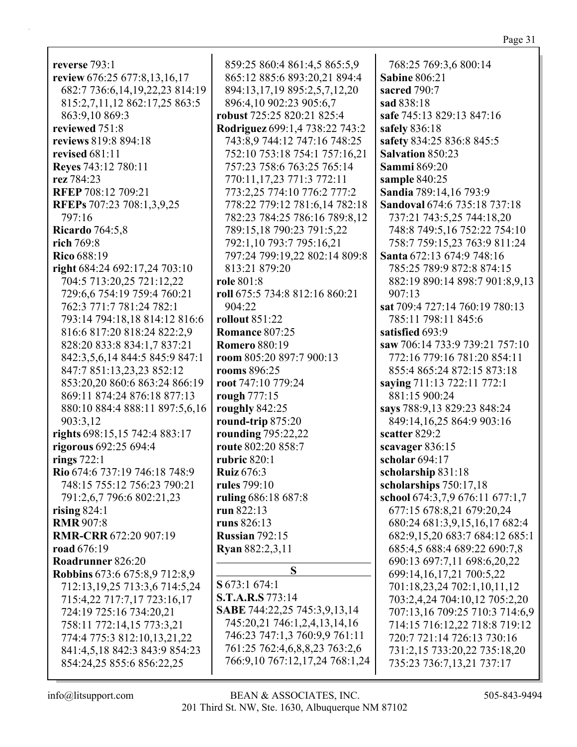**reverse** 793:1
**review** 676:25 677:8,13,16,17 682:7 736:6,14,19,22,23 814:19 815:2,7,11,12 862:17,25 863:5 863:9,10 869:3
**reviewed** 751:8
**reviews** 819:8 894:18
**revised** 681:11
**Reyes** 743:12 780:11
**rez** 784:23
**RFEP** 708:12 709:21
**RFEPs** 707:23 708:1,3,9,25 797:16
**Ricardo** 764:5,8
**rich** 769:8
**Rico** 688:19
**right** 684:24 692:17,24 703:10 704:5 713:20,25 721:12,22 729:6,6 754:19 759:4 760:21 762:3 771:7 781:24 782:1 793:14 794:18,18 814:12 816:6 816:6 817:20 818:24 822:2,9 828:20 833:8 834:1,7 837:21 842:3,5,6,14 844:5 845:9 847:1 847:7 851:13,23,23 852:12 853:20,20 860:6 863:24 866:19 869:11 874:24 876:18 877:13 880:10 884:4 888:11 897:5,6,16 903:3,12
**rights** 698:15,15 742:4 883:17
**rigorous** 692:25 694:4
**rings** 722:1
**Rio** 674:6 737:19 746:18 748:9 748:15 755:12 756:23 790:21 791:2,6,7 796:6 802:21,23
**rising** 824:1
**RMR** 907:8
**RMR-CRR** 672:20 907:19
**road** 676:19
**Roadrunner** 826:20
**Robbins** 673:6 675:8,9 712:8,9 712:13,19,25 713:3,6 714:5,24 715:4,22 717:7,17 723:16,17 724:19 725:16 734:20,21 758:11 772:14,15 773:3,21 774:4 775:3 812:10,13,21,22 841:4,5,18 842:3 843:9 854:23 854:24,25 855:6 856:22,25 859:25 860:4 861:4,5 865:5,9 865:12 885:6 893:20,21 894:4 894:13,17,19 895:2,5,7,12,20 896:4,10 902:23 905:6,7
**robust** 725:25 820:21 825:4
**Rodriguez** 699:1,4 738:22 743:2 743:8,9 744:12 747:16 748:25 752:10 753:18 754:1 757:16,21 757:23 758:6 763:25 765:14 770:11,17,23 771:3 772:11 773:2,25 774:10 776:2 777:2 778:22 779:12 781:6,14 782:18 782:23 784:25 786:16 789:8,12 789:15,18 790:23 791:5,22 792:1,10 793:7 795:16,21 797:24 799:19,22 802:14 809:8 813:21 879:20
**role** 801:8
**roll** 675:5 734:8 812:16 860:21 904:22
**rollout** 851:22
**Romance** 807:25
**Romero** 880:19
**room** 805:20 897:7 900:13
**rooms** 896:25
**root** 747:10 779:24
**rough** 777:15
**roughly** 842:25
**round-trip** 875:20
**rounding** 795:22,22
**route** 802:20 858:7
**rubric** 820:1
**Ruiz** 676:3
**rules** 799:10
**ruling** 686:18 687:8
**run** 822:13
**runs** 826:13
**Russian** 792:15
**Ryan** 882:2,3,11

## S

**S** 673:1 674:1
**S.T.A.R.S** 773:14
**SABE** 744:22,25 745:3,9,13,14 745:20,21 746:1,2,4,13,14,16 746:23 747:1,3 760:9,9 761:11 761:25 762:4,6,8,8,23 763:2,6 766:9,10 767:12,17,24 768:1,24 768:25 769:3,6 800:14
**Sabine** 806:21
**sacred** 790:7
**sad** 838:18
**safe** 745:13 829:13 847:16
**safely** 836:18
**safety** 834:25 836:8 845:5
**Salvation** 850:23
**Sammi** 869:20
**sample** 840:25
**Sandia** 789:14,16 793:9
**Sandoval** 674:6 735:18 737:18 737:21 743:5,25 744:18,20 748:8 749:5,16 752:22 754:10 758:7 759:15,23 763:9 811:24
**Santa** 672:13 674:9 748:16 785:25 789:9 872:8 874:15 882:19 890:14 898:7 901:8,9,13 907:13
**sat** 709:4 727:14 760:19 780:13 785:11 798:11 845:6
**satisfied** 693:9
**saw** 706:14 733:9 739:21 757:10 772:16 779:16 781:20 854:11 855:4 865:24 872:15 873:18
**saying** 711:13 722:11 772:1 881:15 900:24
**says** 788:9,13 829:23 848:24 849:14,16,25 864:9 903:16
**scatter** 829:2
**scavager** 836:15
**scholar** 694:17
**scholarship** 831:18
**scholarships** 750:17,18
**school** 674:3,7,9 676:11 677:1,7 677:15 678:8,21 679:20,24 680:24 681:3,9,15,16,17 682:4 682:9,15,20 683:7 684:12 685:1 685:4,5 688:4 689:22 690:7,8 690:13 697:7,11 698:6,20,22 699:14,16,17,21 700:5,22 701:18,23,24 702:1,10,11,12 703:2,4,24 704:10,12 705:2,20 707:13,16 709:25 710:3 714:6,9 714:15 716:12,22 718:8 719:12 720:7 721:14 726:13 730:16 731:2,15 733:20,22 735:18,20 735:23 736:7,13,21 737:17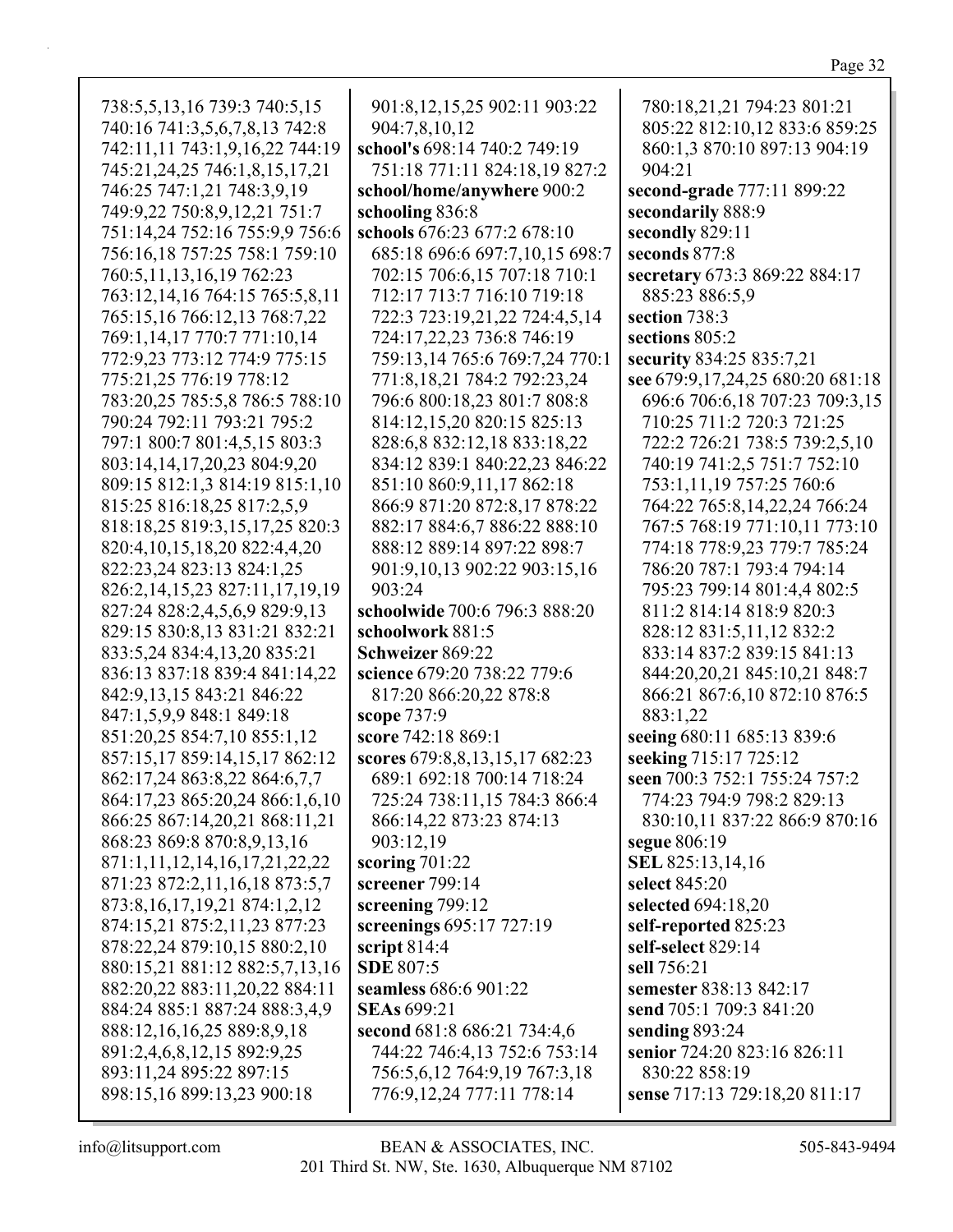738:5,5,13,16 739:3 740:5,15 740:16 741:3,5,6,7,8,13 742:8 742:11,11 743:1,9,16,22 744:19 745:21,24,25 746:1,8,15,17,21 746:25 747:1,21 748:3,9,19 749:9,22 750:8,9,12,21 751:7 751:14,24 752:16 755:9,9 756:6 756:16,18 757:25 758:1 759:10 760:5,11,13,16,19 762:23 763:12,14,16 764:15 765:5,8,11 765:15,16 766:12,13 768:7,22 769:1,14,17 770:7 771:10,14 772:9,23 773:12 774:9 775:15 775:21,25 776:19 778:12 783:20,25 785:5,8 786:5 788:10 790:24 792:11 793:21 795:2 797:1 800:7 801:4,5,15 803:3 803:14,14,17,20,23 804:9,20 809:15 812:1,3 814:19 815:1,10 815:25 816:18,25 817:2,5,9 818:18,25 819:3,15,17,25 820:3 820:4,10,15,18,20 822:4,4,20 822:23,24 823:13 824:1,25 826:2,14,15,23 827:11,17,19,19 827:24 828:2,4,5,6,9 829:9,13 829:15 830:8,13 831:21 832:21 833:5,24 834:4,13,20 835:21 836:13 837:18 839:4 841:14,22 842:9,13,15 843:21 846:22 847:1,5,9,9 848:1 849:18 851:20,25 854:7,10 855:1,12 857:15,17 859:14,15,17 862:12 862:17,24 863:8,22 864:6,7,7 864:17,23 865:20,24 866:1,6,10 866:25 867:14,20,21 868:11,21 868:23 869:8 870:8,9,13,16 871:1,11,12,14,16,17,21,22,22 871:23 872:2,11,16,18 873:5,7 873:8,16,17,19,21 874:1,2,12 874:15,21 875:2,11,23 877:23 878:22,24 879:10,15 880:2,10 880:15,21 881:12 882:5,7,13,16 882:20,22 883:11,20,22 884:11 884:24 885:1 887:24 888:3,4,9 888:12,16,16,25 889:8,9,18 891:2,4,6,8,12,15 892:9,25 893:11,24 895:22 897:15 898:15,16 899:13,23 900:18 901:8,12,15,25 902:11 903:22 904:7,8,10,12

**school's** 698:14 740:2 749:19 751:18 771:11 824:18,19 827:2

**school/home/anywhere** 900:2

**schooling** 836:8

**schools** 676:23 677:2 678:10 685:18 696:6 697:7,10,15 698:7 702:15 706:6,15 707:18 710:1 712:17 713:7 716:10 719:18 722:3 723:19,21,22 724:4,5,14 724:17,22,23 736:8 746:19 759:13,14 765:6 769:7,24 770:1 771:8,18,21 784:2 792:23,24 796:6 800:18,23 801:7 808:8 814:12,15,20 820:15 825:13 828:6,8 832:12,18 833:18,22 834:12 839:1 840:22,23 846:22 851:10 860:9,11,17 862:18 866:9 871:20 872:8,17 878:22 882:17 884:6,7 886:22 888:10 888:12 889:14 897:22 898:7 901:9,10,13 902:22 903:15,16 903:24

**schoolwide** 700:6 796:3 888:20

**schoolwork** 881:5

**Schweizer** 869:22

**science** 679:20 738:22 779:6 817:20 866:20,22 878:8

**scope** 737:9

**score** 742:18 869:1

**scores** 679:8,8,13,15,17 682:23 689:1 692:18 700:14 718:24 725:24 738:11,15 784:3 866:4 866:14,22 873:23 874:13 903:12,19

**scoring** 701:22

**screener** 799:14

**screening** 799:12

**screenings** 695:17 727:19

**script** 814:4

**SDE** 807:5

**seamless** 686:6 901:22

**SEAs** 699:21

**second** 681:8 686:21 734:4,6 744:22 746:4,13 752:6 753:14 756:5,6,12 764:9,19 767:3,18 776:9,12,24 777:11 778:14 780:18,21,21 794:23 801:21 805:22 812:10,12 833:6 859:25 860:1,3 870:10 897:13 904:19 904:21

**second-grade** 777:11 899:22

**secondarily** 888:9

**secondly** 829:11

**seconds** 877:8

**secretary** 673:3 869:22 884:17 885:23 886:5,9

**section** 738:3

**sections** 805:2

**security** 834:25 835:7,21

**see** 679:9,17,24,25 680:20 681:18 696:6 706:6,18 707:23 709:3,15 710:25 711:2 720:3 721:25 722:2 726:21 738:5 739:2,5,10 740:19 741:2,5 751:7 752:10 753:1,11,19 757:25 760:6 764:22 765:8,14,22,24 766:24 767:5 768:19 771:10,11 773:10 774:18 778:9,23 779:7 785:24 786:20 787:1 793:4 794:14 795:23 799:14 801:4,4 802:5 811:2 814:14 818:9 820:3 828:12 831:5,11,12 832:2 833:14 837:2 839:15 841:13 844:20,20,21 845:10,21 848:7 866:21 867:6,10 872:10 876:5 883:1,22

**seeing** 680:11 685:13 839:6

**seeking** 715:17 725:12

**seen** 700:3 752:1 755:24 757:2 774:23 794:9 798:2 829:13 830:10,11 837:22 866:9 870:16

**segue** 806:19

**SEL** 825:13,14,16

**select** 845:20

**selected** 694:18,20

**self-reported** 825:23

**self-select** 829:14

**sell** 756:21

**semester** 838:13 842:17

**send** 705:1 709:3 841:20

**sending** 893:24

**senior** 724:20 823:16 826:11 830:22 858:19

**sense** 717:13 729:18,20 811:17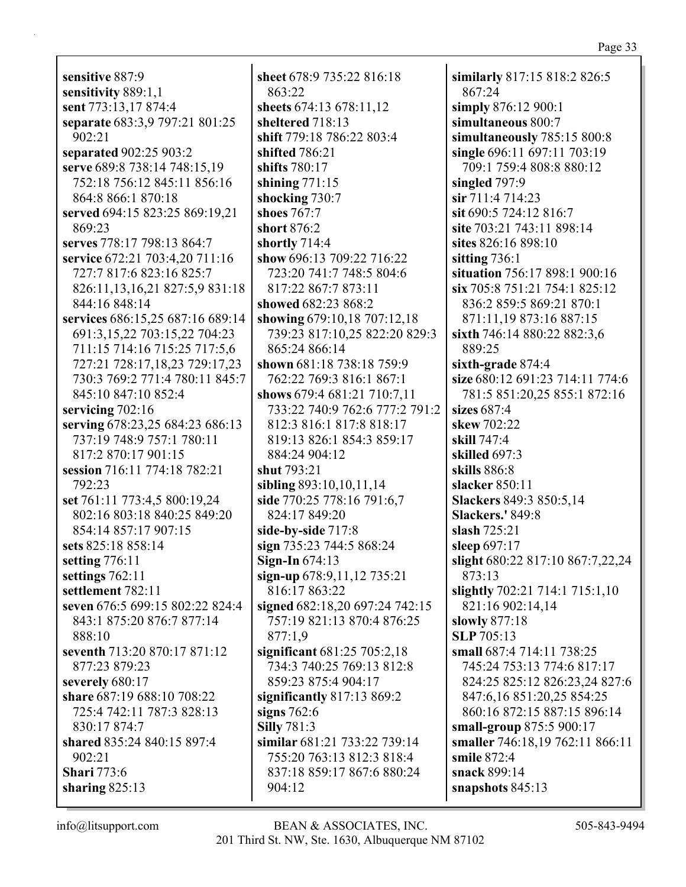**sensitive** 887:9
**sensitivity** 889:1,1
**sent** 773:13,17 874:4
**separate** 683:3,9 797:21 801:25 902:21
**separated** 902:25 903:2
**serve** 689:8 738:14 748:15,19 752:18 756:12 845:11 856:16 864:8 866:1 870:18
**served** 694:15 823:25 869:19,21 869:23
**serves** 778:17 798:13 864:7
**service** 672:21 703:4,20 711:16 727:7 817:6 823:16 825:7 826:11,13,16,21 827:5,9 831:18 844:16 848:14
**services** 686:15,25 687:16 689:14 691:3,15,22 703:15,22 704:23 711:15 714:16 715:25 717:5,6 727:21 728:17,18,23 729:17,23 730:3 769:2 771:4 780:11 845:7 845:10 847:10 852:4
**servicing** 702:16
**serving** 678:23,25 684:23 686:13 737:19 748:9 757:1 780:11 817:2 870:17 901:15
**session** 716:11 774:18 782:21 792:23
**set** 761:11 773:4,5 800:19,24 802:16 803:18 840:25 849:20 854:14 857:17 907:15
**sets** 825:18 858:14
**setting** 776:11
**settings** 762:11
**settlement** 782:11
**seven** 676:5 699:15 802:22 824:4 843:1 875:20 876:7 877:14 888:10
**seventh** 713:20 870:17 871:12 877:23 879:23
**severely** 680:17
**share** 687:19 688:10 708:22 725:4 742:11 787:3 828:13 830:17 874:7
**shared** 835:24 840:15 897:4 902:21
**Shari** 773:6
**sharing** 825:13
**sheet** 678:9 735:22 816:18 863:22
**sheets** 674:13 678:11,12
**sheltered** 718:13
**shift** 779:18 786:22 803:4
**shifted** 786:21
**shifts** 780:17
**shining** 771:15
**shocking** 730:7
**shoes** 767:7
**short** 876:2
**shortly** 714:4
**show** 696:13 709:22 716:22 723:20 741:7 748:5 804:6 817:22 867:7 873:11
**showed** 682:23 868:2
**showing** 679:10,18 707:12,18 739:23 817:10,25 822:20 829:3 865:24 866:14
**shown** 681:18 738:18 759:9 762:22 769:3 816:1 867:1
**shows** 679:4 681:21 710:7,11 733:22 740:9 762:6 777:2 791:2 812:3 816:1 817:8 818:17 819:13 826:1 854:3 859:17 884:24 904:12
**shut** 793:21
**sibling** 893:10,10,11,14
**side** 770:25 778:16 791:6,7 824:17 849:20
**side-by-side** 717:8
**sign** 735:23 744:5 868:24
**Sign-In** 674:13
**sign-up** 678:9,11,12 735:21 816:17 863:22
**signed** 682:18,20 697:24 742:15 757:19 821:13 870:4 876:25 877:1,9
**significant** 681:25 705:2,18 734:3 740:25 769:13 812:8 859:23 875:4 904:17
**significantly** 817:13 869:2
**signs** 762:6
**Silly** 781:3
**similar** 681:21 733:22 739:14 755:20 763:13 812:3 818:4 837:18 859:17 867:6 880:24 904:12
**similarly** 817:15 818:2 826:5 867:24
**simply** 876:12 900:1
**simultaneous** 800:7
**simultaneously** 785:15 800:8
**single** 696:11 697:11 703:19 709:1 759:4 808:8 880:12
**singled** 797:9
**sir** 711:4 714:23
**sit** 690:5 724:12 816:7
**site** 703:21 743:11 898:14
**sites** 826:16 898:10
**sitting** 736:1
**situation** 756:17 898:1 900:16
**six** 705:8 751:21 754:1 825:12 836:2 859:5 869:21 870:1 871:11,19 873:16 887:15
**sixth** 746:14 880:22 882:3,6 889:25
**sixth-grade** 874:4
**size** 680:12 691:23 714:11 774:6 781:5 851:20,25 855:1 872:16
**sizes** 687:4
**skew** 702:22
**skill** 747:4
**skilled** 697:3
**skills** 886:8
**slacker** 850:11
**Slackers** 849:3 850:5,14
**Slackers.'** 849:8
**slash** 725:21
**sleep** 697:17
**slight** 680:22 817:10 867:7,22,24 873:13
**slightly** 702:21 714:1 715:1,10 821:16 902:14,14
**slowly** 877:18
**SLP** 705:13
**small** 687:4 714:11 738:25 745:24 753:13 774:6 817:17 824:25 825:12 826:23,24 827:6 847:6,16 851:20,25 854:25 860:16 872:15 887:15 896:14
**small-group** 875:5 900:17
**smaller** 746:18,19 762:11 866:11
**smile** 872:4
**snack** 899:14
**snapshots** 845:13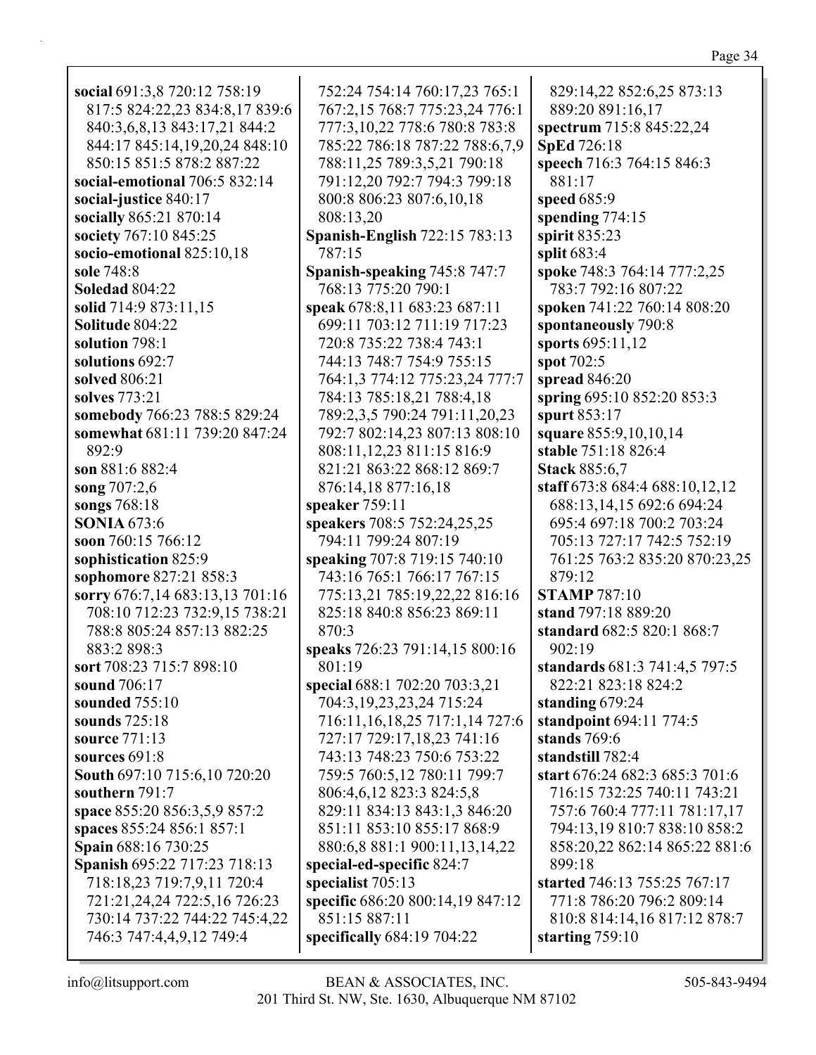**social** 691:3,8 720:12 758:19 817:5 824:22,23 834:8,17 839:6 840:3,6,8,13 843:17,21 844:2 844:17 845:14,19,20,24 848:10 850:15 851:5 878:2 887:22
**social-emotional** 706:5 832:14
**social-justice** 840:17
**socially** 865:21 870:14
**society** 767:10 845:25
**socio-emotional** 825:10,18
**sole** 748:8
**Soledad** 804:22
**solid** 714:9 873:11,15
**Solitude** 804:22
**solution** 798:1
**solutions** 692:7
**solved** 806:21
**solves** 773:21
**somebody** 766:23 788:5 829:24
**somewhat** 681:11 739:20 847:24 892:9
**son** 881:6 882:4
**song** 707:2,6
**songs** 768:18
**SONIA** 673:6
**soon** 760:15 766:12
**sophistication** 825:9
**sophomore** 827:21 858:3
**sorry** 676:7,14 683:13,13 701:16 708:10 712:23 732:9,15 738:21 788:8 805:24 857:13 882:25 883:2 898:3
**sort** 708:23 715:7 898:10
**sound** 706:17
**sounded** 755:10
**sounds** 725:18
**source** 771:13
**sources** 691:8
**South** 697:10 715:6,10 720:20
**southern** 791:7
**space** 855:20 856:3,5,9 857:2
**spaces** 855:24 856:1 857:1
**Spain** 688:16 730:25
**Spanish** 695:22 717:23 718:13 718:18,23 719:7,9,11 720:4 721:21,24,24 722:5,16 726:23 730:14 737:22 744:22 745:4,22 746:3 747:4,4,9,12 749:4 752:24 754:14 760:17,23 765:1 767:2,15 768:7 775:23,24 776:1 777:3,10,22 778:6 780:8 783:8 785:22 786:18 787:22 788:6,7,9 788:11,25 789:3,5,21 790:18 791:12,20 792:7 794:3 799:18 800:8 806:23 807:6,10,18 808:13,20
**Spanish-English** 722:15 783:13 787:15
**Spanish-speaking** 745:8 747:7 768:13 775:20 790:1
**speak** 678:8,11 683:23 687:11 699:11 703:12 711:19 717:23 720:8 735:22 738:4 743:1 744:13 748:7 754:9 755:15 764:1,3 774:12 775:23,24 777:7 784:13 785:18,21 788:4,18 789:2,3,5 790:24 791:11,20,23 792:7 802:14,23 807:13 808:10 808:11,12,23 811:15 816:9 821:21 863:22 868:12 869:7 876:14,18 877:16,18
**speaker** 759:11
**speakers** 708:5 752:24,25,25 794:11 799:24 807:19
**speaking** 707:8 719:15 740:10 743:16 765:1 766:17 767:15 775:13,21 785:19,22,22 816:16 825:18 840:8 856:23 869:11 870:3
**speaks** 726:23 791:14,15 800:16 801:19
**special** 688:1 702:20 703:3,21 704:3,19,23,23,24 715:24 716:11,16,18,25 717:1,14 727:6 727:17 729:17,18,23 741:16 743:13 748:23 750:6 753:22 759:5 760:5,12 780:11 799:7 806:4,6,12 823:3 824:5,8 829:11 834:13 843:1,3 846:20 851:11 853:10 855:17 868:9 880:6,8 881:1 900:11,13,14,22
**special-ed-specific** 824:7
**specialist** 705:13
**specific** 686:20 800:14,19 847:12 851:15 887:11
**specifically** 684:19 704:22 829:14,22 852:6,25 873:13 889:20 891:16,17
**spectrum** 715:8 845:22,24
**SpEd** 726:18
**speech** 716:3 764:15 846:3 881:17
**speed** 685:9
**spending** 774:15
**spirit** 835:23
**split** 683:4
**spoke** 748:3 764:14 777:2,25 783:7 792:16 807:22
**spoken** 741:22 760:14 808:20
**spontaneously** 790:8
**sports** 695:11,12
**spot** 702:5
**spread** 846:20
**spring** 695:10 852:20 853:3
**spurt** 853:17
**square** 855:9,10,10,14
**stable** 751:18 826:4
**Stack** 885:6,7
**staff** 673:8 684:4 688:10,12,12 688:13,14,15 692:6 694:24 695:4 697:18 700:2 703:24 705:13 727:17 742:5 752:19 761:25 763:2 835:20 870:23,25 879:12
**STAMP** 787:10
**stand** 797:18 889:20
**standard** 682:5 820:1 868:7 902:19
**standards** 681:3 741:4,5 797:5 822:21 823:18 824:2
**standing** 679:24
**standpoint** 694:11 774:5
**stands** 769:6
**standstill** 782:4
**start** 676:24 682:3 685:3 701:6 716:15 732:25 740:11 743:21 757:6 760:4 777:11 781:17,17 794:13,19 810:7 838:10 858:2 858:20,22 862:14 865:22 881:6 899:18
**started** 746:13 755:25 767:17 771:8 786:20 796:2 809:14 810:8 814:14,16 817:12 878:7
**starting** 759:10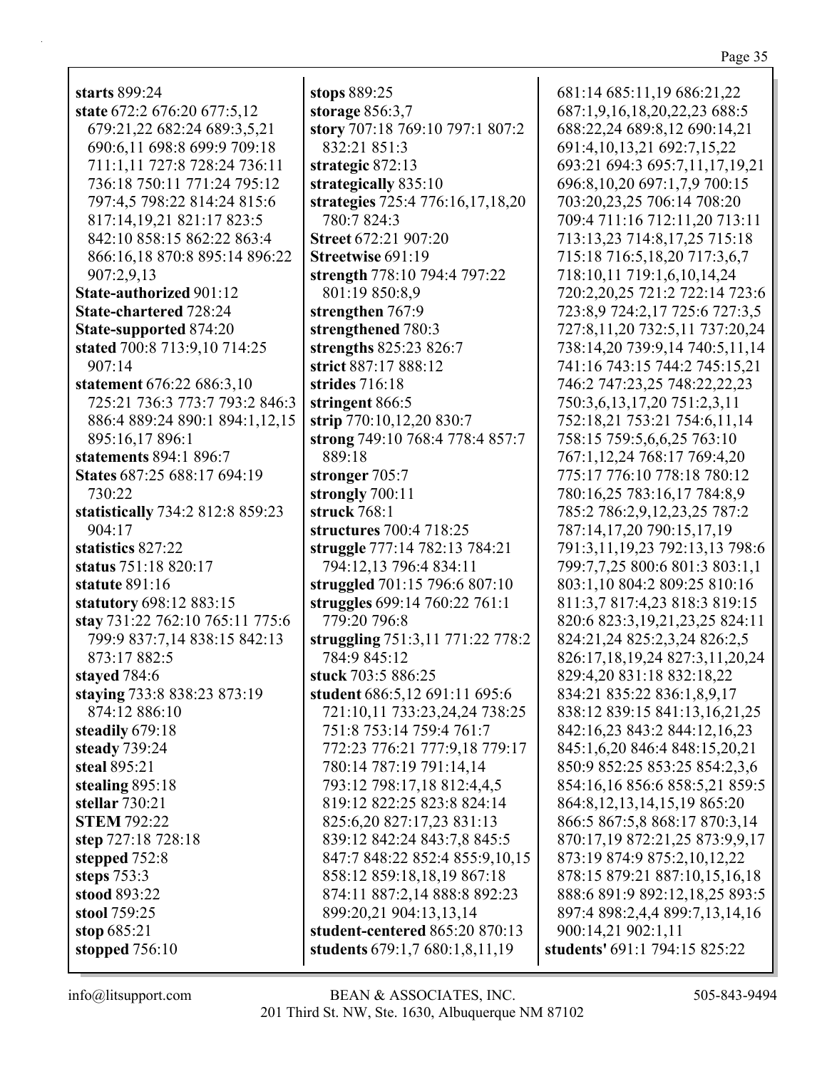**starts** 899:24
**state** 672:2 676:20 677:5,12 679:21,22 682:24 689:3,5,21 690:6,11 698:8 699:9 709:18 711:1,11 727:8 728:24 736:11 736:18 750:11 771:24 795:12 797:4,5 798:22 814:24 815:6 817:14,19,21 821:17 823:5 842:10 858:15 862:22 863:4 866:16,18 870:8 895:14 896:22 907:2,9,13
**State-authorized** 901:12
**State-chartered** 728:24
**State-supported** 874:20
**stated** 700:8 713:9,10 714:25 907:14
**statement** 676:22 686:3,10 725:21 736:3 773:7 793:2 846:3 886:4 889:24 890:1 894:1,12,15 895:16,17 896:1
**statements** 894:1 896:7
**States** 687:25 688:17 694:19 730:22
**statistically** 734:2 812:8 859:23 904:17
**statistics** 827:22
**status** 751:18 820:17
**statute** 891:16
**statutory** 698:12 883:15
**stay** 731:22 762:10 765:11 775:6 799:9 837:7,14 838:15 842:13 873:17 882:5
**stayed** 784:6
**staying** 733:8 838:23 873:19 874:12 886:10
**steadily** 679:18
**steady** 739:24
**steal** 895:21
**stealing** 895:18
**stellar** 730:21
**STEM** 792:22
**step** 727:18 728:18
**stepped** 752:8
**steps** 753:3
**stood** 893:22
**stool** 759:25
**stop** 685:21
**stopped** 756:10
**stops** 889:25
**storage** 856:3,7
**story** 707:18 769:10 797:1 807:2 832:21 851:3
**strategic** 872:13
**strategically** 835:10
**strategies** 725:4 776:16,17,18,20 780:7 824:3
**Street** 672:21 907:20
**Streetwise** 691:19
**strength** 778:10 794:4 797:22 801:19 850:8,9
**strengthen** 767:9
**strengthened** 780:3
**strengths** 825:23 826:7
**strict** 887:17 888:12
**strides** 716:18
**stringent** 866:5
**strip** 770:10,12,20 830:7
**strong** 749:10 768:4 778:4 857:7 889:18
**stronger** 705:7
**strongly** 700:11
**struck** 768:1
**structures** 700:4 718:25
**struggle** 777:14 782:13 784:21 794:12,13 796:4 834:11
**struggled** 701:15 796:6 807:10
**struggles** 699:14 760:22 761:1 779:20 796:8
**struggling** 751:3,11 771:22 778:2 784:9 845:12
**stuck** 703:5 886:25
**student** 686:5,12 691:11 695:6 721:10,11 733:23,24,24 738:25 751:8 753:14 759:4 761:7 772:23 776:21 777:9,18 779:17 780:14 787:19 791:14,14 793:12 798:17,18 812:4,4,5 819:12 822:25 823:8 824:14 825:6,20 827:17,23 831:13 839:12 842:24 843:7,8 845:5 847:7 848:22 852:4 855:9,10,15 858:12 859:18,18,19 867:18 874:11 887:2,14 888:8 892:23 899:20,21 904:13,13,14
**student-centered** 865:20 870:13
**students** 679:1,7 680:1,8,11,19 681:14 685:11,19 686:21,22 687:1,9,16,18,20,22,23 688:5 688:22,24 689:8,12 690:14,21 691:4,10,13,21 692:7,15,22 693:21 694:3 695:7,11,17,19,21 696:8,10,20 697:1,7,9 700:15 703:20,23,25 706:14 708:20 709:4 711:16 712:11,20 713:11 713:13,23 714:8,17,25 715:18 715:18 716:5,18,20 717:3,6,7 718:10,11 719:1,6,10,14,24 720:2,20,25 721:2 722:14 723:6 723:8,9 724:2,17 725:6 727:3,5 727:8,11,20 732:5,11 737:20,24 738:14,20 739:9,14 740:5,11,14 741:16 743:15 744:2 745:15,21 746:2 747:23,25 748:22,22,23 750:3,6,13,17,20 751:2,3,11 752:18,21 753:21 754:6,11,14 758:15 759:5,6,6,25 763:10 767:1,12,24 768:17 769:4,20 775:17 776:10 778:18 780:12 780:16,25 783:16,17 784:8,9 785:2 786:2,9,12,23,25 787:2 787:14,17,20 790:15,17,19 791:3,11,19,23 792:13,13 798:6 799:7,7,25 800:6 801:3 803:1,1 803:1,10 804:2 809:25 810:16 811:3,7 817:4,23 818:3 819:15 820:6 823:3,19,21,23,25 824:11 824:21,24 825:2,3,24 826:2,5 826:17,18,19,24 827:3,11,20,24 829:4,20 831:18 832:18,22 834:21 835:22 836:1,8,9,17 838:12 839:15 841:13,16,21,25 842:16,23 843:2 844:12,16,23 845:1,6,20 846:4 848:15,20,21 850:9 852:25 853:25 854:2,3,6 854:16,16 856:6 858:5,21 859:5 864:8,12,13,14,15,19 865:20 866:5 867:5,8 868:17 870:3,14 870:17,19 872:21,25 873:9,9,17 873:19 874:9 875:2,10,12,22 878:15 879:21 887:10,15,16,18 888:6 891:9 892:12,18,25 893:5 897:4 898:2,4,4 899:7,13,14,16 900:14,21 902:1,11
**students'** 691:1 794:15 825:22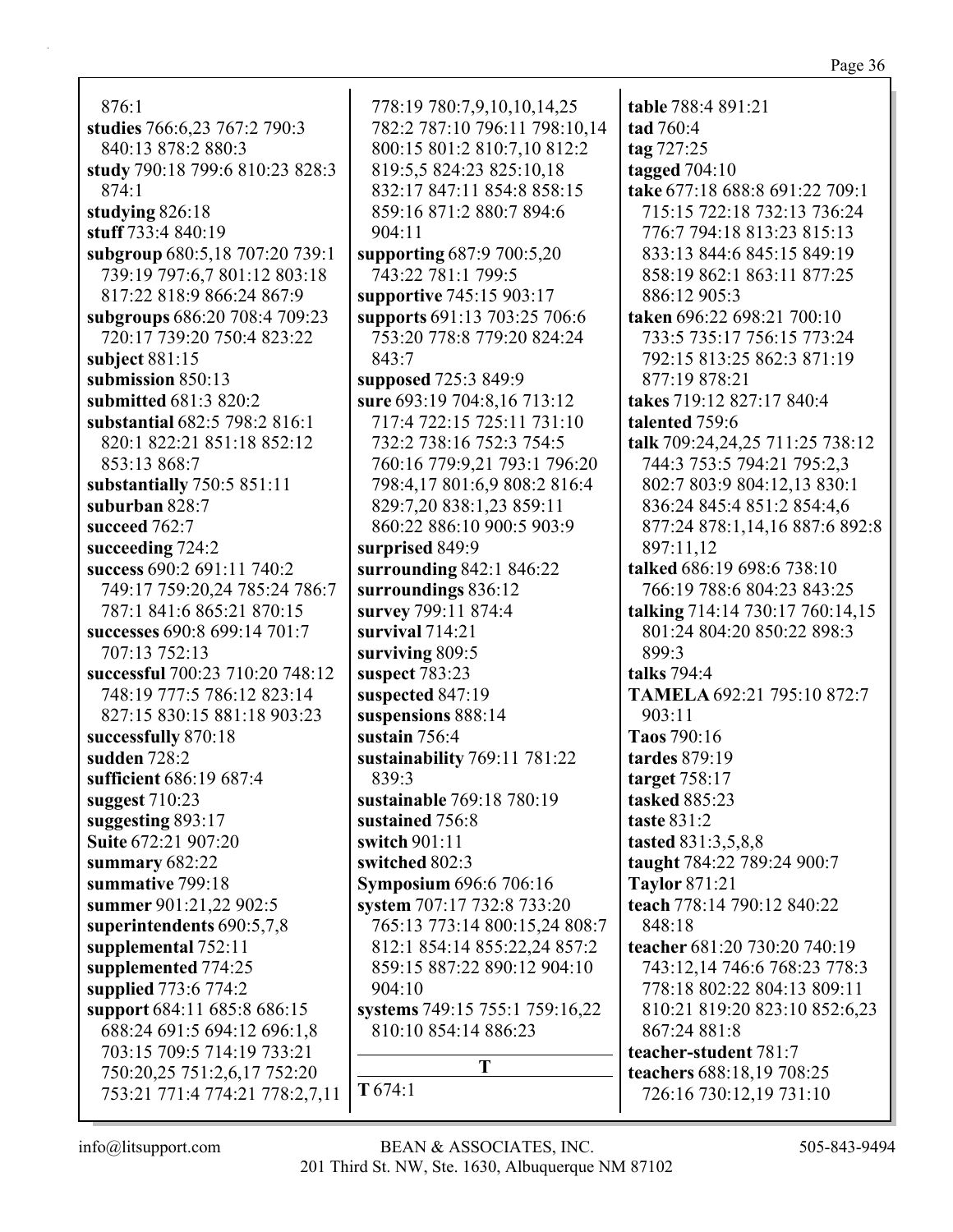876:1
**studies** 766:6,23 767:2 790:3 840:13 878:2 880:3
**study** 790:18 799:6 810:23 828:3 874:1
**studying** 826:18
**stuff** 733:4 840:19
**subgroup** 680:5,18 707:20 739:1 739:19 797:6,7 801:12 803:18 817:22 818:9 866:24 867:9
**subgroups** 686:20 708:4 709:23 720:17 739:20 750:4 823:22
**subject** 881:15
**submission** 850:13
**submitted** 681:3 820:2
**substantial** 682:5 798:2 816:1 820:1 822:21 851:18 852:12 853:13 868:7
**substantially** 750:5 851:11
**suburban** 828:7
**succeed** 762:7
**succeeding** 724:2
**success** 690:2 691:11 740:2 749:17 759:20,24 785:24 786:7 787:1 841:6 865:21 870:15
**successes** 690:8 699:14 701:7 707:13 752:13
**successful** 700:23 710:20 748:12 748:19 777:5 786:12 823:14 827:15 830:15 881:18 903:23
**successfully** 870:18
**sudden** 728:2
**sufficient** 686:19 687:4
**suggest** 710:23
**suggesting** 893:17
**Suite** 672:21 907:20
**summary** 682:22
**summative** 799:18
**summer** 901:21,22 902:5
**superintendents** 690:5,7,8
**supplemental** 752:11
**supplemented** 774:25
**supplied** 773:6 774:2
**support** 684:11 685:8 686:15 688:24 691:5 694:12 696:1,8 703:15 709:5 714:19 733:21 750:20,25 751:2,6,17 752:20 753:21 771:4 774:21 778:2,7,11 778:19 780:7,9,10,10,14,25 782:2 787:10 796:11 798:10,14 800:15 801:2 810:7,10 812:2 819:5,5 824:23 825:10,18 832:17 847:11 854:8 858:15 859:16 871:2 880:7 894:6 904:11
**supporting** 687:9 700:5,20 743:22 781:1 799:5
**supportive** 745:15 903:17
**supports** 691:13 703:25 706:6 753:20 778:8 779:20 824:24 843:7
**supposed** 725:3 849:9
**sure** 693:19 704:8,16 713:12 717:4 722:15 725:11 731:10 732:2 738:16 752:3 754:5 760:16 779:9,21 793:1 796:20 798:4,17 801:6,9 808:2 816:4 829:7,20 838:1,23 859:11 860:22 886:10 900:5 903:9
**surprised** 849:9
**surrounding** 842:1 846:22
**surroundings** 836:12
**survey** 799:11 874:4
**survival** 714:21
**surviving** 809:5
**suspect** 783:23
**suspected** 847:19
**suspensions** 888:14
**sustain** 756:4
**sustainability** 769:11 781:22 839:3
**sustainable** 769:18 780:19
**sustained** 756:8
**switch** 901:11
**switched** 802:3
**Symposium** 696:6 706:16
**system** 707:17 732:8 733:20 765:13 773:14 800:15,24 808:7 812:1 854:14 855:22,24 857:2 859:15 887:22 890:12 904:10 904:10
**systems** 749:15 755:1 759:16,22 810:10 854:14 886:23

## T

**T** 674:1
**table** 788:4 891:21
**tad** 760:4
**tag** 727:25
**tagged** 704:10
**take** 677:18 688:8 691:22 709:1 715:15 722:18 732:13 736:24 776:7 794:18 813:23 815:13 833:13 844:6 845:15 849:19 858:19 862:1 863:11 877:25 886:12 905:3
**taken** 696:22 698:21 700:10 733:5 735:17 756:15 773:24 792:15 813:25 862:3 871:19 877:19 878:21
**takes** 719:12 827:17 840:4
**talented** 759:6
**talk** 709:24,24,25 711:25 738:12 744:3 753:5 794:21 795:2,3 802:7 803:9 804:12,13 830:1 836:24 845:4 851:2 854:4,6 877:24 878:1,14,16 887:6 892:8 897:11,12
**talked** 686:19 698:6 738:10 766:19 788:6 804:23 843:25
**talking** 714:14 730:17 760:14,15 801:24 804:20 850:22 898:3 899:3
**talks** 794:4
**TAMELA** 692:21 795:10 872:7 903:11
**Taos** 790:16
**tardes** 879:19
**target** 758:17
**tasked** 885:23
**taste** 831:2
**tasted** 831:3,5,8,8
**taught** 784:22 789:24 900:7
**Taylor** 871:21
**teach** 778:14 790:12 840:22 848:18
**teacher** 681:20 730:20 740:19 743:12,14 746:6 768:23 778:3 778:18 802:22 804:13 809:11 810:21 819:20 823:10 852:6,23 867:24 881:8
**teacher-student** 781:7
**teachers** 688:18,19 708:25 726:16 730:12,19 731:10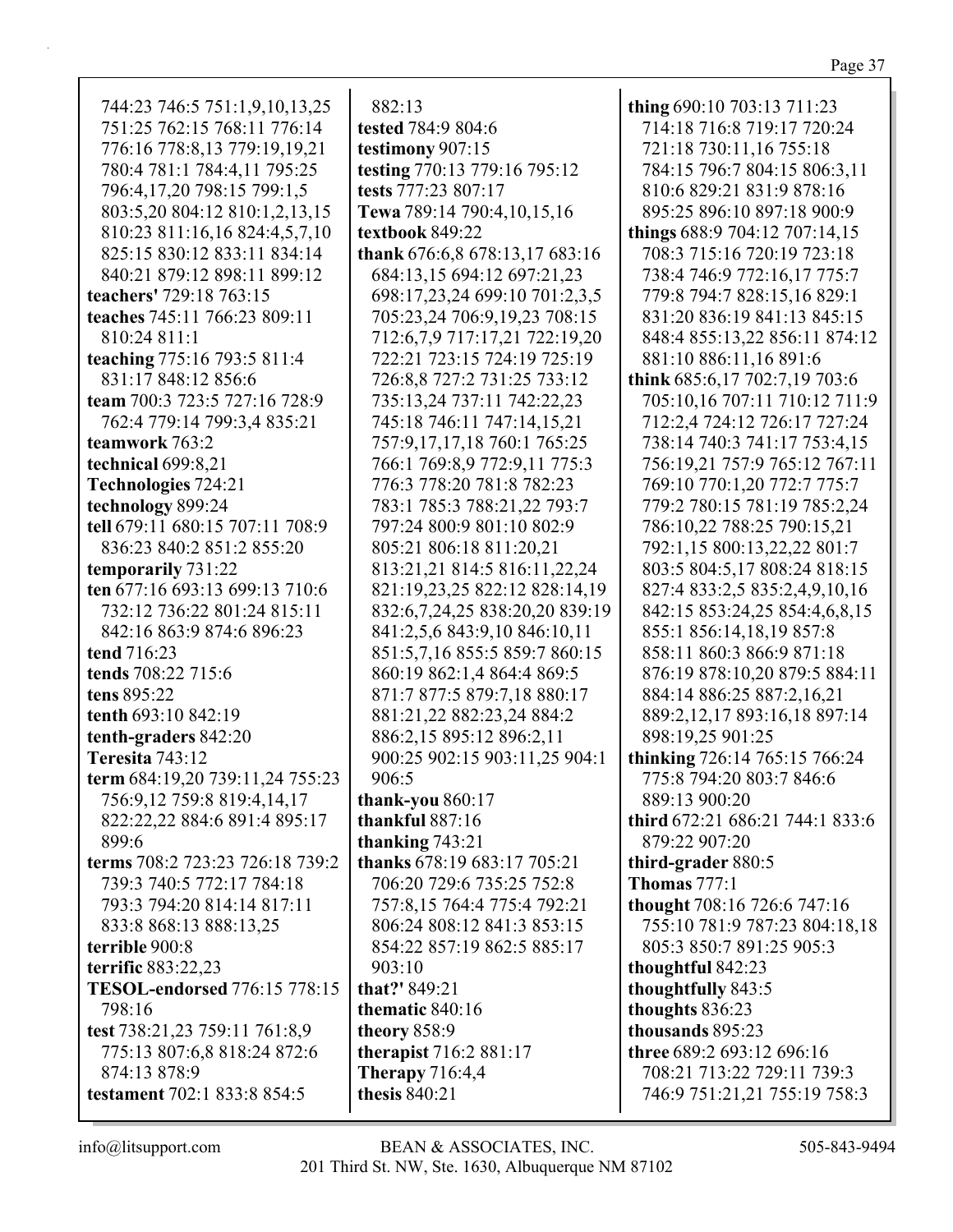744:23 746:5 751:1,9,10,13,25 751:25 762:15 768:11 776:14 776:16 778:8,13 779:19,19,21 780:4 781:1 784:4,11 795:25 796:4,17,20 798:15 799:1,5 803:5,20 804:12 810:1,2,13,15 810:23 811:16,16 824:4,5,7,10 825:15 830:12 833:11 834:14 840:21 879:12 898:11 899:12

**teachers'** 729:18 763:15

**teaches** 745:11 766:23 809:11 810:24 811:1

**teaching** 775:16 793:5 811:4 831:17 848:12 856:6

**team** 700:3 723:5 727:16 728:9 762:4 779:14 799:3,4 835:21

**teamwork** 763:2

**technical** 699:8,21

**Technologies** 724:21

**technology** 899:24

**tell** 679:11 680:15 707:11 708:9 836:23 840:2 851:2 855:20

**temporarily** 731:22

**ten** 677:16 693:13 699:13 710:6 732:12 736:22 801:24 815:11 842:16 863:9 874:6 896:23

**tend** 716:23

**tends** 708:22 715:6

**tens** 895:22

**tenth** 693:10 842:19

**tenth-graders** 842:20

**Teresita** 743:12

**term** 684:19,20 739:11,24 755:23 756:9,12 759:8 819:4,14,17 822:22,22 884:6 891:4 895:17 899:6

**terms** 708:2 723:23 726:18 739:2 739:3 740:5 772:17 784:18 793:3 794:20 814:14 817:11 833:8 868:13 888:13,25

**terrible** 900:8

**terrific** 883:22,23

**TESOL-endorsed** 776:15 778:15 798:16

**test** 738:21,23 759:11 761:8,9 775:13 807:6,8 818:24 872:6 874:13 878:9

**testament** 702:1 833:8 854:5

882:13

**tested** 784:9 804:6

**testimony** 907:15

**testing** 770:13 779:16 795:12

**tests** 777:23 807:17

**Tewa** 789:14 790:4,10,15,16

**textbook** 849:22

**thank** 676:6,8 678:13,17 683:16 684:13,15 694:12 697:21,23 698:17,23,24 699:10 701:2,3,5 705:23,24 706:9,19,23 708:15 712:6,7,9 717:17,21 722:19,20 722:21 723:15 724:19 725:19 726:8,8 727:2 731:25 733:12 735:13,24 737:11 742:22,23 745:18 746:11 747:14,15,21 757:9,17,17,18 760:1 765:25 766:1 769:8,9 772:9,11 775:3 776:3 778:20 781:8 782:23 783:1 785:3 788:21,22 793:7 797:24 800:9 801:10 802:9 805:21 806:18 811:20,21 813:21,21 814:5 816:11,22,24 821:19,23,25 822:12 828:14,19 832:6,7,24,25 838:20,20 839:19 841:2,5,6 843:9,10 846:10,11 851:5,7,16 855:5 859:7 860:15 860:19 862:1,4 864:4 869:5 871:7 877:5 879:7,18 880:17 881:21,22 882:23,24 884:2 886:2,15 895:12 896:2,11 900:25 902:15 903:11,25 904:1 906:5

**thank-you** 860:17

**thankful** 887:16

**thanking** 743:21

**thanks** 678:19 683:17 705:21 706:20 729:6 735:25 752:8 757:8,15 764:4 775:4 792:21 806:24 808:12 841:3 853:15 854:22 857:19 862:5 885:17 903:10

**that?'** 849:21

**thematic** 840:16

**theory** 858:9

**therapist** 716:2 881:17

**Therapy** 716:4,4

**thesis** 840:21

**thing** 690:10 703:13 711:23 714:18 716:8 719:17 720:24 721:18 730:11,16 755:18 784:15 796:7 804:15 806:3,11 810:6 829:21 831:9 878:16 895:25 896:10 897:18 900:9

**things** 688:9 704:12 707:14,15 708:3 715:16 720:19 723:18 738:4 746:9 772:16,17 775:7 779:8 794:7 828:15,16 829:1 831:20 836:19 841:13 845:15 848:4 855:13,22 856:11 874:12 881:10 886:11,16 891:6

**think** 685:6,17 702:7,19 703:6 705:10,16 707:11 710:12 711:9 712:2,4 724:12 726:17 727:24 738:14 740:3 741:17 753:4,15 756:19,21 757:9 765:12 767:11 769:10 770:1,20 772:7 775:7 779:2 780:15 781:19 785:2,24 786:10,22 788:25 790:15,21 792:1,15 800:13,22,22 801:7 803:5 804:5,17 808:24 818:15 827:4 833:2,5 835:2,4,9,10,16 842:15 853:24,25 854:4,6,8,15 855:1 856:14,18,19 857:8 858:11 860:3 866:9 871:18 876:19 878:10,20 879:5 884:11 884:14 886:25 887:2,16,21 889:2,12,17 893:16,18 897:14 898:19,25 901:25

**thinking** 726:14 765:15 766:24 775:8 794:20 803:7 846:6 889:13 900:20

**third** 672:21 686:21 744:1 833:6 879:22 907:20

**third-grader** 880:5

**Thomas** 777:1

**thought** 708:16 726:6 747:16 755:10 781:9 787:23 804:18,18 805:3 850:7 891:25 905:3

**thoughtful** 842:23

**thoughtfully** 843:5

**thoughts** 836:23

**thousands** 895:23

**three** 689:2 693:12 696:16 708:21 713:22 729:11 739:3 746:9 751:21,21 755:19 758:3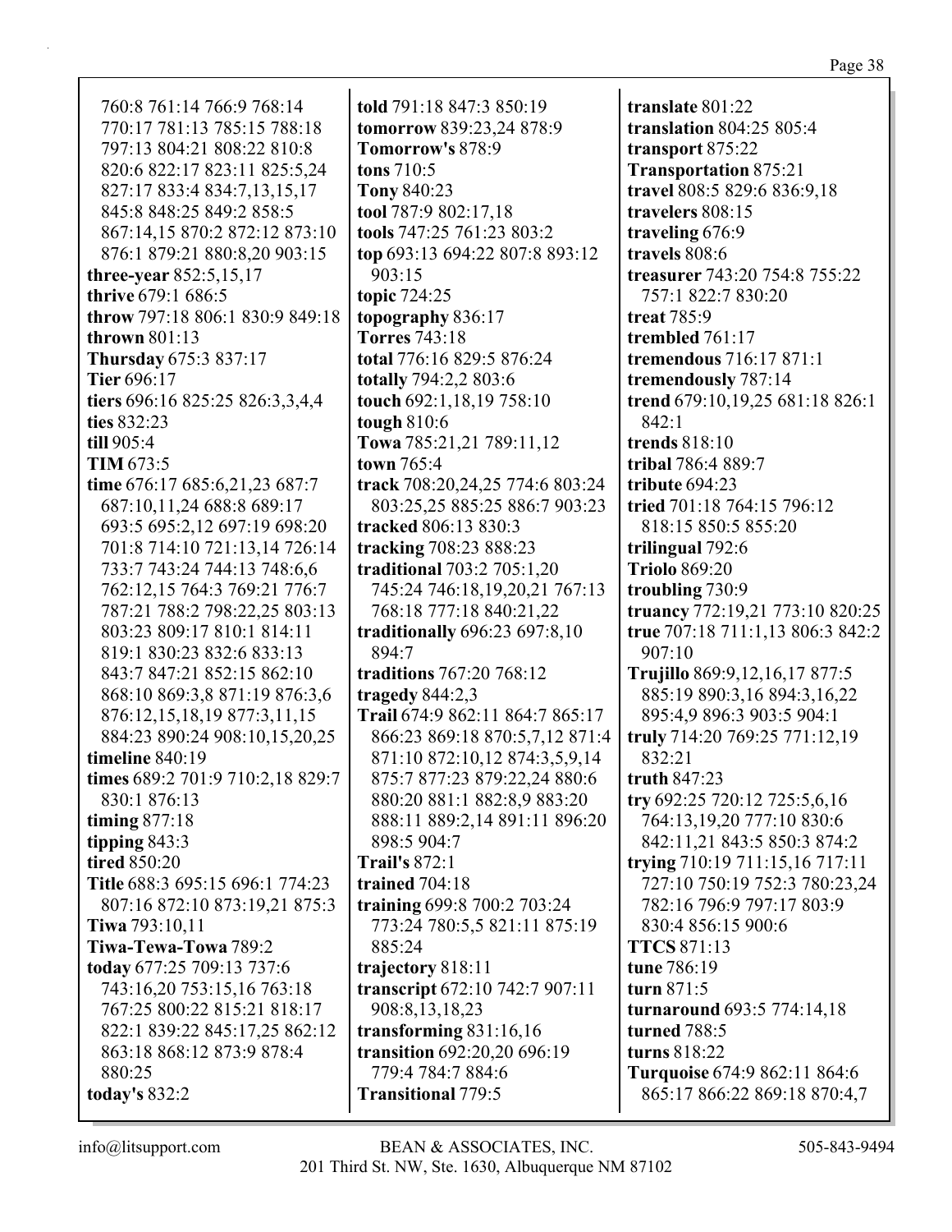760:8 761:14 766:9 768:14 770:17 781:13 785:15 788:18 797:13 804:21 808:22 810:8 820:6 822:17 823:11 825:5,24 827:17 833:4 834:7,13,15,17 845:8 848:25 849:2 858:5 867:14,15 870:2 872:12 873:10 876:1 879:21 880:8,20 903:15
**three-year** 852:5,15,17
**thrive** 679:1 686:5
**throw** 797:18 806:1 830:9 849:18
**thrown** 801:13
**Thursday** 675:3 837:17
**Tier** 696:17
**tiers** 696:16 825:25 826:3,3,4,4
**ties** 832:23
**till** 905:4
**TIM** 673:5
**time** 676:17 685:6,21,23 687:7 687:10,11,24 688:8 689:17 693:5 695:2,12 697:19 698:20 701:8 714:10 721:13,14 726:14 733:7 743:24 744:13 748:6,6 762:12,15 764:3 769:21 776:7 787:21 788:2 798:22,25 803:13 803:23 809:17 810:1 814:11 819:1 830:23 832:6 833:13 843:7 847:21 852:15 862:10 868:10 869:3,8 871:19 876:3,6 876:12,15,18,19 877:3,11,15 884:23 890:24 908:10,15,20,25
**timeline** 840:19
**times** 689:2 701:9 710:2,18 829:7 830:1 876:13
**timing** 877:18
**tipping** 843:3
**tired** 850:20
**Title** 688:3 695:15 696:1 774:23 807:16 872:10 873:19,21 875:3
**Tiwa** 793:10,11
**Tiwa-Tewa-Towa** 789:2
**today** 677:25 709:13 737:6 743:16,20 753:15,16 763:18 767:25 800:22 815:21 818:17 822:1 839:22 845:17,25 862:12 863:18 868:12 873:9 878:4 880:25
**today's** 832:2
**told** 791:18 847:3 850:19
**tomorrow** 839:23,24 878:9
**Tomorrow's** 878:9
**tons** 710:5
**Tony** 840:23
**tool** 787:9 802:17,18
**tools** 747:25 761:23 803:2
**top** 693:13 694:22 807:8 893:12 903:15
**topic** 724:25
**topography** 836:17
**Torres** 743:18
**total** 776:16 829:5 876:24
**totally** 794:2,2 803:6
**touch** 692:1,18,19 758:10
**tough** 810:6
**Towa** 785:21,21 789:11,12
**town** 765:4
**track** 708:20,24,25 774:6 803:24 803:25,25 885:25 886:7 903:23
**tracked** 806:13 830:3
**tracking** 708:23 888:23
**traditional** 703:2 705:1,20 745:24 746:18,19,20,21 767:13 768:18 777:18 840:21,22
**traditionally** 696:23 697:8,10 894:7
**traditions** 767:20 768:12
**tragedy** 844:2,3
**Trail** 674:9 862:11 864:7 865:17 866:23 869:18 870:5,7,12 871:4 871:10 872:10,12 874:3,5,9,14 875:7 877:23 879:22,24 880:6 880:20 881:1 882:8,9 883:20 888:11 889:2,14 891:11 896:20 898:5 904:7
**Trail's** 872:1
**trained** 704:18
**training** 699:8 700:2 703:24 773:24 780:5,5 821:11 875:19 885:24
**trajectory** 818:11
**transcript** 672:10 742:7 907:11 908:8,13,18,23
**transforming** 831:16,16
**transition** 692:20,20 696:19 779:4 784:7 884:6
**Transitional** 779:5
**translate** 801:22
**translation** 804:25 805:4
**transport** 875:22
**Transportation** 875:21
**travel** 808:5 829:6 836:9,18
**travelers** 808:15
**traveling** 676:9
**travels** 808:6
**treasurer** 743:20 754:8 755:22 757:1 822:7 830:20
**treat** 785:9
**trembled** 761:17
**tremendous** 716:17 871:1
**tremendously** 787:14
**trend** 679:10,19,25 681:18 826:1 842:1
**trends** 818:10
**tribal** 786:4 889:7
**tribute** 694:23
**tried** 701:18 764:15 796:12 818:15 850:5 855:20
**trilingual** 792:6
**Triolo** 869:20
**troubling** 730:9
**truancy** 772:19,21 773:10 820:25
**true** 707:18 711:1,13 806:3 842:2 907:10
**Trujillo** 869:9,12,16,17 877:5 885:19 890:3,16 894:3,16,22 895:4,9 896:3 903:5 904:1
**truly** 714:20 769:25 771:12,19 832:21
**truth** 847:23
**try** 692:25 720:12 725:5,6,16 764:13,19,20 777:10 830:6 842:11,21 843:5 850:3 874:2
**trying** 710:19 711:15,16 717:11 727:10 750:19 752:3 780:23,24 782:16 796:9 797:17 803:9 830:4 856:15 900:6
**TTCS** 871:13
**tune** 786:19
**turn** 871:5
**turnaround** 693:5 774:14,18
**turned** 788:5
**turns** 818:22
**Turquoise** 674:9 862:11 864:6 865:17 866:22 869:18 870:4,7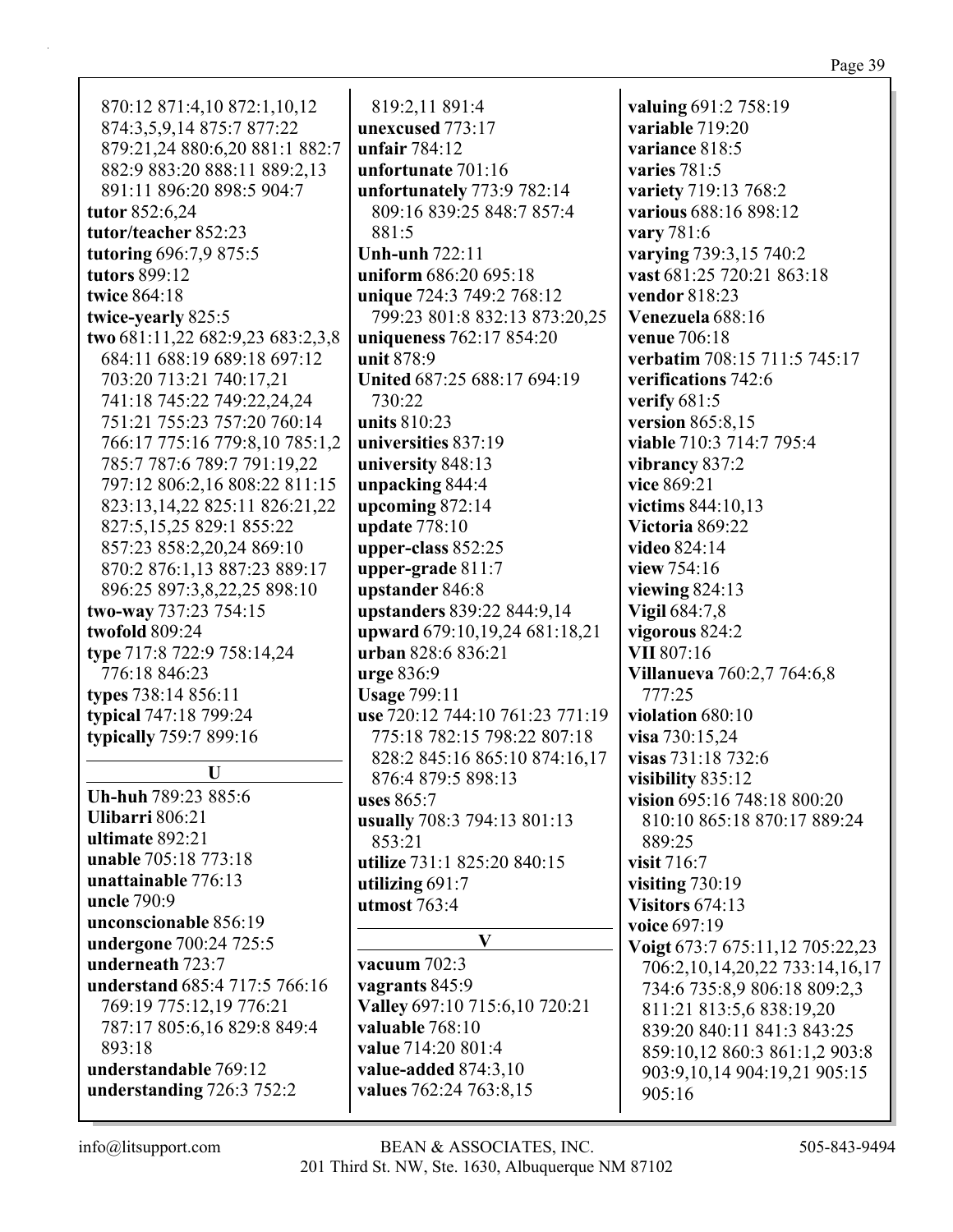870:12 871:4,10 872:1,10,12 874:3,5,9,14 875:7 877:22 879:21,24 880:6,20 881:1 882:7 882:9 883:20 888:11 889:2,13 891:11 896:20 898:5 904:7

**tutor** 852:6,24
**tutor/teacher** 852:23
**tutoring** 696:7,9 875:5
**tutors** 899:12
**twice** 864:18
**twice-yearly** 825:5
**two** 681:11,22 682:9,23 683:2,3,8 684:11 688:19 689:18 697:12 703:20 713:21 740:17,21 741:18 745:22 749:22,24,24 751:21 755:23 757:20 760:14 766:17 775:16 779:8,10 785:1,2 785:7 787:6 789:7 791:19,22 797:12 806:2,16 808:22 811:15 823:13,14,22 825:11 826:21,22 827:5,15,25 829:1 855:22 857:23 858:2,20,24 869:10 870:2 876:1,13 887:23 889:17 896:25 897:3,8,22,25 898:10
**two-way** 737:23 754:15
**twofold** 809:24
**type** 717:8 722:9 758:14,24 776:18 846:23
**types** 738:14 856:11
**typical** 747:18 799:24
**typically** 759:7 899:16

## U

**Uh-huh** 789:23 885:6
**Ulibarri** 806:21
**ultimate** 892:21
**unable** 705:18 773:18
**unattainable** 776:13
**uncle** 790:9
**unconscionable** 856:19
**undergone** 700:24 725:5
**underneath** 723:7
**understand** 685:4 717:5 766:16 769:19 775:12,19 776:21 787:17 805:6,16 829:8 849:4 893:18
**understandable** 769:12
**understanding** 726:3 752:2 819:2,11 891:4
**unexcused** 773:17
**unfair** 784:12
**unfortunate** 701:16
**unfortunately** 773:9 782:14 809:16 839:25 848:7 857:4 881:5
**Unh-unh** 722:11
**uniform** 686:20 695:18
**unique** 724:3 749:2 768:12 799:23 801:8 832:13 873:20,25
**uniqueness** 762:17 854:20
**unit** 878:9
**United** 687:25 688:17 694:19 730:22
**units** 810:23
**universities** 837:19
**university** 848:13
**unpacking** 844:4
**upcoming** 872:14
**update** 778:10
**upper-class** 852:25
**upper-grade** 811:7
**upstander** 846:8
**upstanders** 839:22 844:9,14
**upward** 679:10,19,24 681:18,21
**urban** 828:6 836:21
**urge** 836:9
**Usage** 799:11
**use** 720:12 744:10 761:23 771:19 775:18 782:15 798:22 807:18 828:2 845:16 865:10 874:16,17 876:4 879:5 898:13
**uses** 865:7
**usually** 708:3 794:13 801:13 853:21
**utilize** 731:1 825:20 840:15
**utilizing** 691:7
**utmost** 763:4

## V

**vacuum** 702:3
**vagrants** 845:9
**Valley** 697:10 715:6,10 720:21
**valuable** 768:10
**value** 714:20 801:4
**value-added** 874:3,10
**values** 762:24 763:8,15
**valuing** 691:2 758:19
**variable** 719:20
**variance** 818:5
**varies** 781:5
**variety** 719:13 768:2
**various** 688:16 898:12
**vary** 781:6
**varying** 739:3,15 740:2
**vast** 681:25 720:21 863:18
**vendor** 818:23
**Venezuela** 688:16
**venue** 706:18
**verbatim** 708:15 711:5 745:17
**verifications** 742:6
**verify** 681:5
**version** 865:8,15
**viable** 710:3 714:7 795:4
**vibrancy** 837:2
**vice** 869:21
**victims** 844:10,13
**Victoria** 869:22
**video** 824:14
**view** 754:16
**viewing** 824:13
**Vigil** 684:7,8
**vigorous** 824:2
**VII** 807:16
**Villanueva** 760:2,7 764:6,8 777:25
**violation** 680:10
**visa** 730:15,24
**visas** 731:18 732:6
**visibility** 835:12
**vision** 695:16 748:18 800:20 810:10 865:18 870:17 889:24 889:25
**visit** 716:7
**visiting** 730:19
**Visitors** 674:13
**voice** 697:19
**Voigt** 673:7 675:11,12 705:22,23 706:2,10,14,20,22 733:14,16,17 734:6 735:8,9 806:18 809:2,3 811:21 813:5,6 838:19,20 839:20 840:11 841:3 843:25 859:10,12 860:3 861:1,2 903:8 903:9,10,14 904:19,21 905:15 905:16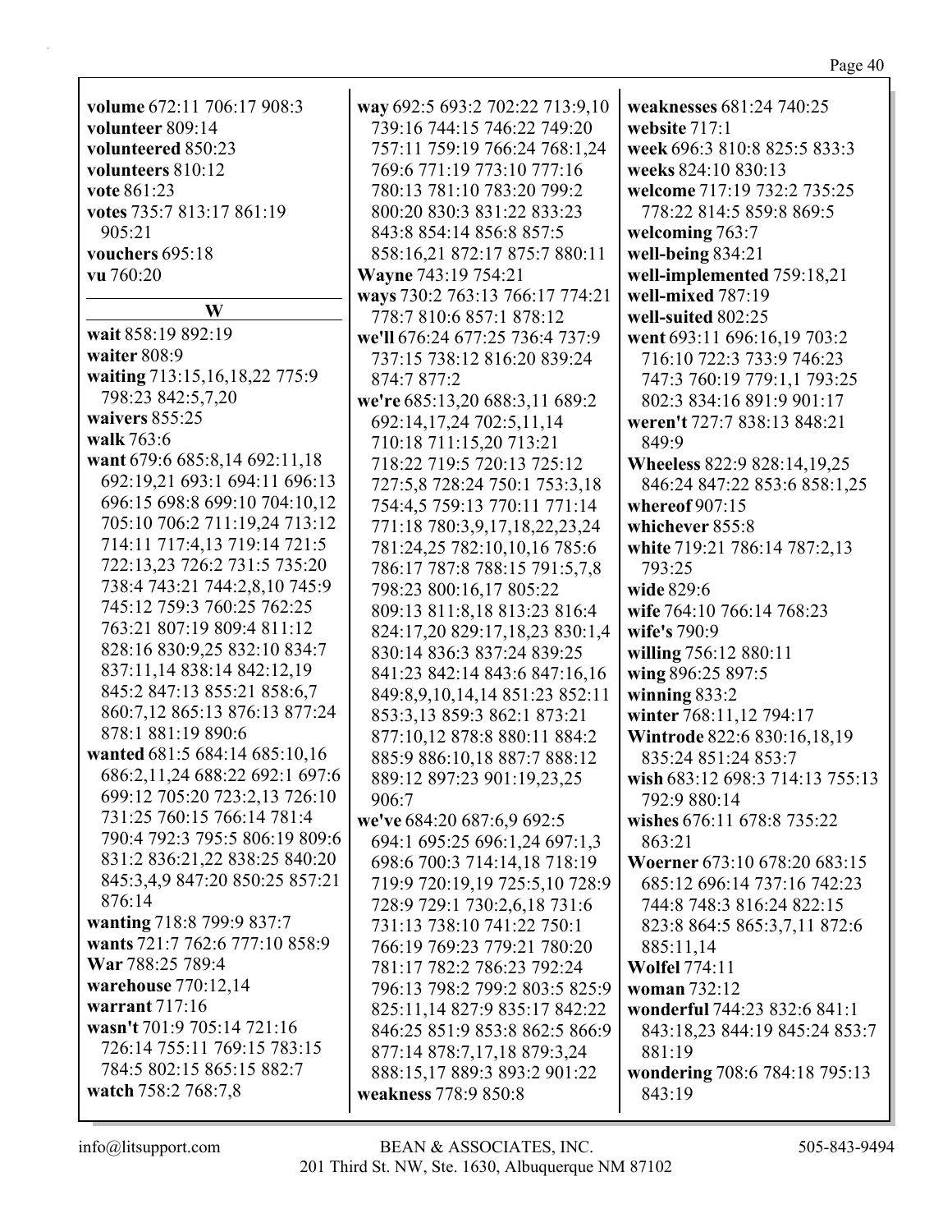**volume** 672:11 706:17 908:3
**volunteer** 809:14
**volunteered** 850:23
**volunteers** 810:12
**vote** 861:23
**votes** 735:7 813:17 861:19 905:21
**vouchers** 695:18
**vu** 760:20

## W

**wait** 858:19 892:19
**waiter** 808:9
**waiting** 713:15,16,18,22 775:9 798:23 842:5,7,20
**waivers** 855:25
**walk** 763:6
**want** 679:6 685:8,14 692:11,18 692:19,21 693:1 694:11 696:13 696:15 698:8 699:10 704:10,12 705:10 706:2 711:19,24 713:12 714:11 717:4,13 719:14 721:5 722:13,23 726:2 731:5 735:20 738:4 743:21 744:2,8,10 745:9 745:12 759:3 760:25 762:25 763:21 807:19 809:4 811:12 828:16 830:9,25 832:10 834:7 837:11,14 838:14 842:12,19 845:2 847:13 855:21 858:6,7 860:7,12 865:13 876:13 877:24 878:1 881:19 890:6
**wanted** 681:5 684:14 685:10,16 686:2,11,24 688:22 692:1 697:6 699:12 705:20 723:2,13 726:10 731:25 760:15 766:14 781:4 790:4 792:3 795:5 806:19 809:6 831:2 836:21,22 838:25 840:20 845:3,4,9 847:20 850:25 857:21 876:14
**wanting** 718:8 799:9 837:7
**wants** 721:7 762:6 777:10 858:9
**War** 788:25 789:4
**warehouse** 770:12,14
**warrant** 717:16
**wasn't** 701:9 705:14 721:16 726:14 755:11 769:15 783:15 784:5 802:15 865:15 882:7
**watch** 758:2 768:7,8
**way** 692:5 693:2 702:22 713:9,10 739:16 744:15 746:22 749:20 757:11 759:19 766:24 768:1,24 769:6 771:19 773:10 777:16 780:13 781:10 783:20 799:2 800:20 830:3 831:22 833:23 843:8 854:14 856:8 857:5 858:16,21 872:17 875:7 880:11
**Wayne** 743:19 754:21
**ways** 730:2 763:13 766:17 774:21 778:7 810:6 857:1 878:12
**we'll** 676:24 677:25 736:4 737:9 737:15 738:12 816:20 839:24 874:7 877:2
**we're** 685:13,20 688:3,11 689:2 692:14,17,24 702:5,11,14 710:18 711:15,20 713:21 718:22 719:5 720:13 725:12 727:5,8 728:24 750:1 753:3,18 754:4,5 759:13 770:11 771:14 771:18 780:3,9,17,18,22,23,24 781:24,25 782:10,10,16 785:6 786:17 787:8 788:15 791:5,7,8 798:23 800:16,17 805:22 809:13 811:8,18 813:23 816:4 824:17,20 829:17,18,23 830:1,4 830:14 836:3 837:24 839:25 841:23 842:14 843:6 847:16,16 849:8,9,10,14,14 851:23 852:11 853:3,13 859:3 862:1 873:21 877:10,12 878:8 880:11 884:2 885:9 886:10,18 887:7 888:12 889:12 897:23 901:19,23,25 906:7
**we've** 684:20 687:6,9 692:5 694:1 695:25 696:1,24 697:1,3 698:6 700:3 714:14,18 718:19 719:9 720:19,19 725:5,10 728:9 728:9 729:1 730:2,6,18 731:6 731:13 738:10 741:22 750:1 766:19 769:23 779:21 780:20 781:17 782:2 786:23 792:24 796:13 798:2 799:2 803:5 825:9 825:11,14 827:9 835:17 842:22 846:25 851:9 853:8 862:5 866:9 877:14 878:7,17,18 879:3,24 888:15,17 889:3 893:2 901:22
**weakness** 778:9 850:8
**weaknesses** 681:24 740:25
**website** 717:1
**week** 696:3 810:8 825:5 833:3
**weeks** 824:10 830:13
**welcome** 717:19 732:2 735:25 778:22 814:5 859:8 869:5
**welcoming** 763:7
**well-being** 834:21
**well-implemented** 759:18,21
**well-mixed** 787:19
**well-suited** 802:25
**went** 693:11 696:16,19 703:2 716:10 722:3 733:9 746:23 747:3 760:19 779:1,1 793:25 802:3 834:16 891:9 901:17
**weren't** 727:7 838:13 848:21 849:9
**Wheeless** 822:9 828:14,19,25 846:24 847:22 853:6 858:1,25
**whereof** 907:15
**whichever** 855:8
**white** 719:21 786:14 787:2,13 793:25
**wide** 829:6
**wife** 764:10 766:14 768:23
**wife's** 790:9
**willing** 756:12 880:11
**wing** 896:25 897:5
**winning** 833:2
**winter** 768:11,12 794:17
**Wintrode** 822:6 830:16,18,19 835:24 851:24 853:7
**wish** 683:12 698:3 714:13 755:13 792:9 880:14
**wishes** 676:11 678:8 735:22 863:21
**Woerner** 673:10 678:20 683:15 685:12 696:14 737:16 742:23 744:8 748:3 816:24 822:15 823:8 864:5 865:3,7,11 872:6 885:11,14
**Wolfel** 774:11
**woman** 732:12
**wonderful** 744:23 832:6 841:1 843:18,23 844:19 845:24 853:7 881:19
**wondering** 708:6 784:18 795:13 843:19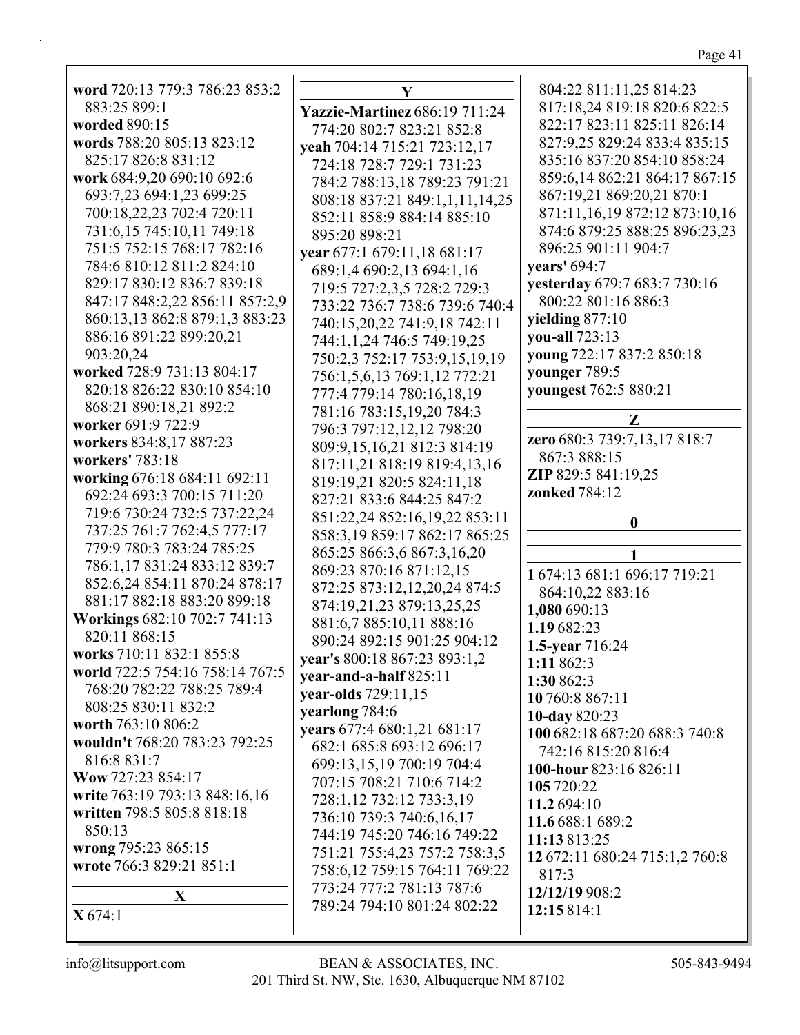**word** 720:13 779:3 786:23 853:2 883:25 899:1
**worded** 890:15
**words** 788:20 805:13 823:12 825:17 826:8 831:12
**work** 684:9,20 690:10 692:6 693:7,23 694:1,23 699:25 700:18,22,23 702:4 720:11 731:6,15 745:10,11 749:18 751:5 752:15 768:17 782:16 784:6 810:12 811:2 824:10 829:17 830:12 836:7 839:18 847:17 848:2,22 856:11 857:2,9 860:13,13 862:8 879:1,3 883:23 886:16 891:22 899:20,21 903:20,24
**worked** 728:9 731:13 804:17 820:18 826:22 830:10 854:10 868:21 890:18,21 892:2
**worker** 691:9 722:9
**workers** 834:8,17 887:23
**workers'** 783:18
**working** 676:18 684:11 692:11 692:24 693:3 700:15 711:20 719:6 730:24 732:5 737:22,24 737:25 761:7 762:4,5 777:17 779:9 780:3 783:24 785:25 786:1,17 831:24 833:12 839:7 852:6,24 854:11 870:24 878:17 881:17 882:18 883:20 899:18
**Workings** 682:10 702:7 741:13 820:11 868:15
**works** 710:11 832:1 855:8
**world** 722:5 754:16 758:14 767:5 768:20 782:22 788:25 789:4 808:25 830:11 832:2
**worth** 763:10 806:2
**wouldn't** 768:20 783:23 792:25 816:8 831:7
**Wow** 727:23 854:17
**write** 763:19 793:13 848:16,16
**written** 798:5 805:8 818:18 850:13
**wrong** 795:23 865:15
**wrote** 766:3 829:21 851:1

### X

**X** 674:1

### Y

**Yazzie-Martinez** 686:19 711:24 774:20 802:7 823:21 852:8
**yeah** 704:14 715:21 723:12,17 724:18 728:7 729:1 731:23 784:2 788:13,18 789:23 791:21 808:18 837:21 849:1,1,11,14,25 852:11 858:9 884:14 885:10 895:20 898:21
**year** 677:1 679:11,18 681:17 689:1,4 690:2,13 694:1,16 719:5 727:2,3,5 728:2 729:3 733:22 736:7 738:6 739:6 740:4 740:15,20,22 741:9,18 742:11 744:1,1,24 746:5 749:19,25 750:2,3 752:17 753:9,15,19,19 756:1,5,6,13 769:1,12 772:21 777:4 779:14 780:16,18,19 781:16 783:15,19,20 784:3 796:3 797:12,12,12 798:20 809:9,15,16,21 812:3 814:19 817:11,21 818:19 819:4,13,16 819:19,21 820:5 824:11,18 827:21 833:6 844:25 847:2 851:22,24 852:16,19,22 853:11 858:3,19 859:17 862:17 865:25 865:25 866:3,6 867:3,16,20 869:23 870:16 871:12,15 872:25 873:12,12,20,24 874:5 874:19,21,23 879:13,25,25 881:6,7 885:10,11 888:16 890:24 892:15 901:25 904:12
**year's** 800:18 867:23 893:1,2
**year-and-a-half** 825:11
**year-olds** 729:11,15
**yearlong** 784:6
**years** 677:4 680:1,21 681:17 682:1 685:8 693:12 696:17 699:13,15,19 700:19 704:4 707:15 708:21 710:6 714:2 728:1,12 732:12 733:3,19 736:10 739:3 740:6,16,17 744:19 745:20 746:16 749:22 751:21 755:4,23 757:2 758:3,5 758:6,12 759:15 764:11 769:22 773:24 777:2 781:13 787:6 789:24 794:10 801:24 802:22 804:22 811:11,25 814:23 817:18,24 819:18 820:6 822:5 822:17 823:11 825:11 826:14 827:9,25 829:24 833:4 835:15 835:16 837:20 854:10 858:24 859:6,14 862:21 864:17 867:15 867:19,21 869:20,21 870:1 871:11,16,19 872:12 873:10,16 874:6 879:25 888:25 896:23,23 896:25 901:11 904:7
**years'** 694:7
**yesterday** 679:7 683:7 730:16 800:22 801:16 886:3
**yielding** 877:10
**you-all** 723:13
**young** 722:17 837:2 850:18
**younger** 789:5
**youngest** 762:5 880:21

### Z

**zero** 680:3 739:7,13,17 818:7 867:3 888:15
**ZIP** 829:5 841:19,25
**zonked** 784:12

### 0

### 1

**1** 674:13 681:1 696:17 719:21 864:10,22 883:16
**1,080** 690:13
**1.19** 682:23
**1.5-year** 716:24
**1:11** 862:3
**1:30** 862:3
**10** 760:8 867:11
**10-day** 820:23
**100** 682:18 687:20 688:3 740:8 742:16 815:20 816:4
**100-hour** 823:16 826:11
**105** 720:22
**11.2** 694:10
**11.6** 688:1 689:2
**11:13** 813:25
**12** 672:11 680:24 715:1,2 760:8 817:3
**12/12/19** 908:2
**12:15** 814:1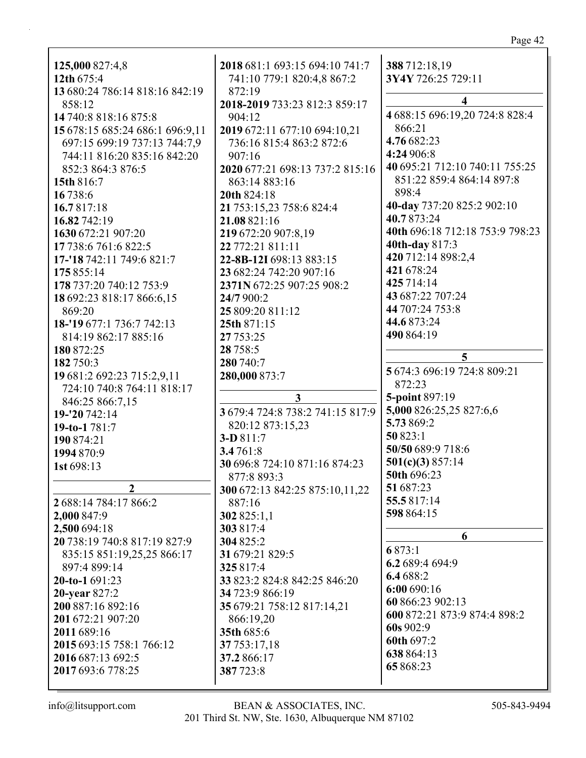**125,000** 827:4,8
**12th** 675:4
**13** 680:24 786:14 818:16 842:19 858:12
**14** 740:8 818:16 875:8
**15** 678:15 685:24 686:1 696:9,11 697:15 699:19 737:13 744:7,9 744:11 816:20 835:16 842:20 852:3 864:3 876:5
**15th** 816:7
**16** 738:6
**16.7** 817:18
**16.82** 742:19
**1630** 672:21 907:20
**17** 738:6 761:6 822:5
**17-'18** 742:11 749:6 821:7
**175** 855:14
**178** 737:20 740:12 753:9
**18** 692:23 818:17 866:6,15 869:20
**18-'19** 677:1 736:7 742:13 814:19 862:17 885:16
**180** 872:25
**182** 750:3
**19** 681:2 692:23 715:2,9,11 724:10 740:8 764:11 818:17 846:25 866:7,15
**19-'20** 742:14
**19-to-1** 781:7
**190** 874:21
**1994** 870:9
**1st** 698:13

## 2

**2** 688:14 784:17 866:2
**2,000** 847:9
**2,500** 694:18
**20** 738:19 740:8 817:19 827:9 835:15 851:19,25,25 866:17 897:4 899:14
**20-to-1** 691:23
**20-year** 827:2
**200** 887:16 892:16
**201** 672:21 907:20
**2011** 689:16
**2015** 693:15 758:1 766:12
**2016** 687:13 692:5
**2017** 693:6 778:25
**2018** 681:1 693:15 694:10 741:7 741:10 779:1 820:4,8 867:2 872:19
**2018-2019** 733:23 812:3 859:17 904:12
**2019** 672:11 677:10 694:10,21 736:16 815:4 863:2 872:6 907:16
**2020** 677:21 698:13 737:2 815:16 863:14 883:16
**20th** 824:18
**21** 753:15,23 758:6 824:4
**21.08** 821:16
**219** 672:20 907:8,19
**22** 772:21 811:11
**22-8B-12I** 698:13 883:15
**23** 682:24 742:20 907:16
**2371N** 672:25 907:25 908:2
**24/7** 900:2
**25** 809:20 811:12
**25th** 871:15
**27** 753:25
**28** 758:5
**280** 740:7
**280,000** 873:7

## 3

**3** 679:4 724:8 738:2 741:15 817:9 820:12 873:15,23
**3-D** 811:7
**3.4** 761:8
**30** 696:8 724:10 871:16 874:23 877:8 893:3
**300** 672:13 842:25 875:10,11,22 887:16
**302** 825:1,1
**303** 817:4
**304** 825:2
**31** 679:21 829:5
**325** 817:4
**33** 823:2 824:8 842:25 846:20
**34** 723:9 866:19
**35** 679:21 758:12 817:14,21 866:19,20
**35th** 685:6
**37** 753:17,18
**37.2** 866:17
**387** 723:8
**388** 712:18,19
**3Y4Y** 726:25 729:11

## 4

**4** 688:15 696:19,20 724:8 828:4 866:21
**4.76** 682:23
**4:24** 906:8
**40** 695:21 712:10 740:11 755:25 851:22 859:4 864:14 897:8 898:4
**40-day** 737:20 825:2 902:10
**40.7** 873:24
**40th** 696:18 712:18 753:9 798:23
**40th-day** 817:3
**420** 712:14 898:2,4
**421** 678:24
**425** 714:14
**43** 687:22 707:24
**44** 707:24 753:8
**44.6** 873:24
**490** 864:19

## 5

**5** 674:3 696:19 724:8 809:21 872:23
**5-point** 897:19
**5,000** 826:25,25 827:6,6
**5.73** 869:2
**50** 823:1
**50/50** 689:9 718:6
**501(c)(3)** 857:14
**50th** 696:23
**51** 687:23
**55.5** 817:14
**598** 864:15

## 6

**6** 873:1
**6.2** 689:4 694:9
**6.4** 688:2
**6:00** 690:16
**60** 866:23 902:13
**600** 872:21 873:9 874:4 898:2
**60s** 902:9
**60th** 697:2
**638** 864:13
**65** 868:23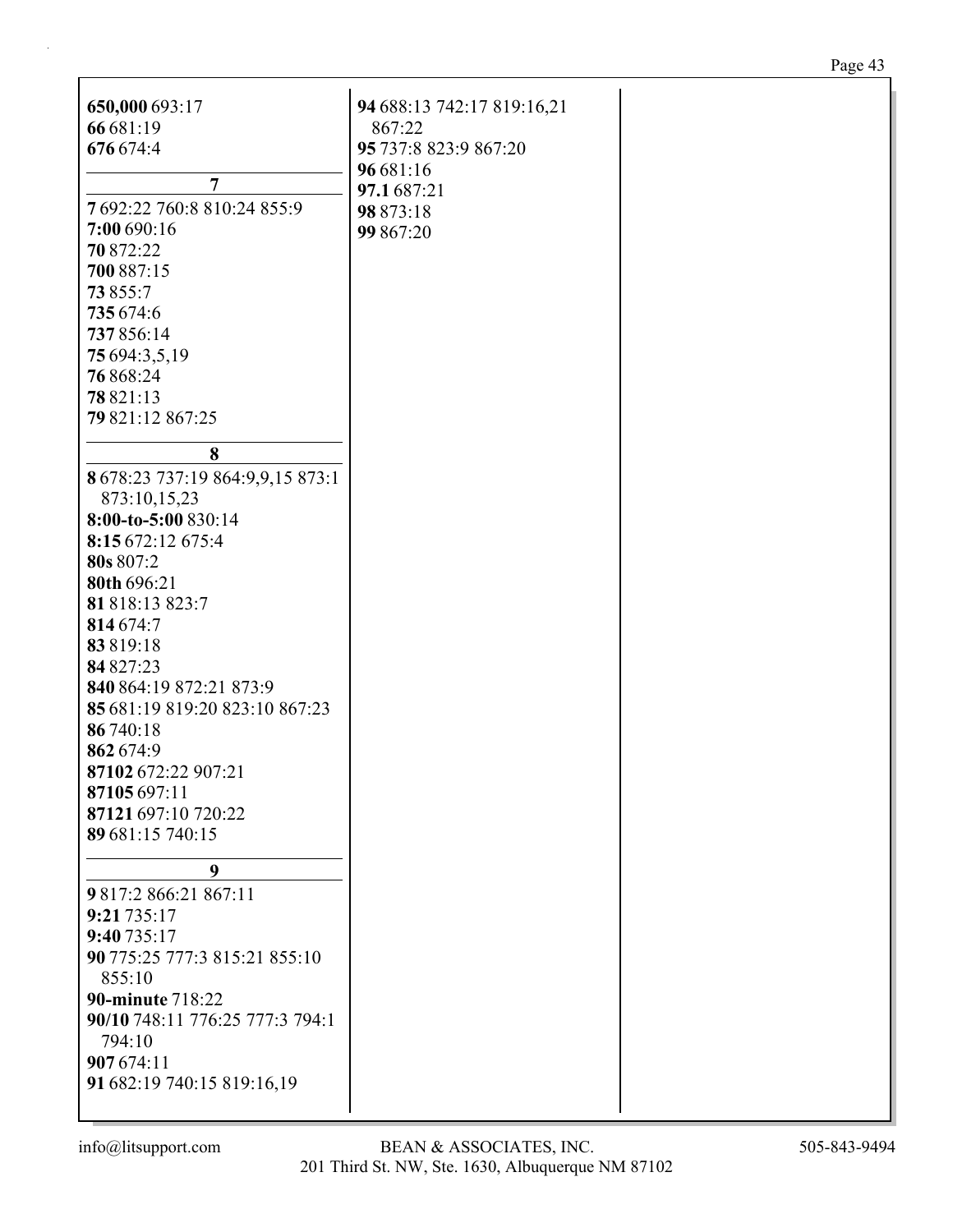**650,000** 693:17
**66** 681:19
**676** 674:4

### 7

**7** 692:22 760:8 810:24 855:9
**7:00** 690:16
**70** 872:22
**700** 887:15
**73** 855:7
**735** 674:6
**737** 856:14
**75** 694:3,5,19
**76** 868:24
**78** 821:13
**79** 821:12 867:25

### 8

**8** 678:23 737:19 864:9,9,15 873:1 873:10,15,23
**8:00-to-5:00** 830:14
**8:15** 672:12 675:4
**80s** 807:2
**80th** 696:21
**81** 818:13 823:7
**814** 674:7
**83** 819:18
**84** 827:23
**840** 864:19 872:21 873:9
**85** 681:19 819:20 823:10 867:23
**86** 740:18
**862** 674:9
**87102** 672:22 907:21
**87105** 697:11
**87121** 697:10 720:22
**89** 681:15 740:15

### 9

**9** 817:2 866:21 867:11
**9:21** 735:17
**9:40** 735:17
**90** 775:25 777:3 815:21 855:10 855:10
**90-minute** 718:22
**90/10** 748:11 776:25 777:3 794:1 794:10
**907** 674:11
**91** 682:19 740:15 819:16,19
**94** 688:13 742:17 819:16,21 867:22
**95** 737:8 823:9 867:20
**96** 681:16
**97.1** 687:21
**98** 873:18
**99** 867:20